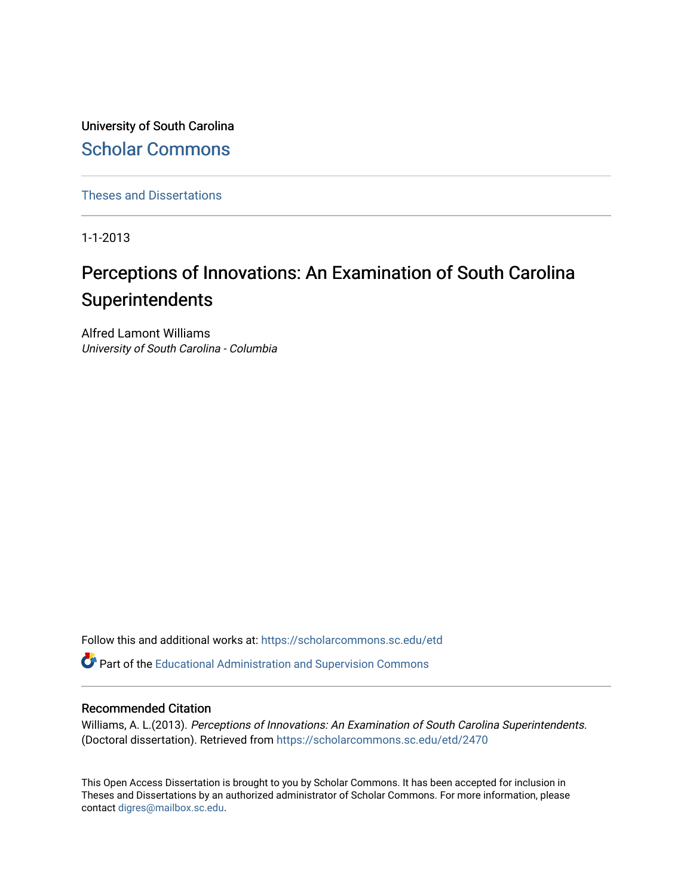University of South Carolina

# Scholar Commons

Theses and Dissertations

1-1-2013

# Perceptions of Innovations: An Examination of South Carolina Superintendents

Alfred Lamont Williams
*University of South Carolina - Columbia*

Follow this and additional works at: https://scholarcommons.sc.edu/etd

Part of the Educational Administration and Supervision Commons

## Recommended Citation

Williams, A. L.(2013). *Perceptions of Innovations: An Examination of South Carolina Superintendents*. (Doctoral dissertation). Retrieved from https://scholarcommons.sc.edu/etd/2470

This Open Access Dissertation is brought to you by Scholar Commons. It has been accepted for inclusion in Theses and Dissertations by an authorized administrator of Scholar Commons. For more information, please contact digres@mailbox.sc.edu.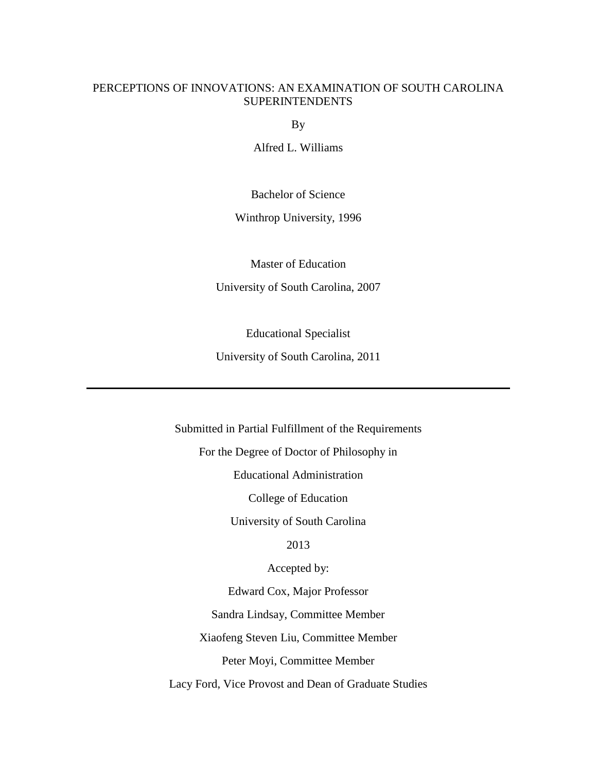# PERCEPTIONS OF INNOVATIONS: AN EXAMINATION OF SOUTH CAROLINA SUPERINTENDENTS

By

Alfred L. Williams

Bachelor of Science

Winthrop University, 1996

Master of Education

University of South Carolina, 2007

Educational Specialist

University of South Carolina, 2011

---

Submitted in Partial Fulfillment of the Requirements

For the Degree of Doctor of Philosophy in

Educational Administration

College of Education

University of South Carolina

2013

Accepted by:

Edward Cox, Major Professor

Sandra Lindsay, Committee Member

Xiaofeng Steven Liu, Committee Member

Peter Moyi, Committee Member

Lacy Ford, Vice Provost and Dean of Graduate Studies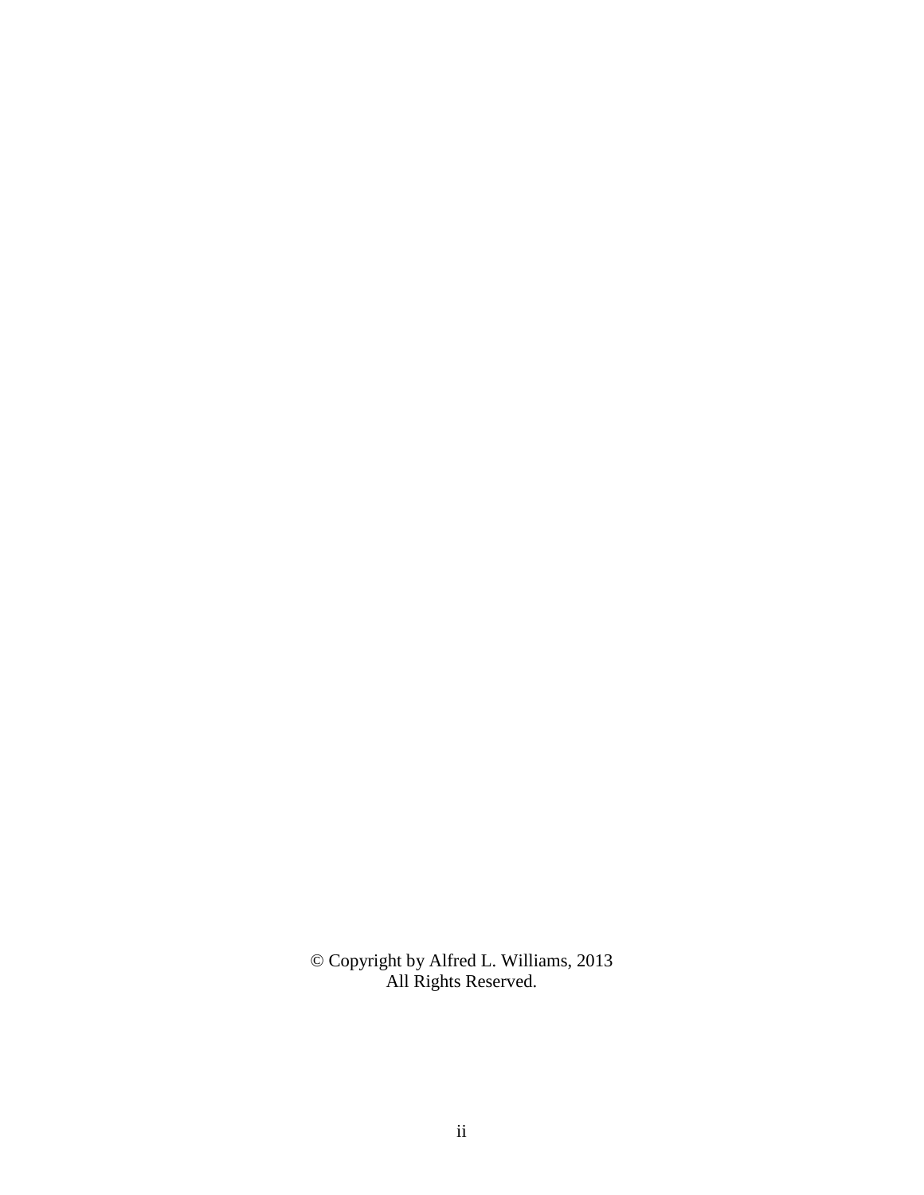© Copyright by Alfred L. Williams, 2013
All Rights Reserved.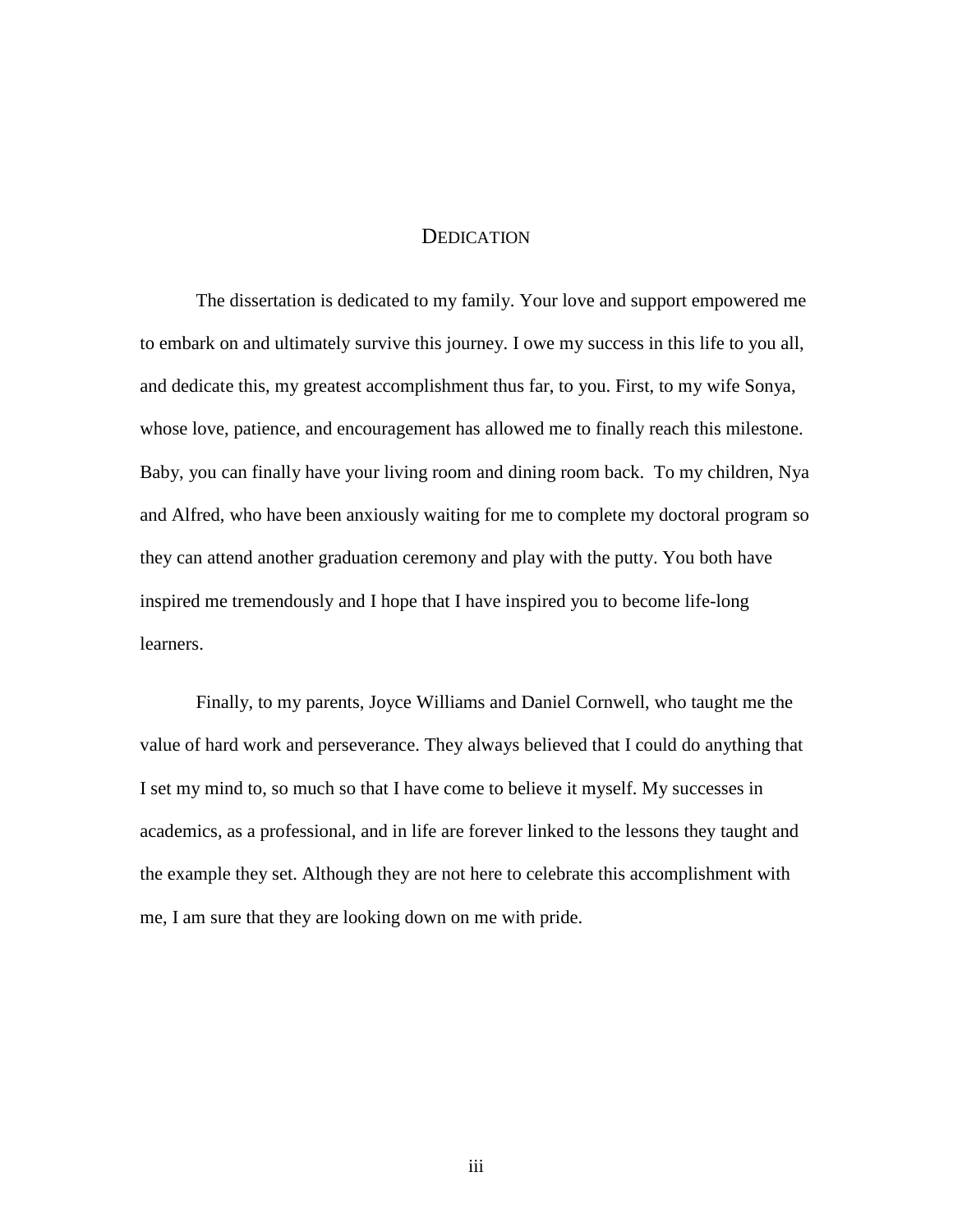# Dedication

The dissertation is dedicated to my family. Your love and support empowered me to embark on and ultimately survive this journey. I owe my success in this life to you all, and dedicate this, my greatest accomplishment thus far, to you. First, to my wife Sonya, whose love, patience, and encouragement has allowed me to finally reach this milestone. Baby, you can finally have your living room and dining room back. To my children, Nya and Alfred, who have been anxiously waiting for me to complete my doctoral program so they can attend another graduation ceremony and play with the putty. You both have inspired me tremendously and I hope that I have inspired you to become life-long learners.

Finally, to my parents, Joyce Williams and Daniel Cornwell, who taught me the value of hard work and perseverance. They always believed that I could do anything that I set my mind to, so much so that I have come to believe it myself. My successes in academics, as a professional, and in life are forever linked to the lessons they taught and the example they set. Although they are not here to celebrate this accomplishment with me, I am sure that they are looking down on me with pride.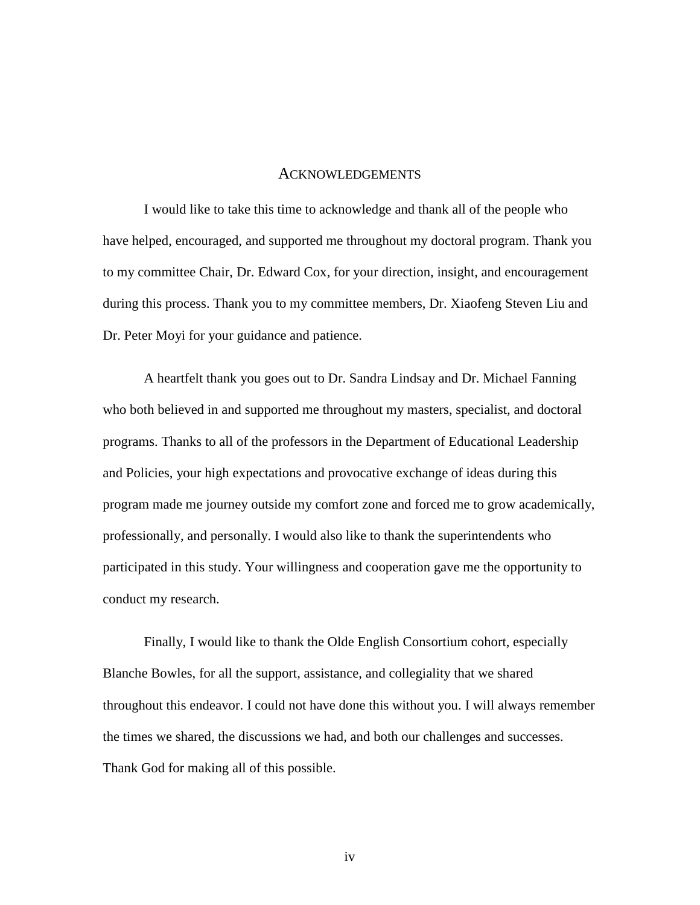# ACKNOWLEDGEMENTS

I would like to take this time to acknowledge and thank all of the people who have helped, encouraged, and supported me throughout my doctoral program. Thank you to my committee Chair, Dr. Edward Cox, for your direction, insight, and encouragement during this process. Thank you to my committee members, Dr. Xiaofeng Steven Liu and Dr. Peter Moyi for your guidance and patience.

A heartfelt thank you goes out to Dr. Sandra Lindsay and Dr. Michael Fanning who both believed in and supported me throughout my masters, specialist, and doctoral programs. Thanks to all of the professors in the Department of Educational Leadership and Policies, your high expectations and provocative exchange of ideas during this program made me journey outside my comfort zone and forced me to grow academically, professionally, and personally. I would also like to thank the superintendents who participated in this study. Your willingness and cooperation gave me the opportunity to conduct my research.

Finally, I would like to thank the Olde English Consortium cohort, especially Blanche Bowles, for all the support, assistance, and collegiality that we shared throughout this endeavor. I could not have done this without you. I will always remember the times we shared, the discussions we had, and both our challenges and successes. Thank God for making all of this possible.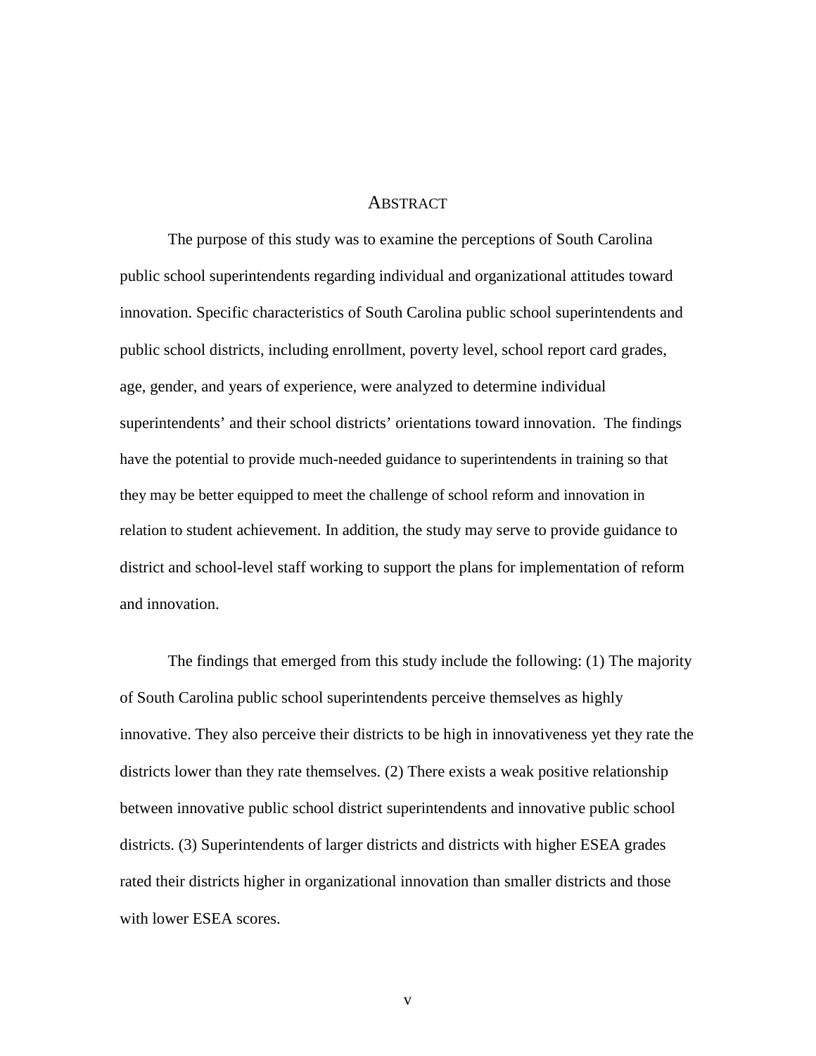# Abstract

The purpose of this study was to examine the perceptions of South Carolina public school superintendents regarding individual and organizational attitudes toward innovation. Specific characteristics of South Carolina public school superintendents and public school districts, including enrollment, poverty level, school report card grades, age, gender, and years of experience, were analyzed to determine individual superintendents' and their school districts' orientations toward innovation. The findings have the potential to provide much-needed guidance to superintendents in training so that they may be better equipped to meet the challenge of school reform and innovation in relation to student achievement. In addition, the study may serve to provide guidance to district and school-level staff working to support the plans for implementation of reform and innovation.

The findings that emerged from this study include the following: (1) The majority of South Carolina public school superintendents perceive themselves as highly innovative. They also perceive their districts to be high in innovativeness yet they rate the districts lower than they rate themselves. (2) There exists a weak positive relationship between innovative public school district superintendents and innovative public school districts. (3) Superintendents of larger districts and districts with higher ESEA grades rated their districts higher in organizational innovation than smaller districts and those with lower ESEA scores.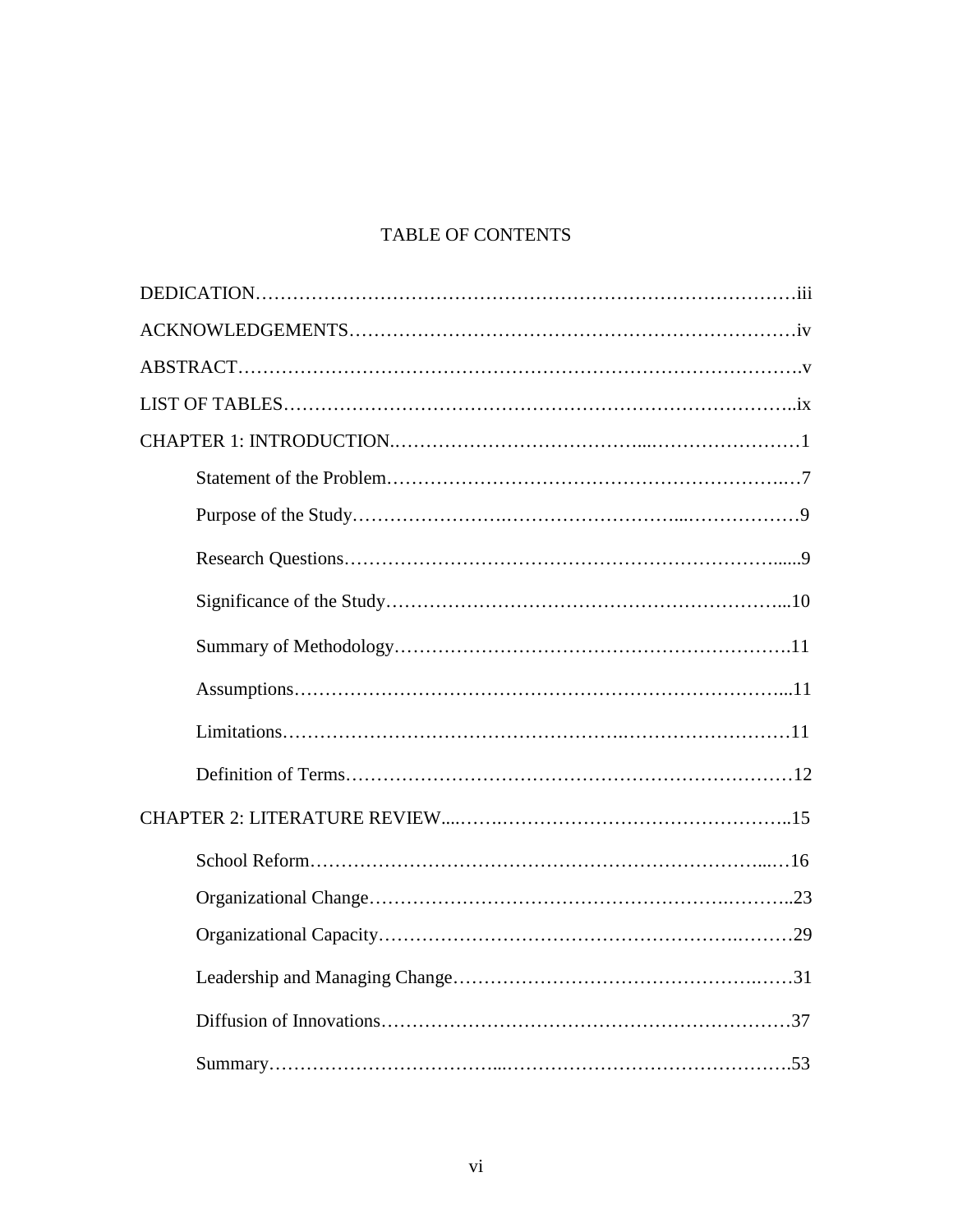# TABLE OF CONTENTS

DEDICATION……………………………………………………………………………iii

ACKNOWLEDGEMENTS………………………………………………………………iv

ABSTRACT……………………………………………………………………………….v

LIST OF TABLES………………………………………………………………………..ix

CHAPTER 1: INTRODUCTION.……………………………………………………………1

- Statement of the Problem………………………………………………………….7
- Purpose of the Study………………………………………………………………9
- Research Questions………………………………………………………………......9
- Significance of the Study…………………………………………………………...10
- Summary of Methodology………………………………………………………….11
- Assumptions………………………………………………………………………...11
- Limitations……………………………………………………………………………11
- Definition of Terms………………………………………………………………12

CHAPTER 2: LITERATURE REVIEW....……………………………………………..15

- School Reform……………………………………………………………………...…16
- Organizational Change………………………………………………………………..23
- Organizational Capacity………………………………………………………………29
- Leadership and Managing Change………………………………………………31
- Diffusion of Innovations…………………………………………………………37
- Summary…………………………………………………………………………….53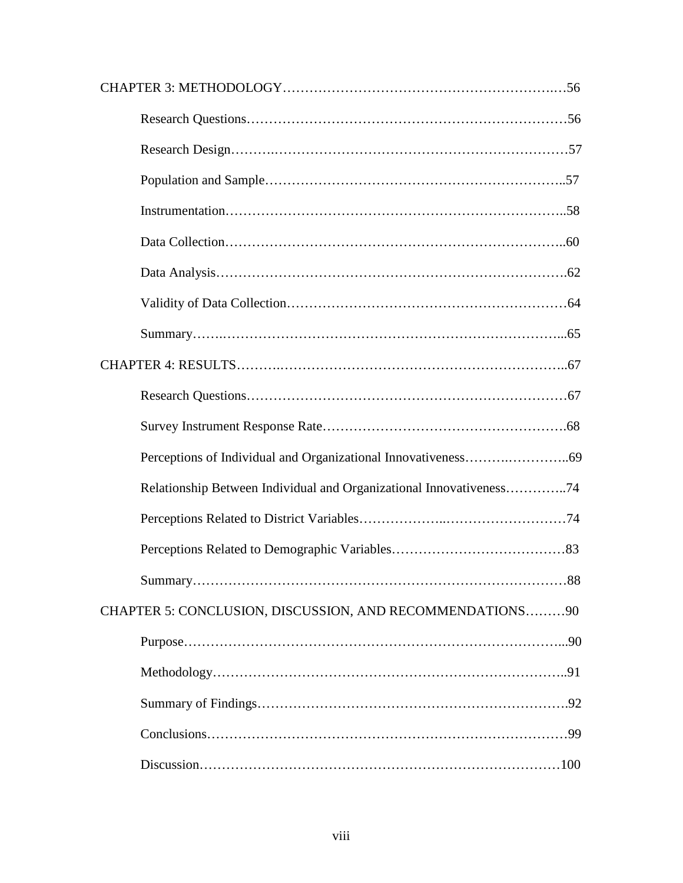CHAPTER 3: METHODOLOGY……………………………………………………..…56

Research Questions………………………………………………………………56

Research Design……….…………………………………………………………57

Population and Sample…………………………………………………………..57

Instrumentation…………………………………………………………………..58

Data Collection…………………………………………………………………..60

Data Analysis…………………………………………………………………….62

Validity of Data Collection………………………………………………………64

Summary……..…………………………………………………………………...65

CHAPTER 4: RESULTS……….………………………………………………………..67

Research Questions………………………………………………………………67

Survey Instrument Response Rate……………………………………………….68

Perceptions of Individual and Organizational Innovativeness……….…………..69

Relationship Between Individual and Organizational Innovativeness…………..74

Perceptions Related to District Variables………………..………………………74

Perceptions Related to Demographic Variables……………………….………83

Summary…………………………………………………………………………88

CHAPTER 5: CONCLUSION, DISCUSSION, AND RECOMMENDATIONS………90

Purpose…………………………………………………………………………...90

Methodology……………………………………………………………………..91

Summary of Findings…………………………………………………………….92

Conclusions………………………………………………………………………99

Discussion………………………………………………………………………100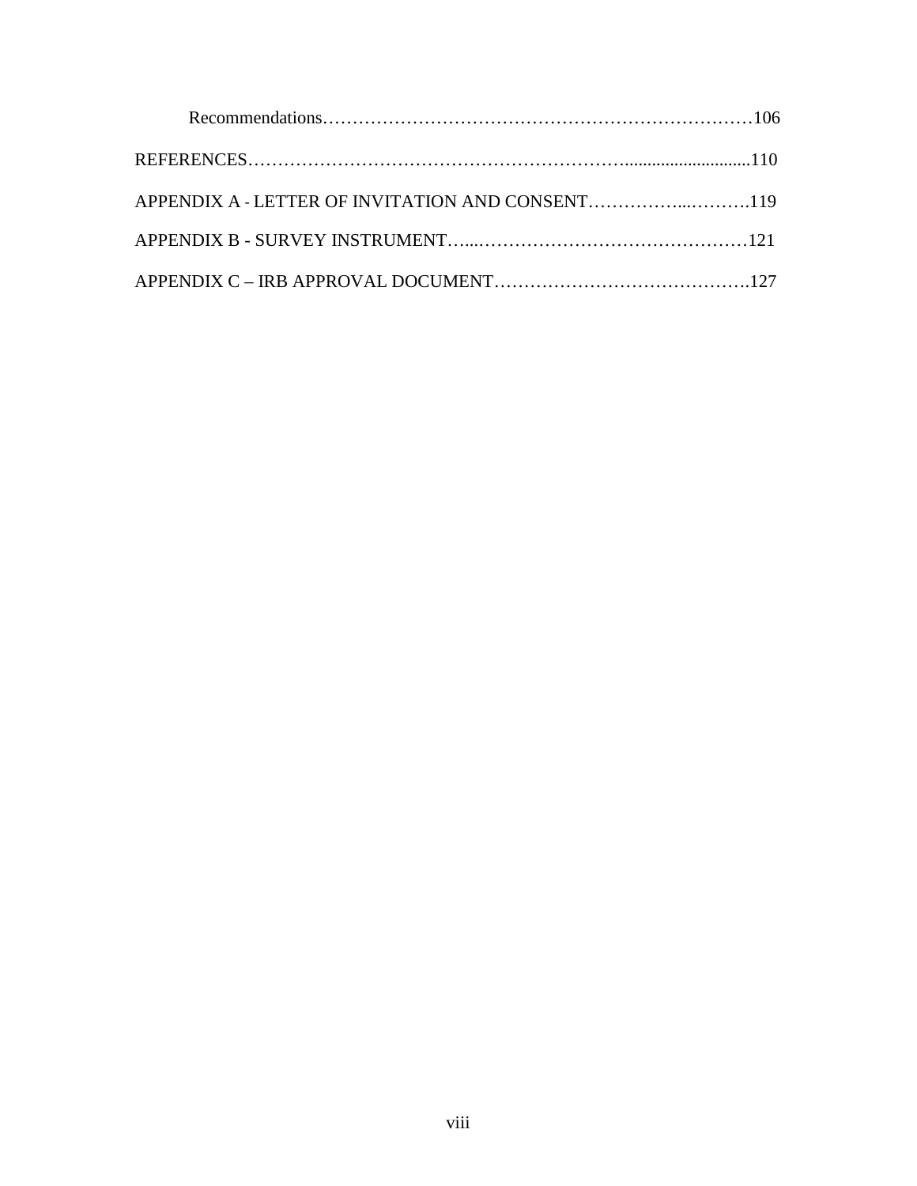Recommendations……………………………………………………………106

REFERENCES…………………………………………………….........................110

APPENDIX A - LETTER OF INVITATION AND CONSENT……………...……….119

APPENDIX B - SURVEY INSTRUMENT…....………………………………………121

APPENDIX C – IRB APPROVAL DOCUMENT……………………………………..127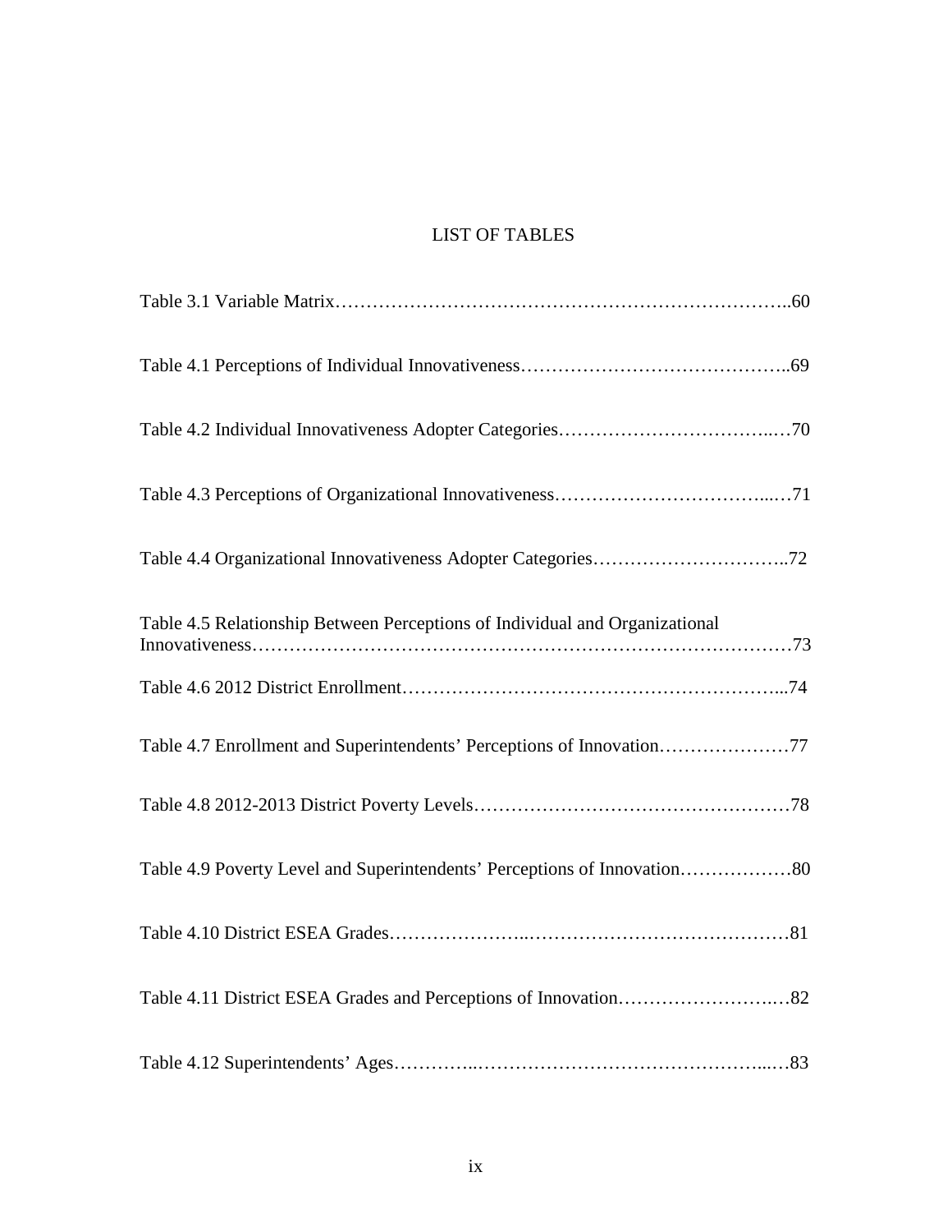# LIST OF TABLES

Table 3.1 Variable Matrix……………………………………………………………………..60

Table 4.1 Perceptions of Individual Innovativeness……………………………………..69

Table 4.2 Individual Innovativeness Adopter Categories……………………………..…70

Table 4.3 Perceptions of Organizational Innovativeness…………………………….....…71

Table 4.4 Organizational Innovativeness Adopter Categories…………………………..72

Table 4.5 Relationship Between Perceptions of Individual and Organizational Innovativeness…………………………………………………………………………73

Table 4.6 2012 District Enrollment…………………………………………………...74

Table 4.7 Enrollment and Superintendents' Perceptions of Innovation…………………77

Table 4.8 2012-2013 District Poverty Levels……………………………………………78

Table 4.9 Poverty Level and Superintendents' Perceptions of Innovation………………80

Table 4.10 District ESEA Grades…………………..…………………………………81

Table 4.11 District ESEA Grades and Perceptions of Innovation……………………..…82

Table 4.12 Superintendents' Ages…………..………………………………………...…83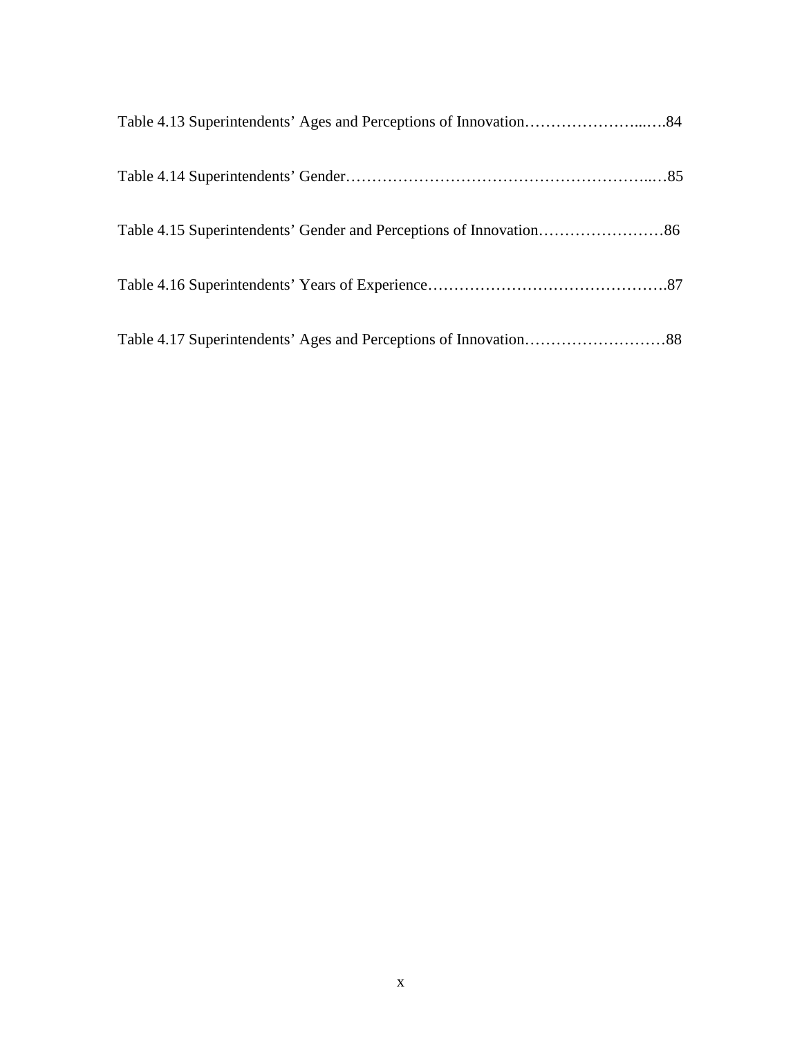Table 4.13 Superintendents' Ages and Perceptions of Innovation…………………...….84

Table 4.14 Superintendents' Gender…………………………………………………..…85

Table 4.15 Superintendents' Gender and Perceptions of Innovation……………………86

Table 4.16 Superintendents' Years of Experience……………………………………….87

Table 4.17 Superintendents' Ages and Perceptions of Innovation………………………88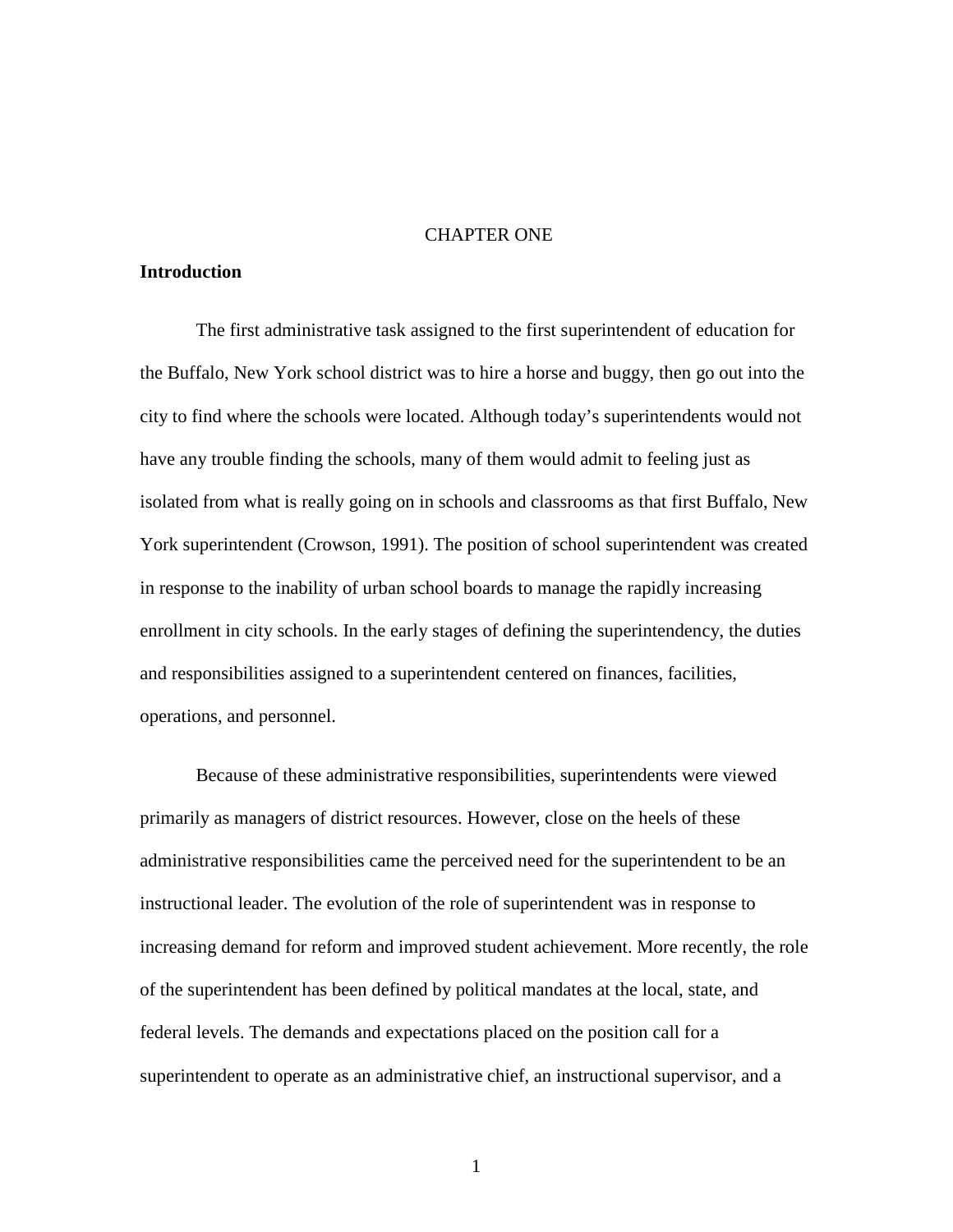# CHAPTER ONE

## Introduction

The first administrative task assigned to the first superintendent of education for the Buffalo, New York school district was to hire a horse and buggy, then go out into the city to find where the schools were located. Although today's superintendents would not have any trouble finding the schools, many of them would admit to feeling just as isolated from what is really going on in schools and classrooms as that first Buffalo, New York superintendent (Crowson, 1991). The position of school superintendent was created in response to the inability of urban school boards to manage the rapidly increasing enrollment in city schools. In the early stages of defining the superintendency, the duties and responsibilities assigned to a superintendent centered on finances, facilities, operations, and personnel.

Because of these administrative responsibilities, superintendents were viewed primarily as managers of district resources. However, close on the heels of these administrative responsibilities came the perceived need for the superintendent to be an instructional leader. The evolution of the role of superintendent was in response to increasing demand for reform and improved student achievement. More recently, the role of the superintendent has been defined by political mandates at the local, state, and federal levels. The demands and expectations placed on the position call for a superintendent to operate as an administrative chief, an instructional supervisor, and a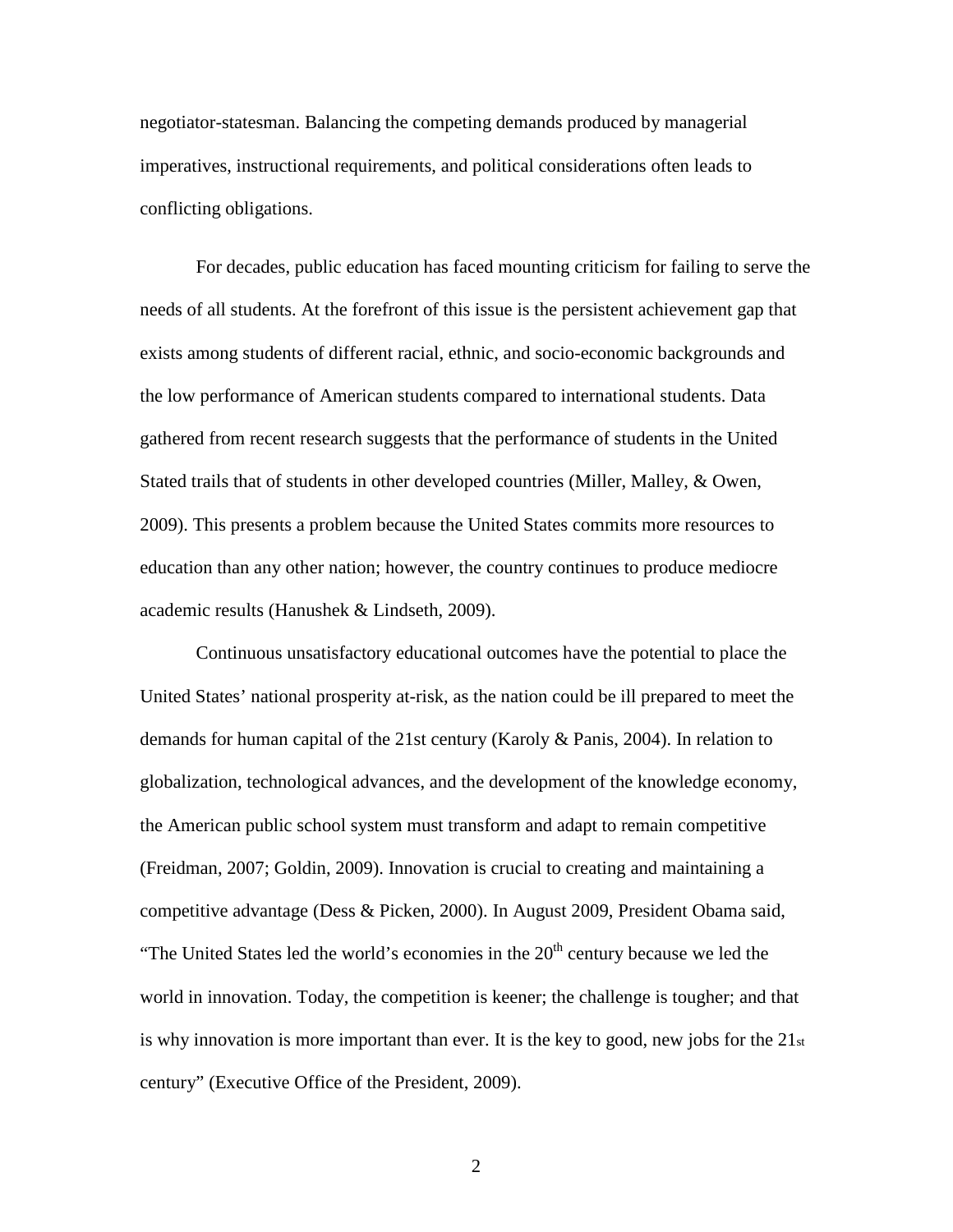negotiator-statesman. Balancing the competing demands produced by managerial imperatives, instructional requirements, and political considerations often leads to conflicting obligations.

For decades, public education has faced mounting criticism for failing to serve the needs of all students. At the forefront of this issue is the persistent achievement gap that exists among students of different racial, ethnic, and socio-economic backgrounds and the low performance of American students compared to international students. Data gathered from recent research suggests that the performance of students in the United Stated trails that of students in other developed countries (Miller, Malley, & Owen, 2009). This presents a problem because the United States commits more resources to education than any other nation; however, the country continues to produce mediocre academic results (Hanushek & Lindseth, 2009).

Continuous unsatisfactory educational outcomes have the potential to place the United States' national prosperity at-risk, as the nation could be ill prepared to meet the demands for human capital of the 21st century (Karoly & Panis, 2004). In relation to globalization, technological advances, and the development of the knowledge economy, the American public school system must transform and adapt to remain competitive (Freidman, 2007; Goldin, 2009). Innovation is crucial to creating and maintaining a competitive advantage (Dess & Picken, 2000). In August 2009, President Obama said, "The United States led the world's economies in the 20th century because we led the world in innovation. Today, the competition is keener; the challenge is tougher; and that is why innovation is more important than ever. It is the key to good, new jobs for the 21st century" (Executive Office of the President, 2009).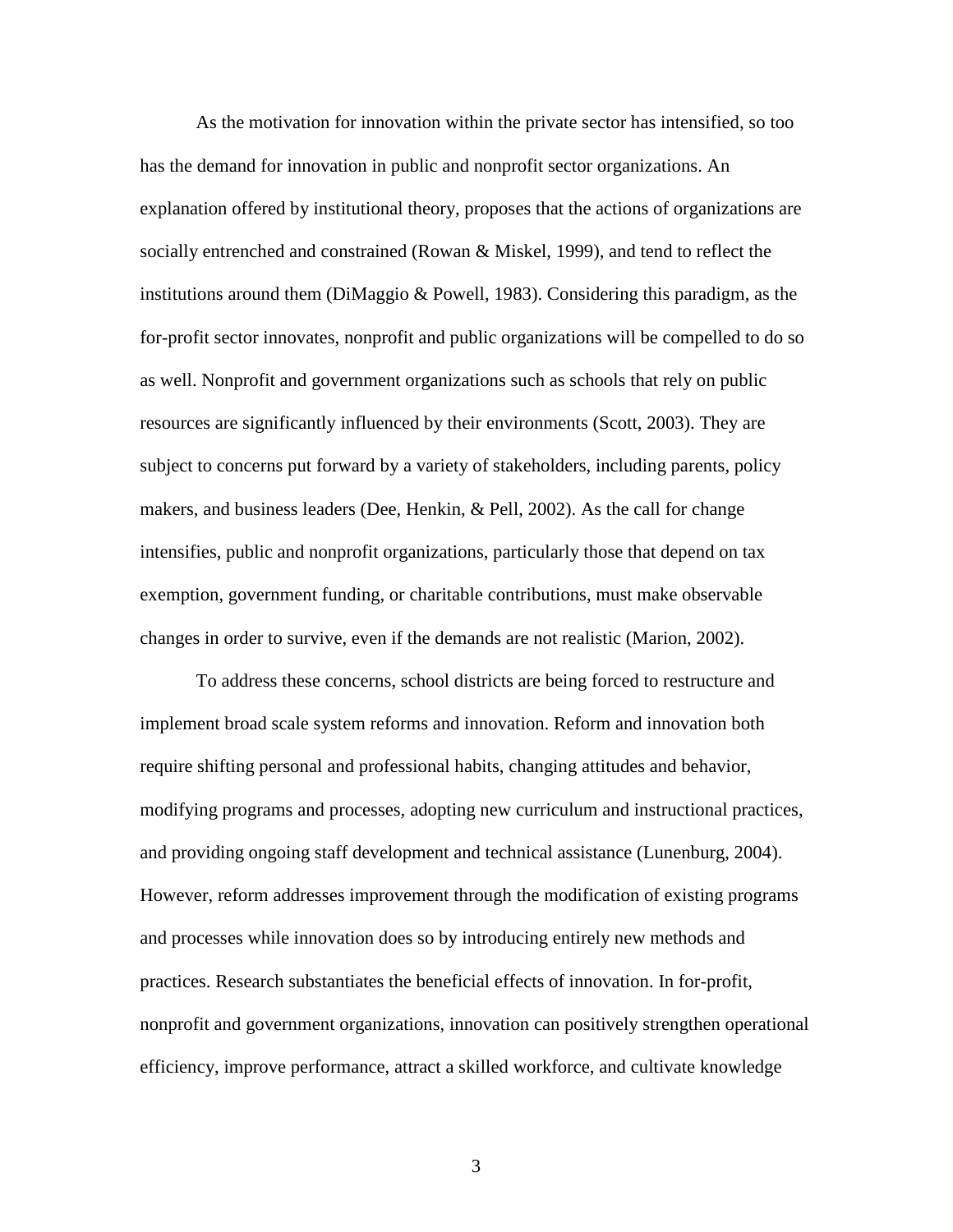As the motivation for innovation within the private sector has intensified, so too has the demand for innovation in public and nonprofit sector organizations. An explanation offered by institutional theory, proposes that the actions of organizations are socially entrenched and constrained (Rowan & Miskel, 1999), and tend to reflect the institutions around them (DiMaggio & Powell, 1983). Considering this paradigm, as the for-profit sector innovates, nonprofit and public organizations will be compelled to do so as well. Nonprofit and government organizations such as schools that rely on public resources are significantly influenced by their environments (Scott, 2003). They are subject to concerns put forward by a variety of stakeholders, including parents, policy makers, and business leaders (Dee, Henkin, & Pell, 2002). As the call for change intensifies, public and nonprofit organizations, particularly those that depend on tax exemption, government funding, or charitable contributions, must make observable changes in order to survive, even if the demands are not realistic (Marion, 2002).

To address these concerns, school districts are being forced to restructure and implement broad scale system reforms and innovation. Reform and innovation both require shifting personal and professional habits, changing attitudes and behavior, modifying programs and processes, adopting new curriculum and instructional practices, and providing ongoing staff development and technical assistance (Lunenburg, 2004). However, reform addresses improvement through the modification of existing programs and processes while innovation does so by introducing entirely new methods and practices. Research substantiates the beneficial effects of innovation. In for-profit, nonprofit and government organizations, innovation can positively strengthen operational efficiency, improve performance, attract a skilled workforce, and cultivate knowledge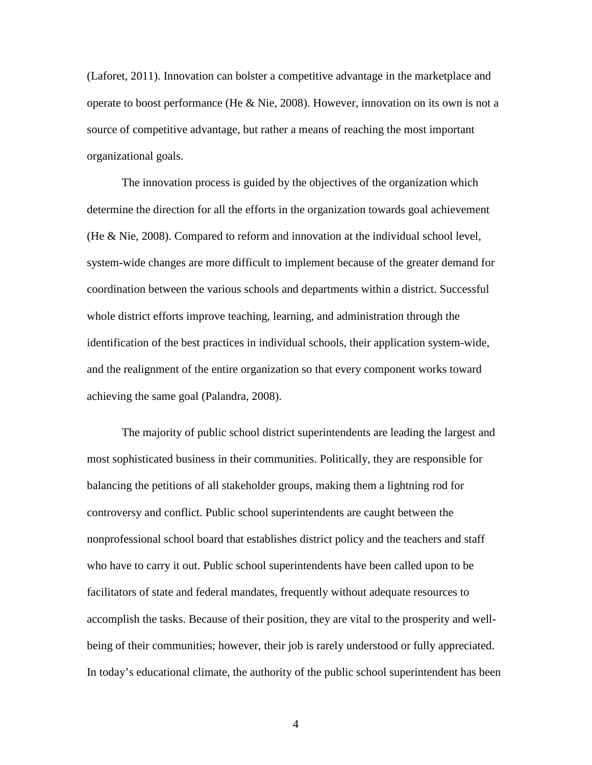(Laforet, 2011). Innovation can bolster a competitive advantage in the marketplace and operate to boost performance (He & Nie, 2008). However, innovation on its own is not a source of competitive advantage, but rather a means of reaching the most important organizational goals.

The innovation process is guided by the objectives of the organization which determine the direction for all the efforts in the organization towards goal achievement (He & Nie, 2008). Compared to reform and innovation at the individual school level, system-wide changes are more difficult to implement because of the greater demand for coordination between the various schools and departments within a district. Successful whole district efforts improve teaching, learning, and administration through the identification of the best practices in individual schools, their application system-wide, and the realignment of the entire organization so that every component works toward achieving the same goal (Palandra, 2008).

The majority of public school district superintendents are leading the largest and most sophisticated business in their communities. Politically, they are responsible for balancing the petitions of all stakeholder groups, making them a lightning rod for controversy and conflict. Public school superintendents are caught between the nonprofessional school board that establishes district policy and the teachers and staff who have to carry it out. Public school superintendents have been called upon to be facilitators of state and federal mandates, frequently without adequate resources to accomplish the tasks. Because of their position, they are vital to the prosperity and well-being of their communities; however, their job is rarely understood or fully appreciated. In today's educational climate, the authority of the public school superintendent has been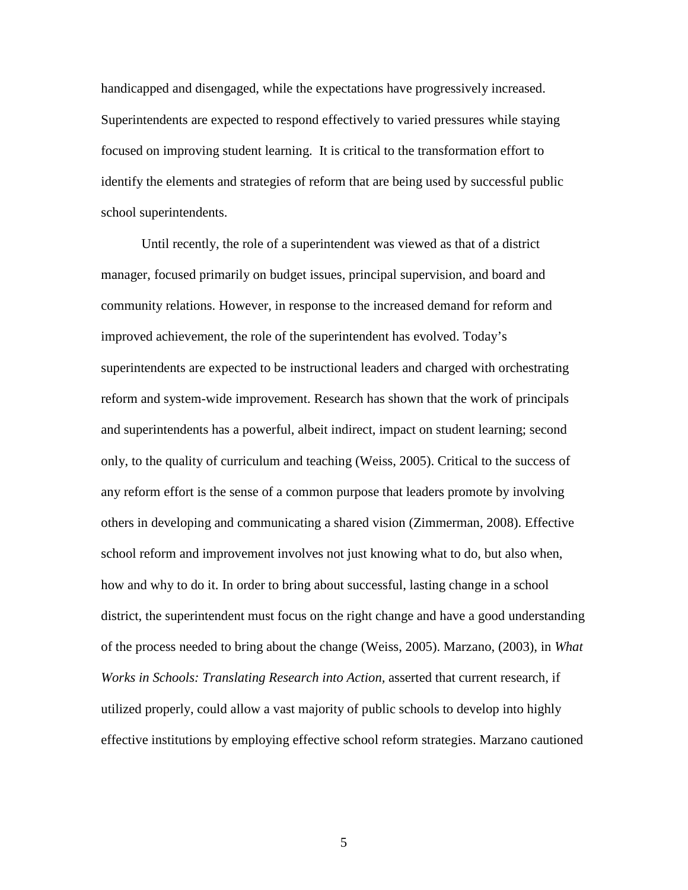handicapped and disengaged, while the expectations have progressively increased. Superintendents are expected to respond effectively to varied pressures while staying focused on improving student learning. It is critical to the transformation effort to identify the elements and strategies of reform that are being used by successful public school superintendents.

Until recently, the role of a superintendent was viewed as that of a district manager, focused primarily on budget issues, principal supervision, and board and community relations. However, in response to the increased demand for reform and improved achievement, the role of the superintendent has evolved. Today's superintendents are expected to be instructional leaders and charged with orchestrating reform and system-wide improvement. Research has shown that the work of principals and superintendents has a powerful, albeit indirect, impact on student learning; second only, to the quality of curriculum and teaching (Weiss, 2005). Critical to the success of any reform effort is the sense of a common purpose that leaders promote by involving others in developing and communicating a shared vision (Zimmerman, 2008). Effective school reform and improvement involves not just knowing what to do, but also when, how and why to do it. In order to bring about successful, lasting change in a school district, the superintendent must focus on the right change and have a good understanding of the process needed to bring about the change (Weiss, 2005). Marzano, (2003), in *What Works in Schools: Translating Research into Action,* asserted that current research, if utilized properly, could allow a vast majority of public schools to develop into highly effective institutions by employing effective school reform strategies. Marzano cautioned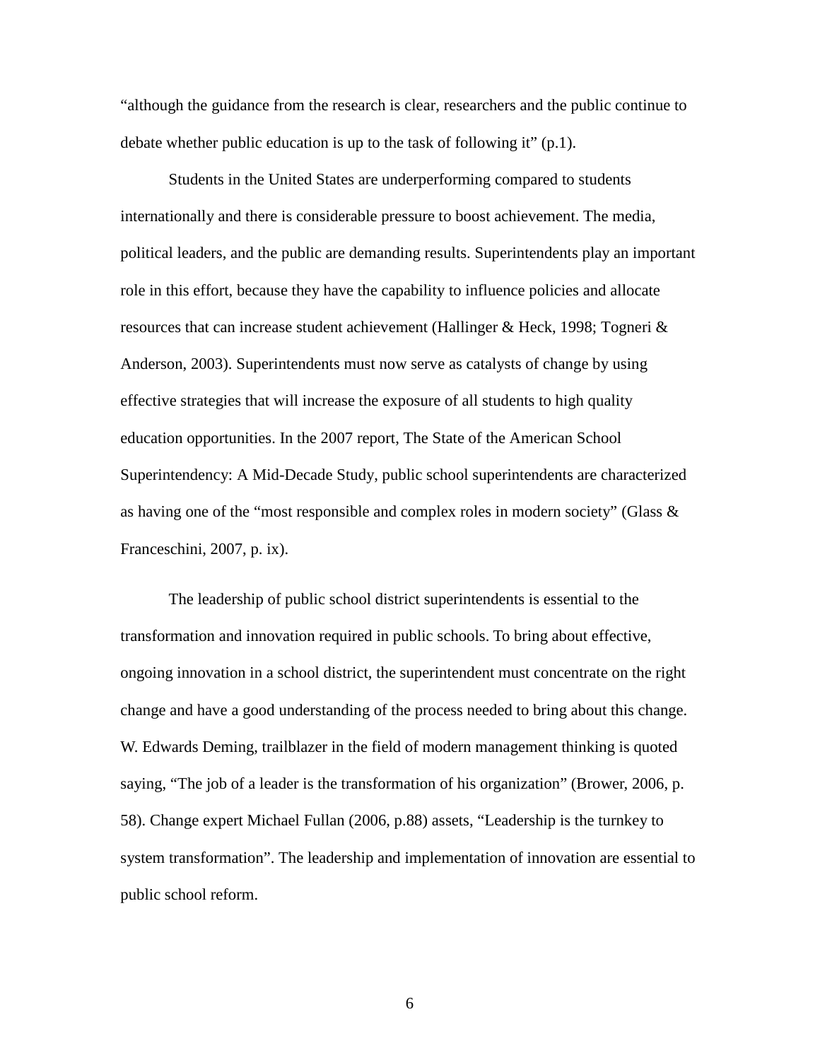"although the guidance from the research is clear, researchers and the public continue to debate whether public education is up to the task of following it" (p.1).

Students in the United States are underperforming compared to students internationally and there is considerable pressure to boost achievement. The media, political leaders, and the public are demanding results. Superintendents play an important role in this effort, because they have the capability to influence policies and allocate resources that can increase student achievement (Hallinger & Heck, 1998; Togneri & Anderson, 2003). Superintendents must now serve as catalysts of change by using effective strategies that will increase the exposure of all students to high quality education opportunities. In the 2007 report, The State of the American School Superintendency: A Mid-Decade Study, public school superintendents are characterized as having one of the "most responsible and complex roles in modern society" (Glass & Franceschini, 2007, p. ix).

The leadership of public school district superintendents is essential to the transformation and innovation required in public schools. To bring about effective, ongoing innovation in a school district, the superintendent must concentrate on the right change and have a good understanding of the process needed to bring about this change. W. Edwards Deming, trailblazer in the field of modern management thinking is quoted saying, "The job of a leader is the transformation of his organization" (Brower, 2006, p. 58). Change expert Michael Fullan (2006, p.88) assets, "Leadership is the turnkey to system transformation". The leadership and implementation of innovation are essential to public school reform.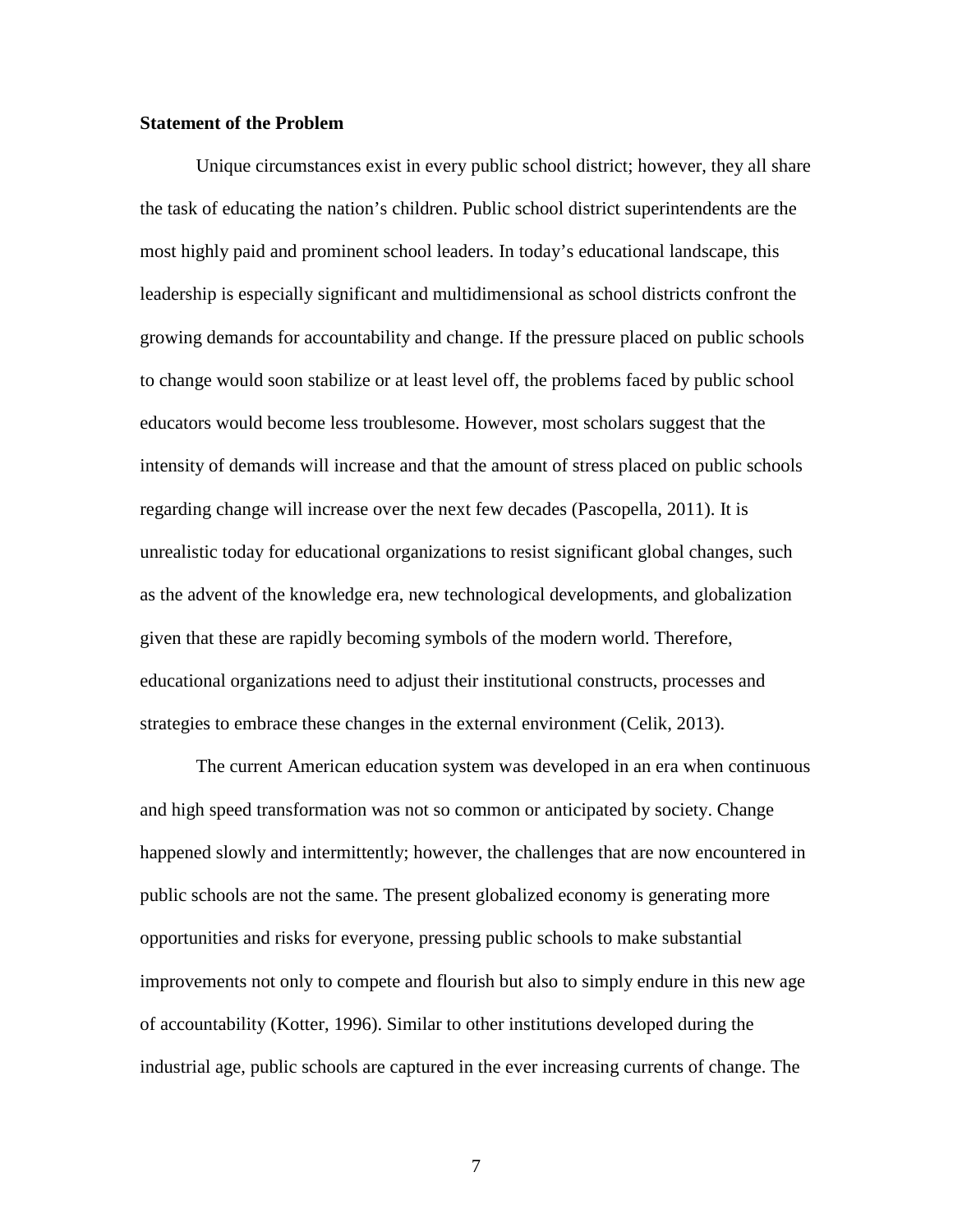**Statement of the Problem**

Unique circumstances exist in every public school district; however, they all share the task of educating the nation's children. Public school district superintendents are the most highly paid and prominent school leaders. In today's educational landscape, this leadership is especially significant and multidimensional as school districts confront the growing demands for accountability and change. If the pressure placed on public schools to change would soon stabilize or at least level off, the problems faced by public school educators would become less troublesome. However, most scholars suggest that the intensity of demands will increase and that the amount of stress placed on public schools regarding change will increase over the next few decades (Pascopella, 2011). It is unrealistic today for educational organizations to resist significant global changes, such as the advent of the knowledge era, new technological developments, and globalization given that these are rapidly becoming symbols of the modern world. Therefore, educational organizations need to adjust their institutional constructs, processes and strategies to embrace these changes in the external environment (Celik, 2013).

The current American education system was developed in an era when continuous and high speed transformation was not so common or anticipated by society. Change happened slowly and intermittently; however, the challenges that are now encountered in public schools are not the same. The present globalized economy is generating more opportunities and risks for everyone, pressing public schools to make substantial improvements not only to compete and flourish but also to simply endure in this new age of accountability (Kotter, 1996). Similar to other institutions developed during the industrial age, public schools are captured in the ever increasing currents of change. The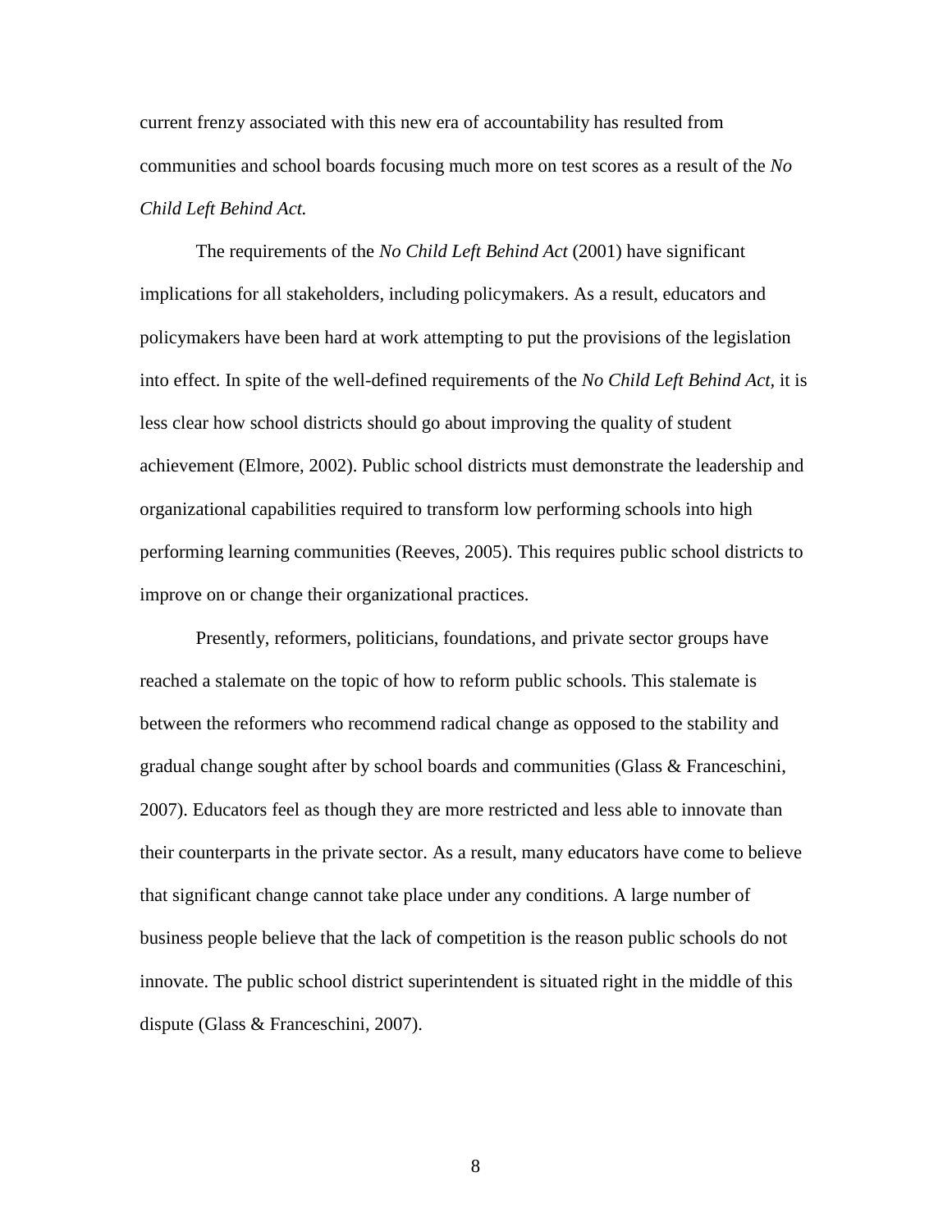current frenzy associated with this new era of accountability has resulted from communities and school boards focusing much more on test scores as a result of the *No Child Left Behind Act.*

The requirements of the *No Child Left Behind Act* (2001) have significant implications for all stakeholders, including policymakers. As a result, educators and policymakers have been hard at work attempting to put the provisions of the legislation into effect. In spite of the well-defined requirements of the *No Child Left Behind Act*, it is less clear how school districts should go about improving the quality of student achievement (Elmore, 2002). Public school districts must demonstrate the leadership and organizational capabilities required to transform low performing schools into high performing learning communities (Reeves, 2005). This requires public school districts to improve on or change their organizational practices.

Presently, reformers, politicians, foundations, and private sector groups have reached a stalemate on the topic of how to reform public schools. This stalemate is between the reformers who recommend radical change as opposed to the stability and gradual change sought after by school boards and communities (Glass & Franceschini, 2007). Educators feel as though they are more restricted and less able to innovate than their counterparts in the private sector. As a result, many educators have come to believe that significant change cannot take place under any conditions. A large number of business people believe that the lack of competition is the reason public schools do not innovate. The public school district superintendent is situated right in the middle of this dispute (Glass & Franceschini, 2007).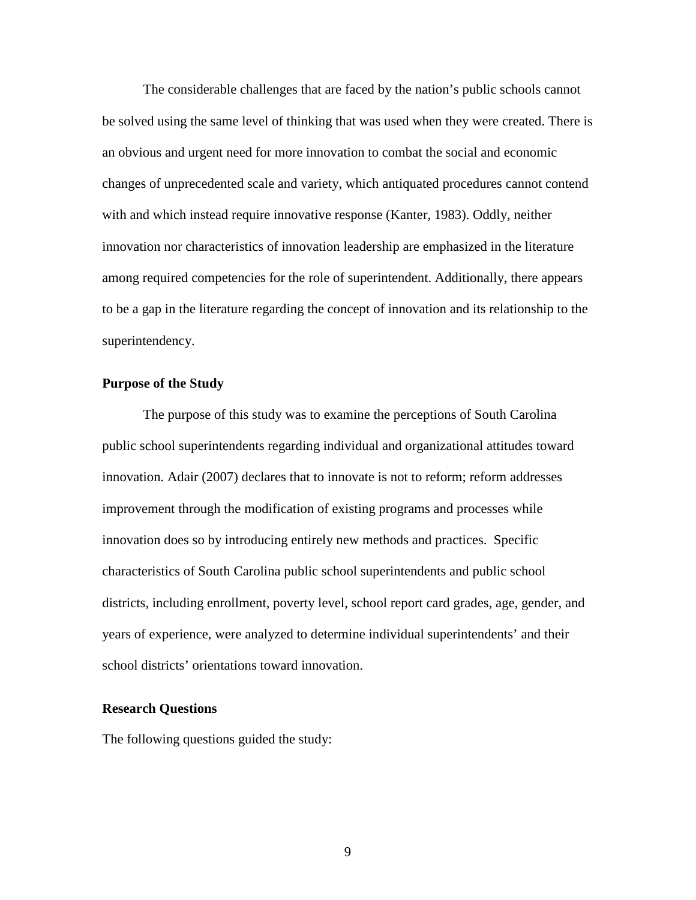The considerable challenges that are faced by the nation's public schools cannot be solved using the same level of thinking that was used when they were created. There is an obvious and urgent need for more innovation to combat the social and economic changes of unprecedented scale and variety, which antiquated procedures cannot contend with and which instead require innovative response (Kanter, 1983). Oddly, neither innovation nor characteristics of innovation leadership are emphasized in the literature among required competencies for the role of superintendent. Additionally, there appears to be a gap in the literature regarding the concept of innovation and its relationship to the superintendency.

**Purpose of the Study**

The purpose of this study was to examine the perceptions of South Carolina public school superintendents regarding individual and organizational attitudes toward innovation. Adair (2007) declares that to innovate is not to reform; reform addresses improvement through the modification of existing programs and processes while innovation does so by introducing entirely new methods and practices. Specific characteristics of South Carolina public school superintendents and public school districts, including enrollment, poverty level, school report card grades, age, gender, and years of experience, were analyzed to determine individual superintendents' and their school districts' orientations toward innovation.

**Research Questions**

The following questions guided the study: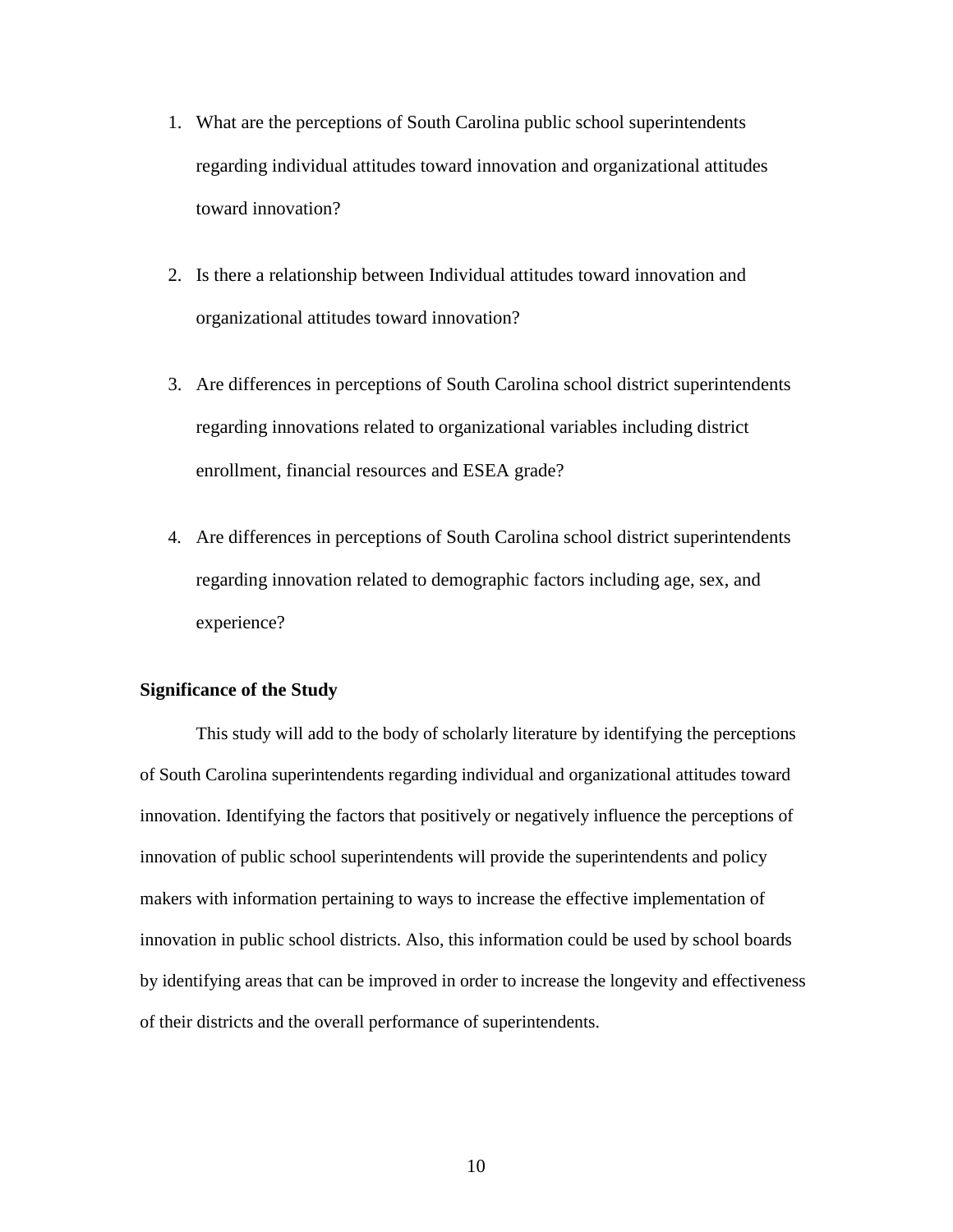1. What are the perceptions of South Carolina public school superintendents regarding individual attitudes toward innovation and organizational attitudes toward innovation?

2. Is there a relationship between Individual attitudes toward innovation and organizational attitudes toward innovation?

3. Are differences in perceptions of South Carolina school district superintendents regarding innovations related to organizational variables including district enrollment, financial resources and ESEA grade?

4. Are differences in perceptions of South Carolina school district superintendents regarding innovation related to demographic factors including age, sex, and experience?

**Significance of the Study**

This study will add to the body of scholarly literature by identifying the perceptions of South Carolina superintendents regarding individual and organizational attitudes toward innovation. Identifying the factors that positively or negatively influence the perceptions of innovation of public school superintendents will provide the superintendents and policy makers with information pertaining to ways to increase the effective implementation of innovation in public school districts. Also, this information could be used by school boards by identifying areas that can be improved in order to increase the longevity and effectiveness of their districts and the overall performance of superintendents.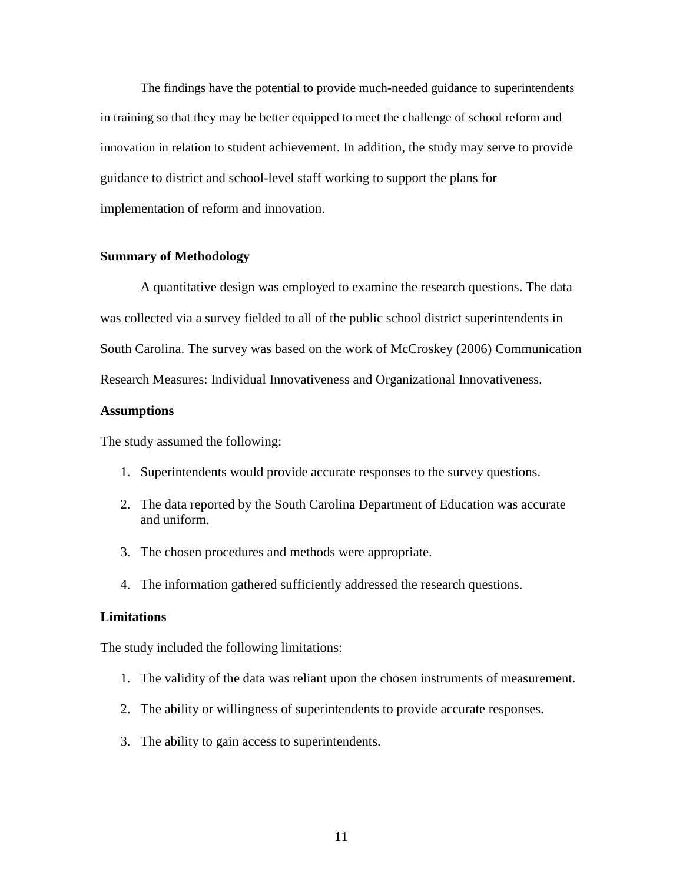The findings have the potential to provide much-needed guidance to superintendents in training so that they may be better equipped to meet the challenge of school reform and innovation in relation to student achievement. In addition, the study may serve to provide guidance to district and school-level staff working to support the plans for implementation of reform and innovation.

### Summary of Methodology

A quantitative design was employed to examine the research questions. The data was collected via a survey fielded to all of the public school district superintendents in South Carolina. The survey was based on the work of McCroskey (2006) Communication Research Measures: Individual Innovativeness and Organizational Innovativeness.

### Assumptions

The study assumed the following:

1. Superintendents would provide accurate responses to the survey questions.
2. The data reported by the South Carolina Department of Education was accurate and uniform.
3. The chosen procedures and methods were appropriate.
4. The information gathered sufficiently addressed the research questions.

### Limitations

The study included the following limitations:

1. The validity of the data was reliant upon the chosen instruments of measurement.
2. The ability or willingness of superintendents to provide accurate responses.
3. The ability to gain access to superintendents.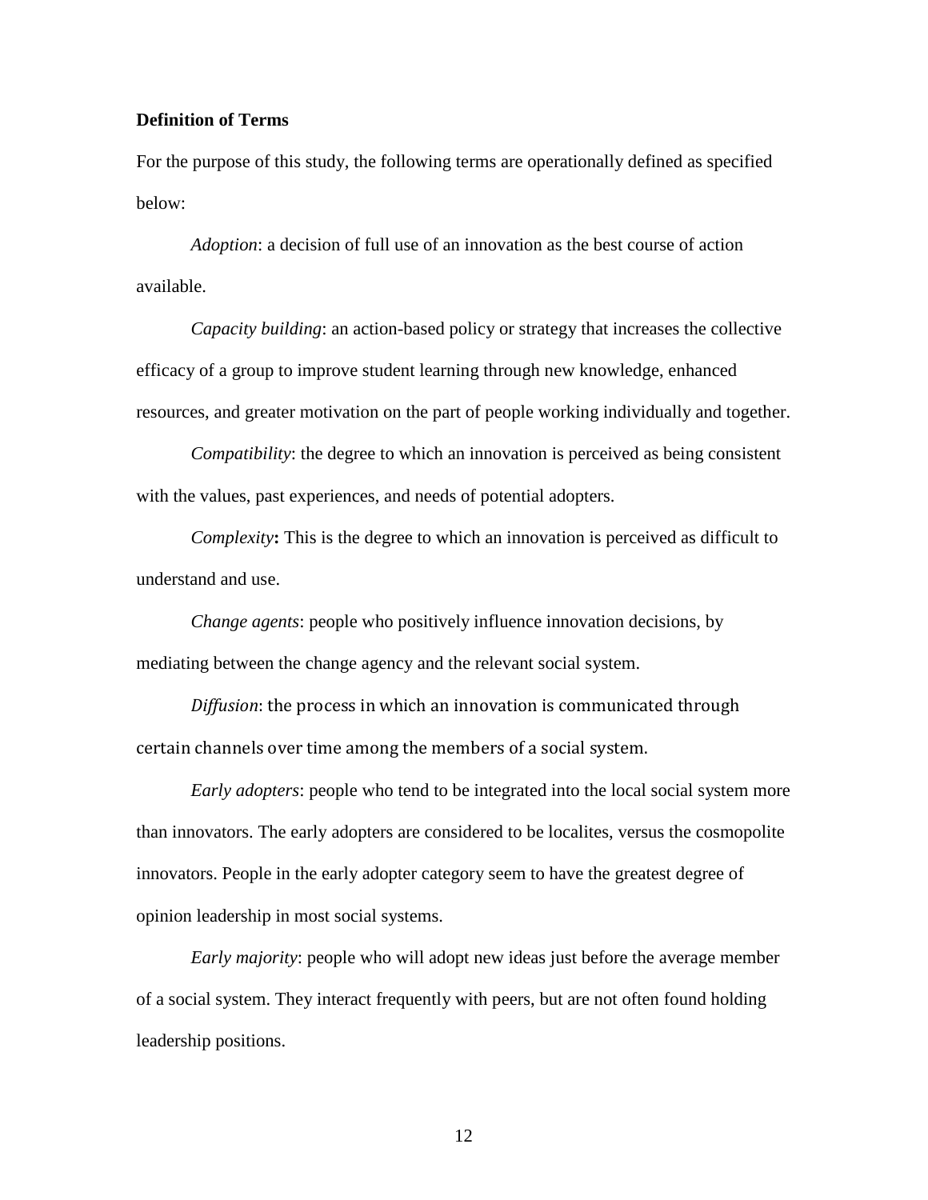**Definition of Terms**

For the purpose of this study, the following terms are operationally defined as specified below:

*Adoption*: a decision of full use of an innovation as the best course of action available.

*Capacity building*: an action-based policy or strategy that increases the collective efficacy of a group to improve student learning through new knowledge, enhanced resources, and greater motivation on the part of people working individually and together.

*Compatibility*: the degree to which an innovation is perceived as being consistent with the values, past experiences, and needs of potential adopters.

*Complexity***:** This is the degree to which an innovation is perceived as difficult to understand and use.

*Change agents*: people who positively influence innovation decisions, by mediating between the change agency and the relevant social system.

*Diffusion*: the process in which an innovation is communicated through certain channels over time among the members of a social system.

*Early adopters*: people who tend to be integrated into the local social system more than innovators. The early adopters are considered to be localites, versus the cosmopolite innovators. People in the early adopter category seem to have the greatest degree of opinion leadership in most social systems.

*Early majority*: people who will adopt new ideas just before the average member of a social system. They interact frequently with peers, but are not often found holding leadership positions.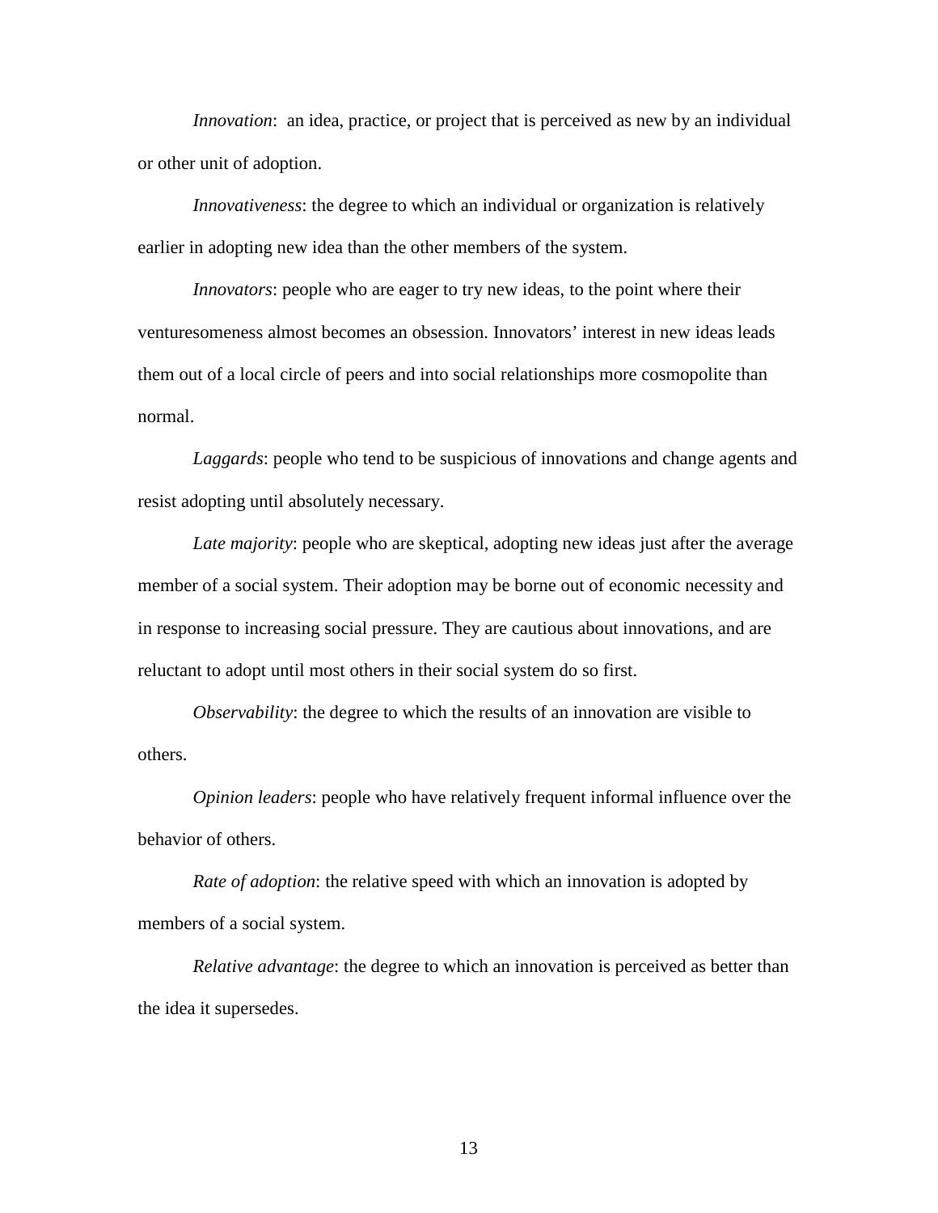*Innovation*:  an idea, practice, or project that is perceived as new by an individual or other unit of adoption.

*Innovativeness*: the degree to which an individual or organization is relatively earlier in adopting new idea than the other members of the system.

*Innovators*: people who are eager to try new ideas, to the point where their venturesomeness almost becomes an obsession. Innovators' interest in new ideas leads them out of a local circle of peers and into social relationships more cosmopolite than normal.

*Laggards*: people who tend to be suspicious of innovations and change agents and resist adopting until absolutely necessary.

*Late majority*: people who are skeptical, adopting new ideas just after the average member of a social system. Their adoption may be borne out of economic necessity and in response to increasing social pressure. They are cautious about innovations, and are reluctant to adopt until most others in their social system do so first.

*Observability*: the degree to which the results of an innovation are visible to others.

*Opinion leaders*: people who have relatively frequent informal influence over the behavior of others.

*Rate of adoption*: the relative speed with which an innovation is adopted by members of a social system.

*Relative advantage*: the degree to which an innovation is perceived as better than the idea it supersedes.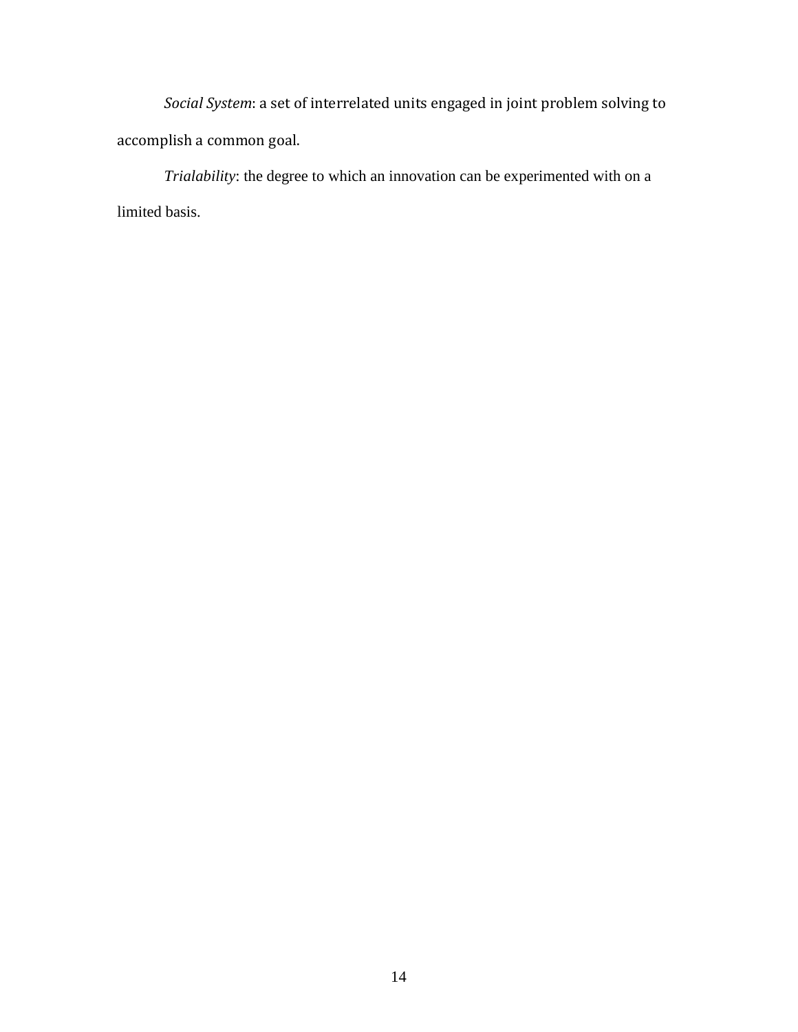*Social System*: a set of interrelated units engaged in joint problem solving to accomplish a common goal.

*Trialability*: the degree to which an innovation can be experimented with on a limited basis.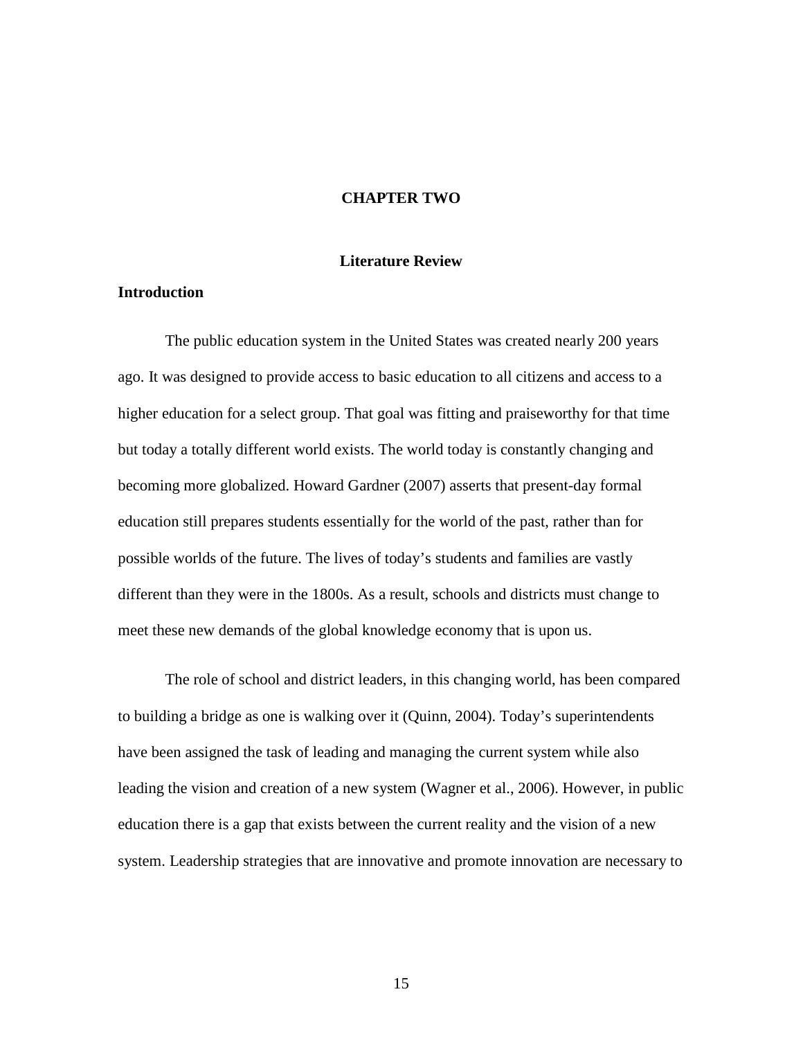# CHAPTER TWO

## Literature Review

### Introduction

The public education system in the United States was created nearly 200 years ago. It was designed to provide access to basic education to all citizens and access to a higher education for a select group. That goal was fitting and praiseworthy for that time but today a totally different world exists. The world today is constantly changing and becoming more globalized. Howard Gardner (2007) asserts that present-day formal education still prepares students essentially for the world of the past, rather than for possible worlds of the future. The lives of today's students and families are vastly different than they were in the 1800s. As a result, schools and districts must change to meet these new demands of the global knowledge economy that is upon us.

The role of school and district leaders, in this changing world, has been compared to building a bridge as one is walking over it (Quinn, 2004). Today's superintendents have been assigned the task of leading and managing the current system while also leading the vision and creation of a new system (Wagner et al., 2006). However, in public education there is a gap that exists between the current reality and the vision of a new system. Leadership strategies that are innovative and promote innovation are necessary to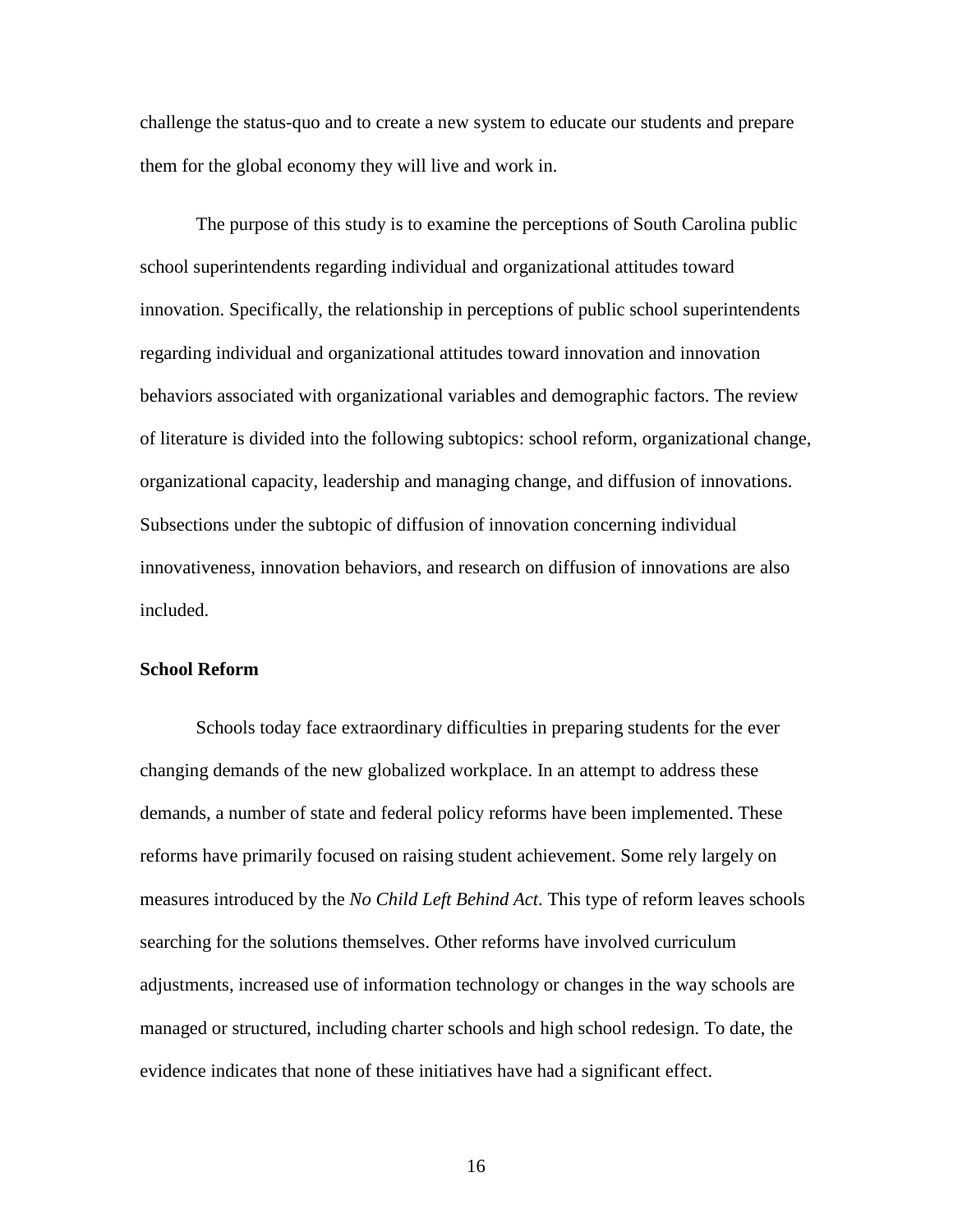challenge the status-quo and to create a new system to educate our students and prepare them for the global economy they will live and work in.

The purpose of this study is to examine the perceptions of South Carolina public school superintendents regarding individual and organizational attitudes toward innovation. Specifically, the relationship in perceptions of public school superintendents regarding individual and organizational attitudes toward innovation and innovation behaviors associated with organizational variables and demographic factors. The review of literature is divided into the following subtopics: school reform, organizational change, organizational capacity, leadership and managing change, and diffusion of innovations. Subsections under the subtopic of diffusion of innovation concerning individual innovativeness, innovation behaviors, and research on diffusion of innovations are also included.

**School Reform**

Schools today face extraordinary difficulties in preparing students for the ever changing demands of the new globalized workplace. In an attempt to address these demands, a number of state and federal policy reforms have been implemented. These reforms have primarily focused on raising student achievement. Some rely largely on measures introduced by the *No Child Left Behind Act*. This type of reform leaves schools searching for the solutions themselves. Other reforms have involved curriculum adjustments, increased use of information technology or changes in the way schools are managed or structured, including charter schools and high school redesign. To date, the evidence indicates that none of these initiatives have had a significant effect.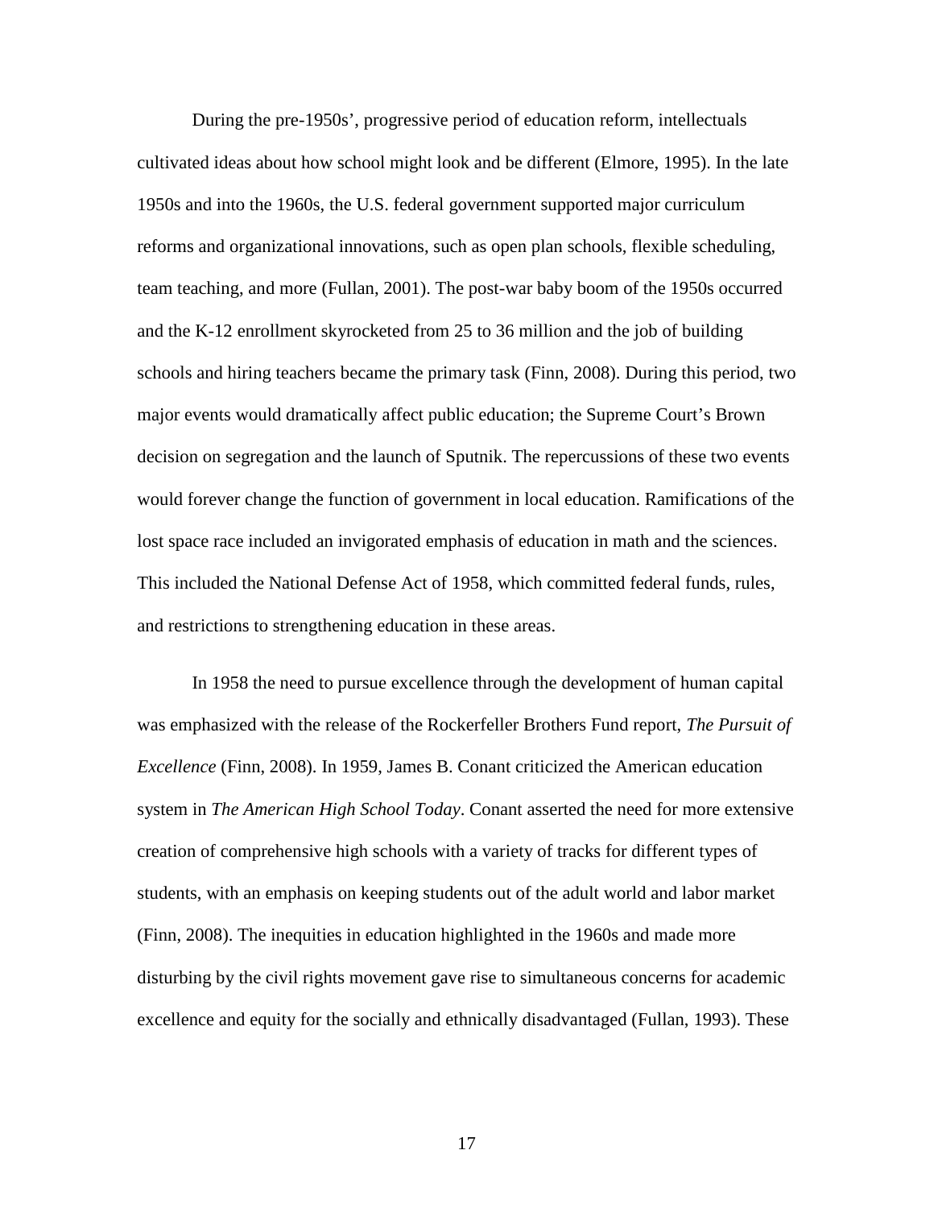During the pre-1950s', progressive period of education reform, intellectuals cultivated ideas about how school might look and be different (Elmore, 1995). In the late 1950s and into the 1960s, the U.S. federal government supported major curriculum reforms and organizational innovations, such as open plan schools, flexible scheduling, team teaching, and more (Fullan, 2001). The post-war baby boom of the 1950s occurred and the K-12 enrollment skyrocketed from 25 to 36 million and the job of building schools and hiring teachers became the primary task (Finn, 2008). During this period, two major events would dramatically affect public education; the Supreme Court's Brown decision on segregation and the launch of Sputnik. The repercussions of these two events would forever change the function of government in local education. Ramifications of the lost space race included an invigorated emphasis of education in math and the sciences. This included the National Defense Act of 1958, which committed federal funds, rules, and restrictions to strengthening education in these areas.

In 1958 the need to pursue excellence through the development of human capital was emphasized with the release of the Rockerfeller Brothers Fund report, *The Pursuit of Excellence* (Finn, 2008). In 1959, James B. Conant criticized the American education system in *The American High School Today*. Conant asserted the need for more extensive creation of comprehensive high schools with a variety of tracks for different types of students, with an emphasis on keeping students out of the adult world and labor market (Finn, 2008). The inequities in education highlighted in the 1960s and made more disturbing by the civil rights movement gave rise to simultaneous concerns for academic excellence and equity for the socially and ethnically disadvantaged (Fullan, 1993). These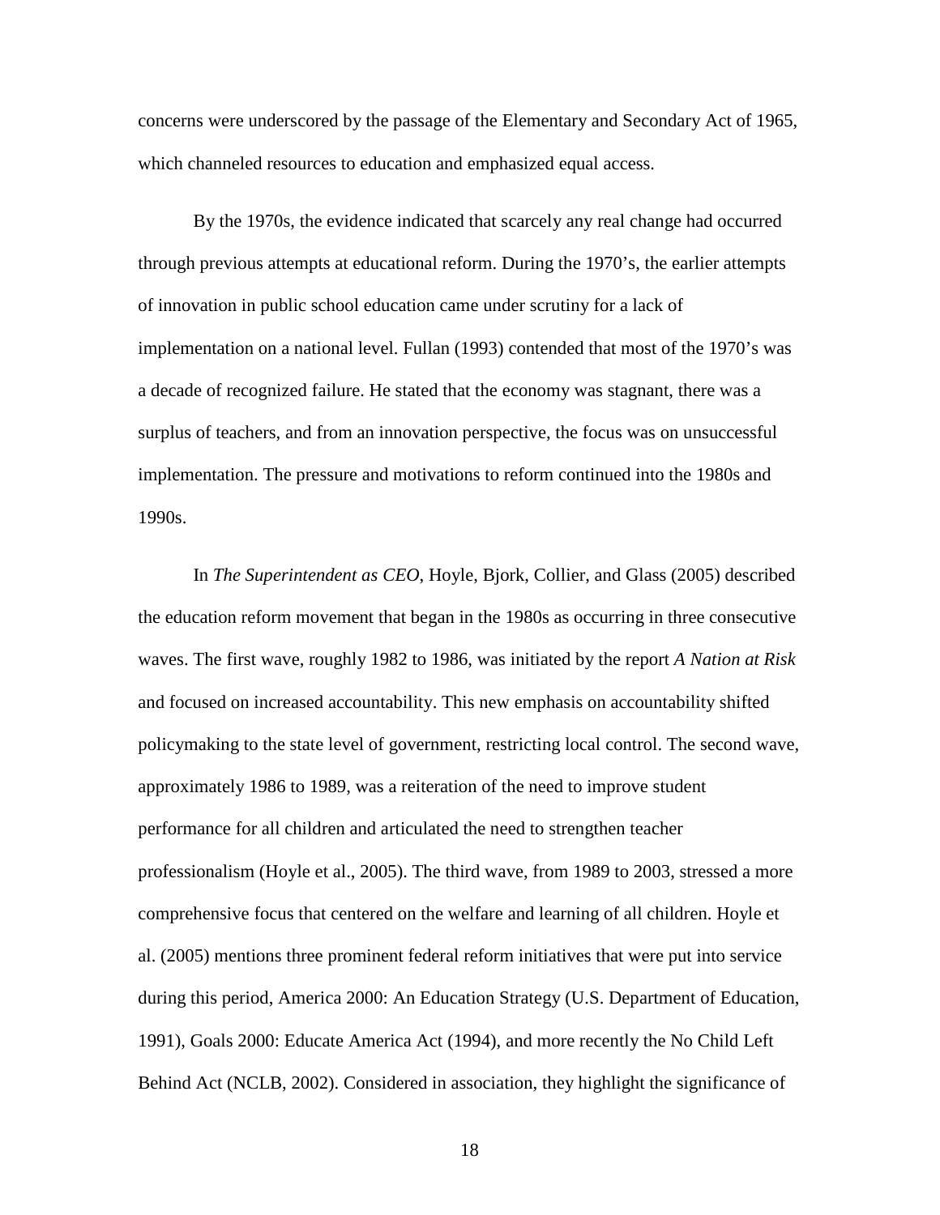concerns were underscored by the passage of the Elementary and Secondary Act of 1965, which channeled resources to education and emphasized equal access.

By the 1970s, the evidence indicated that scarcely any real change had occurred through previous attempts at educational reform. During the 1970's, the earlier attempts of innovation in public school education came under scrutiny for a lack of implementation on a national level. Fullan (1993) contended that most of the 1970's was a decade of recognized failure. He stated that the economy was stagnant, there was a surplus of teachers, and from an innovation perspective, the focus was on unsuccessful implementation. The pressure and motivations to reform continued into the 1980s and 1990s.

In *The Superintendent as CEO*, Hoyle, Bjork, Collier, and Glass (2005) described the education reform movement that began in the 1980s as occurring in three consecutive waves. The first wave, roughly 1982 to 1986, was initiated by the report *A Nation at Risk* and focused on increased accountability. This new emphasis on accountability shifted policymaking to the state level of government, restricting local control. The second wave, approximately 1986 to 1989, was a reiteration of the need to improve student performance for all children and articulated the need to strengthen teacher professionalism (Hoyle et al., 2005). The third wave, from 1989 to 2003, stressed a more comprehensive focus that centered on the welfare and learning of all children. Hoyle et al. (2005) mentions three prominent federal reform initiatives that were put into service during this period, America 2000: An Education Strategy (U.S. Department of Education, 1991), Goals 2000: Educate America Act (1994), and more recently the No Child Left Behind Act (NCLB, 2002). Considered in association, they highlight the significance of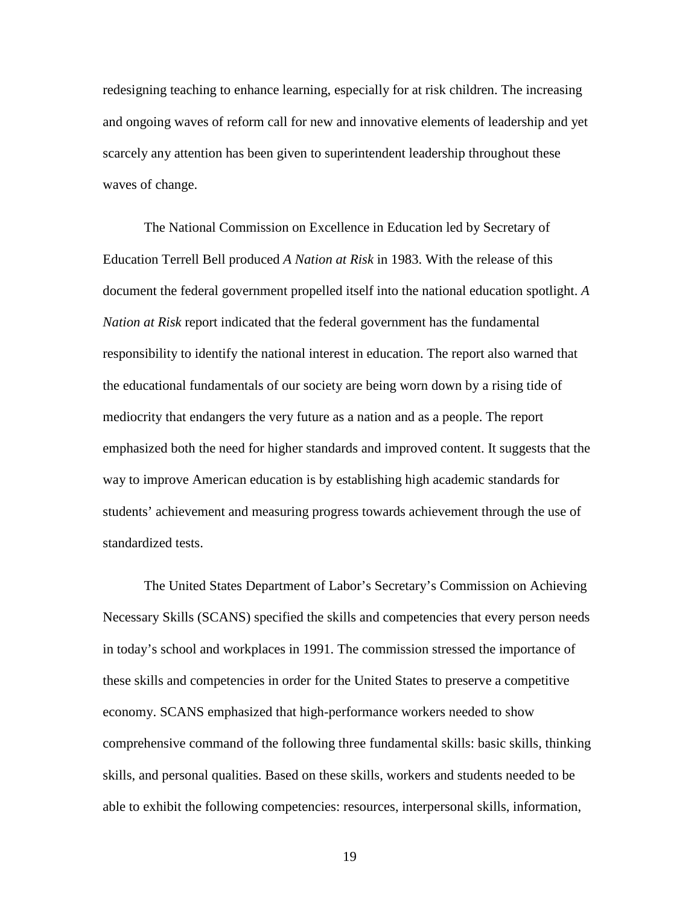redesigning teaching to enhance learning, especially for at risk children. The increasing and ongoing waves of reform call for new and innovative elements of leadership and yet scarcely any attention has been given to superintendent leadership throughout these waves of change.

The National Commission on Excellence in Education led by Secretary of Education Terrell Bell produced *A Nation at Risk* in 1983. With the release of this document the federal government propelled itself into the national education spotlight. *A Nation at Risk* report indicated that the federal government has the fundamental responsibility to identify the national interest in education. The report also warned that the educational fundamentals of our society are being worn down by a rising tide of mediocrity that endangers the very future as a nation and as a people. The report emphasized both the need for higher standards and improved content. It suggests that the way to improve American education is by establishing high academic standards for students' achievement and measuring progress towards achievement through the use of standardized tests.

The United States Department of Labor's Secretary's Commission on Achieving Necessary Skills (SCANS) specified the skills and competencies that every person needs in today's school and workplaces in 1991. The commission stressed the importance of these skills and competencies in order for the United States to preserve a competitive economy. SCANS emphasized that high-performance workers needed to show comprehensive command of the following three fundamental skills: basic skills, thinking skills, and personal qualities. Based on these skills, workers and students needed to be able to exhibit the following competencies: resources, interpersonal skills, information,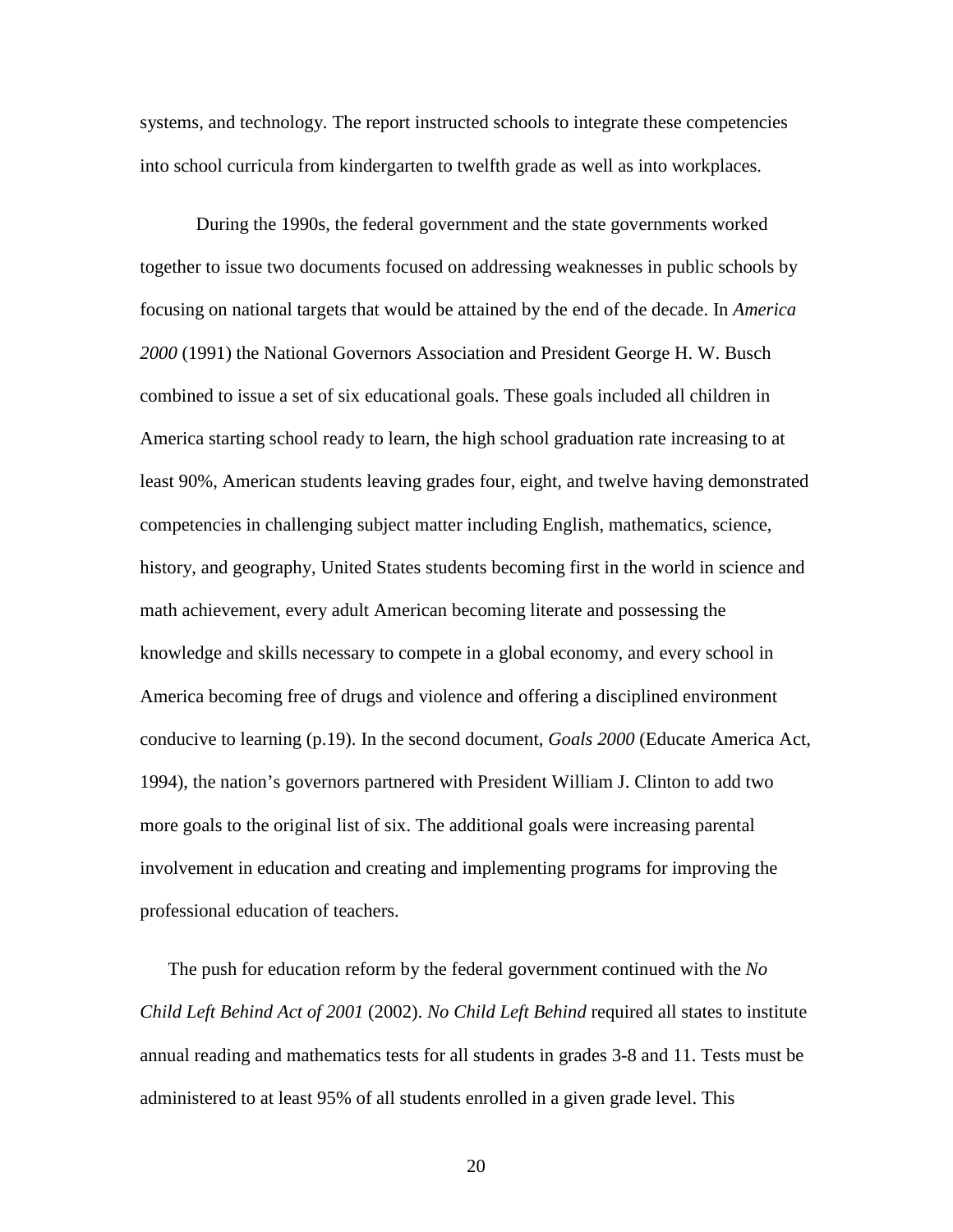systems, and technology. The report instructed schools to integrate these competencies into school curricula from kindergarten to twelfth grade as well as into workplaces.

During the 1990s, the federal government and the state governments worked together to issue two documents focused on addressing weaknesses in public schools by focusing on national targets that would be attained by the end of the decade. In *America 2000* (1991) the National Governors Association and President George H. W. Busch combined to issue a set of six educational goals. These goals included all children in America starting school ready to learn, the high school graduation rate increasing to at least 90%, American students leaving grades four, eight, and twelve having demonstrated competencies in challenging subject matter including English, mathematics, science, history, and geography, United States students becoming first in the world in science and math achievement, every adult American becoming literate and possessing the knowledge and skills necessary to compete in a global economy, and every school in America becoming free of drugs and violence and offering a disciplined environment conducive to learning (p.19). In the second document, *Goals 2000* (Educate America Act, 1994), the nation's governors partnered with President William J. Clinton to add two more goals to the original list of six. The additional goals were increasing parental involvement in education and creating and implementing programs for improving the professional education of teachers.

The push for education reform by the federal government continued with the *No Child Left Behind Act of 2001* (2002). *No Child Left Behind* required all states to institute annual reading and mathematics tests for all students in grades 3-8 and 11. Tests must be administered to at least 95% of all students enrolled in a given grade level. This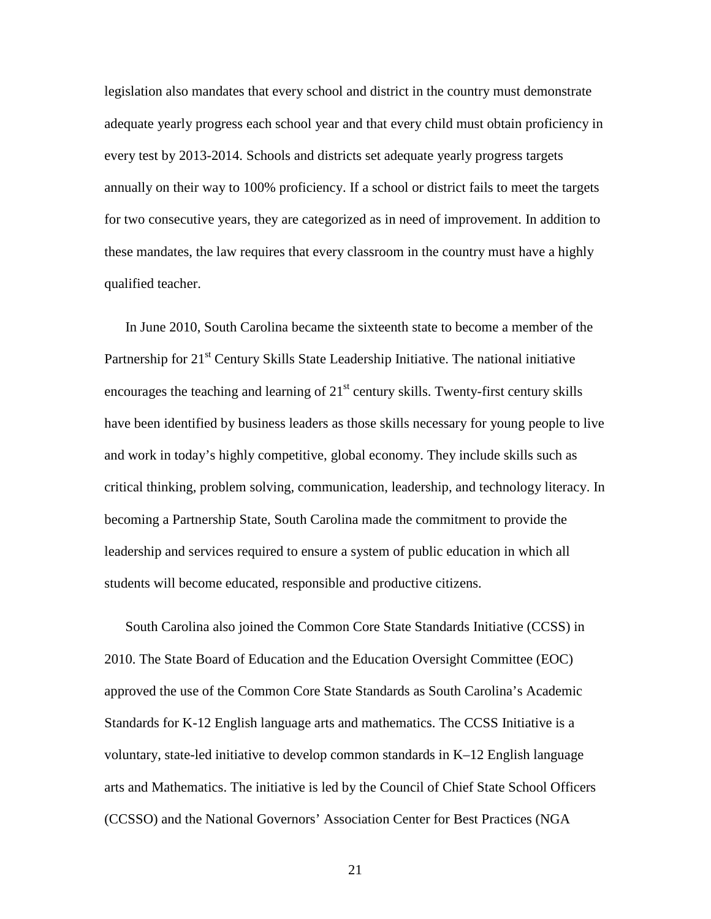legislation also mandates that every school and district in the country must demonstrate adequate yearly progress each school year and that every child must obtain proficiency in every test by 2013-2014. Schools and districts set adequate yearly progress targets annually on their way to 100% proficiency. If a school or district fails to meet the targets for two consecutive years, they are categorized as in need of improvement. In addition to these mandates, the law requires that every classroom in the country must have a highly qualified teacher.

In June 2010, South Carolina became the sixteenth state to become a member of the Partnership for 21st Century Skills State Leadership Initiative. The national initiative encourages the teaching and learning of 21st century skills. Twenty-first century skills have been identified by business leaders as those skills necessary for young people to live and work in today's highly competitive, global economy. They include skills such as critical thinking, problem solving, communication, leadership, and technology literacy. In becoming a Partnership State, South Carolina made the commitment to provide the leadership and services required to ensure a system of public education in which all students will become educated, responsible and productive citizens.

South Carolina also joined the Common Core State Standards Initiative (CCSS) in 2010. The State Board of Education and the Education Oversight Committee (EOC) approved the use of the Common Core State Standards as South Carolina's Academic Standards for K-12 English language arts and mathematics. The CCSS Initiative is a voluntary, state-led initiative to develop common standards in K–12 English language arts and Mathematics. The initiative is led by the Council of Chief State School Officers (CCSSO) and the National Governors' Association Center for Best Practices (NGA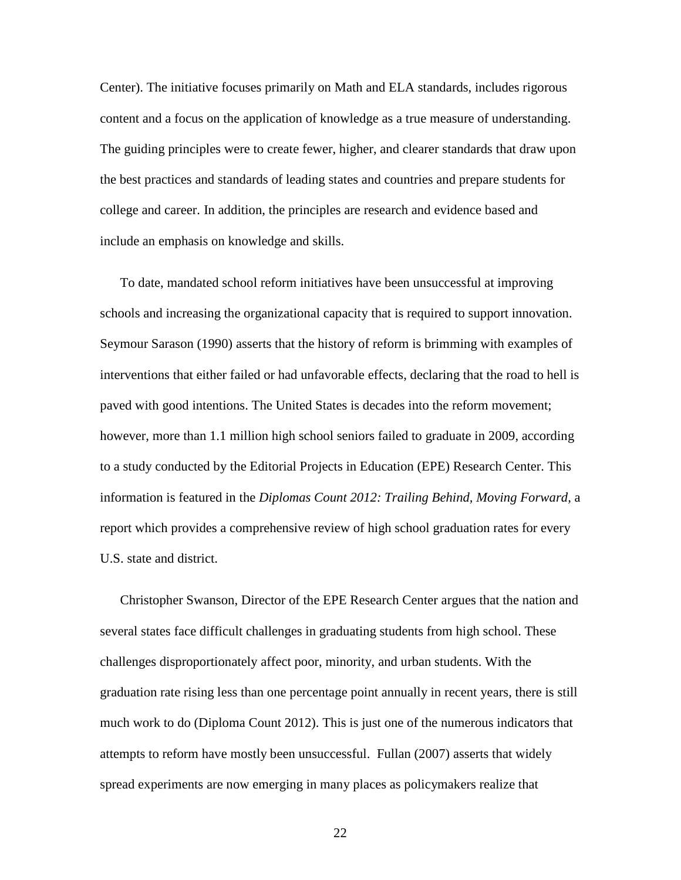Center). The initiative focuses primarily on Math and ELA standards, includes rigorous content and a focus on the application of knowledge as a true measure of understanding. The guiding principles were to create fewer, higher, and clearer standards that draw upon the best practices and standards of leading states and countries and prepare students for college and career. In addition, the principles are research and evidence based and include an emphasis on knowledge and skills.

To date, mandated school reform initiatives have been unsuccessful at improving schools and increasing the organizational capacity that is required to support innovation. Seymour Sarason (1990) asserts that the history of reform is brimming with examples of interventions that either failed or had unfavorable effects, declaring that the road to hell is paved with good intentions. The United States is decades into the reform movement; however, more than 1.1 million high school seniors failed to graduate in 2009, according to a study conducted by the Editorial Projects in Education (EPE) Research Center. This information is featured in the *Diplomas Count 2012: Trailing Behind, Moving Forward,* a report which provides a comprehensive review of high school graduation rates for every U.S. state and district.

Christopher Swanson, Director of the EPE Research Center argues that the nation and several states face difficult challenges in graduating students from high school. These challenges disproportionately affect poor, minority, and urban students. With the graduation rate rising less than one percentage point annually in recent years, there is still much work to do (Diploma Count 2012). This is just one of the numerous indicators that attempts to reform have mostly been unsuccessful. Fullan (2007) asserts that widely spread experiments are now emerging in many places as policymakers realize that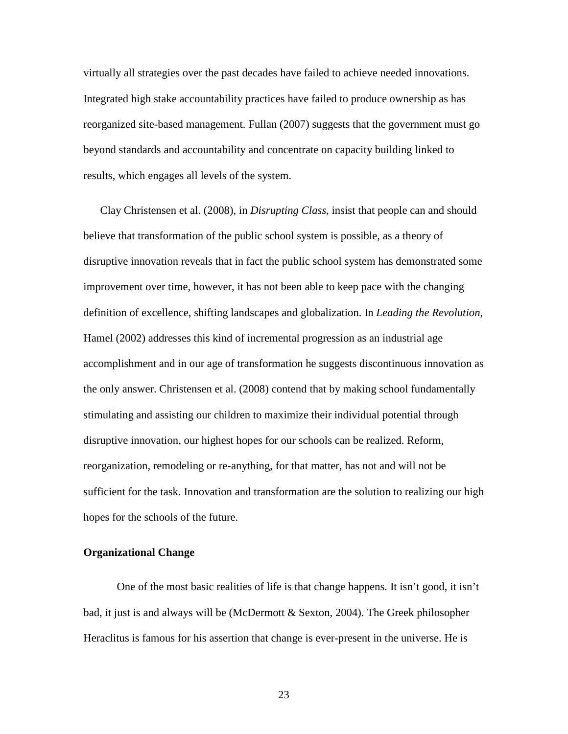virtually all strategies over the past decades have failed to achieve needed innovations. Integrated high stake accountability practices have failed to produce ownership as has reorganized site-based management. Fullan (2007) suggests that the government must go beyond standards and accountability and concentrate on capacity building linked to results, which engages all levels of the system.

Clay Christensen et al. (2008), in *Disrupting Class*, insist that people can and should believe that transformation of the public school system is possible, as a theory of disruptive innovation reveals that in fact the public school system has demonstrated some improvement over time, however, it has not been able to keep pace with the changing definition of excellence, shifting landscapes and globalization. In *Leading the Revolution*, Hamel (2002) addresses this kind of incremental progression as an industrial age accomplishment and in our age of transformation he suggests discontinuous innovation as the only answer. Christensen et al. (2008) contend that by making school fundamentally stimulating and assisting our children to maximize their individual potential through disruptive innovation, our highest hopes for our schools can be realized. Reform, reorganization, remodeling or re-anything, for that matter, has not and will not be sufficient for the task. Innovation and transformation are the solution to realizing our high hopes for the schools of the future.

**Organizational Change**

One of the most basic realities of life is that change happens. It isn't good, it isn't bad, it just is and always will be (McDermott & Sexton, 2004). The Greek philosopher Heraclitus is famous for his assertion that change is ever-present in the universe. He is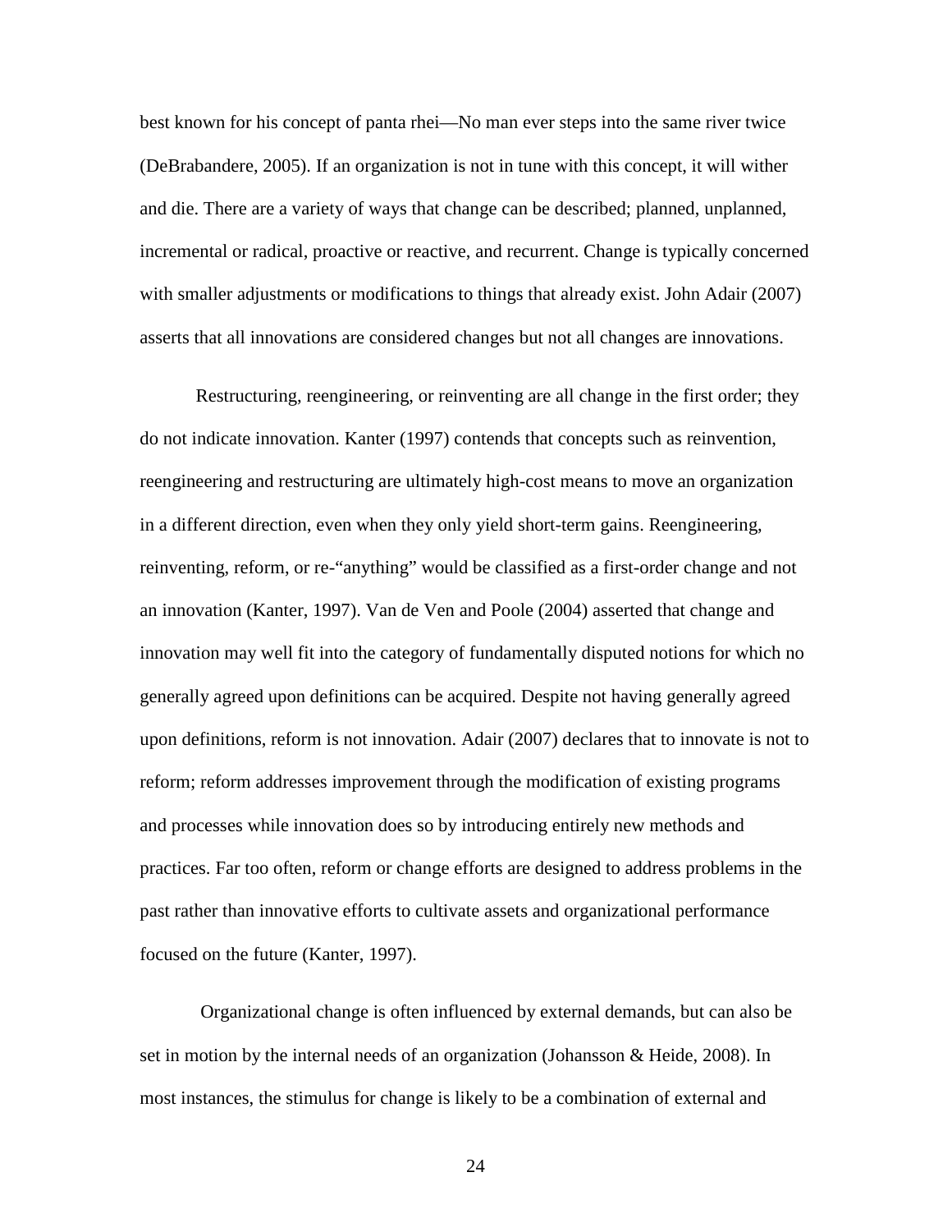best known for his concept of panta rhei—No man ever steps into the same river twice (DeBrabandere, 2005). If an organization is not in tune with this concept, it will wither and die. There are a variety of ways that change can be described; planned, unplanned, incremental or radical, proactive or reactive, and recurrent. Change is typically concerned with smaller adjustments or modifications to things that already exist. John Adair (2007) asserts that all innovations are considered changes but not all changes are innovations.

Restructuring, reengineering, or reinventing are all change in the first order; they do not indicate innovation. Kanter (1997) contends that concepts such as reinvention, reengineering and restructuring are ultimately high-cost means to move an organization in a different direction, even when they only yield short-term gains. Reengineering, reinventing, reform, or re-"anything" would be classified as a first-order change and not an innovation (Kanter, 1997). Van de Ven and Poole (2004) asserted that change and innovation may well fit into the category of fundamentally disputed notions for which no generally agreed upon definitions can be acquired. Despite not having generally agreed upon definitions, reform is not innovation. Adair (2007) declares that to innovate is not to reform; reform addresses improvement through the modification of existing programs and processes while innovation does so by introducing entirely new methods and practices. Far too often, reform or change efforts are designed to address problems in the past rather than innovative efforts to cultivate assets and organizational performance focused on the future (Kanter, 1997).

Organizational change is often influenced by external demands, but can also be set in motion by the internal needs of an organization (Johansson & Heide, 2008). In most instances, the stimulus for change is likely to be a combination of external and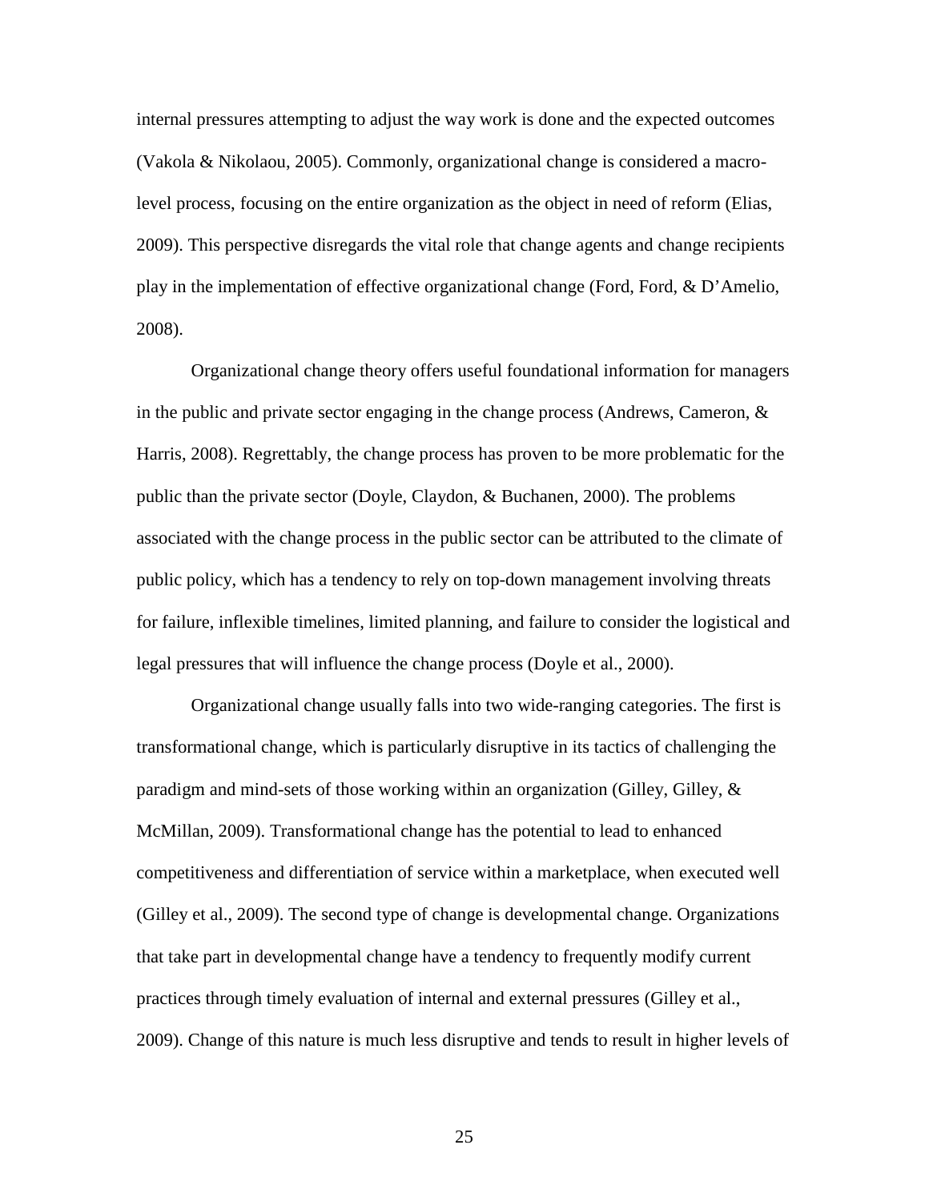internal pressures attempting to adjust the way work is done and the expected outcomes (Vakola & Nikolaou, 2005). Commonly, organizational change is considered a macro-level process, focusing on the entire organization as the object in need of reform (Elias, 2009). This perspective disregards the vital role that change agents and change recipients play in the implementation of effective organizational change (Ford, Ford, & D'Amelio, 2008).

Organizational change theory offers useful foundational information for managers in the public and private sector engaging in the change process (Andrews, Cameron, & Harris, 2008). Regrettably, the change process has proven to be more problematic for the public than the private sector (Doyle, Claydon, & Buchanen, 2000). The problems associated with the change process in the public sector can be attributed to the climate of public policy, which has a tendency to rely on top-down management involving threats for failure, inflexible timelines, limited planning, and failure to consider the logistical and legal pressures that will influence the change process (Doyle et al., 2000).

Organizational change usually falls into two wide-ranging categories. The first is transformational change, which is particularly disruptive in its tactics of challenging the paradigm and mind-sets of those working within an organization (Gilley, Gilley, & McMillan, 2009). Transformational change has the potential to lead to enhanced competitiveness and differentiation of service within a marketplace, when executed well (Gilley et al., 2009). The second type of change is developmental change. Organizations that take part in developmental change have a tendency to frequently modify current practices through timely evaluation of internal and external pressures (Gilley et al., 2009). Change of this nature is much less disruptive and tends to result in higher levels of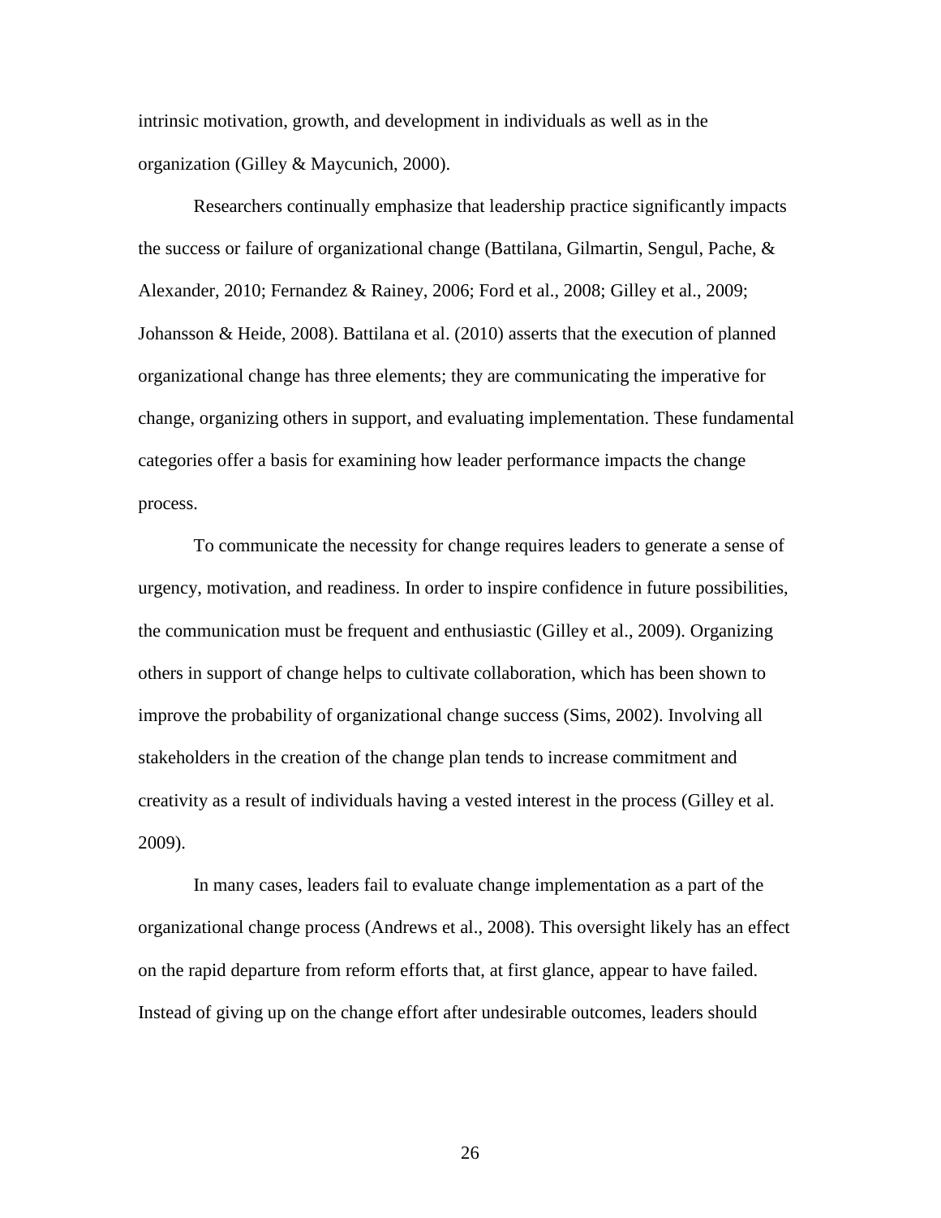intrinsic motivation, growth, and development in individuals as well as in the organization (Gilley & Maycunich, 2000).

Researchers continually emphasize that leadership practice significantly impacts the success or failure of organizational change (Battilana, Gilmartin, Sengul, Pache, & Alexander, 2010; Fernandez & Rainey, 2006; Ford et al., 2008; Gilley et al., 2009; Johansson & Heide, 2008). Battilana et al. (2010) asserts that the execution of planned organizational change has three elements; they are communicating the imperative for change, organizing others in support, and evaluating implementation. These fundamental categories offer a basis for examining how leader performance impacts the change process.

To communicate the necessity for change requires leaders to generate a sense of urgency, motivation, and readiness. In order to inspire confidence in future possibilities, the communication must be frequent and enthusiastic (Gilley et al., 2009). Organizing others in support of change helps to cultivate collaboration, which has been shown to improve the probability of organizational change success (Sims, 2002). Involving all stakeholders in the creation of the change plan tends to increase commitment and creativity as a result of individuals having a vested interest in the process (Gilley et al. 2009).

In many cases, leaders fail to evaluate change implementation as a part of the organizational change process (Andrews et al., 2008). This oversight likely has an effect on the rapid departure from reform efforts that, at first glance, appear to have failed. Instead of giving up on the change effort after undesirable outcomes, leaders should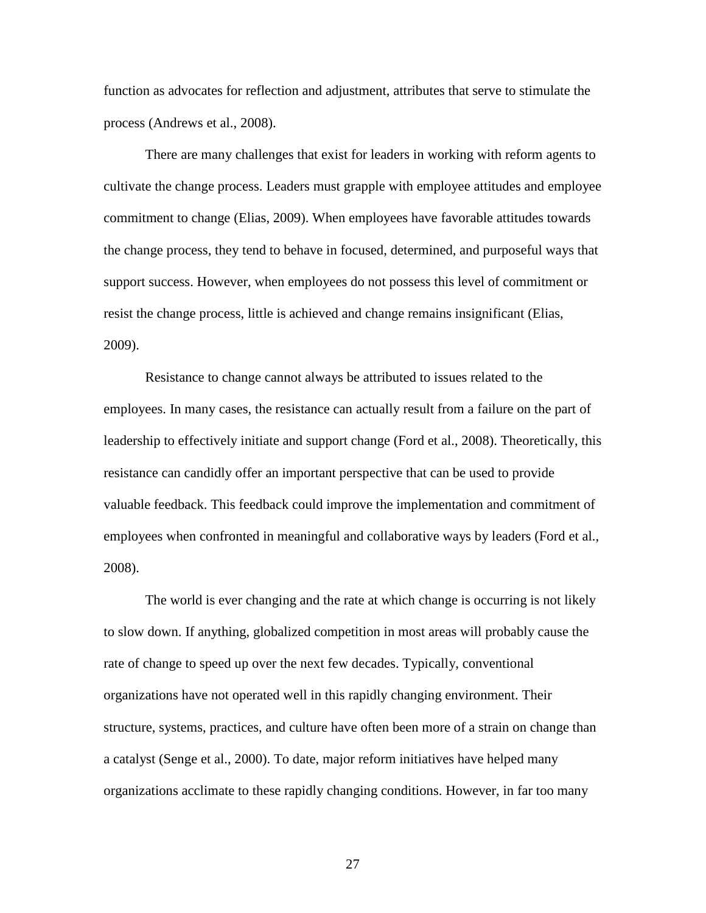function as advocates for reflection and adjustment, attributes that serve to stimulate the process (Andrews et al., 2008).

There are many challenges that exist for leaders in working with reform agents to cultivate the change process. Leaders must grapple with employee attitudes and employee commitment to change (Elias, 2009). When employees have favorable attitudes towards the change process, they tend to behave in focused, determined, and purposeful ways that support success. However, when employees do not possess this level of commitment or resist the change process, little is achieved and change remains insignificant (Elias, 2009).

Resistance to change cannot always be attributed to issues related to the employees. In many cases, the resistance can actually result from a failure on the part of leadership to effectively initiate and support change (Ford et al., 2008). Theoretically, this resistance can candidly offer an important perspective that can be used to provide valuable feedback. This feedback could improve the implementation and commitment of employees when confronted in meaningful and collaborative ways by leaders (Ford et al., 2008).

The world is ever changing and the rate at which change is occurring is not likely to slow down. If anything, globalized competition in most areas will probably cause the rate of change to speed up over the next few decades. Typically, conventional organizations have not operated well in this rapidly changing environment. Their structure, systems, practices, and culture have often been more of a strain on change than a catalyst (Senge et al., 2000). To date, major reform initiatives have helped many organizations acclimate to these rapidly changing conditions. However, in far too many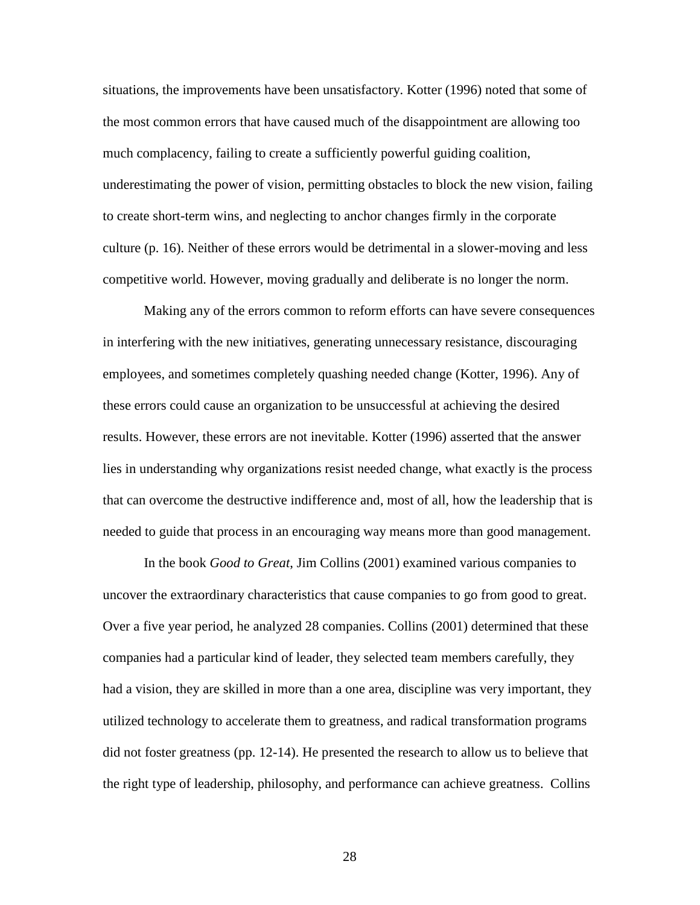situations, the improvements have been unsatisfactory. Kotter (1996) noted that some of the most common errors that have caused much of the disappointment are allowing too much complacency, failing to create a sufficiently powerful guiding coalition, underestimating the power of vision, permitting obstacles to block the new vision, failing to create short-term wins, and neglecting to anchor changes firmly in the corporate culture (p. 16). Neither of these errors would be detrimental in a slower-moving and less competitive world. However, moving gradually and deliberate is no longer the norm.

Making any of the errors common to reform efforts can have severe consequences in interfering with the new initiatives, generating unnecessary resistance, discouraging employees, and sometimes completely quashing needed change (Kotter, 1996). Any of these errors could cause an organization to be unsuccessful at achieving the desired results. However, these errors are not inevitable. Kotter (1996) asserted that the answer lies in understanding why organizations resist needed change, what exactly is the process that can overcome the destructive indifference and, most of all, how the leadership that is needed to guide that process in an encouraging way means more than good management.

In the book *Good to Great*, Jim Collins (2001) examined various companies to uncover the extraordinary characteristics that cause companies to go from good to great. Over a five year period, he analyzed 28 companies. Collins (2001) determined that these companies had a particular kind of leader, they selected team members carefully, they had a vision, they are skilled in more than a one area, discipline was very important, they utilized technology to accelerate them to greatness, and radical transformation programs did not foster greatness (pp. 12-14). He presented the research to allow us to believe that the right type of leadership, philosophy, and performance can achieve greatness. Collins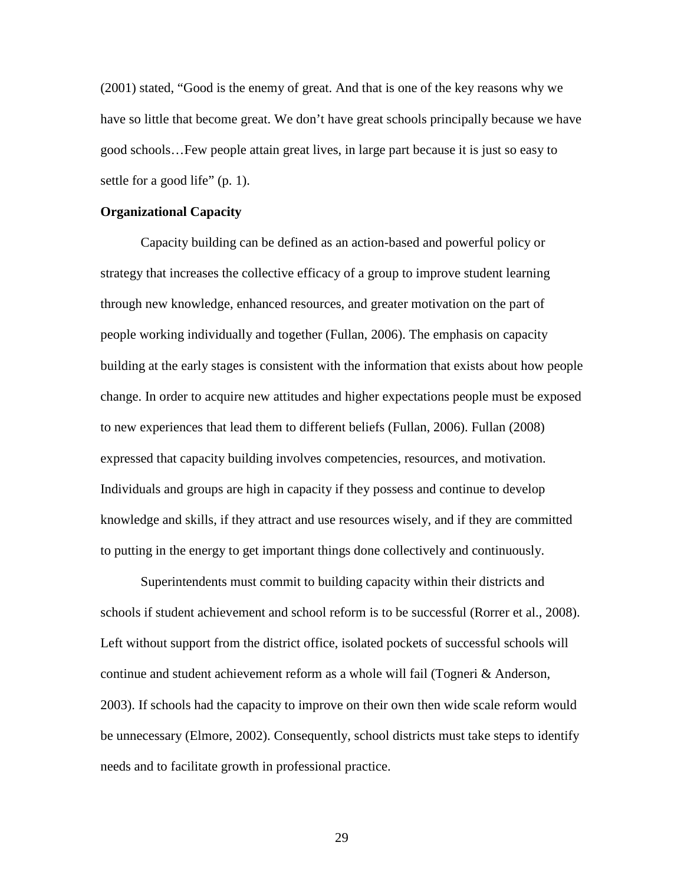(2001) stated, "Good is the enemy of great. And that is one of the key reasons why we have so little that become great. We don't have great schools principally because we have good schools…Few people attain great lives, in large part because it is just so easy to settle for a good life" (p. 1).

### Organizational Capacity

Capacity building can be defined as an action-based and powerful policy or strategy that increases the collective efficacy of a group to improve student learning through new knowledge, enhanced resources, and greater motivation on the part of people working individually and together (Fullan, 2006). The emphasis on capacity building at the early stages is consistent with the information that exists about how people change. In order to acquire new attitudes and higher expectations people must be exposed to new experiences that lead them to different beliefs (Fullan, 2006). Fullan (2008) expressed that capacity building involves competencies, resources, and motivation. Individuals and groups are high in capacity if they possess and continue to develop knowledge and skills, if they attract and use resources wisely, and if they are committed to putting in the energy to get important things done collectively and continuously.

Superintendents must commit to building capacity within their districts and schools if student achievement and school reform is to be successful (Rorrer et al., 2008). Left without support from the district office, isolated pockets of successful schools will continue and student achievement reform as a whole will fail (Togneri & Anderson, 2003). If schools had the capacity to improve on their own then wide scale reform would be unnecessary (Elmore, 2002). Consequently, school districts must take steps to identify needs and to facilitate growth in professional practice.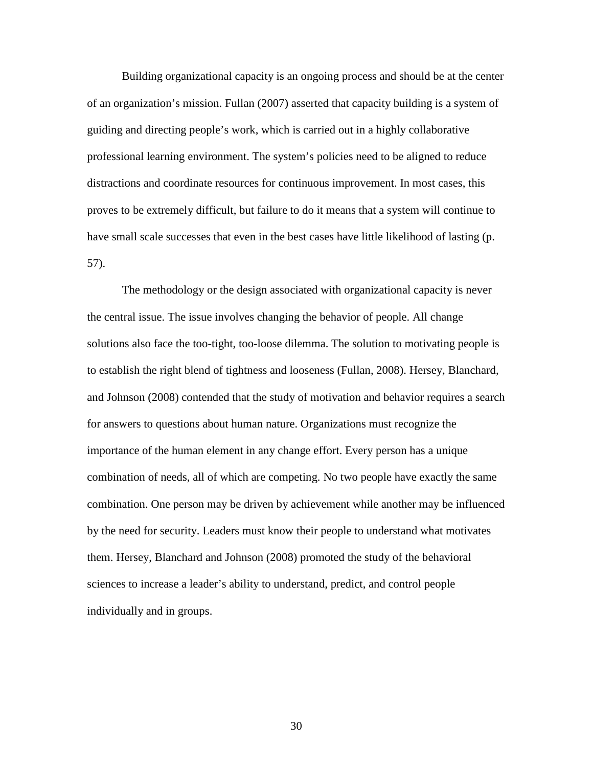Building organizational capacity is an ongoing process and should be at the center of an organization's mission. Fullan (2007) asserted that capacity building is a system of guiding and directing people's work, which is carried out in a highly collaborative professional learning environment. The system's policies need to be aligned to reduce distractions and coordinate resources for continuous improvement. In most cases, this proves to be extremely difficult, but failure to do it means that a system will continue to have small scale successes that even in the best cases have little likelihood of lasting (p. 57).

The methodology or the design associated with organizational capacity is never the central issue. The issue involves changing the behavior of people. All change solutions also face the too-tight, too-loose dilemma. The solution to motivating people is to establish the right blend of tightness and looseness (Fullan, 2008). Hersey, Blanchard, and Johnson (2008) contended that the study of motivation and behavior requires a search for answers to questions about human nature. Organizations must recognize the importance of the human element in any change effort. Every person has a unique combination of needs, all of which are competing. No two people have exactly the same combination. One person may be driven by achievement while another may be influenced by the need for security. Leaders must know their people to understand what motivates them. Hersey, Blanchard and Johnson (2008) promoted the study of the behavioral sciences to increase a leader's ability to understand, predict, and control people individually and in groups.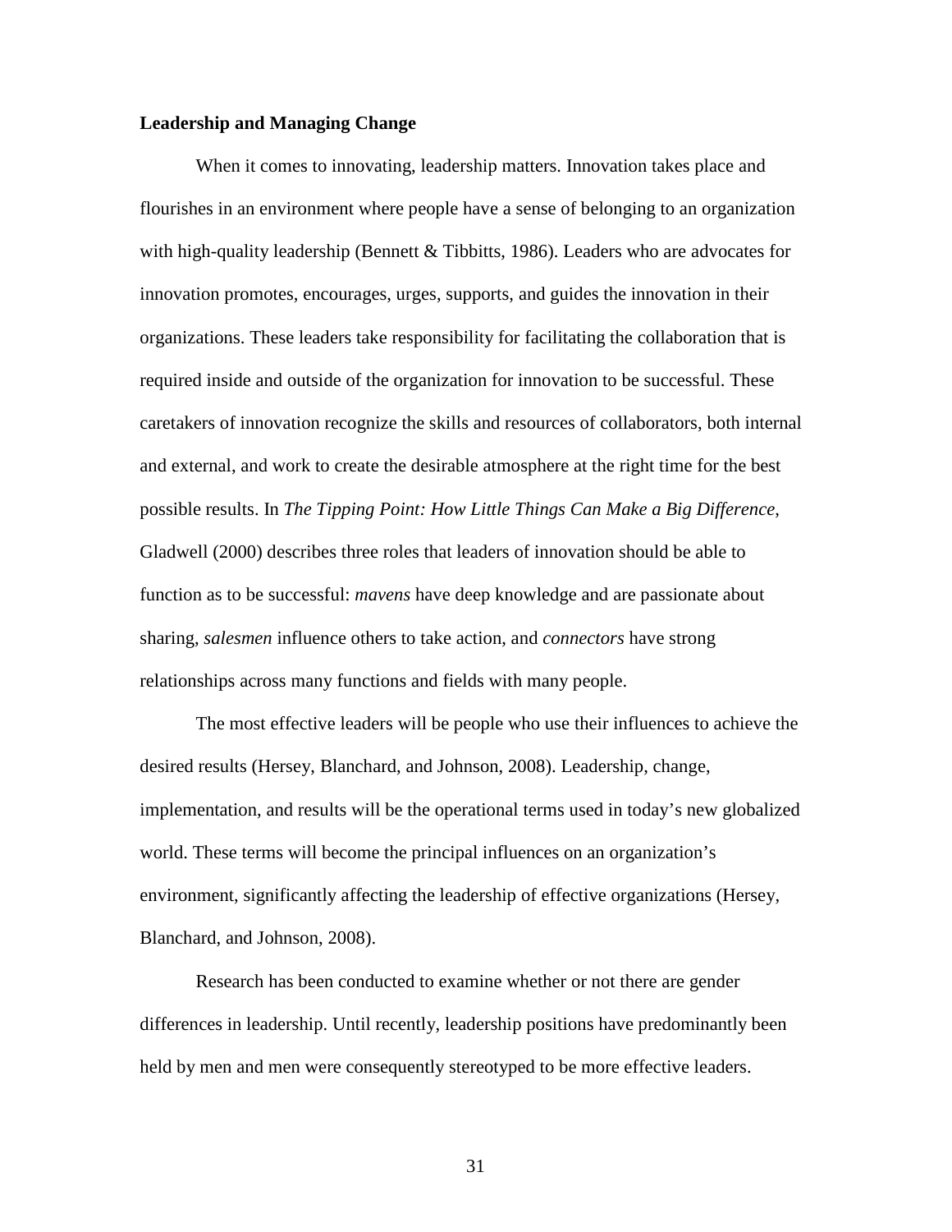**Leadership and Managing Change**

When it comes to innovating, leadership matters. Innovation takes place and flourishes in an environment where people have a sense of belonging to an organization with high-quality leadership (Bennett & Tibbitts, 1986). Leaders who are advocates for innovation promotes, encourages, urges, supports, and guides the innovation in their organizations. These leaders take responsibility for facilitating the collaboration that is required inside and outside of the organization for innovation to be successful. These caretakers of innovation recognize the skills and resources of collaborators, both internal and external, and work to create the desirable atmosphere at the right time for the best possible results. In *The Tipping Point: How Little Things Can Make a Big Difference*, Gladwell (2000) describes three roles that leaders of innovation should be able to function as to be successful: *mavens* have deep knowledge and are passionate about sharing, *salesmen* influence others to take action, and *connectors* have strong relationships across many functions and fields with many people.

The most effective leaders will be people who use their influences to achieve the desired results (Hersey, Blanchard, and Johnson, 2008). Leadership, change, implementation, and results will be the operational terms used in today's new globalized world. These terms will become the principal influences on an organization's environment, significantly affecting the leadership of effective organizations (Hersey, Blanchard, and Johnson, 2008).

Research has been conducted to examine whether or not there are gender differences in leadership. Until recently, leadership positions have predominantly been held by men and men were consequently stereotyped to be more effective leaders.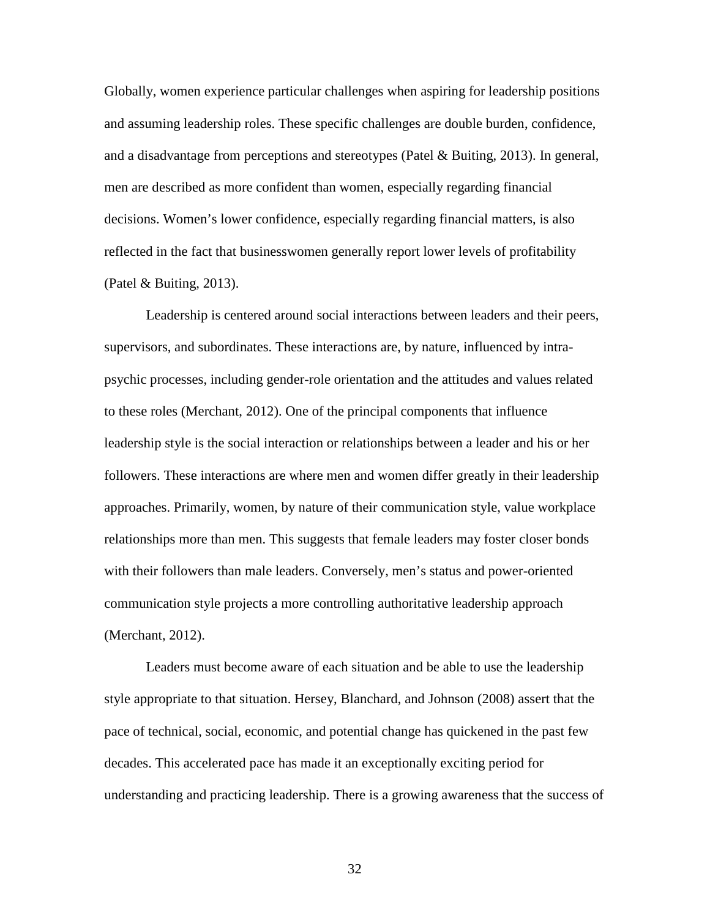Globally, women experience particular challenges when aspiring for leadership positions and assuming leadership roles. These specific challenges are double burden, confidence, and a disadvantage from perceptions and stereotypes (Patel & Buiting, 2013). In general, men are described as more confident than women, especially regarding financial decisions. Women's lower confidence, especially regarding financial matters, is also reflected in the fact that businesswomen generally report lower levels of profitability (Patel & Buiting, 2013).

Leadership is centered around social interactions between leaders and their peers, supervisors, and subordinates. These interactions are, by nature, influenced by intra-psychic processes, including gender-role orientation and the attitudes and values related to these roles (Merchant, 2012). One of the principal components that influence leadership style is the social interaction or relationships between a leader and his or her followers. These interactions are where men and women differ greatly in their leadership approaches. Primarily, women, by nature of their communication style, value workplace relationships more than men. This suggests that female leaders may foster closer bonds with their followers than male leaders. Conversely, men's status and power-oriented communication style projects a more controlling authoritative leadership approach (Merchant, 2012).

Leaders must become aware of each situation and be able to use the leadership style appropriate to that situation. Hersey, Blanchard, and Johnson (2008) assert that the pace of technical, social, economic, and potential change has quickened in the past few decades. This accelerated pace has made it an exceptionally exciting period for understanding and practicing leadership. There is a growing awareness that the success of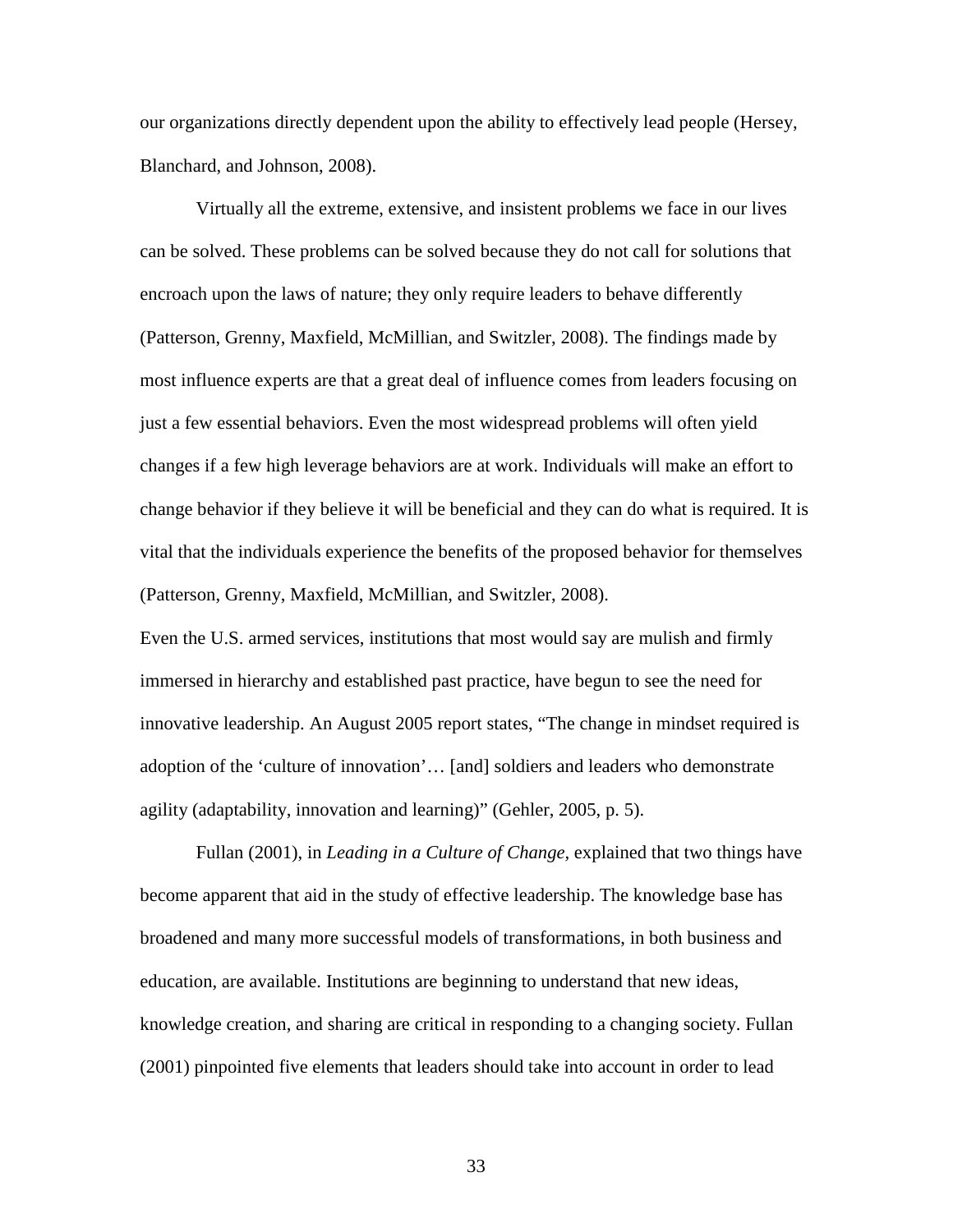our organizations directly dependent upon the ability to effectively lead people (Hersey, Blanchard, and Johnson, 2008).

Virtually all the extreme, extensive, and insistent problems we face in our lives can be solved. These problems can be solved because they do not call for solutions that encroach upon the laws of nature; they only require leaders to behave differently (Patterson, Grenny, Maxfield, McMillian, and Switzler, 2008). The findings made by most influence experts are that a great deal of influence comes from leaders focusing on just a few essential behaviors. Even the most widespread problems will often yield changes if a few high leverage behaviors are at work. Individuals will make an effort to change behavior if they believe it will be beneficial and they can do what is required. It is vital that the individuals experience the benefits of the proposed behavior for themselves (Patterson, Grenny, Maxfield, McMillian, and Switzler, 2008).

Even the U.S. armed services, institutions that most would say are mulish and firmly immersed in hierarchy and established past practice, have begun to see the need for innovative leadership. An August 2005 report states, "The change in mindset required is adoption of the 'culture of innovation'… [and] soldiers and leaders who demonstrate agility (adaptability, innovation and learning)" (Gehler, 2005, p. 5).

Fullan (2001), in *Leading in a Culture of Change,* explained that two things have become apparent that aid in the study of effective leadership. The knowledge base has broadened and many more successful models of transformations, in both business and education, are available. Institutions are beginning to understand that new ideas, knowledge creation, and sharing are critical in responding to a changing society. Fullan (2001) pinpointed five elements that leaders should take into account in order to lead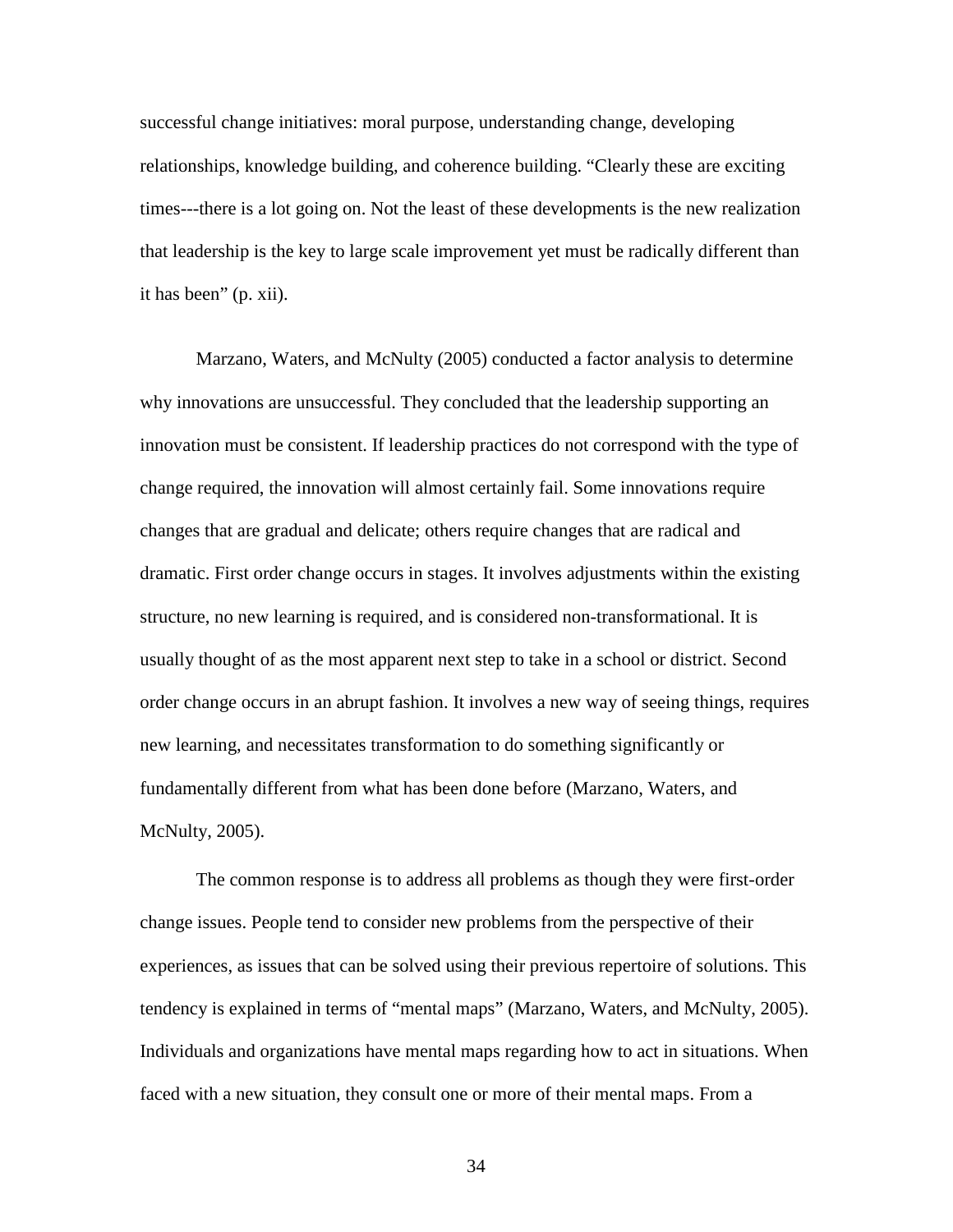successful change initiatives: moral purpose, understanding change, developing relationships, knowledge building, and coherence building. "Clearly these are exciting times---there is a lot going on. Not the least of these developments is the new realization that leadership is the key to large scale improvement yet must be radically different than it has been" (p. xii).

Marzano, Waters, and McNulty (2005) conducted a factor analysis to determine why innovations are unsuccessful. They concluded that the leadership supporting an innovation must be consistent. If leadership practices do not correspond with the type of change required, the innovation will almost certainly fail. Some innovations require changes that are gradual and delicate; others require changes that are radical and dramatic. First order change occurs in stages. It involves adjustments within the existing structure, no new learning is required, and is considered non-transformational. It is usually thought of as the most apparent next step to take in a school or district. Second order change occurs in an abrupt fashion. It involves a new way of seeing things, requires new learning, and necessitates transformation to do something significantly or fundamentally different from what has been done before (Marzano, Waters, and McNulty, 2005).

The common response is to address all problems as though they were first-order change issues. People tend to consider new problems from the perspective of their experiences, as issues that can be solved using their previous repertoire of solutions. This tendency is explained in terms of "mental maps" (Marzano, Waters, and McNulty, 2005). Individuals and organizations have mental maps regarding how to act in situations. When faced with a new situation, they consult one or more of their mental maps. From a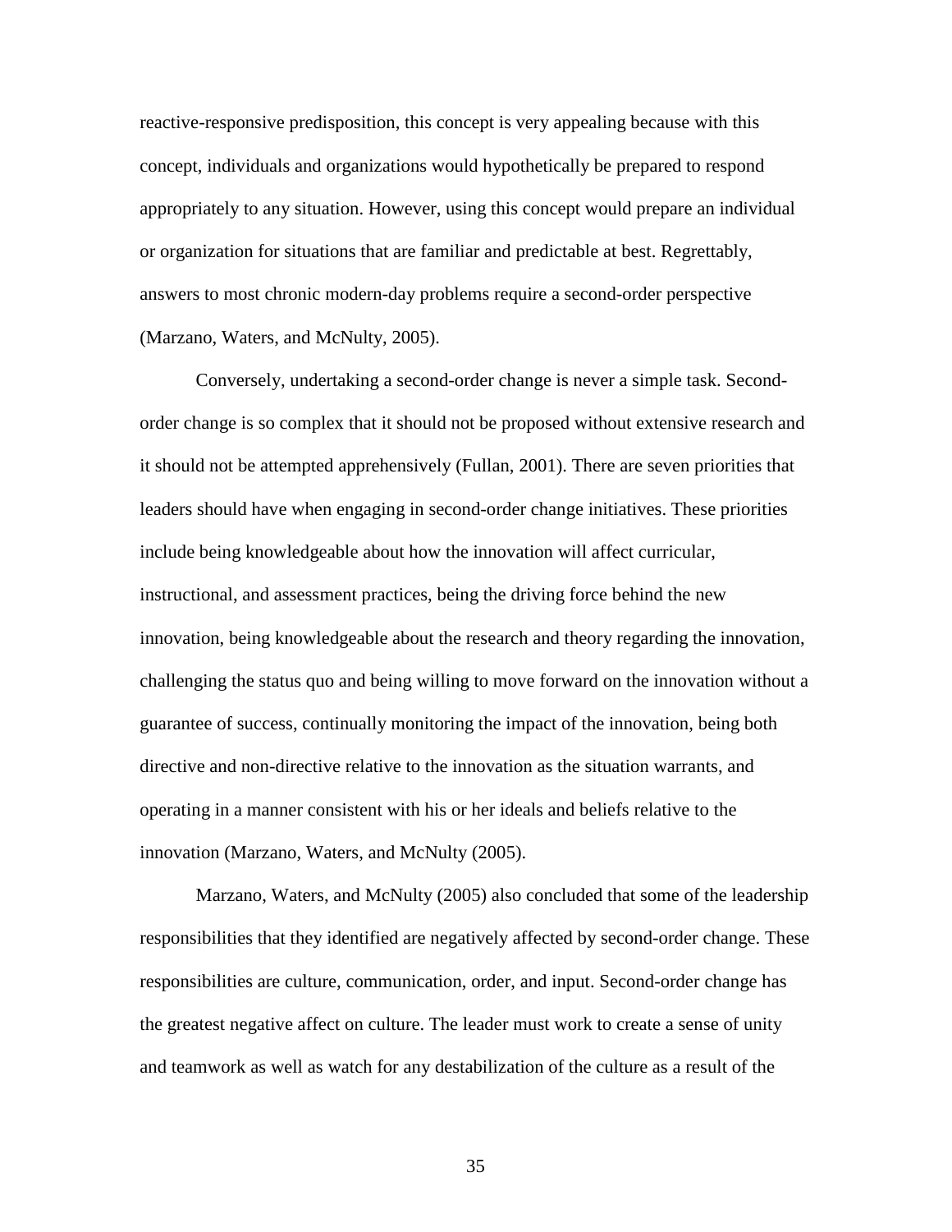reactive-responsive predisposition, this concept is very appealing because with this concept, individuals and organizations would hypothetically be prepared to respond appropriately to any situation. However, using this concept would prepare an individual or organization for situations that are familiar and predictable at best. Regrettably, answers to most chronic modern-day problems require a second-order perspective (Marzano, Waters, and McNulty, 2005).

Conversely, undertaking a second-order change is never a simple task. Second-order change is so complex that it should not be proposed without extensive research and it should not be attempted apprehensively (Fullan, 2001). There are seven priorities that leaders should have when engaging in second-order change initiatives. These priorities include being knowledgeable about how the innovation will affect curricular, instructional, and assessment practices, being the driving force behind the new innovation, being knowledgeable about the research and theory regarding the innovation, challenging the status quo and being willing to move forward on the innovation without a guarantee of success, continually monitoring the impact of the innovation, being both directive and non-directive relative to the innovation as the situation warrants, and operating in a manner consistent with his or her ideals and beliefs relative to the innovation (Marzano, Waters, and McNulty (2005).

Marzano, Waters, and McNulty (2005) also concluded that some of the leadership responsibilities that they identified are negatively affected by second-order change. These responsibilities are culture, communication, order, and input. Second-order change has the greatest negative affect on culture. The leader must work to create a sense of unity and teamwork as well as watch for any destabilization of the culture as a result of the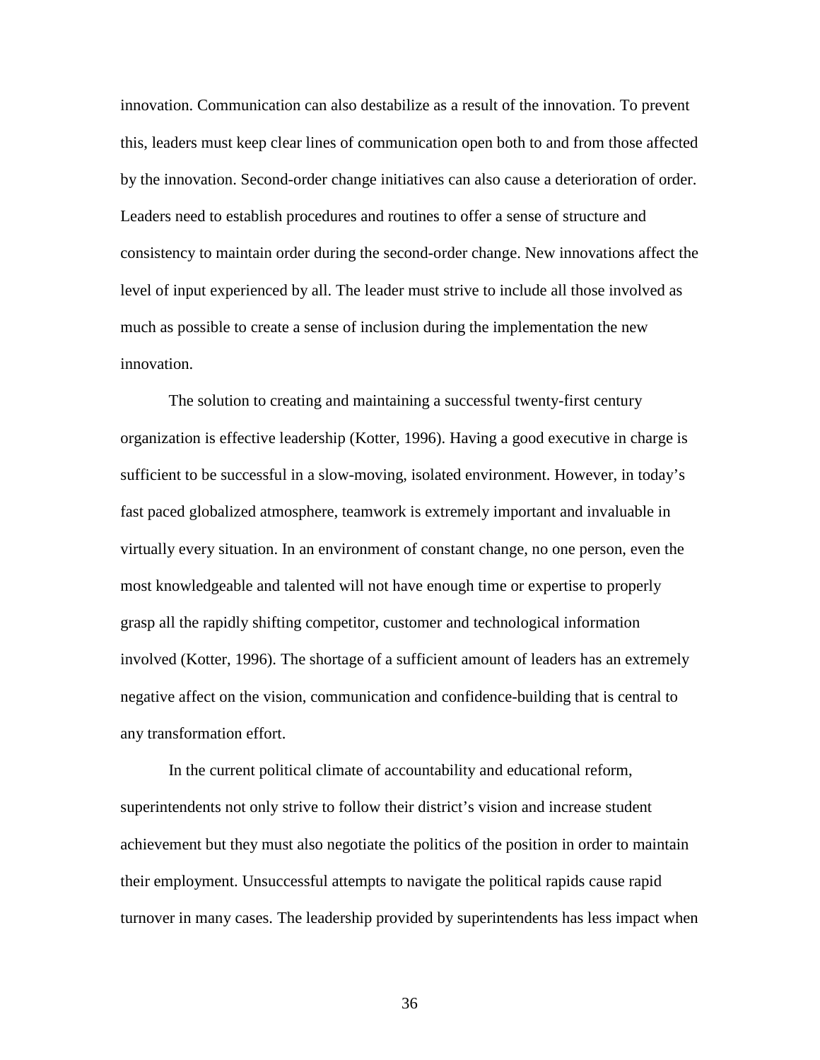innovation. Communication can also destabilize as a result of the innovation. To prevent this, leaders must keep clear lines of communication open both to and from those affected by the innovation. Second-order change initiatives can also cause a deterioration of order. Leaders need to establish procedures and routines to offer a sense of structure and consistency to maintain order during the second-order change. New innovations affect the level of input experienced by all. The leader must strive to include all those involved as much as possible to create a sense of inclusion during the implementation the new innovation.

The solution to creating and maintaining a successful twenty-first century organization is effective leadership (Kotter, 1996). Having a good executive in charge is sufficient to be successful in a slow-moving, isolated environment. However, in today's fast paced globalized atmosphere, teamwork is extremely important and invaluable in virtually every situation. In an environment of constant change, no one person, even the most knowledgeable and talented will not have enough time or expertise to properly grasp all the rapidly shifting competitor, customer and technological information involved (Kotter, 1996). The shortage of a sufficient amount of leaders has an extremely negative affect on the vision, communication and confidence-building that is central to any transformation effort.

In the current political climate of accountability and educational reform, superintendents not only strive to follow their district's vision and increase student achievement but they must also negotiate the politics of the position in order to maintain their employment. Unsuccessful attempts to navigate the political rapids cause rapid turnover in many cases. The leadership provided by superintendents has less impact when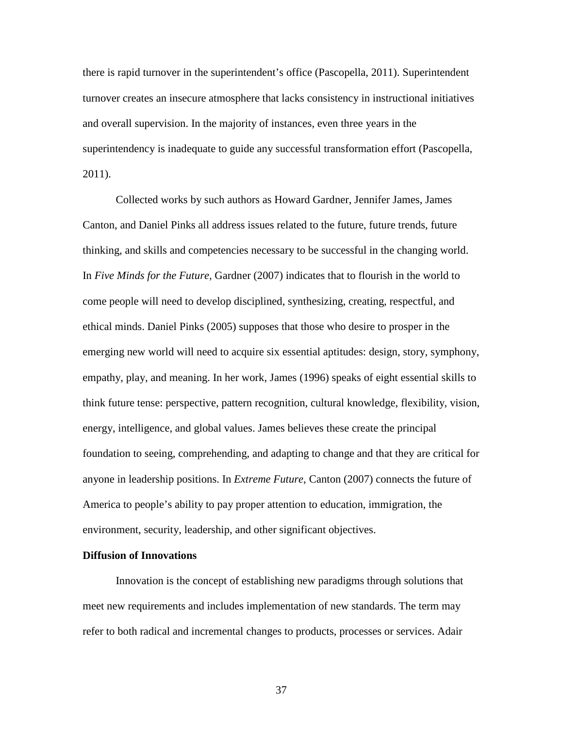there is rapid turnover in the superintendent's office (Pascopella, 2011). Superintendent turnover creates an insecure atmosphere that lacks consistency in instructional initiatives and overall supervision. In the majority of instances, even three years in the superintendency is inadequate to guide any successful transformation effort (Pascopella, 2011).

Collected works by such authors as Howard Gardner, Jennifer James, James Canton, and Daniel Pinks all address issues related to the future, future trends, future thinking, and skills and competencies necessary to be successful in the changing world. In *Five Minds for the Future*, Gardner (2007) indicates that to flourish in the world to come people will need to develop disciplined, synthesizing, creating, respectful, and ethical minds. Daniel Pinks (2005) supposes that those who desire to prosper in the emerging new world will need to acquire six essential aptitudes: design, story, symphony, empathy, play, and meaning. In her work, James (1996) speaks of eight essential skills to think future tense: perspective, pattern recognition, cultural knowledge, flexibility, vision, energy, intelligence, and global values. James believes these create the principal foundation to seeing, comprehending, and adapting to change and that they are critical for anyone in leadership positions. In *Extreme Future*, Canton (2007) connects the future of America to people's ability to pay proper attention to education, immigration, the environment, security, leadership, and other significant objectives.

**Diffusion of Innovations**

Innovation is the concept of establishing new paradigms through solutions that meet new requirements and includes implementation of new standards. The term may refer to both radical and incremental changes to products, processes or services. Adair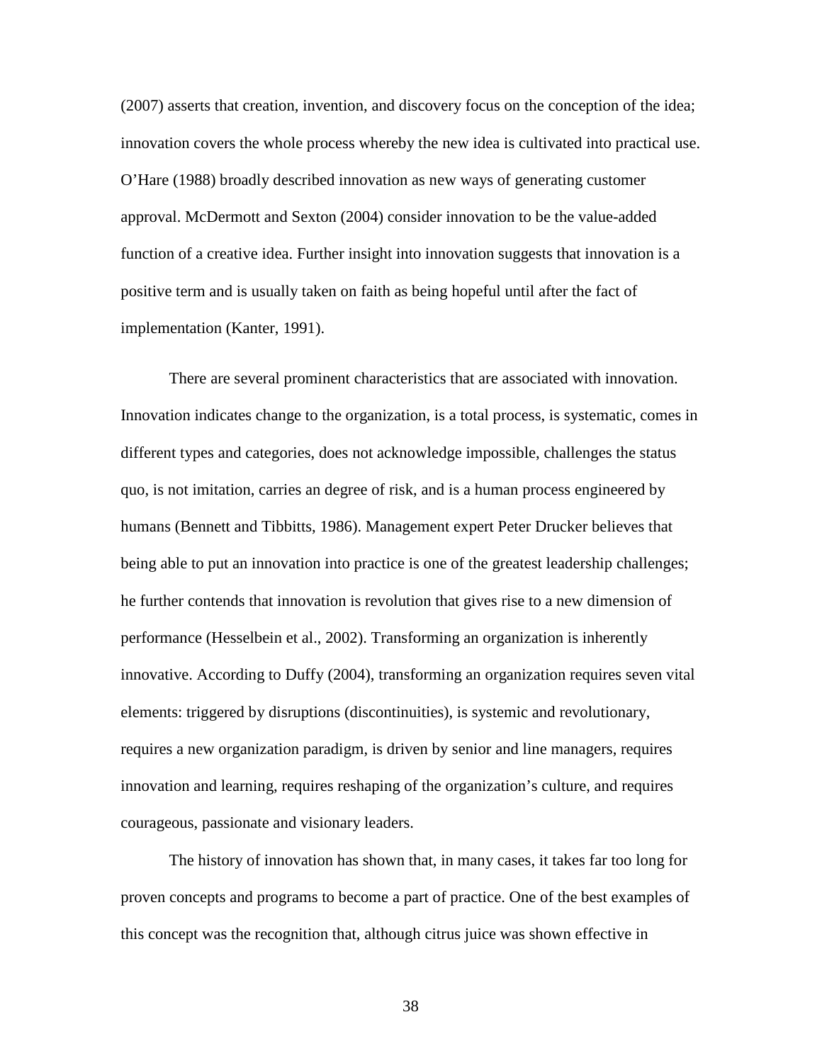(2007) asserts that creation, invention, and discovery focus on the conception of the idea; innovation covers the whole process whereby the new idea is cultivated into practical use. O'Hare (1988) broadly described innovation as new ways of generating customer approval. McDermott and Sexton (2004) consider innovation to be the value-added function of a creative idea. Further insight into innovation suggests that innovation is a positive term and is usually taken on faith as being hopeful until after the fact of implementation (Kanter, 1991).

There are several prominent characteristics that are associated with innovation. Innovation indicates change to the organization, is a total process, is systematic, comes in different types and categories, does not acknowledge impossible, challenges the status quo, is not imitation, carries an degree of risk, and is a human process engineered by humans (Bennett and Tibbitts, 1986). Management expert Peter Drucker believes that being able to put an innovation into practice is one of the greatest leadership challenges; he further contends that innovation is revolution that gives rise to a new dimension of performance (Hesselbein et al., 2002). Transforming an organization is inherently innovative. According to Duffy (2004), transforming an organization requires seven vital elements: triggered by disruptions (discontinuities), is systemic and revolutionary, requires a new organization paradigm, is driven by senior and line managers, requires innovation and learning, requires reshaping of the organization's culture, and requires courageous, passionate and visionary leaders.

The history of innovation has shown that, in many cases, it takes far too long for proven concepts and programs to become a part of practice. One of the best examples of this concept was the recognition that, although citrus juice was shown effective in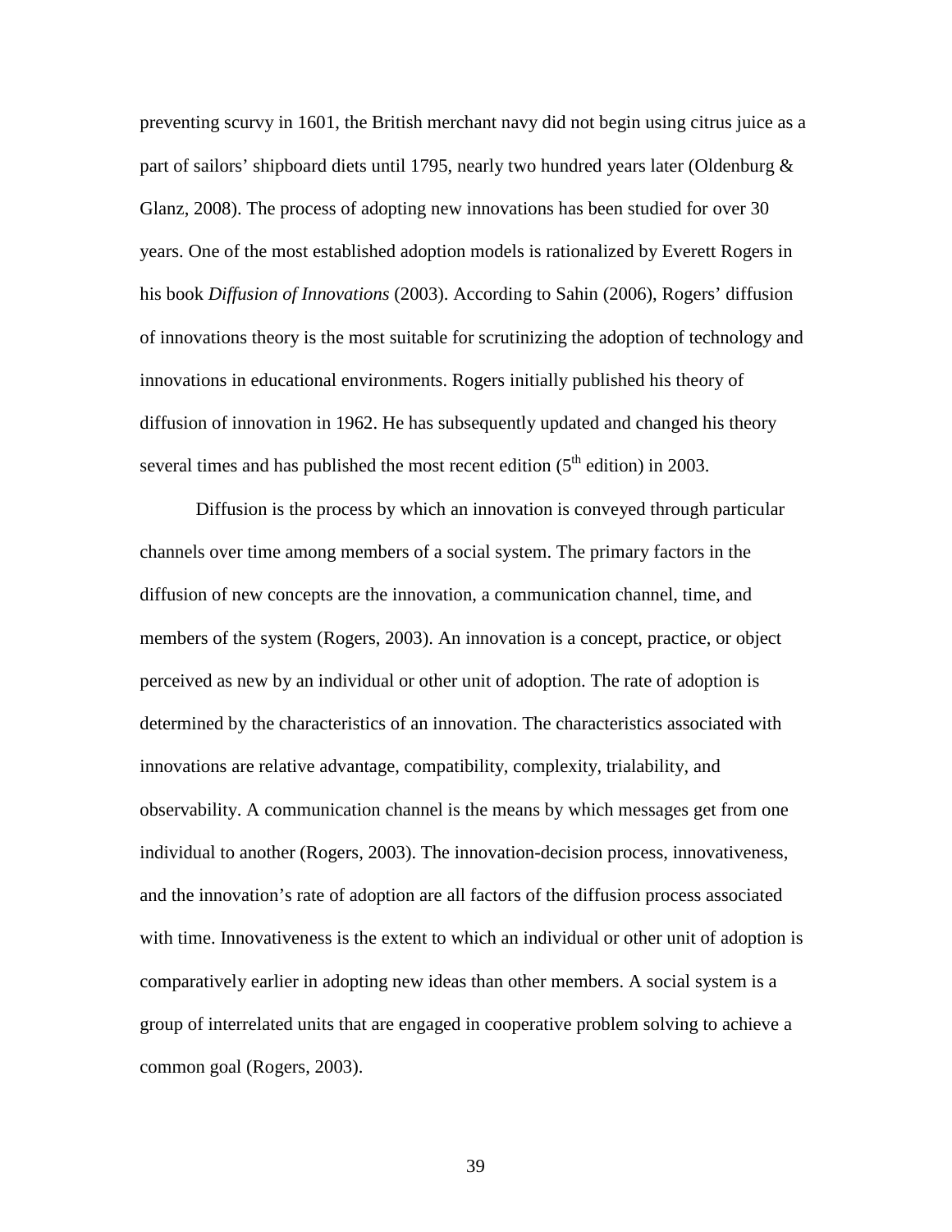preventing scurvy in 1601, the British merchant navy did not begin using citrus juice as a part of sailors' shipboard diets until 1795, nearly two hundred years later (Oldenburg & Glanz, 2008). The process of adopting new innovations has been studied for over 30 years. One of the most established adoption models is rationalized by Everett Rogers in his book *Diffusion of Innovations* (2003). According to Sahin (2006), Rogers' diffusion of innovations theory is the most suitable for scrutinizing the adoption of technology and innovations in educational environments. Rogers initially published his theory of diffusion of innovation in 1962. He has subsequently updated and changed his theory several times and has published the most recent edition (5th edition) in 2003.

Diffusion is the process by which an innovation is conveyed through particular channels over time among members of a social system. The primary factors in the diffusion of new concepts are the innovation, a communication channel, time, and members of the system (Rogers, 2003). An innovation is a concept, practice, or object perceived as new by an individual or other unit of adoption. The rate of adoption is determined by the characteristics of an innovation. The characteristics associated with innovations are relative advantage, compatibility, complexity, trialability, and observability. A communication channel is the means by which messages get from one individual to another (Rogers, 2003). The innovation-decision process, innovativeness, and the innovation's rate of adoption are all factors of the diffusion process associated with time. Innovativeness is the extent to which an individual or other unit of adoption is comparatively earlier in adopting new ideas than other members. A social system is a group of interrelated units that are engaged in cooperative problem solving to achieve a common goal (Rogers, 2003).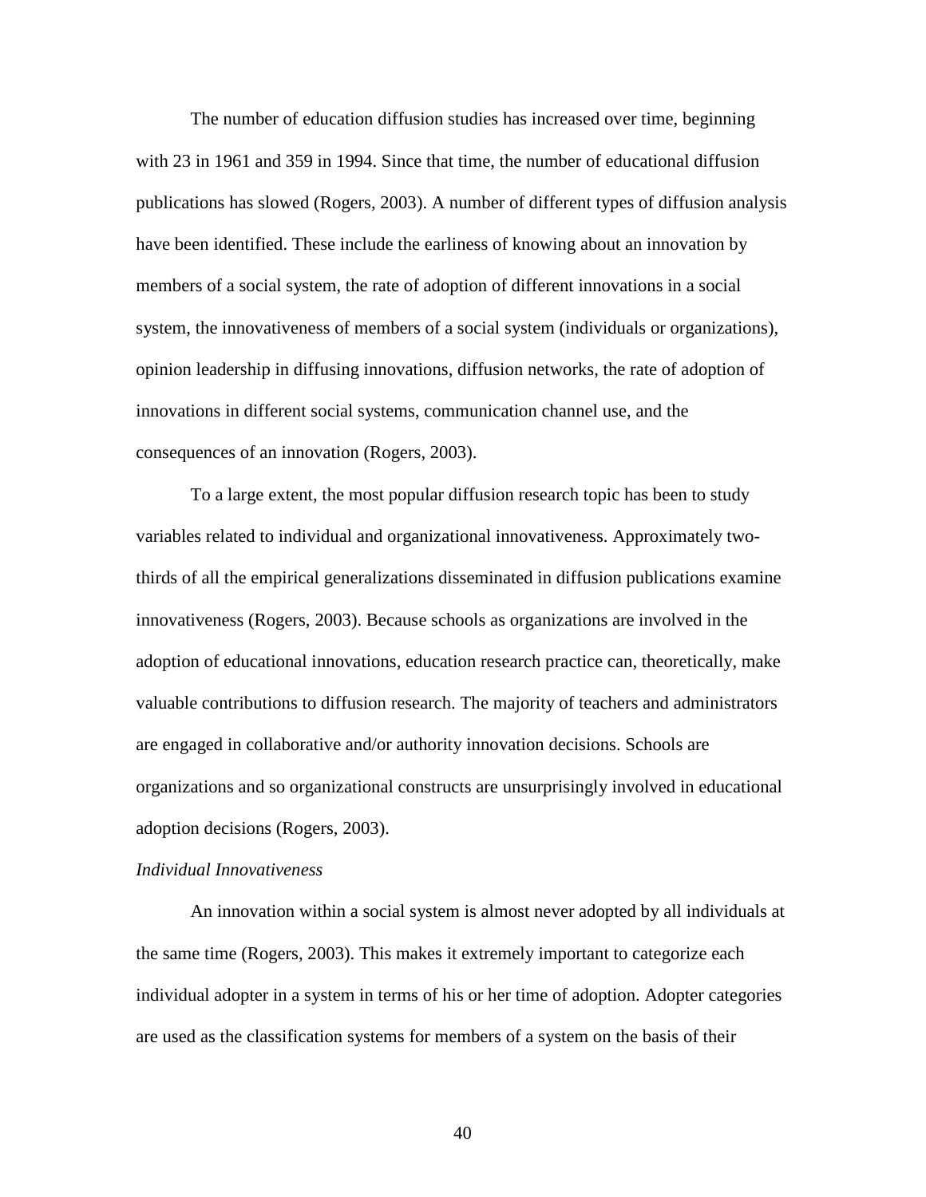The number of education diffusion studies has increased over time, beginning with 23 in 1961 and 359 in 1994. Since that time, the number of educational diffusion publications has slowed (Rogers, 2003). A number of different types of diffusion analysis have been identified. These include the earliness of knowing about an innovation by members of a social system, the rate of adoption of different innovations in a social system, the innovativeness of members of a social system (individuals or organizations), opinion leadership in diffusing innovations, diffusion networks, the rate of adoption of innovations in different social systems, communication channel use, and the consequences of an innovation (Rogers, 2003).

To a large extent, the most popular diffusion research topic has been to study variables related to individual and organizational innovativeness. Approximately two-thirds of all the empirical generalizations disseminated in diffusion publications examine innovativeness (Rogers, 2003). Because schools as organizations are involved in the adoption of educational innovations, education research practice can, theoretically, make valuable contributions to diffusion research. The majority of teachers and administrators are engaged in collaborative and/or authority innovation decisions. Schools are organizations and so organizational constructs are unsurprisingly involved in educational adoption decisions (Rogers, 2003).

*Individual Innovativeness*

An innovation within a social system is almost never adopted by all individuals at the same time (Rogers, 2003). This makes it extremely important to categorize each individual adopter in a system in terms of his or her time of adoption. Adopter categories are used as the classification systems for members of a system on the basis of their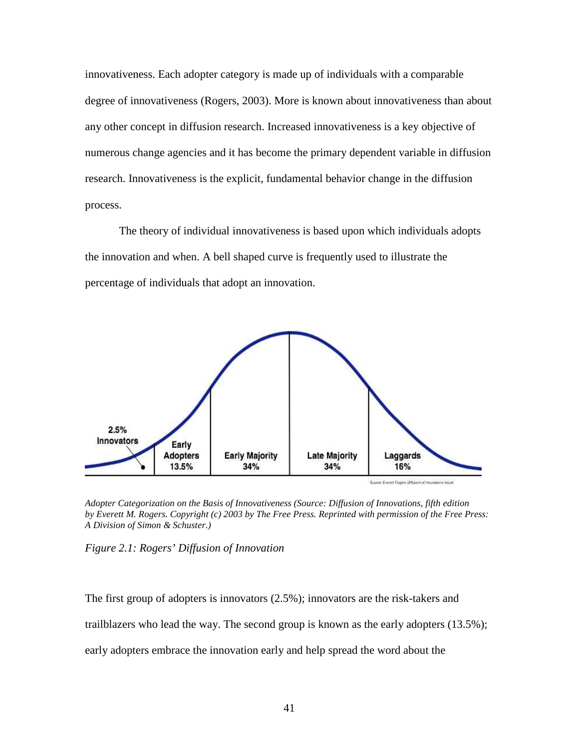innovativeness. Each adopter category is made up of individuals with a comparable degree of innovativeness (Rogers, 2003). More is known about innovativeness than about any other concept in diffusion research. Increased innovativeness is a key objective of numerous change agencies and it has become the primary dependent variable in diffusion research. Innovativeness is the explicit, fundamental behavior change in the diffusion process.

The theory of individual innovativeness is based upon which individuals adopts the innovation and when. A bell shaped curve is frequently used to illustrate the percentage of individuals that adopt an innovation.

*Adopter Categorization on the Basis of Innovativeness (Source: Diffusion of Innovations, fifth edition by Everett M. Rogers. Copyright (c) 2003 by The Free Press. Reprinted with permission of the Free Press: A Division of Simon & Schuster.)*

*Figure 2.1: Rogers' Diffusion of Innovation*

The first group of adopters is innovators (2.5%); innovators are the risk-takers and trailblazers who lead the way. The second group is known as the early adopters (13.5%); early adopters embrace the innovation early and help spread the word about the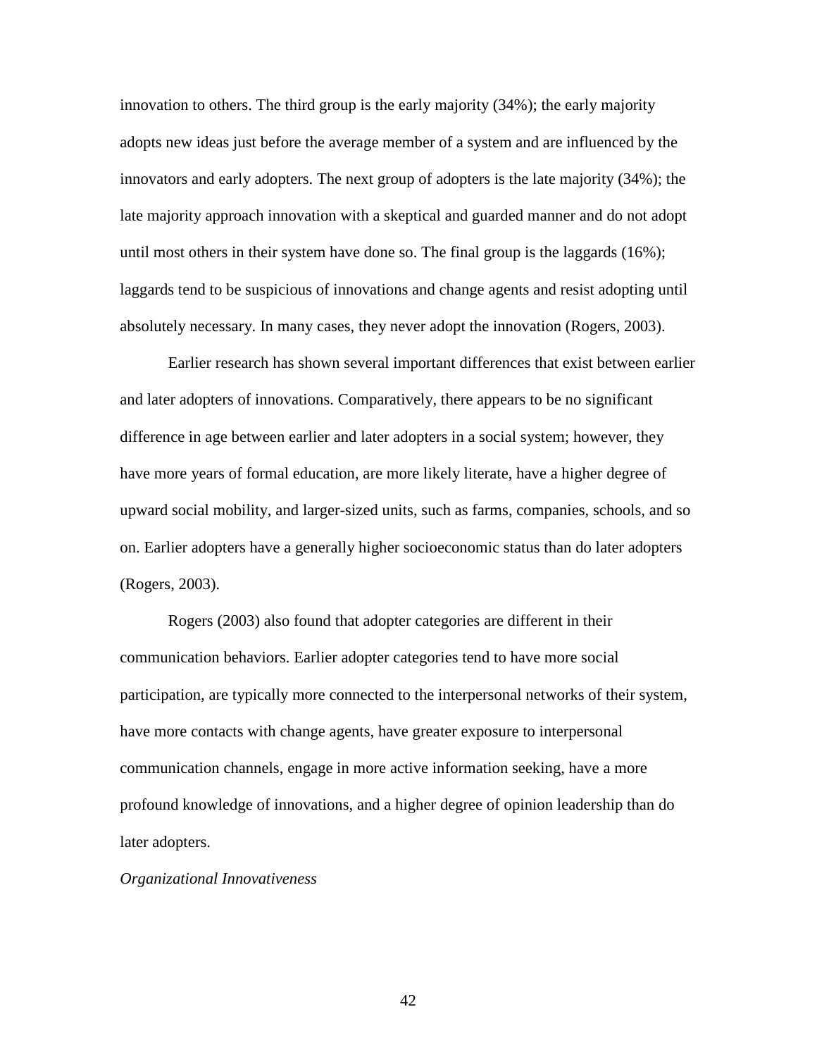innovation to others. The third group is the early majority (34%); the early majority adopts new ideas just before the average member of a system and are influenced by the innovators and early adopters. The next group of adopters is the late majority (34%); the late majority approach innovation with a skeptical and guarded manner and do not adopt until most others in their system have done so. The final group is the laggards (16%); laggards tend to be suspicious of innovations and change agents and resist adopting until absolutely necessary. In many cases, they never adopt the innovation (Rogers, 2003).

Earlier research has shown several important differences that exist between earlier and later adopters of innovations. Comparatively, there appears to be no significant difference in age between earlier and later adopters in a social system; however, they have more years of formal education, are more likely literate, have a higher degree of upward social mobility, and larger-sized units, such as farms, companies, schools, and so on. Earlier adopters have a generally higher socioeconomic status than do later adopters (Rogers, 2003).

Rogers (2003) also found that adopter categories are different in their communication behaviors. Earlier adopter categories tend to have more social participation, are typically more connected to the interpersonal networks of their system, have more contacts with change agents, have greater exposure to interpersonal communication channels, engage in more active information seeking, have a more profound knowledge of innovations, and a higher degree of opinion leadership than do later adopters.

*Organizational Innovativeness*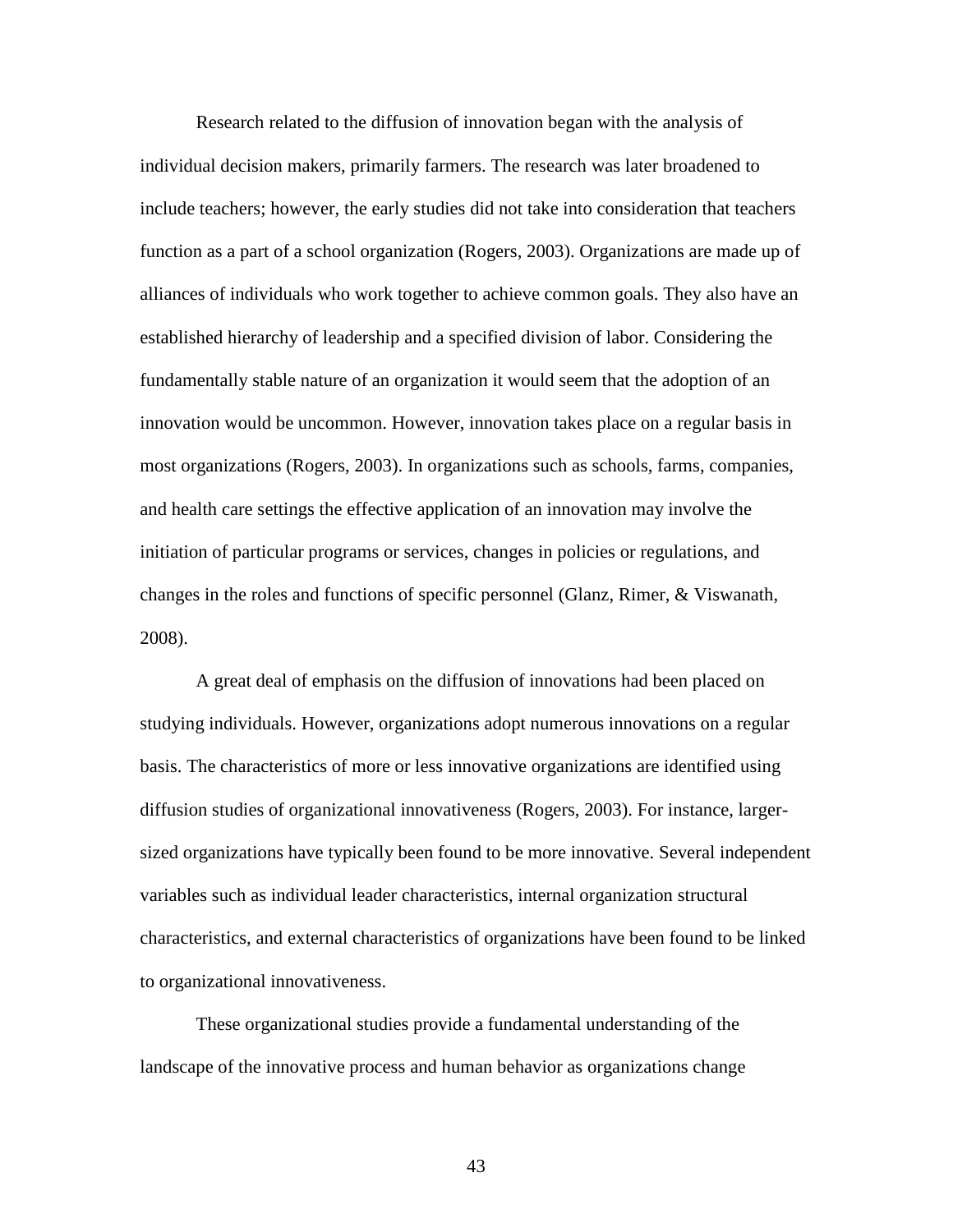Research related to the diffusion of innovation began with the analysis of individual decision makers, primarily farmers. The research was later broadened to include teachers; however, the early studies did not take into consideration that teachers function as a part of a school organization (Rogers, 2003). Organizations are made up of alliances of individuals who work together to achieve common goals. They also have an established hierarchy of leadership and a specified division of labor. Considering the fundamentally stable nature of an organization it would seem that the adoption of an innovation would be uncommon. However, innovation takes place on a regular basis in most organizations (Rogers, 2003). In organizations such as schools, farms, companies, and health care settings the effective application of an innovation may involve the initiation of particular programs or services, changes in policies or regulations, and changes in the roles and functions of specific personnel (Glanz, Rimer, & Viswanath, 2008).

A great deal of emphasis on the diffusion of innovations had been placed on studying individuals. However, organizations adopt numerous innovations on a regular basis. The characteristics of more or less innovative organizations are identified using diffusion studies of organizational innovativeness (Rogers, 2003). For instance, larger-sized organizations have typically been found to be more innovative. Several independent variables such as individual leader characteristics, internal organization structural characteristics, and external characteristics of organizations have been found to be linked to organizational innovativeness.

These organizational studies provide a fundamental understanding of the landscape of the innovative process and human behavior as organizations change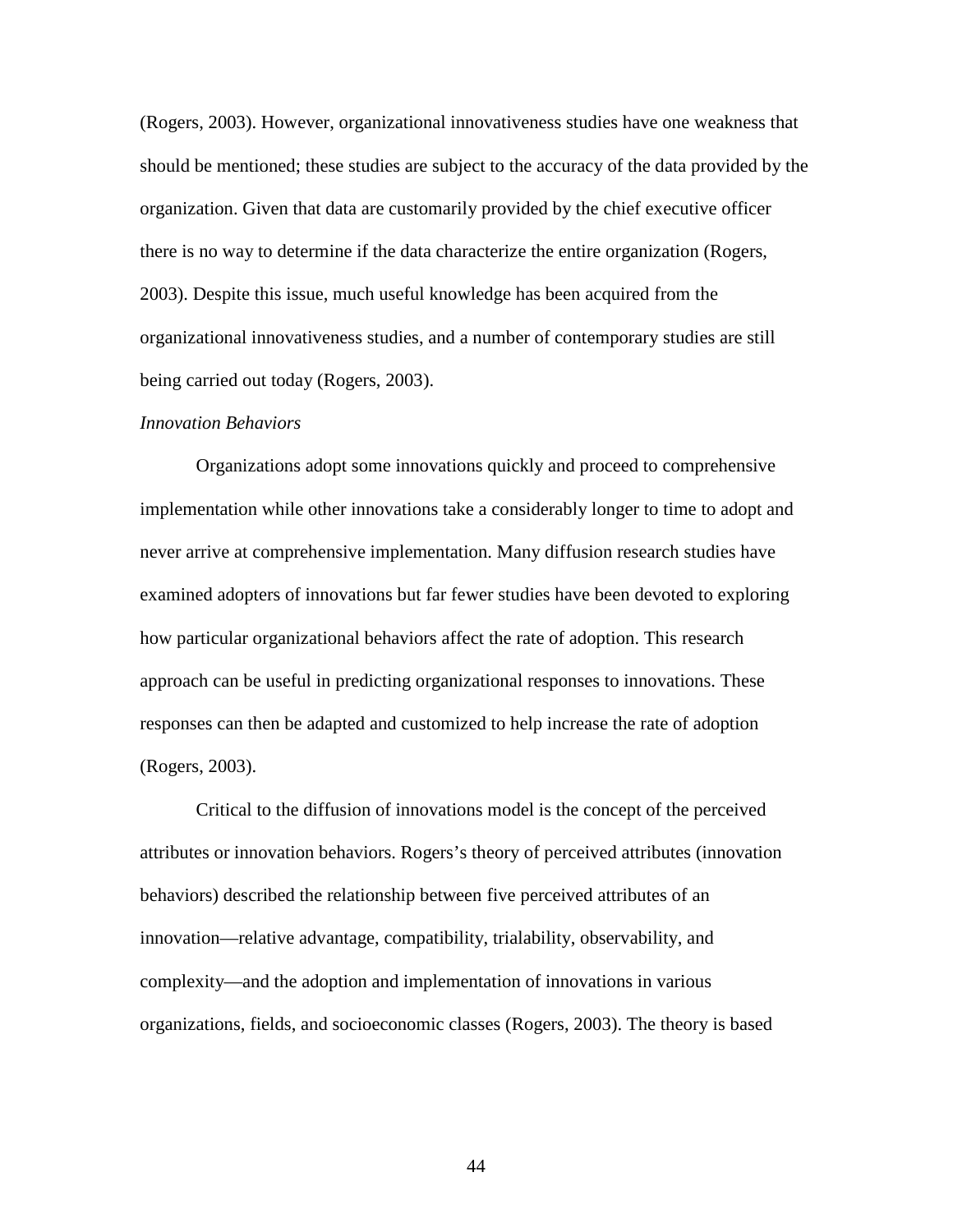(Rogers, 2003). However, organizational innovativeness studies have one weakness that should be mentioned; these studies are subject to the accuracy of the data provided by the organization. Given that data are customarily provided by the chief executive officer there is no way to determine if the data characterize the entire organization (Rogers, 2003). Despite this issue, much useful knowledge has been acquired from the organizational innovativeness studies, and a number of contemporary studies are still being carried out today (Rogers, 2003).

*Innovation Behaviors*

Organizations adopt some innovations quickly and proceed to comprehensive implementation while other innovations take a considerably longer to time to adopt and never arrive at comprehensive implementation. Many diffusion research studies have examined adopters of innovations but far fewer studies have been devoted to exploring how particular organizational behaviors affect the rate of adoption. This research approach can be useful in predicting organizational responses to innovations. These responses can then be adapted and customized to help increase the rate of adoption (Rogers, 2003).

Critical to the diffusion of innovations model is the concept of the perceived attributes or innovation behaviors. Rogers's theory of perceived attributes (innovation behaviors) described the relationship between five perceived attributes of an innovation—relative advantage, compatibility, trialability, observability, and complexity—and the adoption and implementation of innovations in various organizations, fields, and socioeconomic classes (Rogers, 2003). The theory is based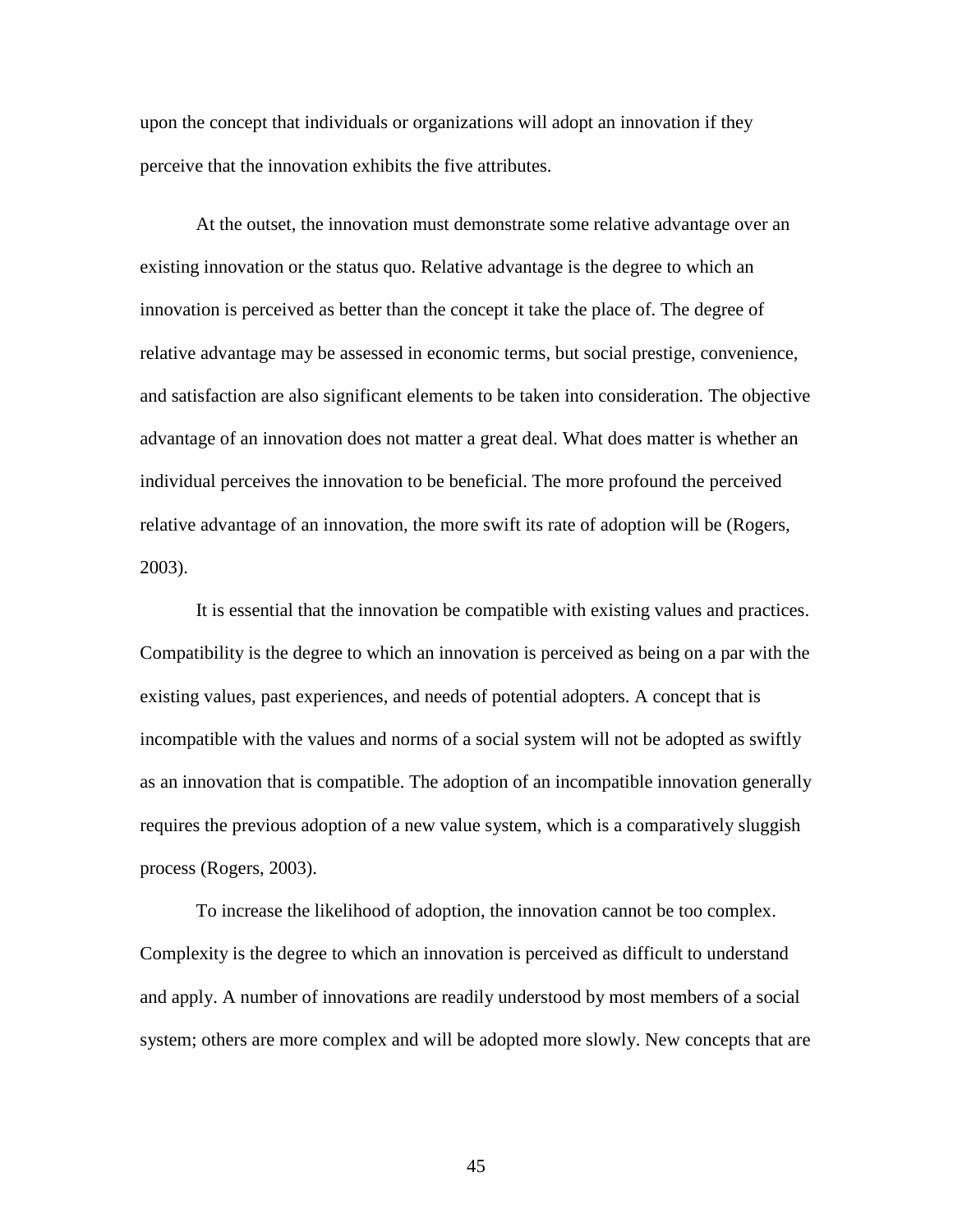upon the concept that individuals or organizations will adopt an innovation if they perceive that the innovation exhibits the five attributes.

At the outset, the innovation must demonstrate some relative advantage over an existing innovation or the status quo. Relative advantage is the degree to which an innovation is perceived as better than the concept it take the place of. The degree of relative advantage may be assessed in economic terms, but social prestige, convenience, and satisfaction are also significant elements to be taken into consideration. The objective advantage of an innovation does not matter a great deal. What does matter is whether an individual perceives the innovation to be beneficial. The more profound the perceived relative advantage of an innovation, the more swift its rate of adoption will be (Rogers, 2003).

It is essential that the innovation be compatible with existing values and practices. Compatibility is the degree to which an innovation is perceived as being on a par with the existing values, past experiences, and needs of potential adopters. A concept that is incompatible with the values and norms of a social system will not be adopted as swiftly as an innovation that is compatible. The adoption of an incompatible innovation generally requires the previous adoption of a new value system, which is a comparatively sluggish process (Rogers, 2003).

To increase the likelihood of adoption, the innovation cannot be too complex. Complexity is the degree to which an innovation is perceived as difficult to understand and apply. A number of innovations are readily understood by most members of a social system; others are more complex and will be adopted more slowly. New concepts that are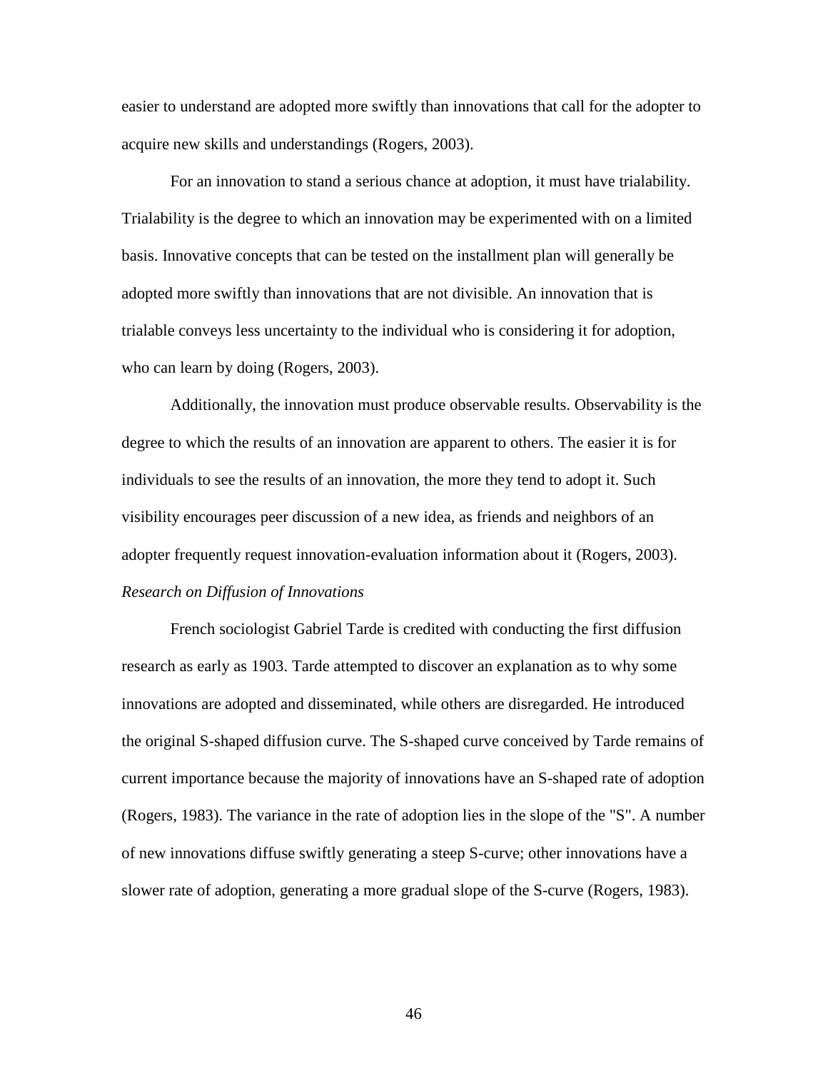easier to understand are adopted more swiftly than innovations that call for the adopter to acquire new skills and understandings (Rogers, 2003).

For an innovation to stand a serious chance at adoption, it must have trialability. Trialability is the degree to which an innovation may be experimented with on a limited basis. Innovative concepts that can be tested on the installment plan will generally be adopted more swiftly than innovations that are not divisible. An innovation that is trialable conveys less uncertainty to the individual who is considering it for adoption, who can learn by doing (Rogers, 2003).

Additionally, the innovation must produce observable results. Observability is the degree to which the results of an innovation are apparent to others. The easier it is for individuals to see the results of an innovation, the more they tend to adopt it. Such visibility encourages peer discussion of a new idea, as friends and neighbors of an adopter frequently request innovation-evaluation information about it (Rogers, 2003).

*Research on Diffusion of Innovations*

French sociologist Gabriel Tarde is credited with conducting the first diffusion research as early as 1903. Tarde attempted to discover an explanation as to why some innovations are adopted and disseminated, while others are disregarded. He introduced the original S-shaped diffusion curve. The S-shaped curve conceived by Tarde remains of current importance because the majority of innovations have an S-shaped rate of adoption (Rogers, 1983). The variance in the rate of adoption lies in the slope of the "S". A number of new innovations diffuse swiftly generating a steep S-curve; other innovations have a slower rate of adoption, generating a more gradual slope of the S-curve (Rogers, 1983).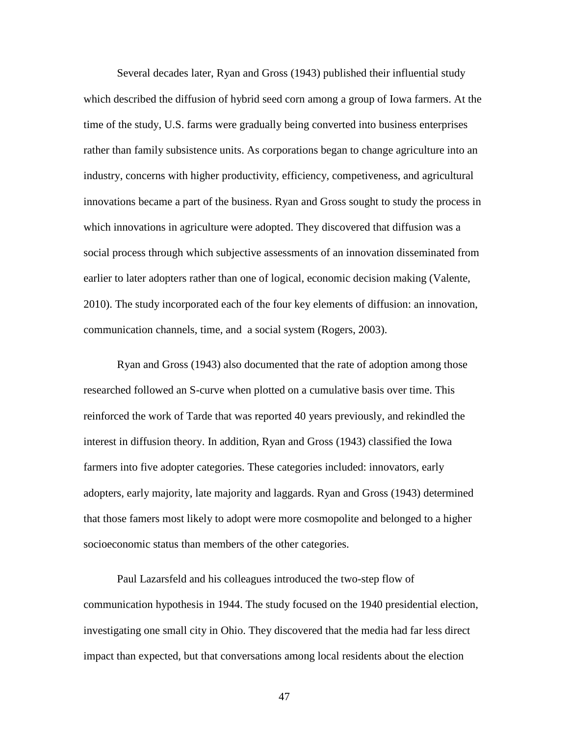Several decades later, Ryan and Gross (1943) published their influential study which described the diffusion of hybrid seed corn among a group of Iowa farmers. At the time of the study, U.S. farms were gradually being converted into business enterprises rather than family subsistence units. As corporations began to change agriculture into an industry, concerns with higher productivity, efficiency, competiveness, and agricultural innovations became a part of the business. Ryan and Gross sought to study the process in which innovations in agriculture were adopted. They discovered that diffusion was a social process through which subjective assessments of an innovation disseminated from earlier to later adopters rather than one of logical, economic decision making (Valente, 2010). The study incorporated each of the four key elements of diffusion: an innovation, communication channels, time, and a social system (Rogers, 2003).

Ryan and Gross (1943) also documented that the rate of adoption among those researched followed an S-curve when plotted on a cumulative basis over time. This reinforced the work of Tarde that was reported 40 years previously, and rekindled the interest in diffusion theory. In addition, Ryan and Gross (1943) classified the Iowa farmers into five adopter categories. These categories included: innovators, early adopters, early majority, late majority and laggards. Ryan and Gross (1943) determined that those famers most likely to adopt were more cosmopolite and belonged to a higher socioeconomic status than members of the other categories.

Paul Lazarsfeld and his colleagues introduced the two-step flow of communication hypothesis in 1944. The study focused on the 1940 presidential election, investigating one small city in Ohio. They discovered that the media had far less direct impact than expected, but that conversations among local residents about the election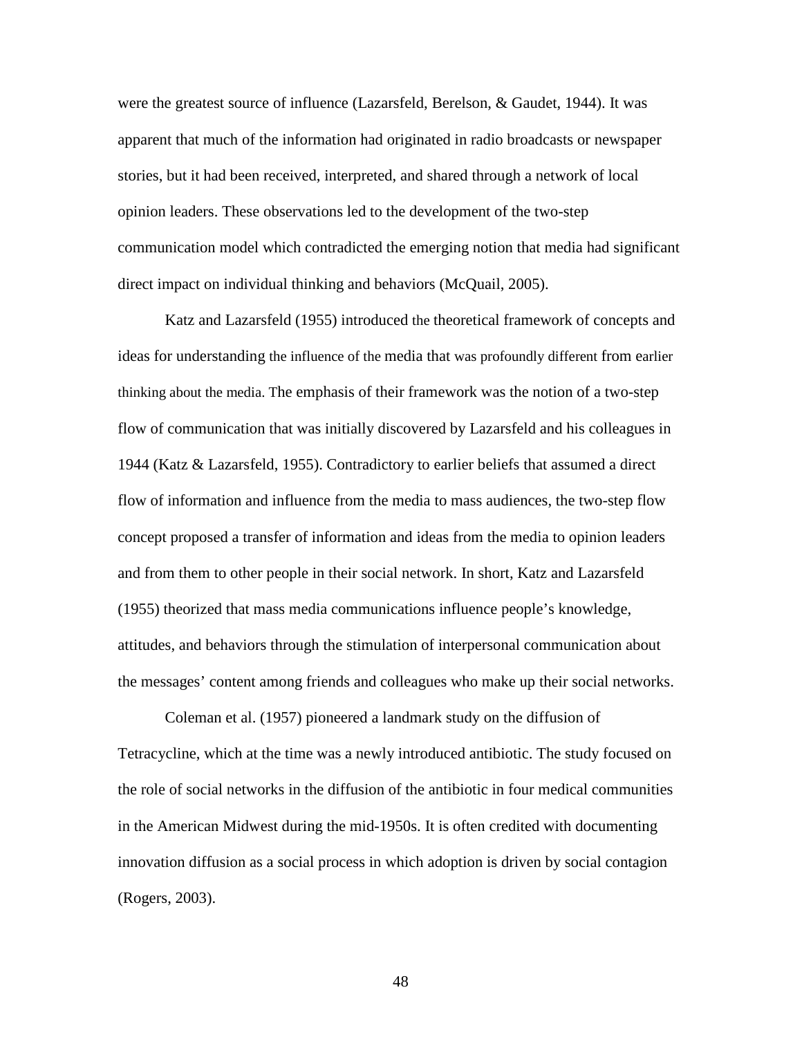were the greatest source of influence (Lazarsfeld, Berelson, & Gaudet, 1944). It was apparent that much of the information had originated in radio broadcasts or newspaper stories, but it had been received, interpreted, and shared through a network of local opinion leaders. These observations led to the development of the two-step communication model which contradicted the emerging notion that media had significant direct impact on individual thinking and behaviors (McQuail, 2005).

Katz and Lazarsfeld (1955) introduced the theoretical framework of concepts and ideas for understanding the influence of the media that was profoundly different from earlier thinking about the media. The emphasis of their framework was the notion of a two-step flow of communication that was initially discovered by Lazarsfeld and his colleagues in 1944 (Katz & Lazarsfeld, 1955). Contradictory to earlier beliefs that assumed a direct flow of information and influence from the media to mass audiences, the two-step flow concept proposed a transfer of information and ideas from the media to opinion leaders and from them to other people in their social network. In short, Katz and Lazarsfeld (1955) theorized that mass media communications influence people's knowledge, attitudes, and behaviors through the stimulation of interpersonal communication about the messages' content among friends and colleagues who make up their social networks.

Coleman et al. (1957) pioneered a landmark study on the diffusion of Tetracycline, which at the time was a newly introduced antibiotic. The study focused on the role of social networks in the diffusion of the antibiotic in four medical communities in the American Midwest during the mid-1950s. It is often credited with documenting innovation diffusion as a social process in which adoption is driven by social contagion (Rogers, 2003).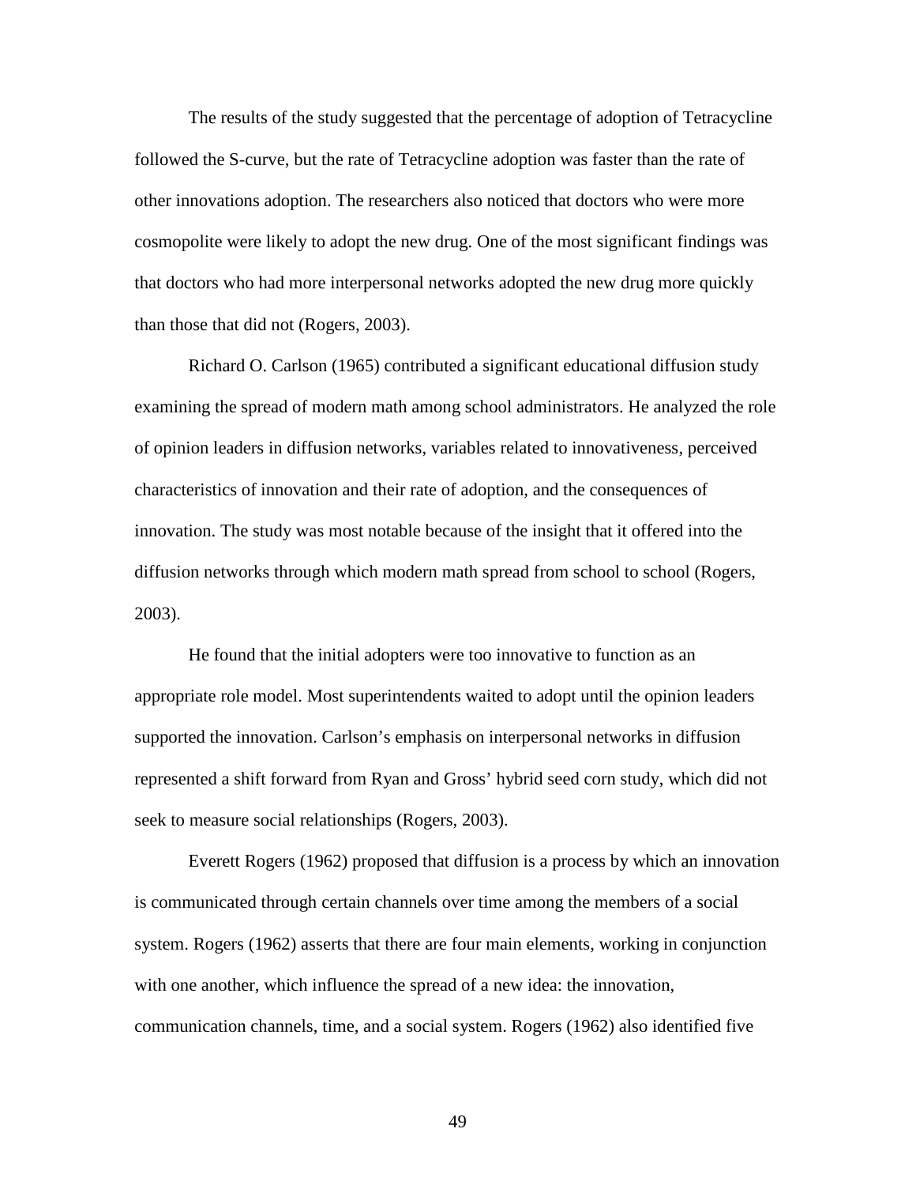The results of the study suggested that the percentage of adoption of Tetracycline followed the S-curve, but the rate of Tetracycline adoption was faster than the rate of other innovations adoption. The researchers also noticed that doctors who were more cosmopolite were likely to adopt the new drug. One of the most significant findings was that doctors who had more interpersonal networks adopted the new drug more quickly than those that did not (Rogers, 2003).

Richard O. Carlson (1965) contributed a significant educational diffusion study examining the spread of modern math among school administrators. He analyzed the role of opinion leaders in diffusion networks, variables related to innovativeness, perceived characteristics of innovation and their rate of adoption, and the consequences of innovation. The study was most notable because of the insight that it offered into the diffusion networks through which modern math spread from school to school (Rogers, 2003).

He found that the initial adopters were too innovative to function as an appropriate role model. Most superintendents waited to adopt until the opinion leaders supported the innovation. Carlson's emphasis on interpersonal networks in diffusion represented a shift forward from Ryan and Gross' hybrid seed corn study, which did not seek to measure social relationships (Rogers, 2003).

Everett Rogers (1962) proposed that diffusion is a process by which an innovation is communicated through certain channels over time among the members of a social system. Rogers (1962) asserts that there are four main elements, working in conjunction with one another, which influence the spread of a new idea: the innovation, communication channels, time, and a social system. Rogers (1962) also identified five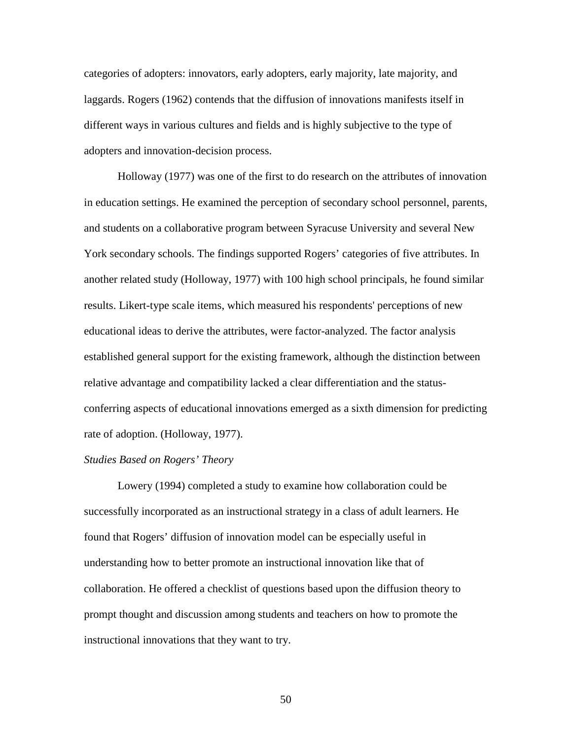categories of adopters: innovators, early adopters, early majority, late majority, and laggards. Rogers (1962) contends that the diffusion of innovations manifests itself in different ways in various cultures and fields and is highly subjective to the type of adopters and innovation-decision process.

Holloway (1977) was one of the first to do research on the attributes of innovation in education settings. He examined the perception of secondary school personnel, parents, and students on a collaborative program between Syracuse University and several New York secondary schools. The findings supported Rogers' categories of five attributes. In another related study (Holloway, 1977) with 100 high school principals, he found similar results. Likert-type scale items, which measured his respondents' perceptions of new educational ideas to derive the attributes, were factor-analyzed. The factor analysis established general support for the existing framework, although the distinction between relative advantage and compatibility lacked a clear differentiation and the status-conferring aspects of educational innovations emerged as a sixth dimension for predicting rate of adoption. (Holloway, 1977).

*Studies Based on Rogers' Theory*

Lowery (1994) completed a study to examine how collaboration could be successfully incorporated as an instructional strategy in a class of adult learners. He found that Rogers' diffusion of innovation model can be especially useful in understanding how to better promote an instructional innovation like that of collaboration. He offered a checklist of questions based upon the diffusion theory to prompt thought and discussion among students and teachers on how to promote the instructional innovations that they want to try.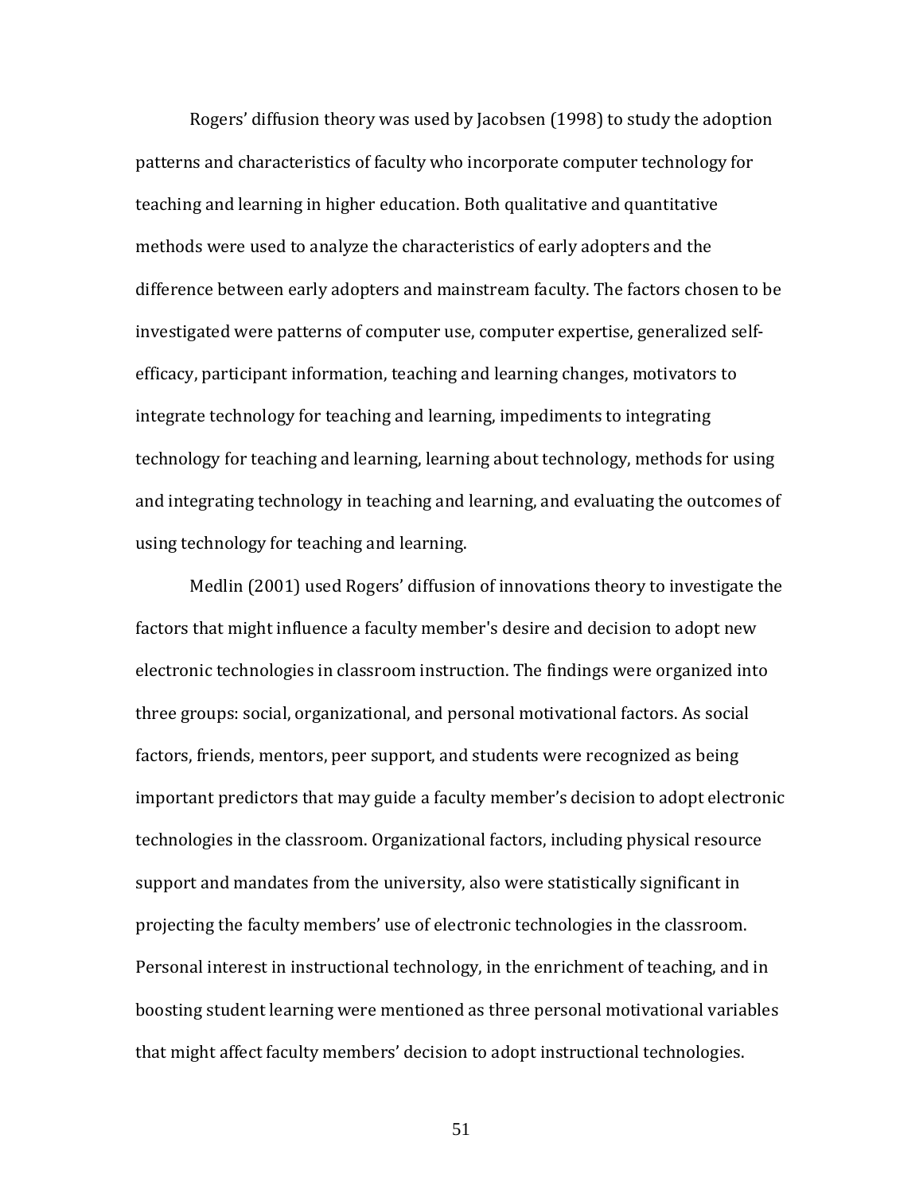Rogers' diffusion theory was used by Jacobsen (1998) to study the adoption patterns and characteristics of faculty who incorporate computer technology for teaching and learning in higher education. Both qualitative and quantitative methods were used to analyze the characteristics of early adopters and the difference between early adopters and mainstream faculty. The factors chosen to be investigated were patterns of computer use, computer expertise, generalized self-efficacy, participant information, teaching and learning changes, motivators to integrate technology for teaching and learning, impediments to integrating technology for teaching and learning, learning about technology, methods for using and integrating technology in teaching and learning, and evaluating the outcomes of using technology for teaching and learning.

Medlin (2001) used Rogers' diffusion of innovations theory to investigate the factors that might influence a faculty member's desire and decision to adopt new electronic technologies in classroom instruction. The findings were organized into three groups: social, organizational, and personal motivational factors. As social factors, friends, mentors, peer support, and students were recognized as being important predictors that may guide a faculty member's decision to adopt electronic technologies in the classroom. Organizational factors, including physical resource support and mandates from the university, also were statistically significant in projecting the faculty members' use of electronic technologies in the classroom. Personal interest in instructional technology, in the enrichment of teaching, and in boosting student learning were mentioned as three personal motivational variables that might affect faculty members' decision to adopt instructional technologies.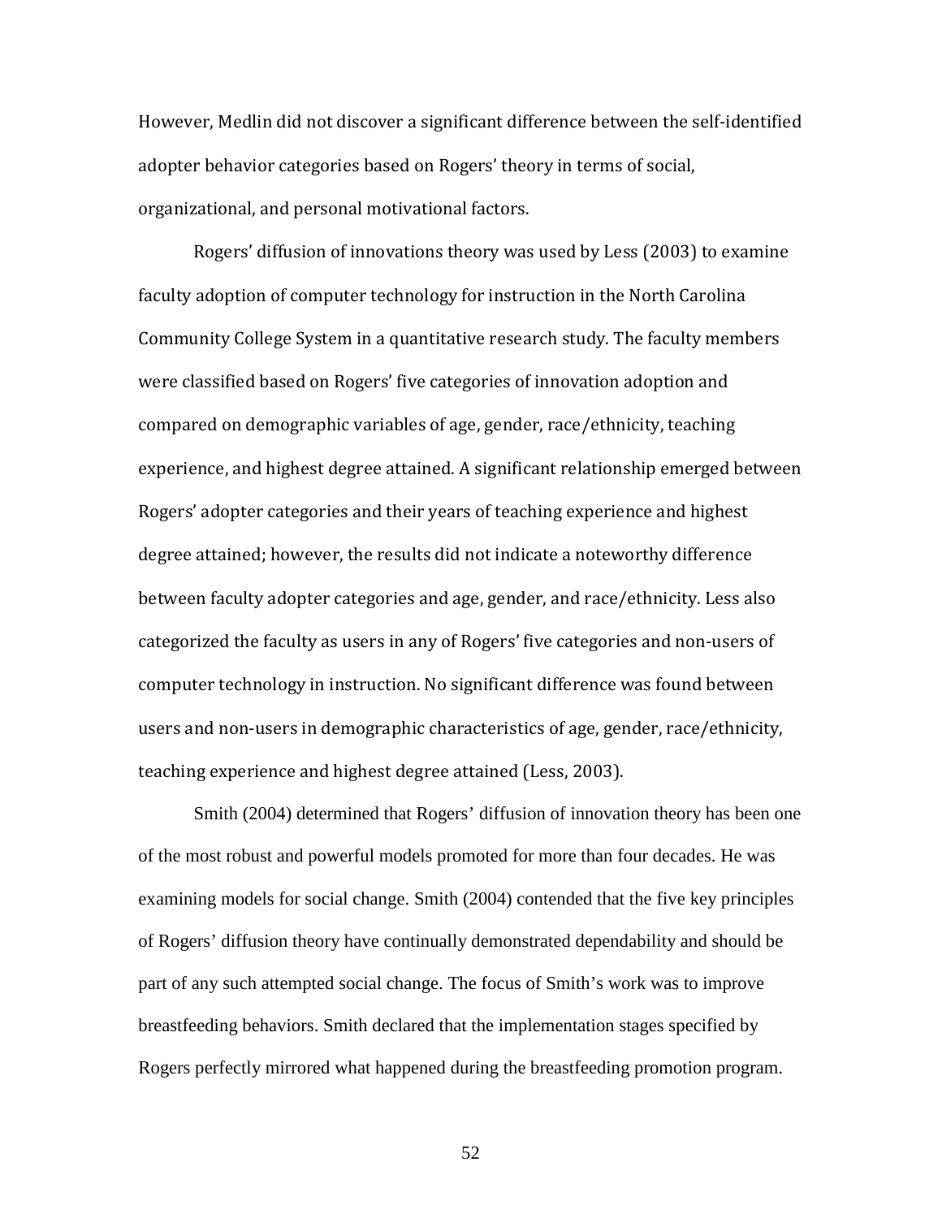However, Medlin did not discover a significant difference between the self-identified adopter behavior categories based on Rogers' theory in terms of social, organizational, and personal motivational factors.

Rogers' diffusion of innovations theory was used by Less (2003) to examine faculty adoption of computer technology for instruction in the North Carolina Community College System in a quantitative research study. The faculty members were classified based on Rogers' five categories of innovation adoption and compared on demographic variables of age, gender, race/ethnicity, teaching experience, and highest degree attained. A significant relationship emerged between Rogers' adopter categories and their years of teaching experience and highest degree attained; however, the results did not indicate a noteworthy difference between faculty adopter categories and age, gender, and race/ethnicity. Less also categorized the faculty as users in any of Rogers' five categories and non-users of computer technology in instruction. No significant difference was found between users and non-users in demographic characteristics of age, gender, race/ethnicity, teaching experience and highest degree attained (Less, 2003).

Smith (2004) determined that Rogers' diffusion of innovation theory has been one of the most robust and powerful models promoted for more than four decades. He was examining models for social change. Smith (2004) contended that the five key principles of Rogers' diffusion theory have continually demonstrated dependability and should be part of any such attempted social change. The focus of Smith's work was to improve breastfeeding behaviors. Smith declared that the implementation stages specified by Rogers perfectly mirrored what happened during the breastfeeding promotion program.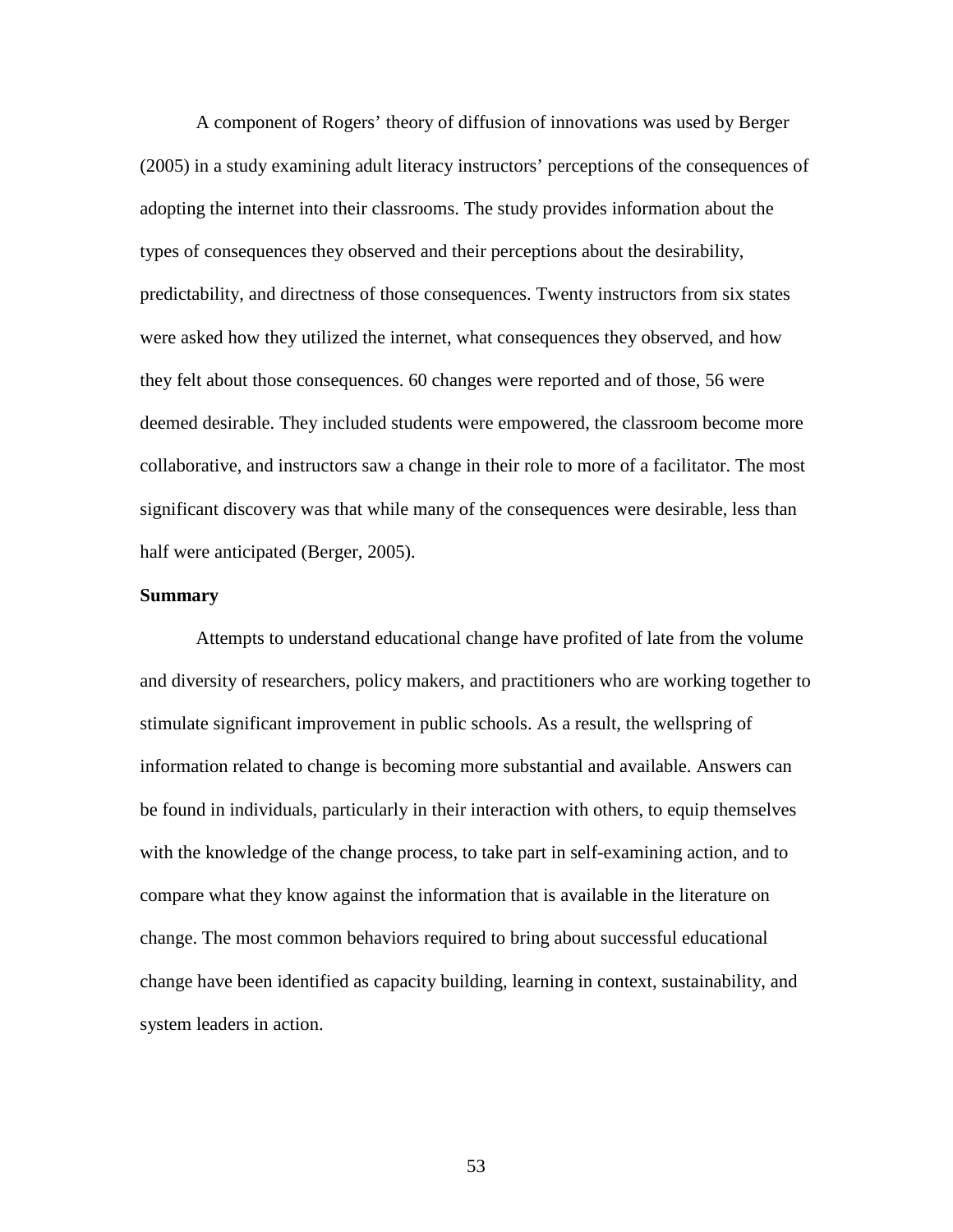A component of Rogers' theory of diffusion of innovations was used by Berger (2005) in a study examining adult literacy instructors' perceptions of the consequences of adopting the internet into their classrooms. The study provides information about the types of consequences they observed and their perceptions about the desirability, predictability, and directness of those consequences. Twenty instructors from six states were asked how they utilized the internet, what consequences they observed, and how they felt about those consequences. 60 changes were reported and of those, 56 were deemed desirable. They included students were empowered, the classroom become more collaborative, and instructors saw a change in their role to more of a facilitator. The most significant discovery was that while many of the consequences were desirable, less than half were anticipated (Berger, 2005).

**Summary**

Attempts to understand educational change have profited of late from the volume and diversity of researchers, policy makers, and practitioners who are working together to stimulate significant improvement in public schools. As a result, the wellspring of information related to change is becoming more substantial and available. Answers can be found in individuals, particularly in their interaction with others, to equip themselves with the knowledge of the change process, to take part in self-examining action, and to compare what they know against the information that is available in the literature on change. The most common behaviors required to bring about successful educational change have been identified as capacity building, learning in context, sustainability, and system leaders in action.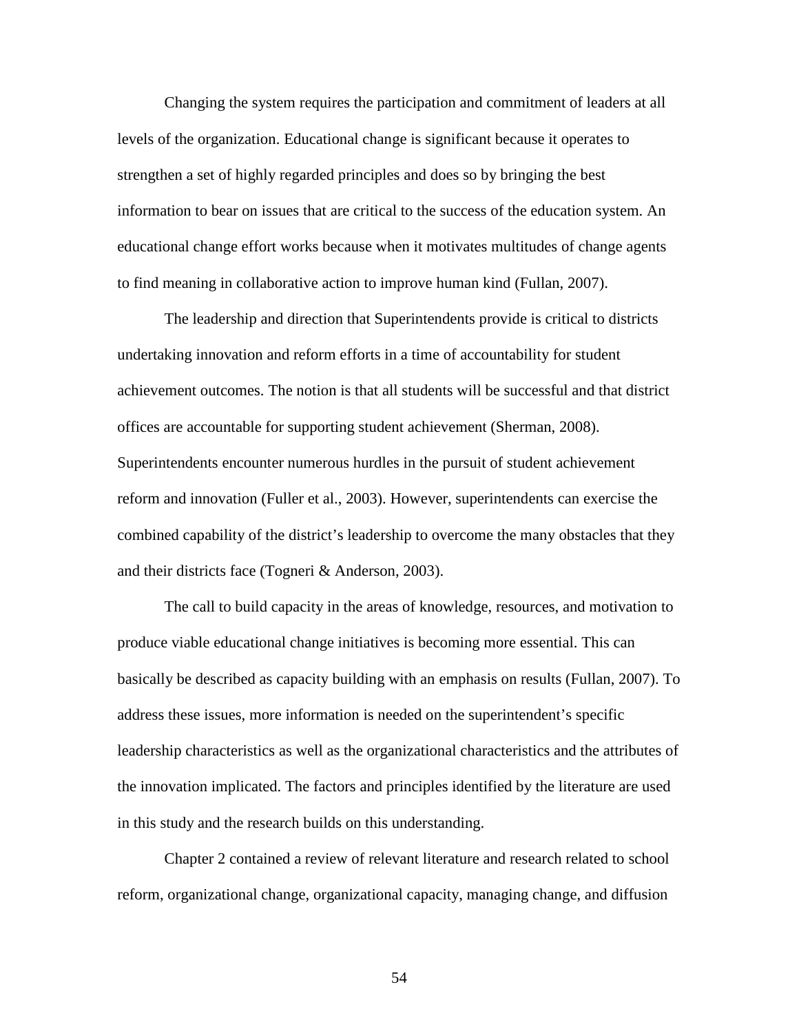Changing the system requires the participation and commitment of leaders at all levels of the organization. Educational change is significant because it operates to strengthen a set of highly regarded principles and does so by bringing the best information to bear on issues that are critical to the success of the education system. An educational change effort works because when it motivates multitudes of change agents to find meaning in collaborative action to improve human kind (Fullan, 2007).

The leadership and direction that Superintendents provide is critical to districts undertaking innovation and reform efforts in a time of accountability for student achievement outcomes. The notion is that all students will be successful and that district offices are accountable for supporting student achievement (Sherman, 2008). Superintendents encounter numerous hurdles in the pursuit of student achievement reform and innovation (Fuller et al., 2003). However, superintendents can exercise the combined capability of the district's leadership to overcome the many obstacles that they and their districts face (Togneri & Anderson, 2003).

The call to build capacity in the areas of knowledge, resources, and motivation to produce viable educational change initiatives is becoming more essential. This can basically be described as capacity building with an emphasis on results (Fullan, 2007). To address these issues, more information is needed on the superintendent's specific leadership characteristics as well as the organizational characteristics and the attributes of the innovation implicated. The factors and principles identified by the literature are used in this study and the research builds on this understanding.

Chapter 2 contained a review of relevant literature and research related to school reform, organizational change, organizational capacity, managing change, and diffusion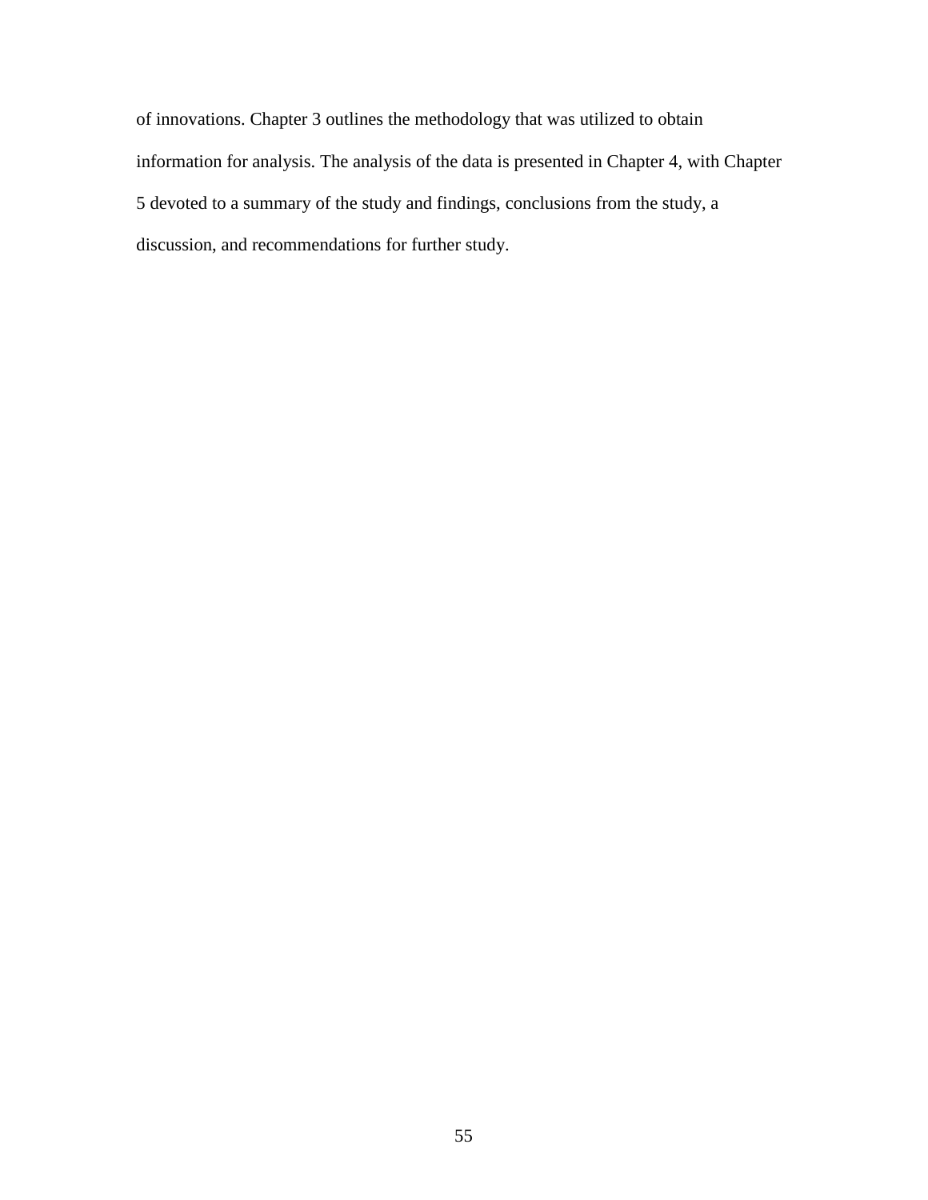of innovations. Chapter 3 outlines the methodology that was utilized to obtain information for analysis. The analysis of the data is presented in Chapter 4, with Chapter 5 devoted to a summary of the study and findings, conclusions from the study, a discussion, and recommendations for further study.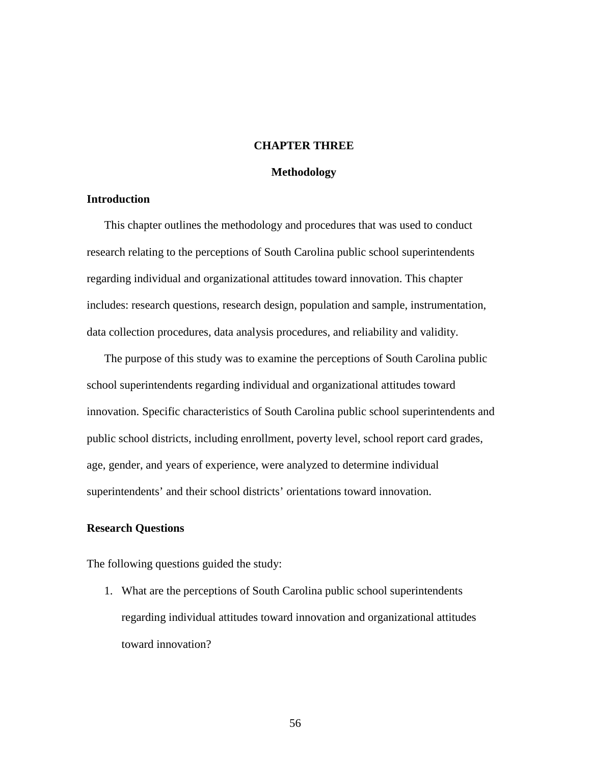# CHAPTER THREE

## Methodology

### Introduction

This chapter outlines the methodology and procedures that was used to conduct research relating to the perceptions of South Carolina public school superintendents regarding individual and organizational attitudes toward innovation. This chapter includes: research questions, research design, population and sample, instrumentation, data collection procedures, data analysis procedures, and reliability and validity.

The purpose of this study was to examine the perceptions of South Carolina public school superintendents regarding individual and organizational attitudes toward innovation. Specific characteristics of South Carolina public school superintendents and public school districts, including enrollment, poverty level, school report card grades, age, gender, and years of experience, were analyzed to determine individual superintendents' and their school districts' orientations toward innovation.

### Research Questions

The following questions guided the study:

1. What are the perceptions of South Carolina public school superintendents regarding individual attitudes toward innovation and organizational attitudes toward innovation?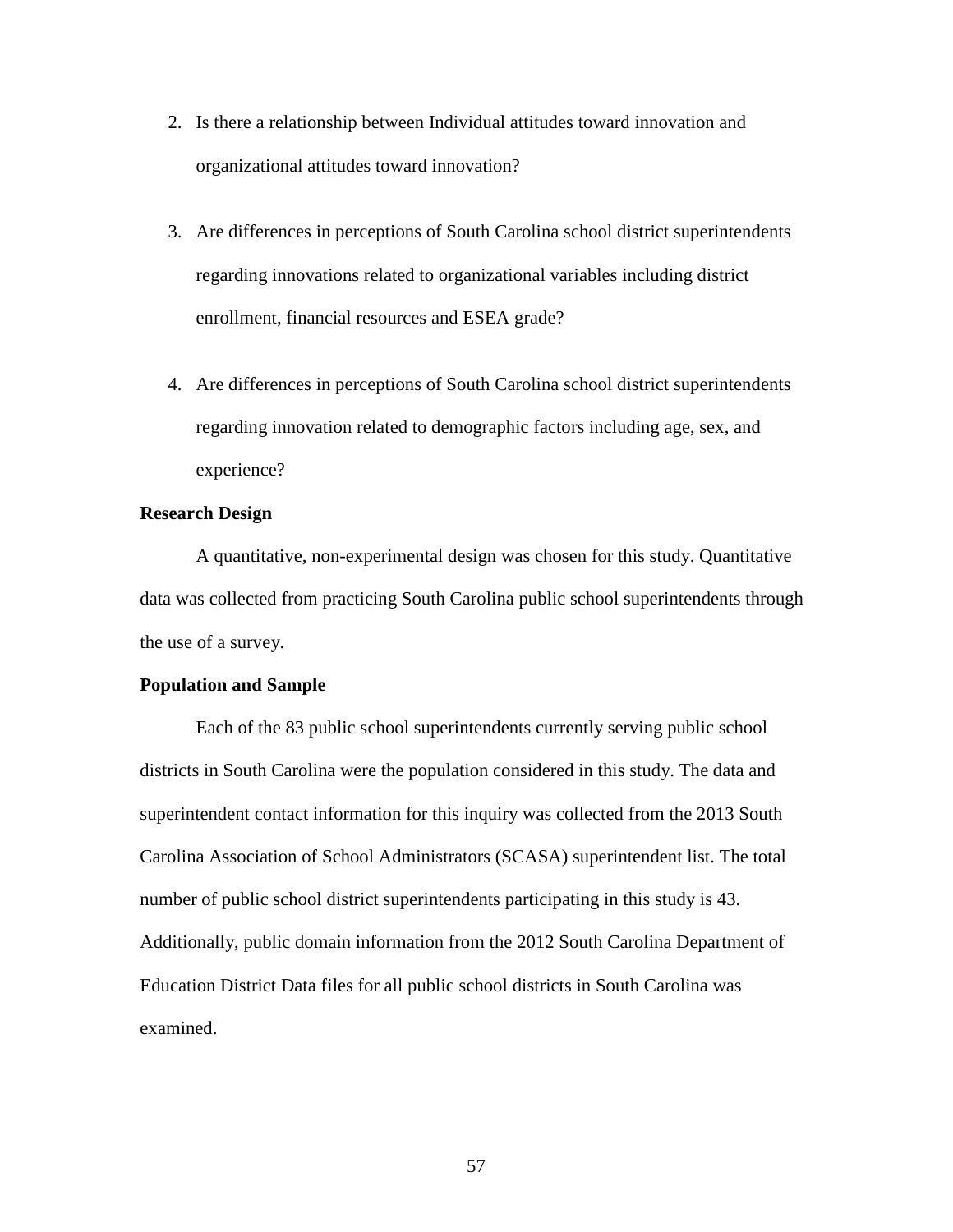2. Is there a relationship between Individual attitudes toward innovation and organizational attitudes toward innovation?

3. Are differences in perceptions of South Carolina school district superintendents regarding innovations related to organizational variables including district enrollment, financial resources and ESEA grade?

4. Are differences in perceptions of South Carolina school district superintendents regarding innovation related to demographic factors including age, sex, and experience?

**Research Design**

A quantitative, non-experimental design was chosen for this study. Quantitative data was collected from practicing South Carolina public school superintendents through the use of a survey.

**Population and Sample**

Each of the 83 public school superintendents currently serving public school districts in South Carolina were the population considered in this study. The data and superintendent contact information for this inquiry was collected from the 2013 South Carolina Association of School Administrators (SCASA) superintendent list. The total number of public school district superintendents participating in this study is 43. Additionally, public domain information from the 2012 South Carolina Department of Education District Data files for all public school districts in South Carolina was examined.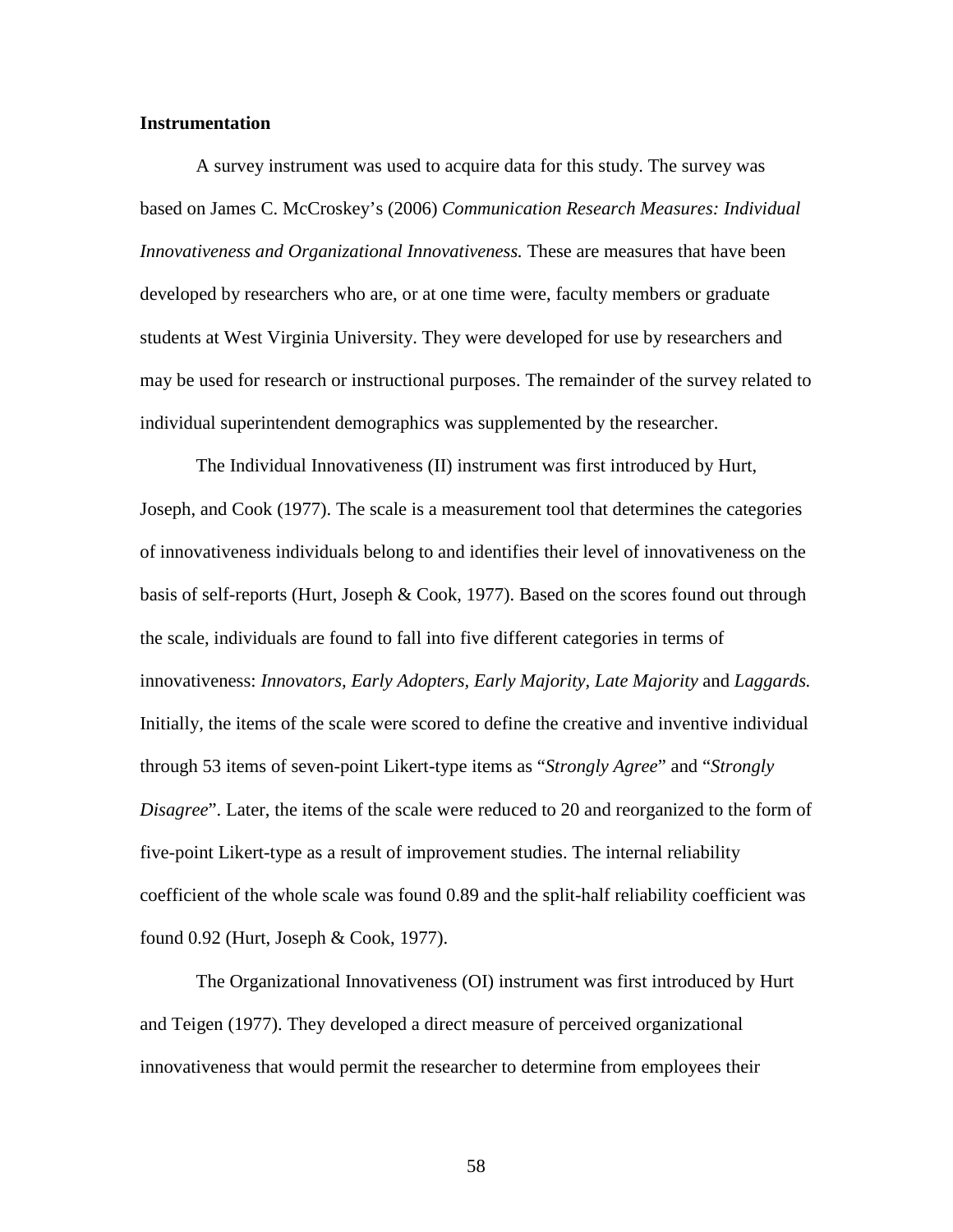**Instrumentation**

A survey instrument was used to acquire data for this study. The survey was based on James C. McCroskey's (2006) *Communication Research Measures: Individual Innovativeness and Organizational Innovativeness.* These are measures that have been developed by researchers who are, or at one time were, faculty members or graduate students at West Virginia University. They were developed for use by researchers and may be used for research or instructional purposes. The remainder of the survey related to individual superintendent demographics was supplemented by the researcher.

The Individual Innovativeness (II) instrument was first introduced by Hurt, Joseph, and Cook (1977). The scale is a measurement tool that determines the categories of innovativeness individuals belong to and identifies their level of innovativeness on the basis of self-reports (Hurt, Joseph & Cook, 1977). Based on the scores found out through the scale, individuals are found to fall into five different categories in terms of innovativeness: *Innovators, Early Adopters, Early Majority, Late Majority* and *Laggards.* Initially, the items of the scale were scored to define the creative and inventive individual through 53 items of seven-point Likert-type items as "*Strongly Agree*" and "*Strongly Disagree*". Later, the items of the scale were reduced to 20 and reorganized to the form of five-point Likert-type as a result of improvement studies. The internal reliability coefficient of the whole scale was found 0.89 and the split-half reliability coefficient was found 0.92 (Hurt, Joseph & Cook, 1977).

The Organizational Innovativeness (OI) instrument was first introduced by Hurt and Teigen (1977). They developed a direct measure of perceived organizational innovativeness that would permit the researcher to determine from employees their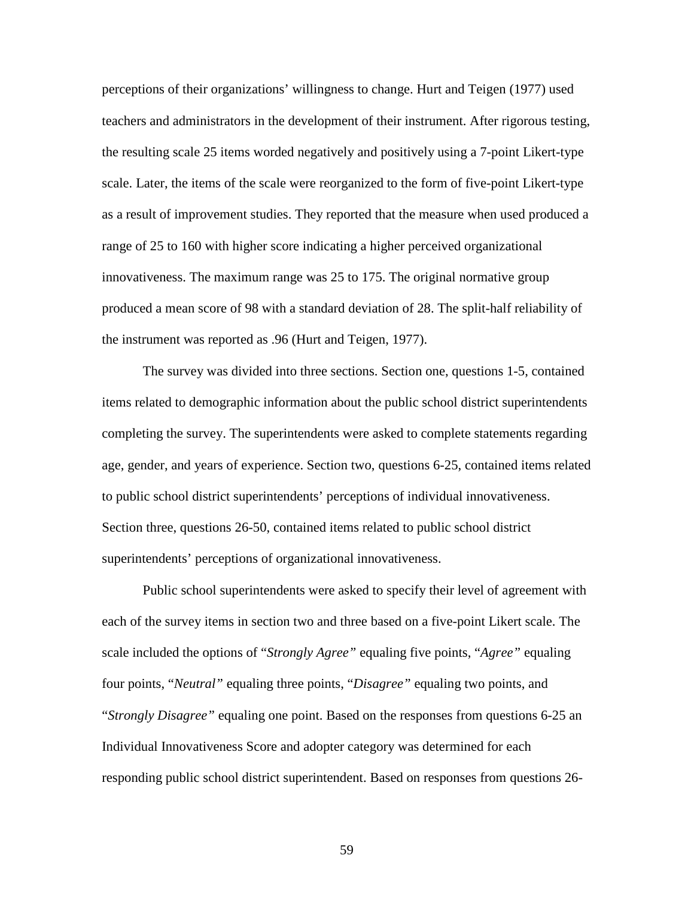perceptions of their organizations' willingness to change. Hurt and Teigen (1977) used teachers and administrators in the development of their instrument. After rigorous testing, the resulting scale 25 items worded negatively and positively using a 7-point Likert-type scale. Later, the items of the scale were reorganized to the form of five-point Likert-type as a result of improvement studies. They reported that the measure when used produced a range of 25 to 160 with higher score indicating a higher perceived organizational innovativeness. The maximum range was 25 to 175. The original normative group produced a mean score of 98 with a standard deviation of 28. The split-half reliability of the instrument was reported as .96 (Hurt and Teigen, 1977).

The survey was divided into three sections. Section one, questions 1-5, contained items related to demographic information about the public school district superintendents completing the survey. The superintendents were asked to complete statements regarding age, gender, and years of experience. Section two, questions 6-25, contained items related to public school district superintendents' perceptions of individual innovativeness. Section three, questions 26-50, contained items related to public school district superintendents' perceptions of organizational innovativeness.

Public school superintendents were asked to specify their level of agreement with each of the survey items in section two and three based on a five-point Likert scale. The scale included the options of "*Strongly Agree"* equaling five points, "*Agree"* equaling four points, "*Neutral"* equaling three points, "*Disagree"* equaling two points, and "*Strongly Disagree"* equaling one point. Based on the responses from questions 6-25 an Individual Innovativeness Score and adopter category was determined for each responding public school district superintendent. Based on responses from questions 26-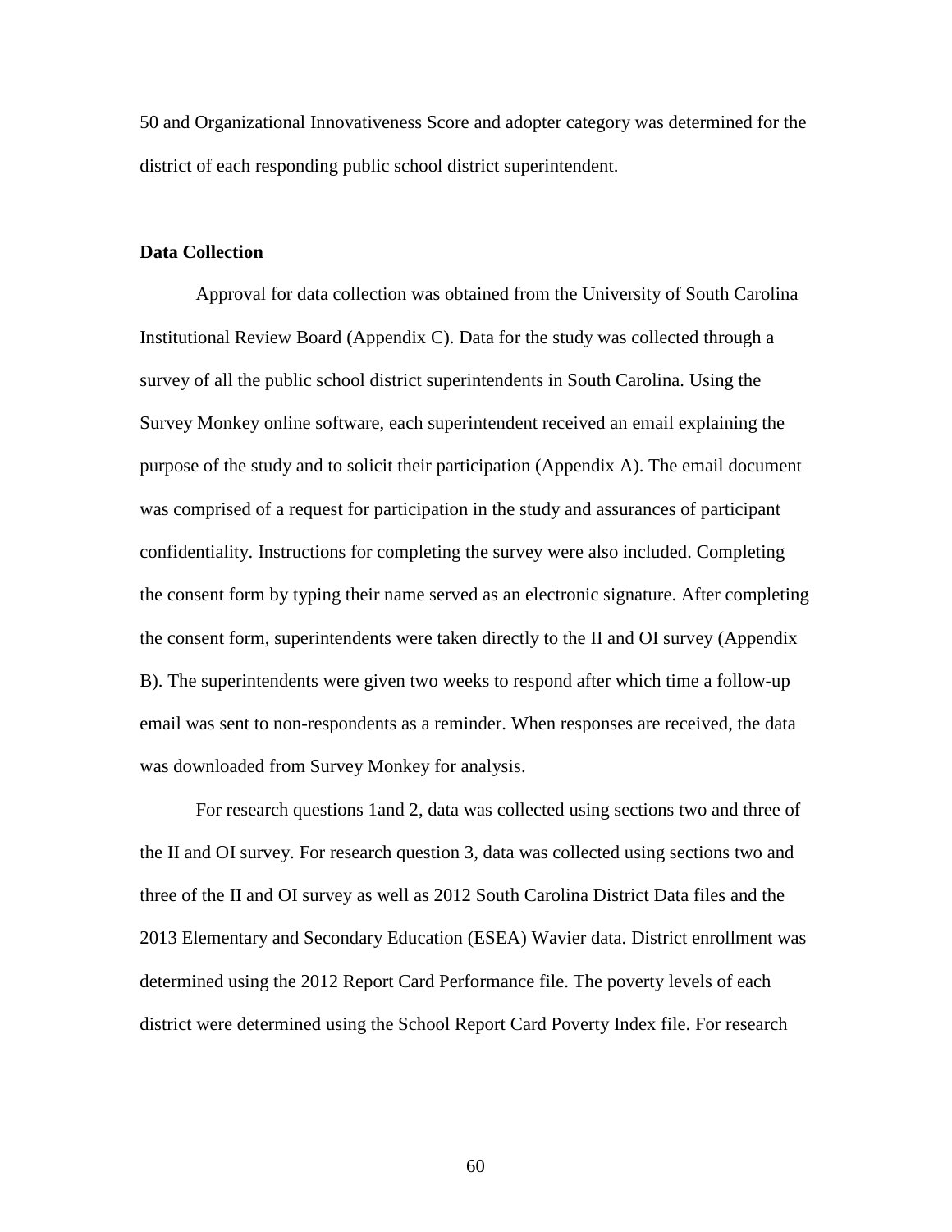50 and Organizational Innovativeness Score and adopter category was determined for the district of each responding public school district superintendent.

**Data Collection**

Approval for data collection was obtained from the University of South Carolina Institutional Review Board (Appendix C). Data for the study was collected through a survey of all the public school district superintendents in South Carolina. Using the Survey Monkey online software, each superintendent received an email explaining the purpose of the study and to solicit their participation (Appendix A). The email document was comprised of a request for participation in the study and assurances of participant confidentiality. Instructions for completing the survey were also included. Completing the consent form by typing their name served as an electronic signature. After completing the consent form, superintendents were taken directly to the II and OI survey (Appendix B). The superintendents were given two weeks to respond after which time a follow-up email was sent to non-respondents as a reminder. When responses are received, the data was downloaded from Survey Monkey for analysis.

For research questions 1and 2, data was collected using sections two and three of the II and OI survey. For research question 3, data was collected using sections two and three of the II and OI survey as well as 2012 South Carolina District Data files and the 2013 Elementary and Secondary Education (ESEA) Wavier data. District enrollment was determined using the 2012 Report Card Performance file. The poverty levels of each district were determined using the School Report Card Poverty Index file. For research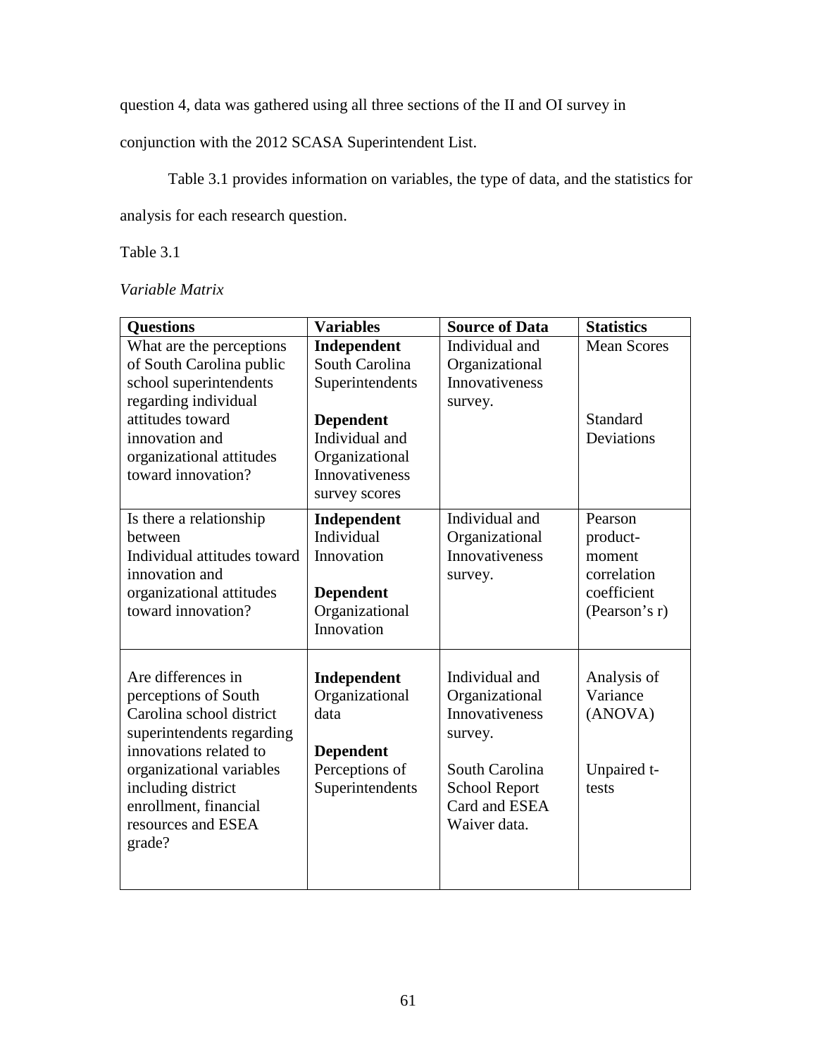question 4, data was gathered using all three sections of the II and OI survey in conjunction with the 2012 SCASA Superintendent List.

Table 3.1 provides information on variables, the type of data, and the statistics for analysis for each research question.

Table 3.1

*Variable Matrix*

| **Questions** | **Variables** | **Source of Data** | **Statistics** |
|---|---|---|---|
| What are the perceptions of South Carolina public school superintendents regarding individual attitudes toward innovation and organizational attitudes toward innovation? | **Independent** South Carolina Superintendents<br><br>**Dependent** Individual and Organizational Innovativeness survey scores | Individual and Organizational Innovativeness survey. | Mean Scores<br><br>Standard Deviations |
| Is there a relationship between Individual attitudes toward innovation and organizational attitudes toward innovation? | **Independent** Individual Innovation<br><br>**Dependent** Organizational Innovation | Individual and Organizational Innovativeness survey. | Pearson product-moment correlation coefficient (Pearson's r) |
| Are differences in perceptions of South Carolina school district superintendents regarding innovations related to organizational variables including district enrollment, financial resources and ESEA grade? | **Independent** Organizational data<br><br>**Dependent** Perceptions of Superintendents | Individual and Organizational Innovativeness survey.<br><br>South Carolina School Report Card and ESEA Waiver data. | Analysis of Variance (ANOVA)<br><br>Unpaired t-tests |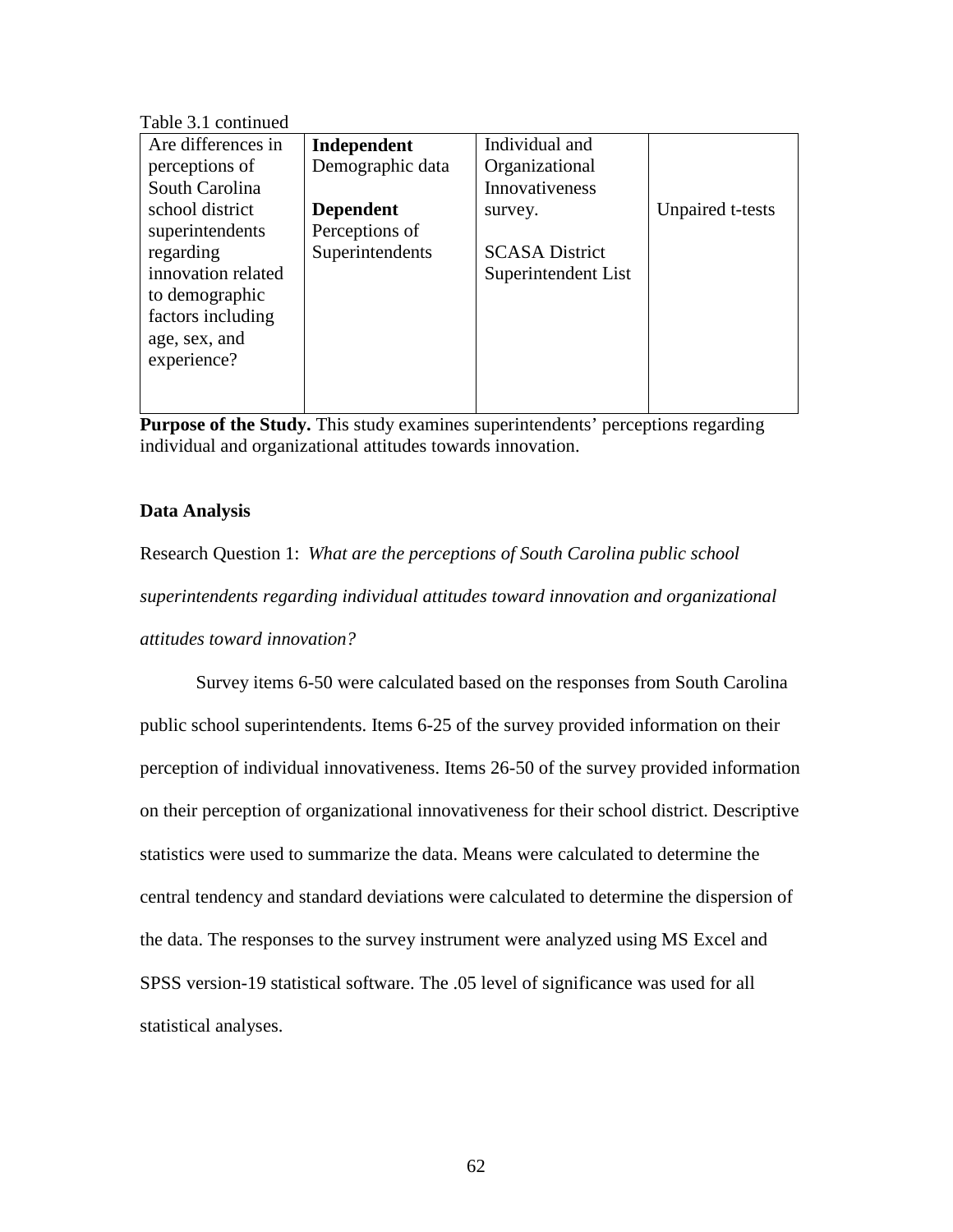Table 3.1 continued

| | | | |
|---|---|---|---|
| Are differences in perceptions of South Carolina school district superintendents regarding innovation related to demographic factors including age, sex, and experience? | **Independent** Demographic data<br><br>**Dependent** Perceptions of Superintendents | Individual and Organizational Innovativeness survey.<br><br>SCASA District Superintendent List | Unpaired t-tests |

**Purpose of the Study.** This study examines superintendents' perceptions regarding individual and organizational attitudes towards innovation.

### Data Analysis

Research Question 1: *What are the perceptions of South Carolina public school superintendents regarding individual attitudes toward innovation and organizational attitudes toward innovation?*

Survey items 6-50 were calculated based on the responses from South Carolina public school superintendents. Items 6-25 of the survey provided information on their perception of individual innovativeness. Items 26-50 of the survey provided information on their perception of organizational innovativeness for their school district. Descriptive statistics were used to summarize the data. Means were calculated to determine the central tendency and standard deviations were calculated to determine the dispersion of the data. The responses to the survey instrument were analyzed using MS Excel and SPSS version-19 statistical software. The .05 level of significance was used for all statistical analyses.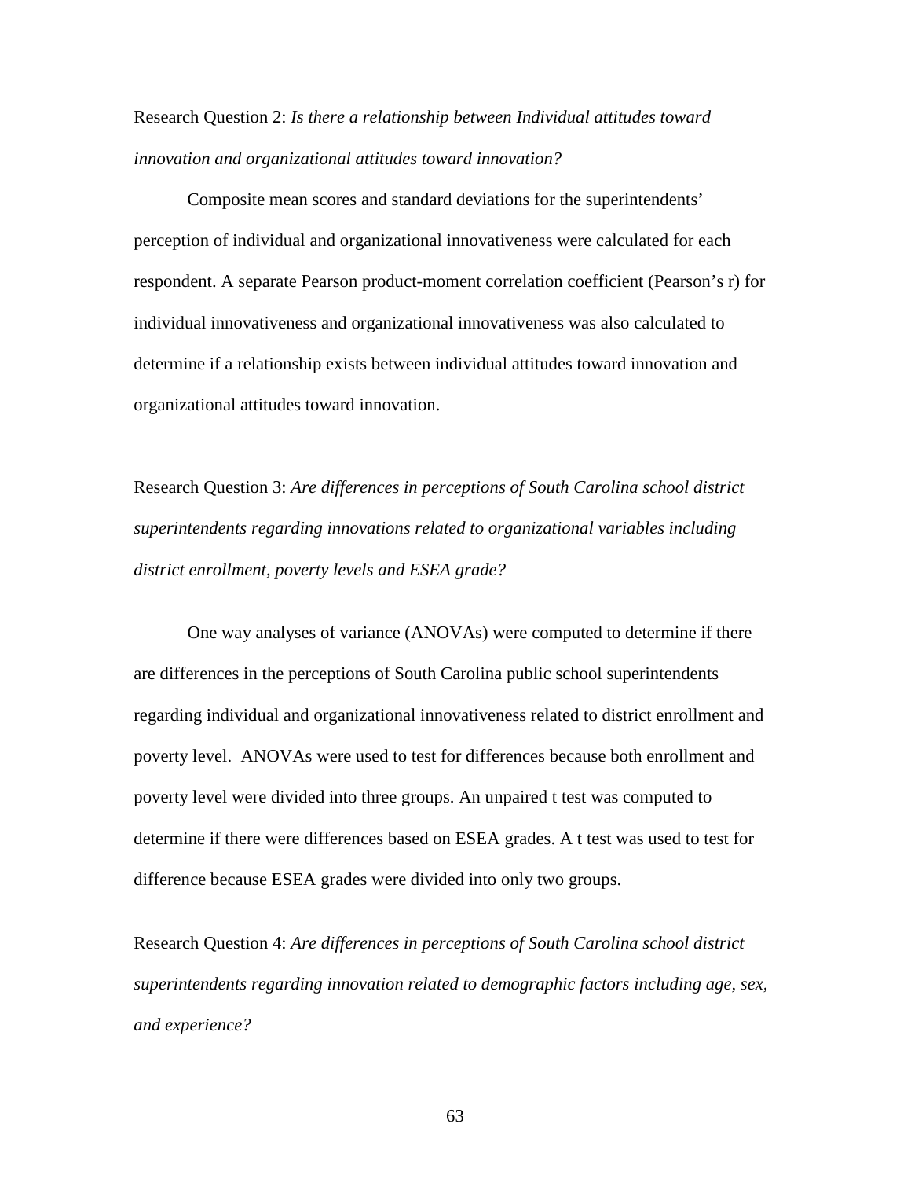Research Question 2: *Is there a relationship between Individual attitudes toward innovation and organizational attitudes toward innovation?*

Composite mean scores and standard deviations for the superintendents' perception of individual and organizational innovativeness were calculated for each respondent. A separate Pearson product-moment correlation coefficient (Pearson's r) for individual innovativeness and organizational innovativeness was also calculated to determine if a relationship exists between individual attitudes toward innovation and organizational attitudes toward innovation.

Research Question 3: *Are differences in perceptions of South Carolina school district superintendents regarding innovations related to organizational variables including district enrollment, poverty levels and ESEA grade?*

One way analyses of variance (ANOVAs) were computed to determine if there are differences in the perceptions of South Carolina public school superintendents regarding individual and organizational innovativeness related to district enrollment and poverty level. ANOVAs were used to test for differences because both enrollment and poverty level were divided into three groups. An unpaired t test was computed to determine if there were differences based on ESEA grades. A t test was used to test for difference because ESEA grades were divided into only two groups.

Research Question 4: *Are differences in perceptions of South Carolina school district superintendents regarding innovation related to demographic factors including age, sex, and experience?*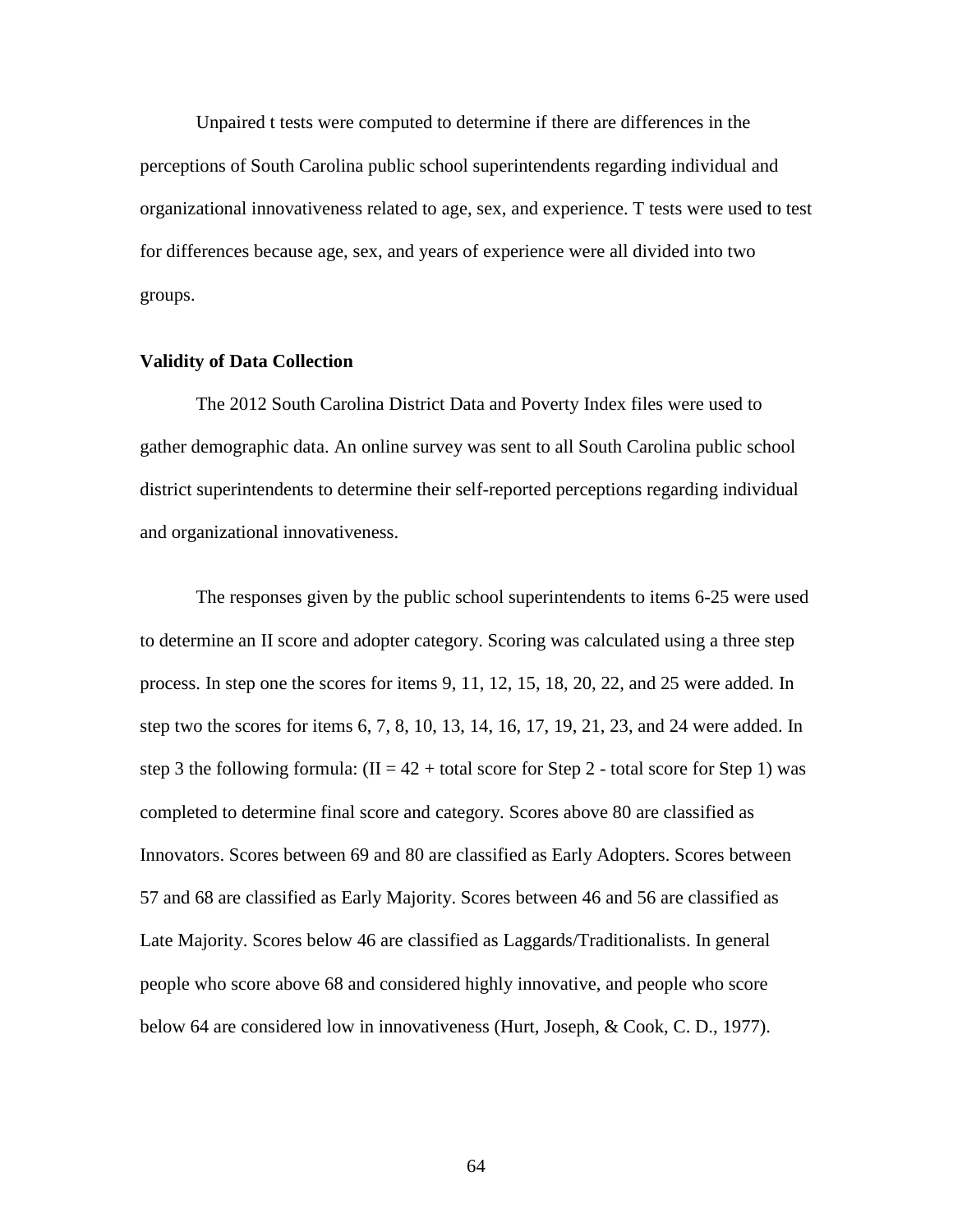Unpaired t tests were computed to determine if there are differences in the perceptions of South Carolina public school superintendents regarding individual and organizational innovativeness related to age, sex, and experience. T tests were used to test for differences because age, sex, and years of experience were all divided into two groups.

**Validity of Data Collection**

The 2012 South Carolina District Data and Poverty Index files were used to gather demographic data. An online survey was sent to all South Carolina public school district superintendents to determine their self-reported perceptions regarding individual and organizational innovativeness.

The responses given by the public school superintendents to items 6-25 were used to determine an II score and adopter category. Scoring was calculated using a three step process. In step one the scores for items 9, 11, 12, 15, 18, 20, 22, and 25 were added. In step two the scores for items 6, 7, 8, 10, 13, 14, 16, 17, 19, 21, 23, and 24 were added. In step 3 the following formula: (II = 42 + total score for Step 2 - total score for Step 1) was completed to determine final score and category. Scores above 80 are classified as Innovators. Scores between 69 and 80 are classified as Early Adopters. Scores between 57 and 68 are classified as Early Majority. Scores between 46 and 56 are classified as Late Majority. Scores below 46 are classified as Laggards/Traditionalists. In general people who score above 68 and considered highly innovative, and people who score below 64 are considered low in innovativeness (Hurt, Joseph, & Cook, C. D., 1977).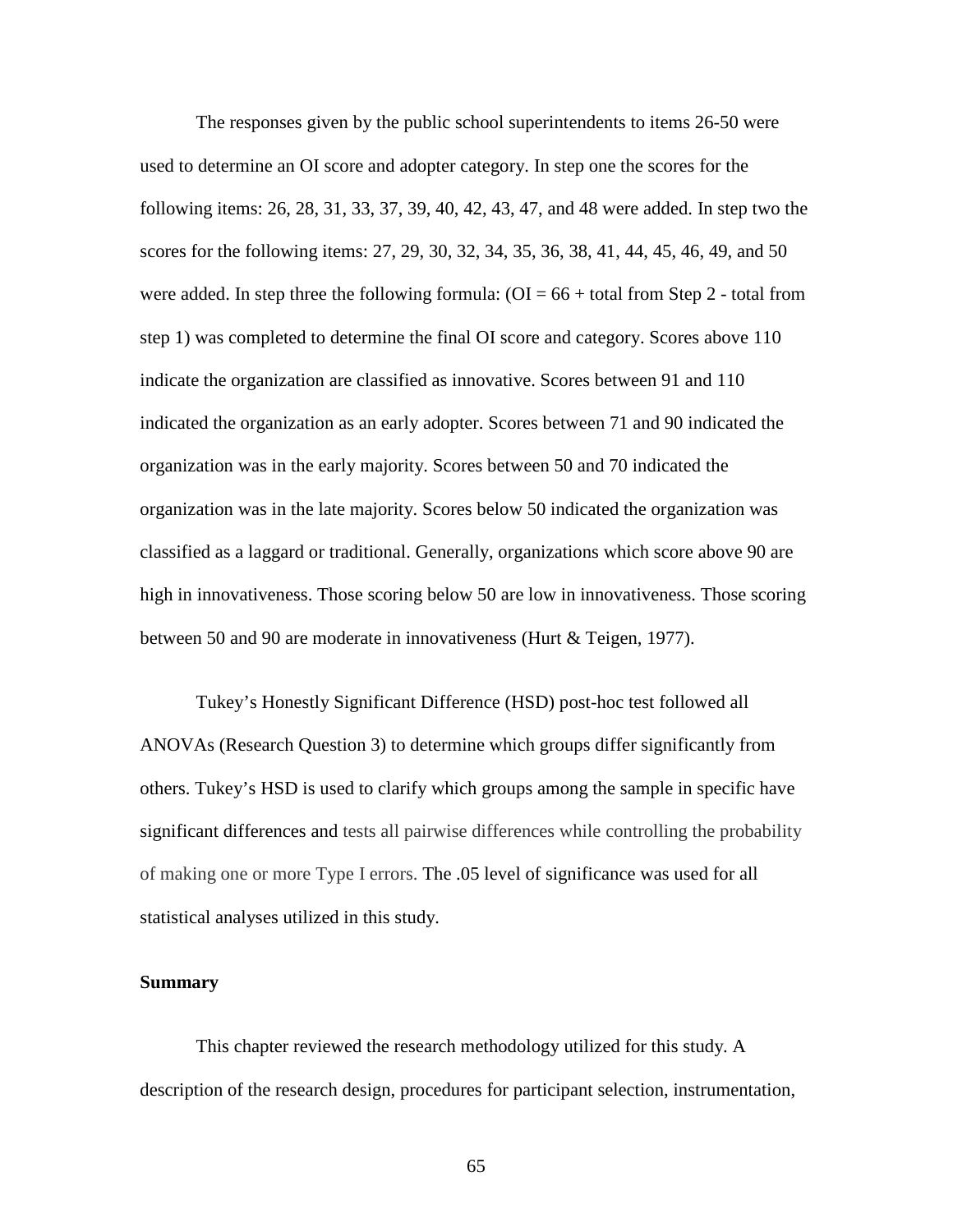The responses given by the public school superintendents to items 26-50 were used to determine an OI score and adopter category. In step one the scores for the following items: 26, 28, 31, 33, 37, 39, 40, 42, 43, 47, and 48 were added. In step two the scores for the following items: 27, 29, 30, 32, 34, 35, 36, 38, 41, 44, 45, 46, 49, and 50 were added. In step three the following formula: (OI = 66 + total from Step 2 - total from step 1) was completed to determine the final OI score and category. Scores above 110 indicate the organization are classified as innovative. Scores between 91 and 110 indicated the organization as an early adopter. Scores between 71 and 90 indicated the organization was in the early majority. Scores between 50 and 70 indicated the organization was in the late majority. Scores below 50 indicated the organization was classified as a laggard or traditional. Generally, organizations which score above 90 are high in innovativeness. Those scoring below 50 are low in innovativeness. Those scoring between 50 and 90 are moderate in innovativeness (Hurt & Teigen, 1977).

Tukey's Honestly Significant Difference (HSD) post-hoc test followed all ANOVAs (Research Question 3) to determine which groups differ significantly from others. Tukey's HSD is used to clarify which groups among the sample in specific have significant differences and tests all pairwise differences while controlling the probability of making one or more Type I errors. The .05 level of significance was used for all statistical analyses utilized in this study.

**Summary**

This chapter reviewed the research methodology utilized for this study. A description of the research design, procedures for participant selection, instrumentation,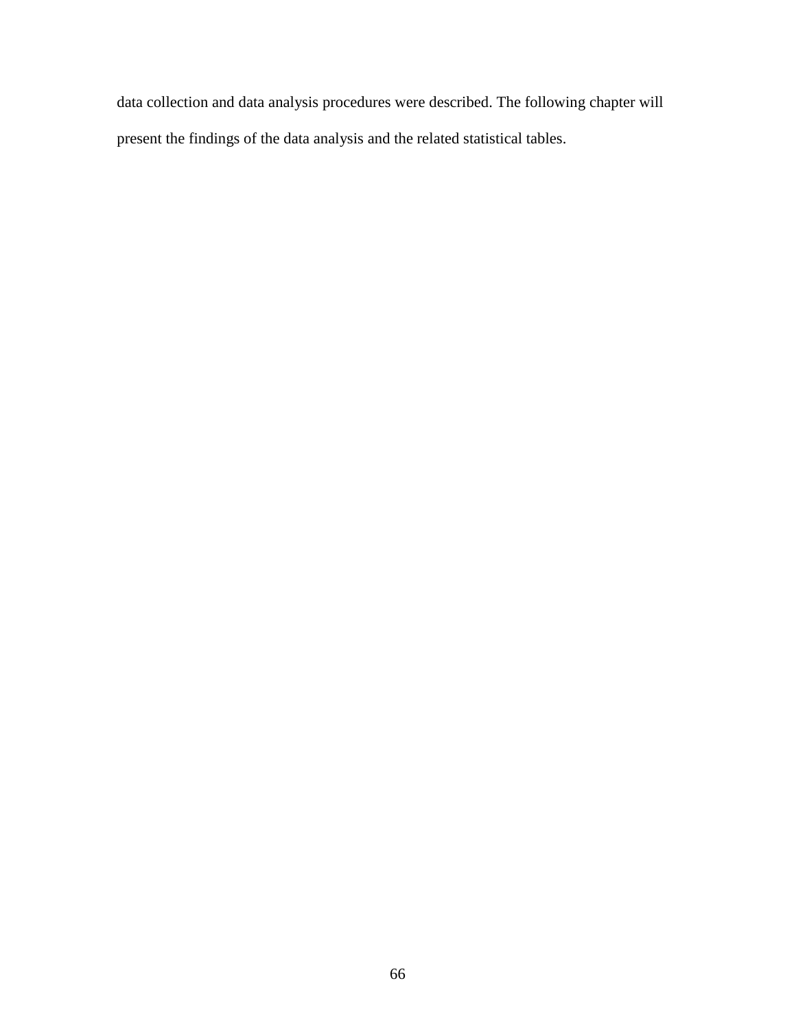data collection and data analysis procedures were described. The following chapter will present the findings of the data analysis and the related statistical tables.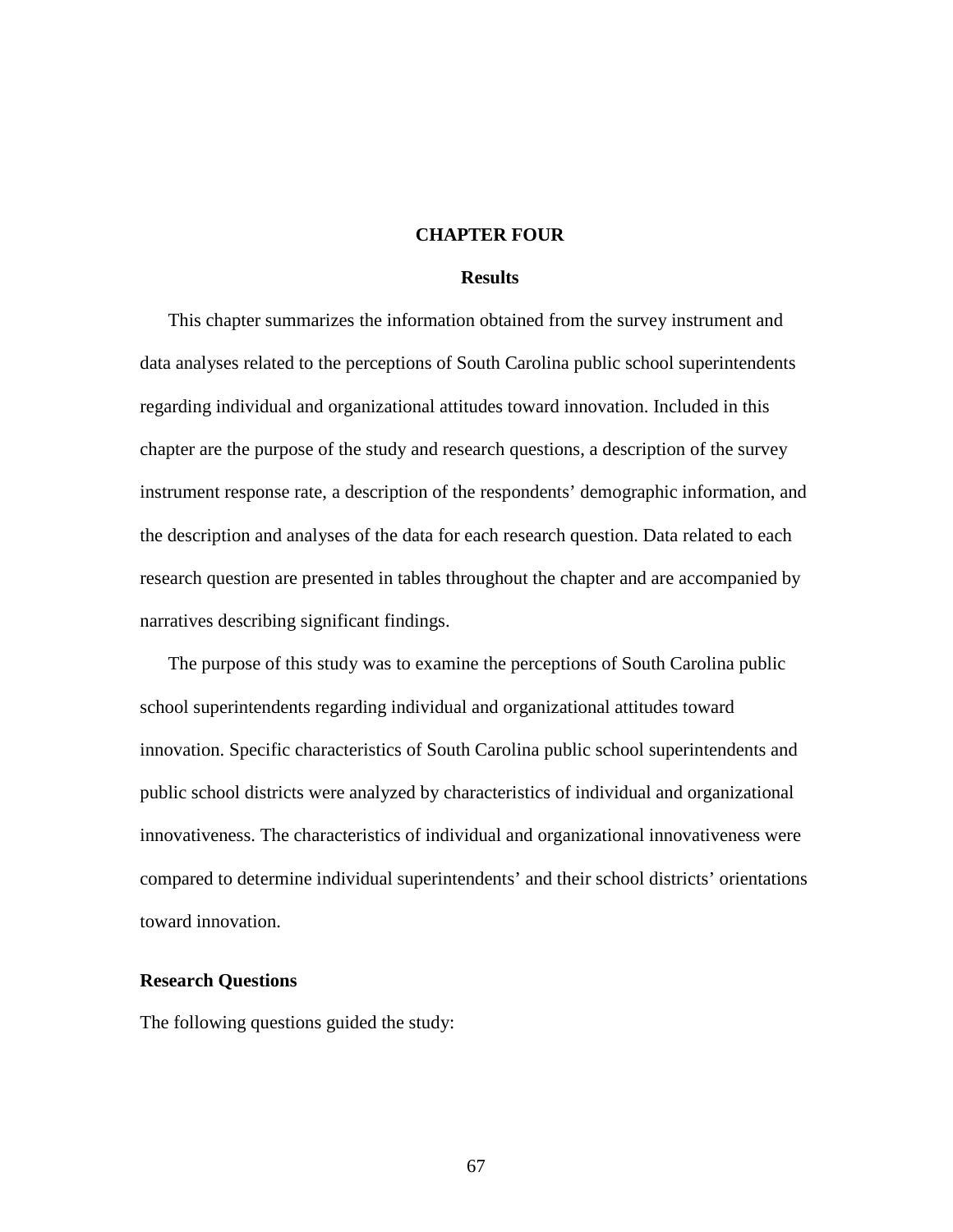# CHAPTER FOUR

## Results

This chapter summarizes the information obtained from the survey instrument and data analyses related to the perceptions of South Carolina public school superintendents regarding individual and organizational attitudes toward innovation. Included in this chapter are the purpose of the study and research questions, a description of the survey instrument response rate, a description of the respondents' demographic information, and the description and analyses of the data for each research question. Data related to each research question are presented in tables throughout the chapter and are accompanied by narratives describing significant findings.

The purpose of this study was to examine the perceptions of South Carolina public school superintendents regarding individual and organizational attitudes toward innovation. Specific characteristics of South Carolina public school superintendents and public school districts were analyzed by characteristics of individual and organizational innovativeness. The characteristics of individual and organizational innovativeness were compared to determine individual superintendents' and their school districts' orientations toward innovation.

### Research Questions

The following questions guided the study: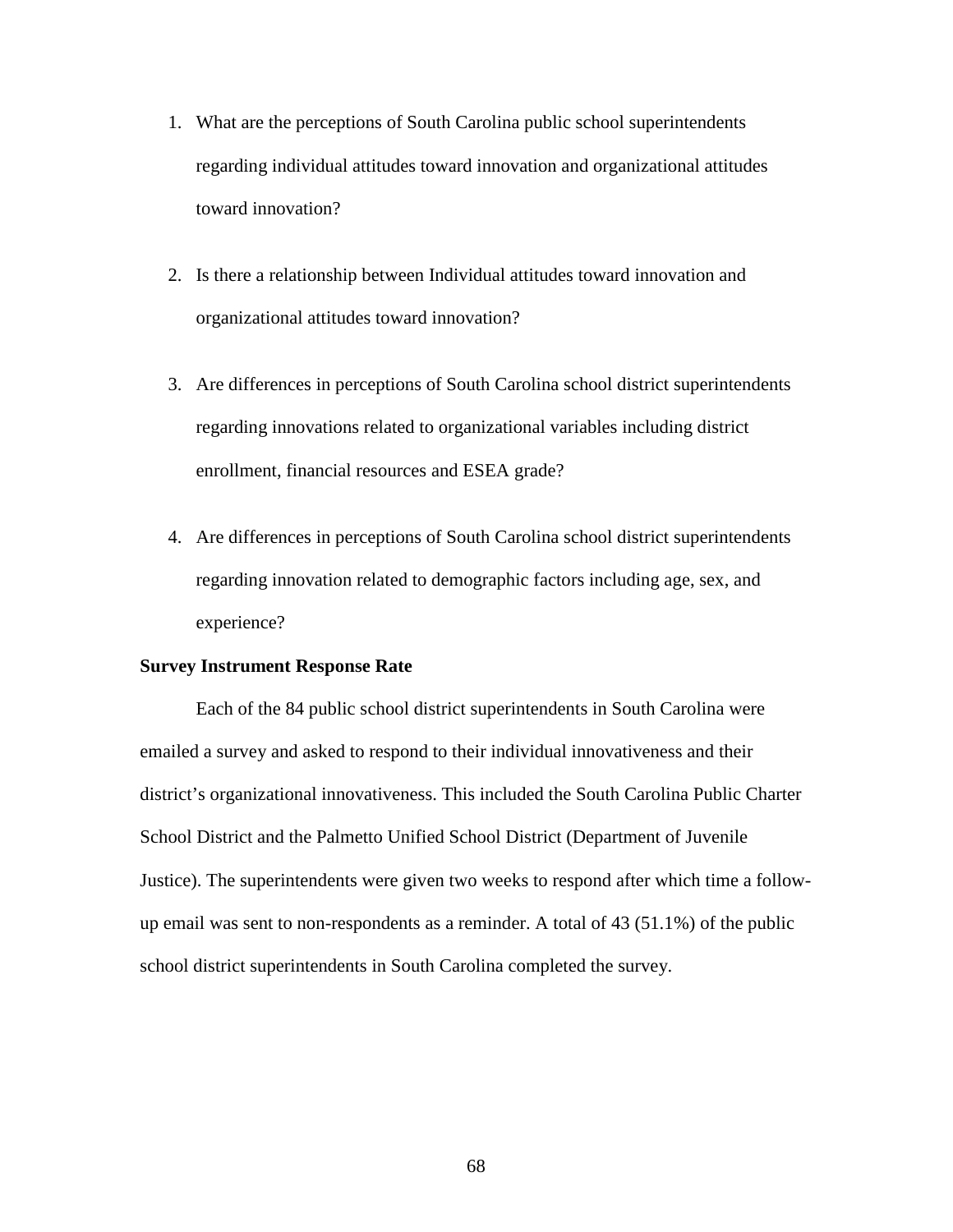1. What are the perceptions of South Carolina public school superintendents regarding individual attitudes toward innovation and organizational attitudes toward innovation?

2. Is there a relationship between Individual attitudes toward innovation and organizational attitudes toward innovation?

3. Are differences in perceptions of South Carolina school district superintendents regarding innovations related to organizational variables including district enrollment, financial resources and ESEA grade?

4. Are differences in perceptions of South Carolina school district superintendents regarding innovation related to demographic factors including age, sex, and experience?

**Survey Instrument Response Rate**

Each of the 84 public school district superintendents in South Carolina were emailed a survey and asked to respond to their individual innovativeness and their district's organizational innovativeness. This included the South Carolina Public Charter School District and the Palmetto Unified School District (Department of Juvenile Justice). The superintendents were given two weeks to respond after which time a follow-up email was sent to non-respondents as a reminder. A total of 43 (51.1%) of the public school district superintendents in South Carolina completed the survey.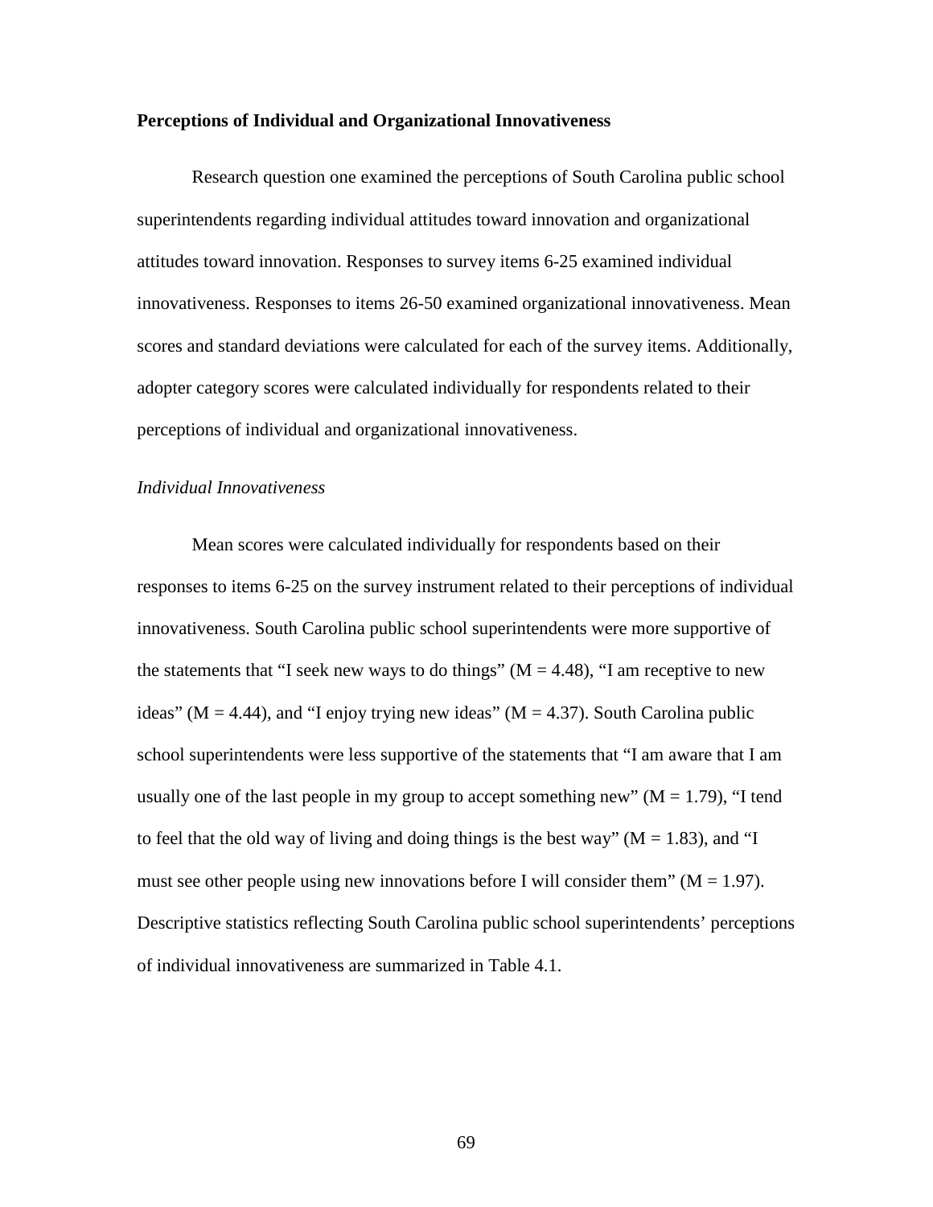**Perceptions of Individual and Organizational Innovativeness**

Research question one examined the perceptions of South Carolina public school superintendents regarding individual attitudes toward innovation and organizational attitudes toward innovation. Responses to survey items 6-25 examined individual innovativeness. Responses to items 26-50 examined organizational innovativeness. Mean scores and standard deviations were calculated for each of the survey items. Additionally, adopter category scores were calculated individually for respondents related to their perceptions of individual and organizational innovativeness.

*Individual Innovativeness*

Mean scores were calculated individually for respondents based on their responses to items 6-25 on the survey instrument related to their perceptions of individual innovativeness. South Carolina public school superintendents were more supportive of the statements that "I seek new ways to do things" (M = 4.48), "I am receptive to new ideas" (M = 4.44), and "I enjoy trying new ideas" (M = 4.37). South Carolina public school superintendents were less supportive of the statements that "I am aware that I am usually one of the last people in my group to accept something new" (M = 1.79), "I tend to feel that the old way of living and doing things is the best way" (M = 1.83), and "I must see other people using new innovations before I will consider them" (M = 1.97). Descriptive statistics reflecting South Carolina public school superintendents' perceptions of individual innovativeness are summarized in Table 4.1.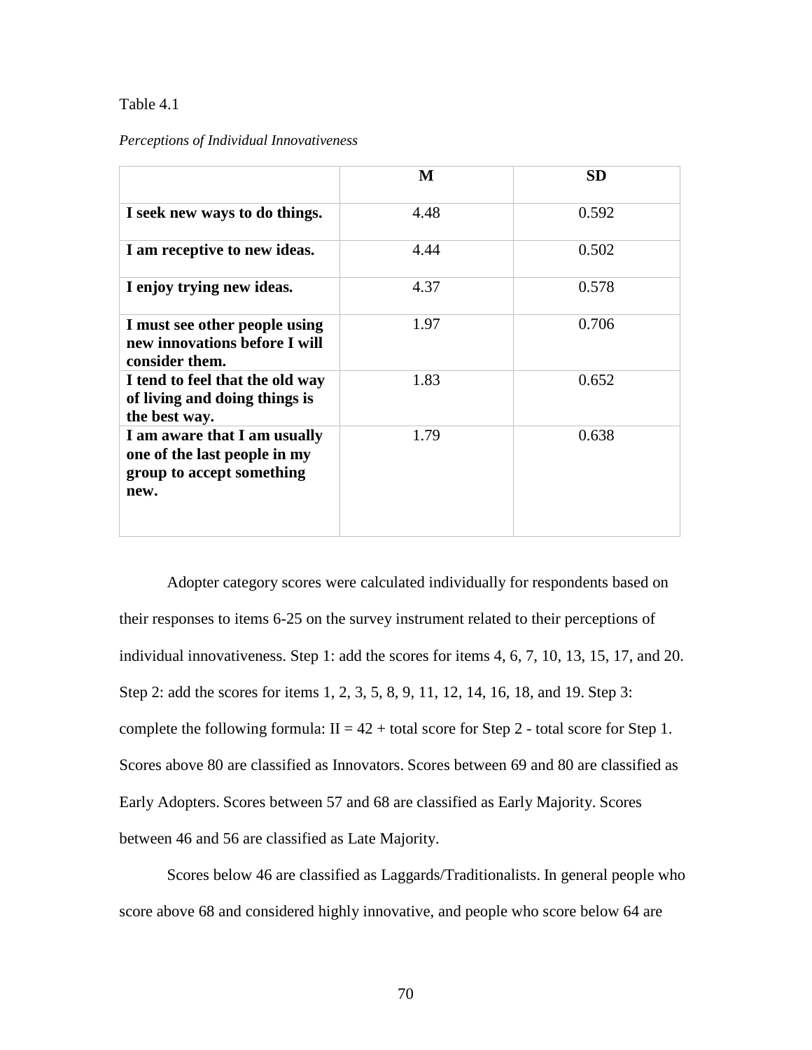Table 4.1

*Perceptions of Individual Innovativeness*

| | M | SD |
|---|---|---|
| **I seek new ways to do things.** | 4.48 | 0.592 |
| **I am receptive to new ideas.** | 4.44 | 0.502 |
| **I enjoy trying new ideas.** | 4.37 | 0.578 |
| **I must see other people using new innovations before I will consider them.** | 1.97 | 0.706 |
| **I tend to feel that the old way of living and doing things is the best way.** | 1.83 | 0.652 |
| **I am aware that I am usually one of the last people in my group to accept something new.** | 1.79 | 0.638 |

Adopter category scores were calculated individually for respondents based on their responses to items 6-25 on the survey instrument related to their perceptions of individual innovativeness. Step 1: add the scores for items 4, 6, 7, 10, 13, 15, 17, and 20. Step 2: add the scores for items 1, 2, 3, 5, 8, 9, 11, 12, 14, 16, 18, and 19. Step 3: complete the following formula: II = 42 + total score for Step 2 - total score for Step 1. Scores above 80 are classified as Innovators. Scores between 69 and 80 are classified as Early Adopters. Scores between 57 and 68 are classified as Early Majority. Scores between 46 and 56 are classified as Late Majority.

Scores below 46 are classified as Laggards/Traditionalists. In general people who score above 68 and considered highly innovative, and people who score below 64 are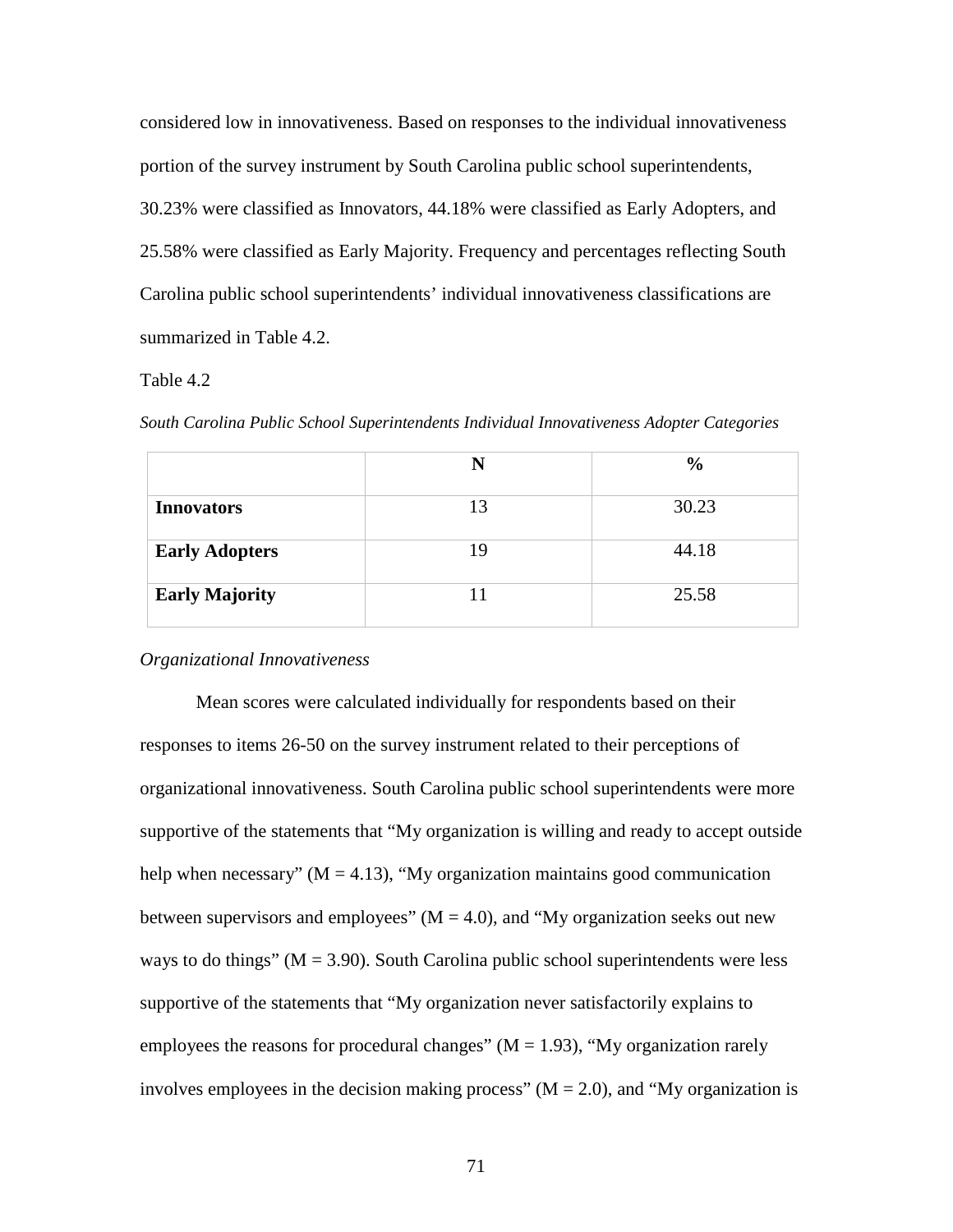considered low in innovativeness. Based on responses to the individual innovativeness portion of the survey instrument by South Carolina public school superintendents, 30.23% were classified as Innovators, 44.18% were classified as Early Adopters, and 25.58% were classified as Early Majority. Frequency and percentages reflecting South Carolina public school superintendents' individual innovativeness classifications are summarized in Table 4.2.

Table 4.2

*South Carolina Public School Superintendents Individual Innovativeness Adopter Categories*

| | N | % |
|---|---|---|
| **Innovators** | 13 | 30.23 |
| **Early Adopters** | 19 | 44.18 |
| **Early Majority** | 11 | 25.58 |

*Organizational Innovativeness*

Mean scores were calculated individually for respondents based on their responses to items 26-50 on the survey instrument related to their perceptions of organizational innovativeness. South Carolina public school superintendents were more supportive of the statements that "My organization is willing and ready to accept outside help when necessary" (M = 4.13), "My organization maintains good communication between supervisors and employees" (M = 4.0), and "My organization seeks out new ways to do things" (M = 3.90). South Carolina public school superintendents were less supportive of the statements that "My organization never satisfactorily explains to employees the reasons for procedural changes" (M = 1.93), "My organization rarely involves employees in the decision making process" (M = 2.0), and "My organization is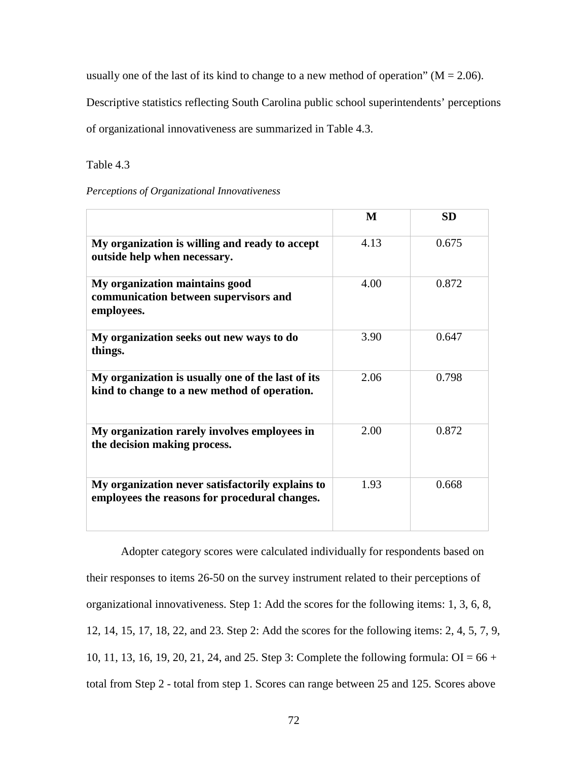usually one of the last of its kind to change to a new method of operation" (M = 2.06). Descriptive statistics reflecting South Carolina public school superintendents' perceptions of organizational innovativeness are summarized in Table 4.3.

Table 4.3

*Perceptions of Organizational Innovativeness*

| | M | SD |
|---|---|---|
| **My organization is willing and ready to accept outside help when necessary.** | 4.13 | 0.675 |
| **My organization maintains good communication between supervisors and employees.** | 4.00 | 0.872 |
| **My organization seeks out new ways to do things.** | 3.90 | 0.647 |
| **My organization is usually one of the last of its kind to change to a new method of operation.** | 2.06 | 0.798 |
| **My organization rarely involves employees in the decision making process.** | 2.00 | 0.872 |
| **My organization never satisfactorily explains to employees the reasons for procedural changes.** | 1.93 | 0.668 |

Adopter category scores were calculated individually for respondents based on their responses to items 26-50 on the survey instrument related to their perceptions of organizational innovativeness. Step 1: Add the scores for the following items: 1, 3, 6, 8, 12, 14, 15, 17, 18, 22, and 23. Step 2: Add the scores for the following items: 2, 4, 5, 7, 9, 10, 11, 13, 16, 19, 20, 21, 24, and 25. Step 3: Complete the following formula: OI = 66 + total from Step 2 - total from step 1. Scores can range between 25 and 125. Scores above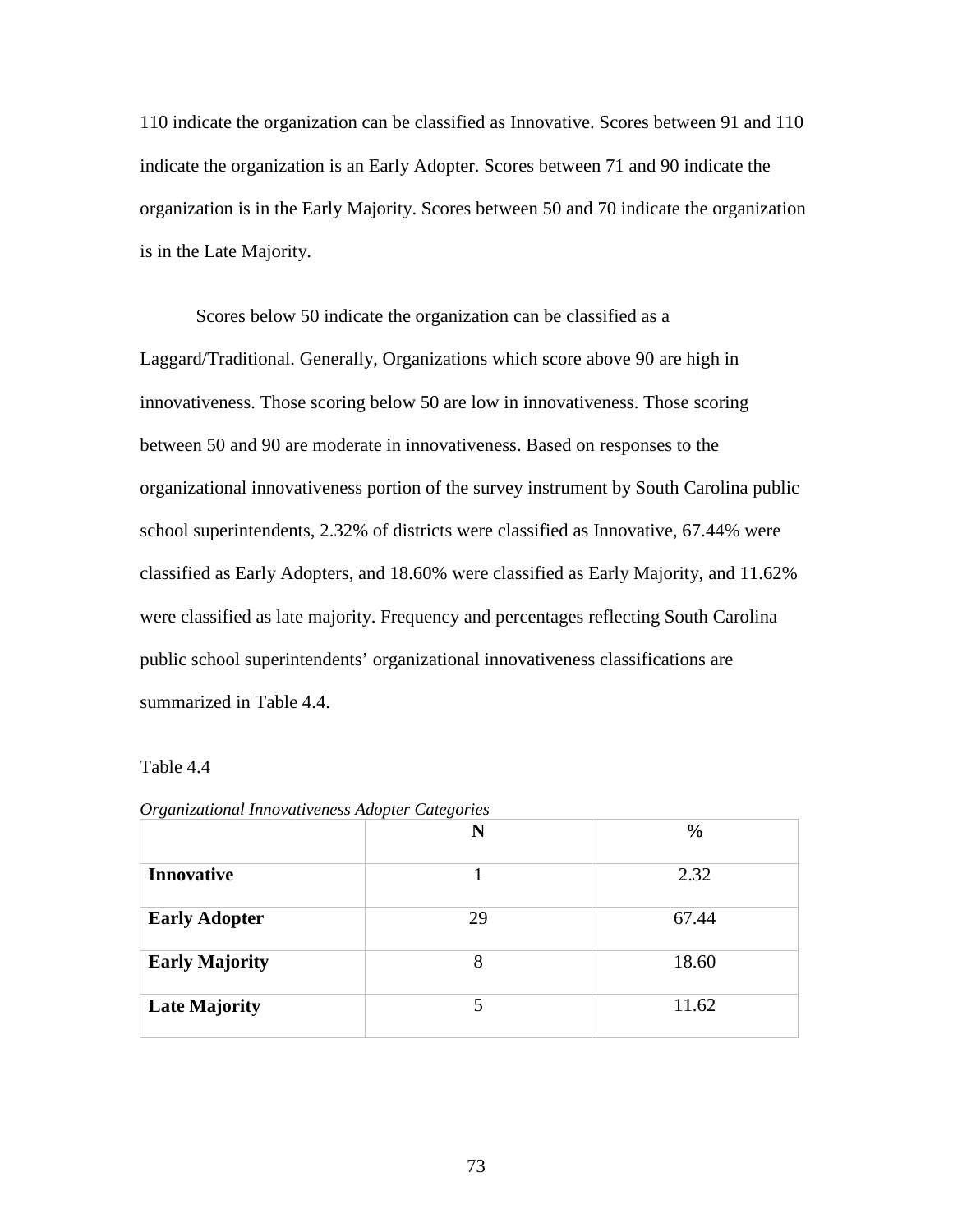110 indicate the organization can be classified as Innovative. Scores between 91 and 110 indicate the organization is an Early Adopter. Scores between 71 and 90 indicate the organization is in the Early Majority. Scores between 50 and 70 indicate the organization is in the Late Majority.

Scores below 50 indicate the organization can be classified as a Laggard/Traditional. Generally, Organizations which score above 90 are high in innovativeness. Those scoring below 50 are low in innovativeness. Those scoring between 50 and 90 are moderate in innovativeness. Based on responses to the organizational innovativeness portion of the survey instrument by South Carolina public school superintendents, 2.32% of districts were classified as Innovative, 67.44% were classified as Early Adopters, and 18.60% were classified as Early Majority, and 11.62% were classified as late majority. Frequency and percentages reflecting South Carolina public school superintendents' organizational innovativeness classifications are summarized in Table 4.4.

Table 4.4

*Organizational Innovativeness Adopter Categories*

| | **N** | **%** |
|---|---|---|
| **Innovative** | 1 | 2.32 |
| **Early Adopter** | 29 | 67.44 |
| **Early Majority** | 8 | 18.60 |
| **Late Majority** | 5 | 11.62 |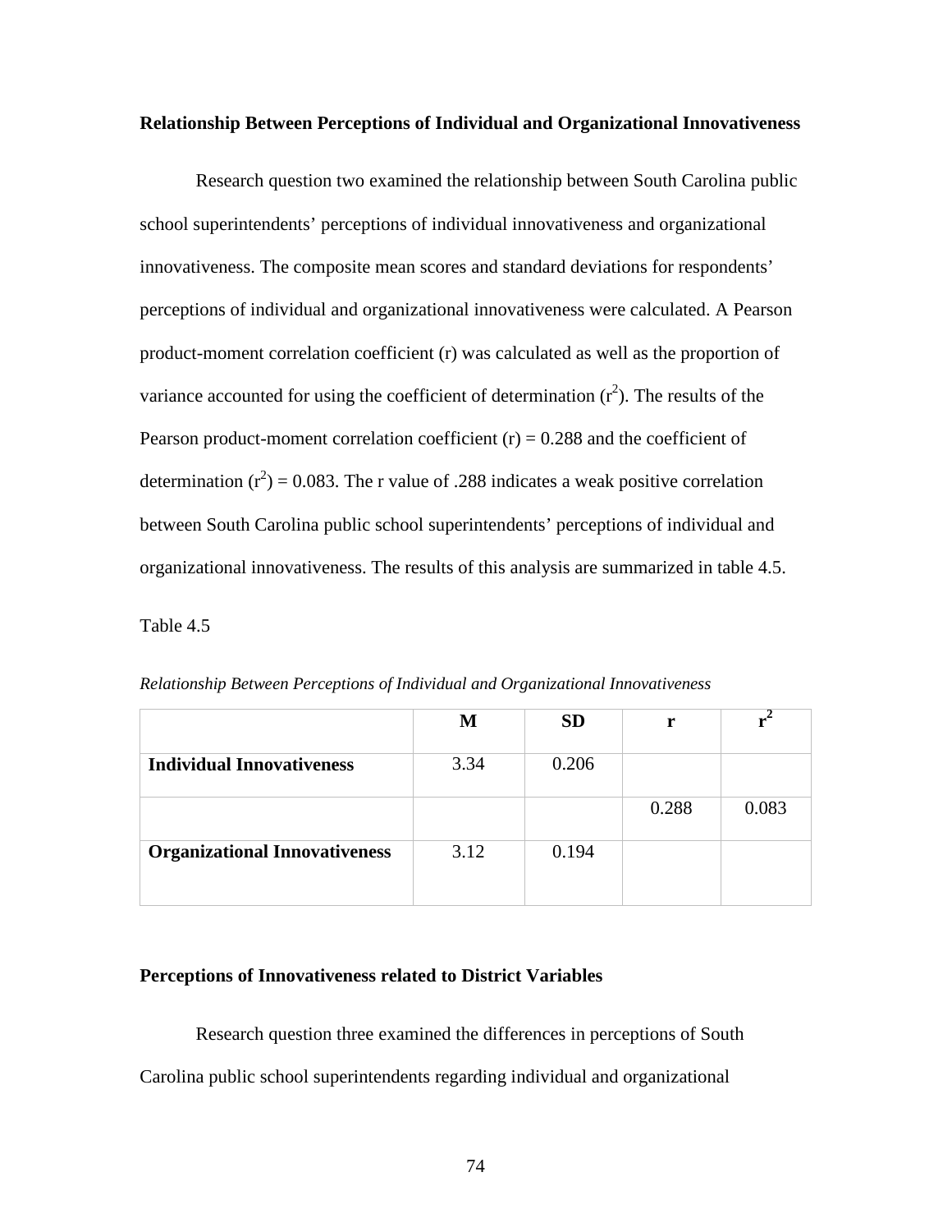**Relationship Between Perceptions of Individual and Organizational Innovativeness**

Research question two examined the relationship between South Carolina public school superintendents' perceptions of individual innovativeness and organizational innovativeness. The composite mean scores and standard deviations for respondents' perceptions of individual and organizational innovativeness were calculated. A Pearson product-moment correlation coefficient (r) was calculated as well as the proportion of variance accounted for using the coefficient of determination ($r^2$). The results of the Pearson product-moment correlation coefficient (r) = 0.288 and the coefficient of determination ($r^2$) = 0.083. The r value of .288 indicates a weak positive correlation between South Carolina public school superintendents' perceptions of individual and organizational innovativeness. The results of this analysis are summarized in table 4.5.

Table 4.5

*Relationship Between Perceptions of Individual and Organizational Innovativeness*

| | M | SD | r | $r^2$ |
|---|---|---|---|---|
| **Individual Innovativeness** | 3.34 | 0.206 | | |
| | | | 0.288 | 0.083 |
| **Organizational Innovativeness** | 3.12 | 0.194 | | |

**Perceptions of Innovativeness related to District Variables**

Research question three examined the differences in perceptions of South Carolina public school superintendents regarding individual and organizational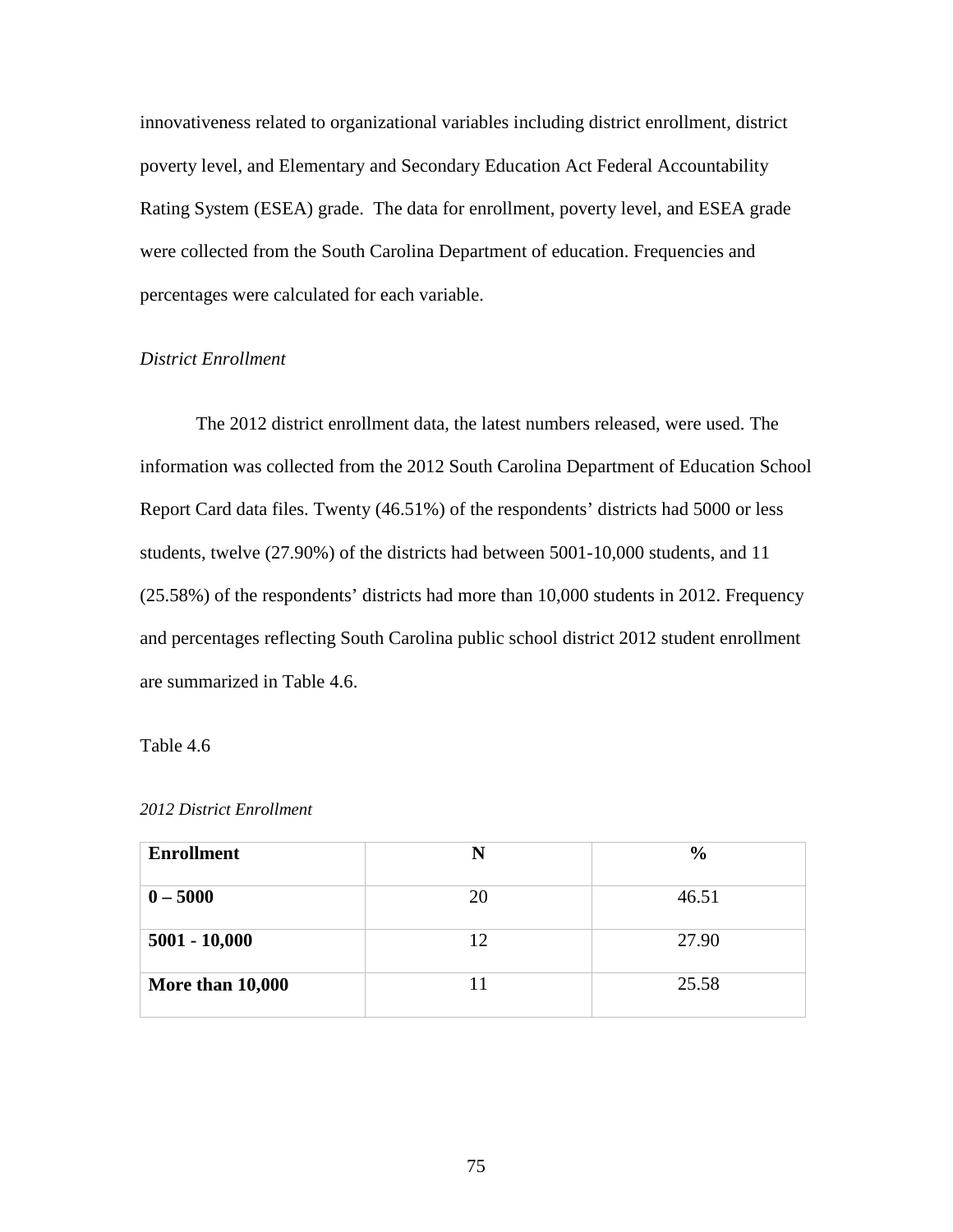innovativeness related to organizational variables including district enrollment, district poverty level, and Elementary and Secondary Education Act Federal Accountability Rating System (ESEA) grade. The data for enrollment, poverty level, and ESEA grade were collected from the South Carolina Department of education. Frequencies and percentages were calculated for each variable.

*District Enrollment*

The 2012 district enrollment data, the latest numbers released, were used. The information was collected from the 2012 South Carolina Department of Education School Report Card data files. Twenty (46.51%) of the respondents' districts had 5000 or less students, twelve (27.90%) of the districts had between 5001-10,000 students, and 11 (25.58%) of the respondents' districts had more than 10,000 students in 2012. Frequency and percentages reflecting South Carolina public school district 2012 student enrollment are summarized in Table 4.6.

Table 4.6

*2012 District Enrollment*

| **Enrollment** | **N** | **%** |
|---|---|---|
| **0 – 5000** | 20 | 46.51 |
| **5001 - 10,000** | 12 | 27.90 |
| **More than 10,000** | 11 | 25.58 |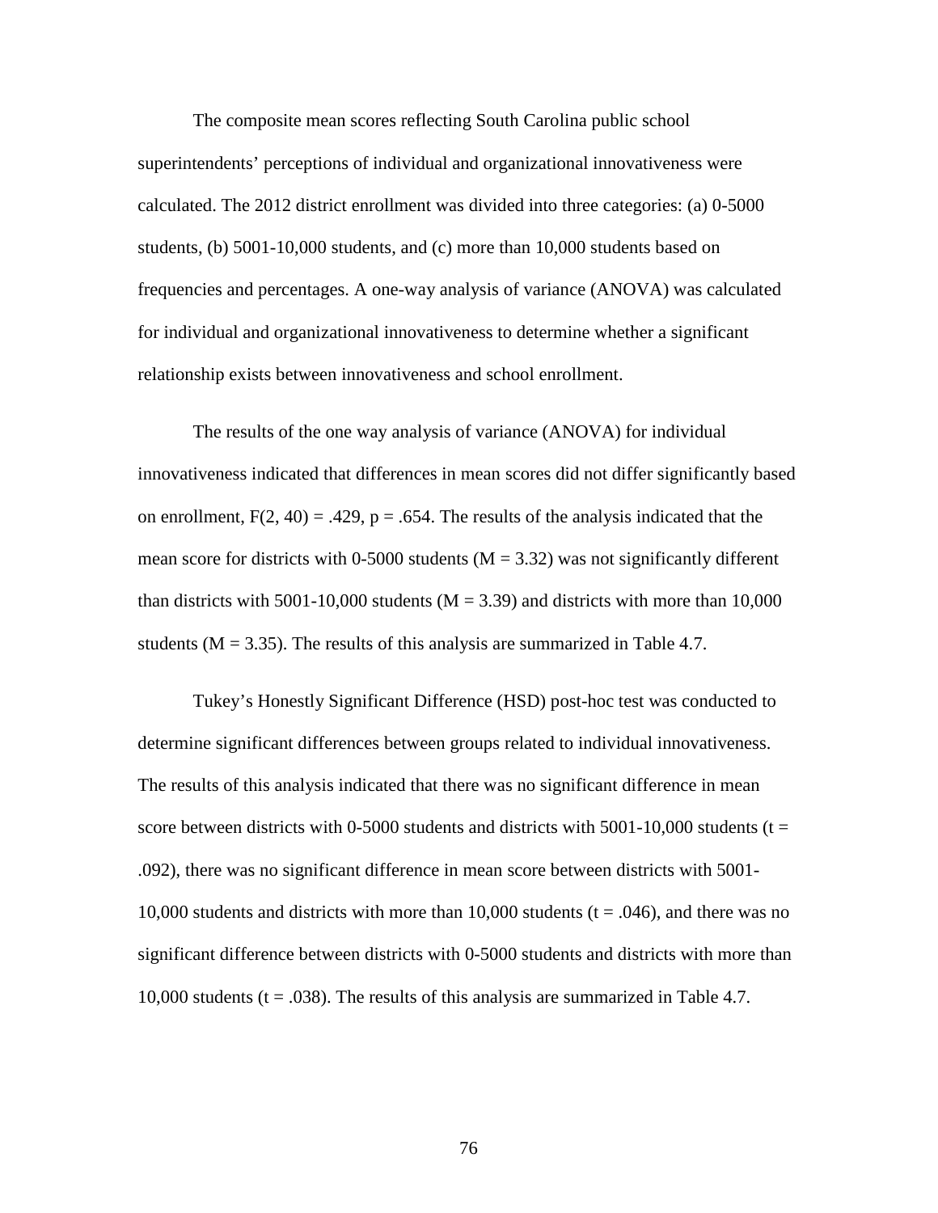The composite mean scores reflecting South Carolina public school superintendents' perceptions of individual and organizational innovativeness were calculated. The 2012 district enrollment was divided into three categories: (a) 0-5000 students, (b) 5001-10,000 students, and (c) more than 10,000 students based on frequencies and percentages. A one-way analysis of variance (ANOVA) was calculated for individual and organizational innovativeness to determine whether a significant relationship exists between innovativeness and school enrollment.

The results of the one way analysis of variance (ANOVA) for individual innovativeness indicated that differences in mean scores did not differ significantly based on enrollment, $F(2, 40) = .429$, $p = .654$. The results of the analysis indicated that the mean score for districts with 0-5000 students ($M = 3.32$) was not significantly different than districts with 5001-10,000 students ($M = 3.39$) and districts with more than 10,000 students ($M = 3.35$). The results of this analysis are summarized in Table 4.7.

Tukey's Honestly Significant Difference (HSD) post-hoc test was conducted to determine significant differences between groups related to individual innovativeness. The results of this analysis indicated that there was no significant difference in mean score between districts with 0-5000 students and districts with 5001-10,000 students ($t = .092$), there was no significant difference in mean score between districts with 5001-10,000 students and districts with more than 10,000 students ($t = .046$), and there was no significant difference between districts with 0-5000 students and districts with more than 10,000 students ($t = .038$). The results of this analysis are summarized in Table 4.7.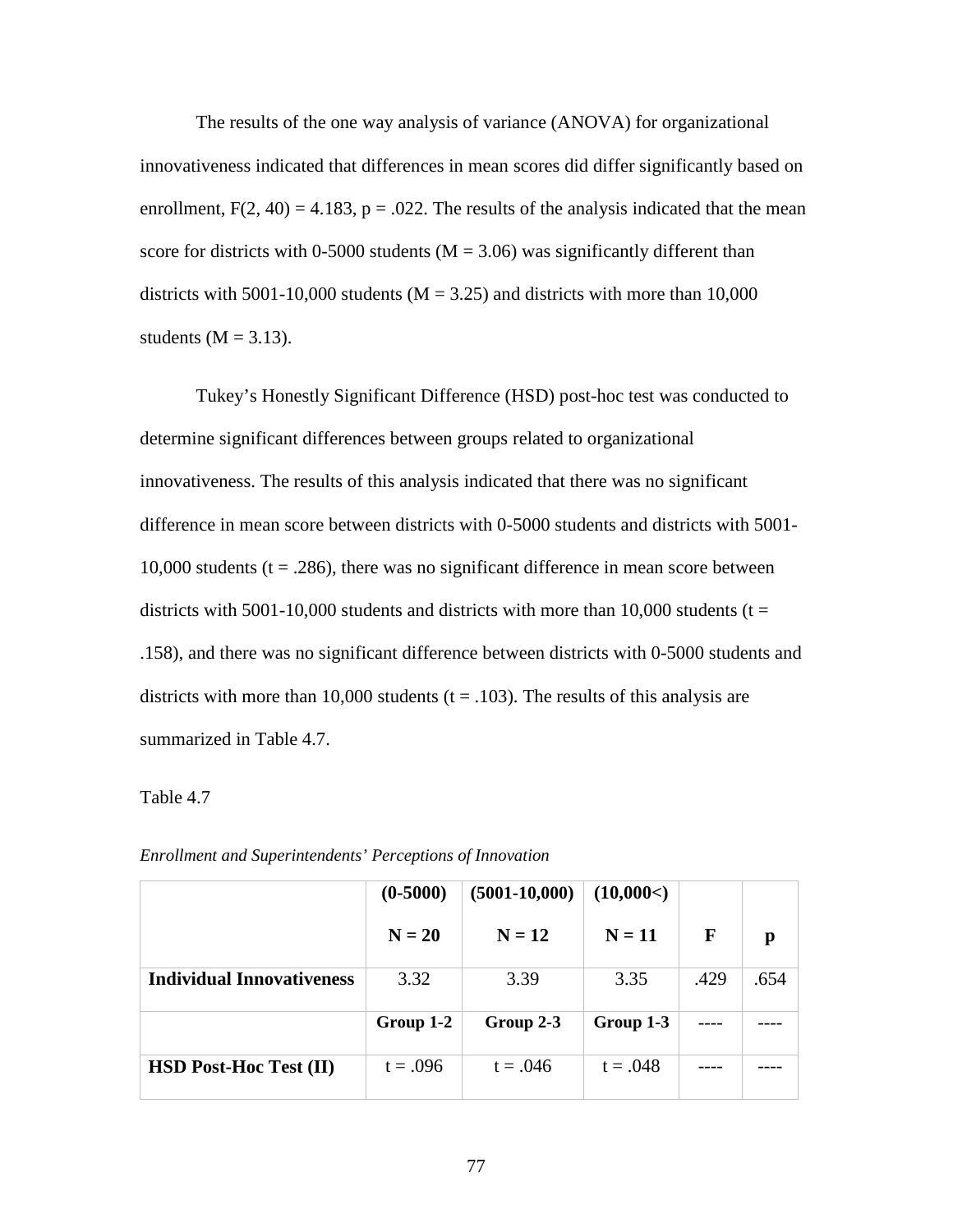The results of the one way analysis of variance (ANOVA) for organizational innovativeness indicated that differences in mean scores did differ significantly based on enrollment, $F(2, 40) = 4.183$, $p = .022$. The results of the analysis indicated that the mean score for districts with 0-5000 students ($M = 3.06$) was significantly different than districts with 5001-10,000 students ($M = 3.25$) and districts with more than 10,000 students ($M = 3.13$).

Tukey's Honestly Significant Difference (HSD) post-hoc test was conducted to determine significant differences between groups related to organizational innovativeness. The results of this analysis indicated that there was no significant difference in mean score between districts with 0-5000 students and districts with 5001-10,000 students ($t = .286$), there was no significant difference in mean score between districts with 5001-10,000 students and districts with more than 10,000 students ($t = .158$), and there was no significant difference between districts with 0-5000 students and districts with more than 10,000 students ($t = .103$). The results of this analysis are summarized in Table 4.7.

Table 4.7

*Enrollment and Superintendents' Perceptions of Innovation*

| | **(0-5000)** N = 20 | **(5001-10,000)** N = 12 | **(10,000<)** N = 11 | **F** | **p** |
|---|---|---|---|---|---|
| **Individual Innovativeness** | 3.32 | 3.39 | 3.35 | .429 | .654 |
| | **Group 1-2** | **Group 2-3** | **Group 1-3** | ---- | ---- |
| **HSD Post-Hoc Test (II)** | t = .096 | t = .046 | t = .048 | ---- | ---- |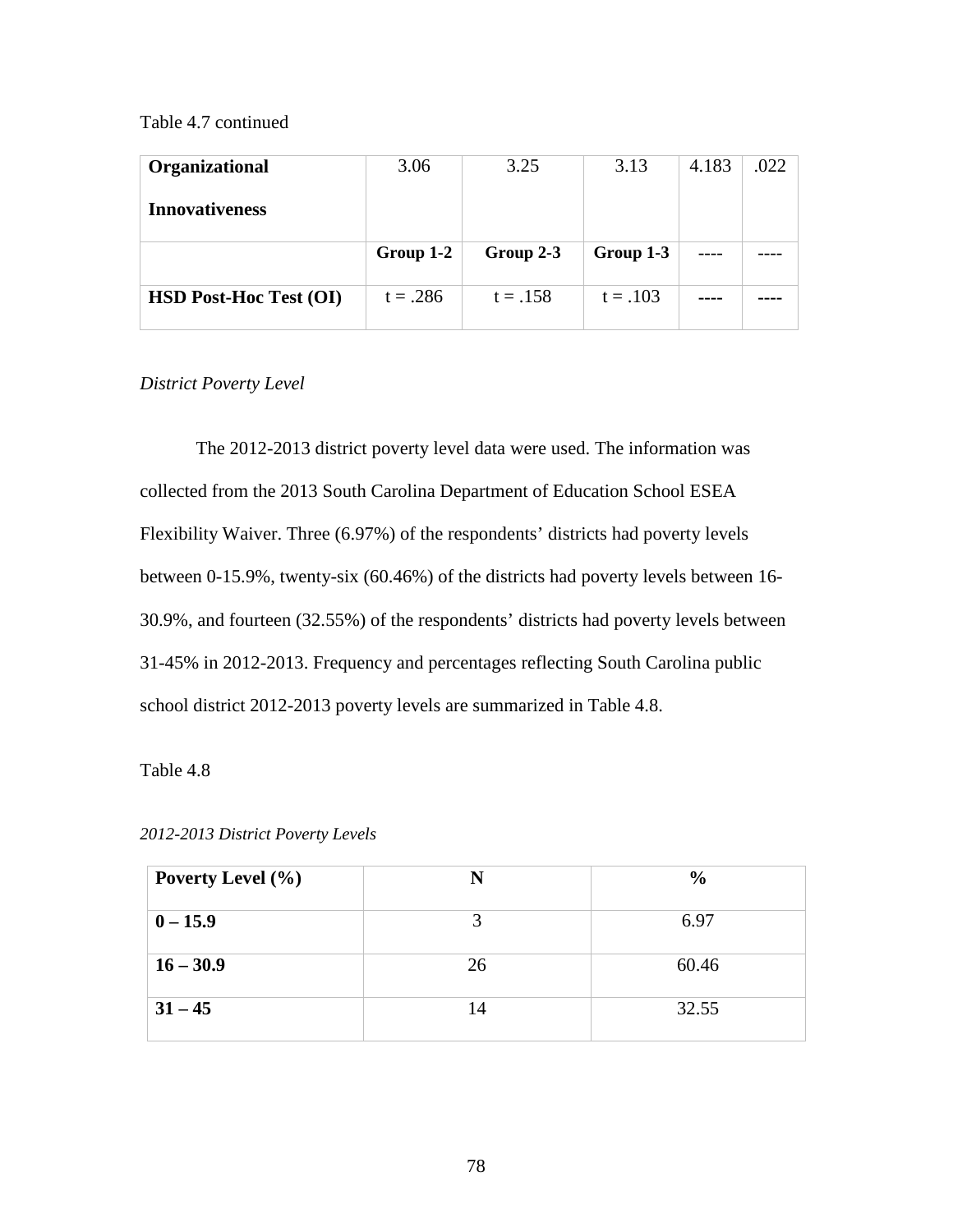Table 4.7 continued

| **Organizational Innovativeness** | 3.06 | 3.25 | 3.13 | 4.183 | .022 |
|---|---|---|---|---|---|
| | **Group 1-2** | **Group 2-3** | **Group 1-3** | ---- | ---- |
| **HSD Post-Hoc Test (OI)** | t = .286 | t = .158 | t = .103 | ---- | ---- |

*District Poverty Level*

The 2012-2013 district poverty level data were used. The information was collected from the 2013 South Carolina Department of Education School ESEA Flexibility Waiver. Three (6.97%) of the respondents' districts had poverty levels between 0-15.9%, twenty-six (60.46%) of the districts had poverty levels between 16-30.9%, and fourteen (32.55%) of the respondents' districts had poverty levels between 31-45% in 2012-2013. Frequency and percentages reflecting South Carolina public school district 2012-2013 poverty levels are summarized in Table 4.8.

Table 4.8

*2012-2013 District Poverty Levels*

| **Poverty Level (%)** | **N** | **%** |
|---|---|---|
| **0 – 15.9** | 3 | 6.97 |
| **16 – 30.9** | 26 | 60.46 |
| **31 – 45** | 14 | 32.55 |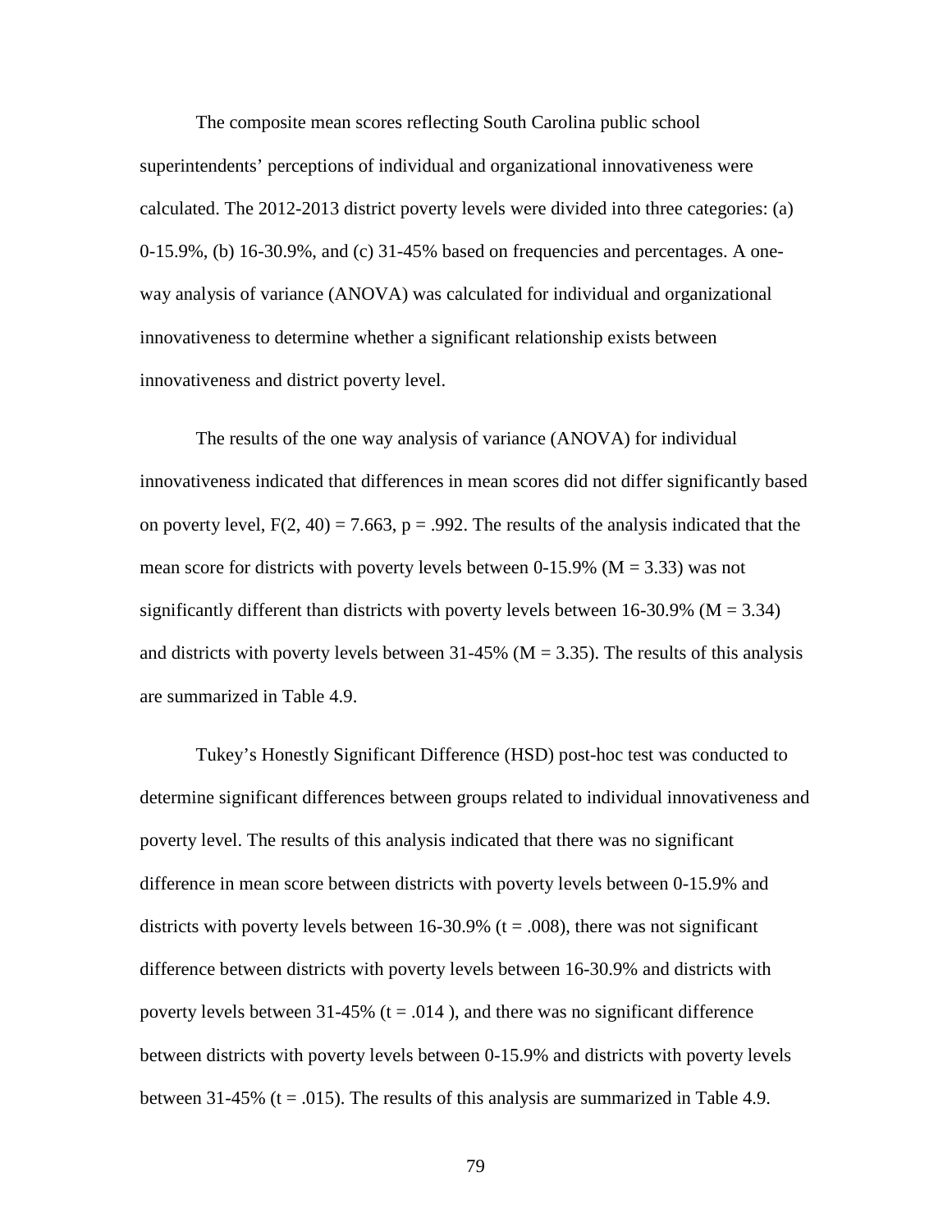The composite mean scores reflecting South Carolina public school superintendents' perceptions of individual and organizational innovativeness were calculated. The 2012-2013 district poverty levels were divided into three categories: (a) 0-15.9%, (b) 16-30.9%, and (c) 31-45% based on frequencies and percentages. A one-way analysis of variance (ANOVA) was calculated for individual and organizational innovativeness to determine whether a significant relationship exists between innovativeness and district poverty level.

The results of the one way analysis of variance (ANOVA) for individual innovativeness indicated that differences in mean scores did not differ significantly based on poverty level, $F(2, 40) = 7.663$, $p = .992$. The results of the analysis indicated that the mean score for districts with poverty levels between 0-15.9% ($M = 3.33$) was not significantly different than districts with poverty levels between 16-30.9% ($M = 3.34$) and districts with poverty levels between 31-45% ($M = 3.35$). The results of this analysis are summarized in Table 4.9.

Tukey's Honestly Significant Difference (HSD) post-hoc test was conducted to determine significant differences between groups related to individual innovativeness and poverty level. The results of this analysis indicated that there was no significant difference in mean score between districts with poverty levels between 0-15.9% and districts with poverty levels between 16-30.9% ($t = .008$), there was not significant difference between districts with poverty levels between 16-30.9% and districts with poverty levels between 31-45% ($t = .014$ ), and there was no significant difference between districts with poverty levels between 0-15.9% and districts with poverty levels between 31-45% ($t = .015$). The results of this analysis are summarized in Table 4.9.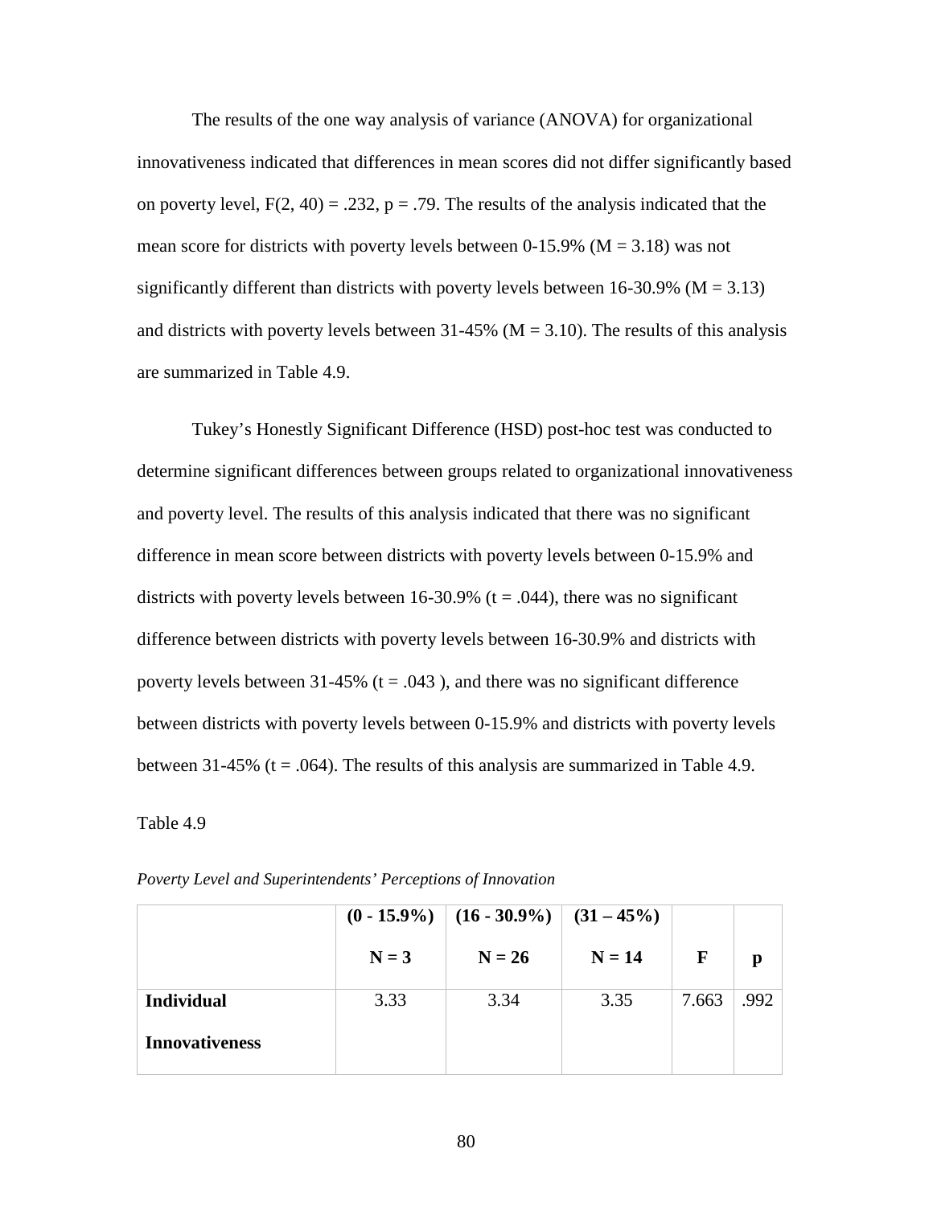The results of the one way analysis of variance (ANOVA) for organizational innovativeness indicated that differences in mean scores did not differ significantly based on poverty level, $F(2, 40) = .232$, $p = .79$. The results of the analysis indicated that the mean score for districts with poverty levels between 0-15.9% ($M = 3.18$) was not significantly different than districts with poverty levels between 16-30.9% ($M = 3.13$) and districts with poverty levels between 31-45% ($M = 3.10$). The results of this analysis are summarized in Table 4.9.

Tukey's Honestly Significant Difference (HSD) post-hoc test was conducted to determine significant differences between groups related to organizational innovativeness and poverty level. The results of this analysis indicated that there was no significant difference in mean score between districts with poverty levels between 0-15.9% and districts with poverty levels between 16-30.9% ($t = .044$), there was no significant difference between districts with poverty levels between 16-30.9% and districts with poverty levels between 31-45% ($t = .043$ ), and there was no significant difference between districts with poverty levels between 0-15.9% and districts with poverty levels between 31-45% ($t = .064$). The results of this analysis are summarized in Table 4.9.

Table 4.9

*Poverty Level and Superintendents' Perceptions of Innovation*

| | **(0 - 15.9%)** **N = 3** | **(16 - 30.9%)** **N = 26** | **(31 – 45%)** **N = 14** | **F** | **p** |
|---|---|---|---|---|---|
| **Individual Innovativeness** | 3.33 | 3.34 | 3.35 | 7.663 | .992 |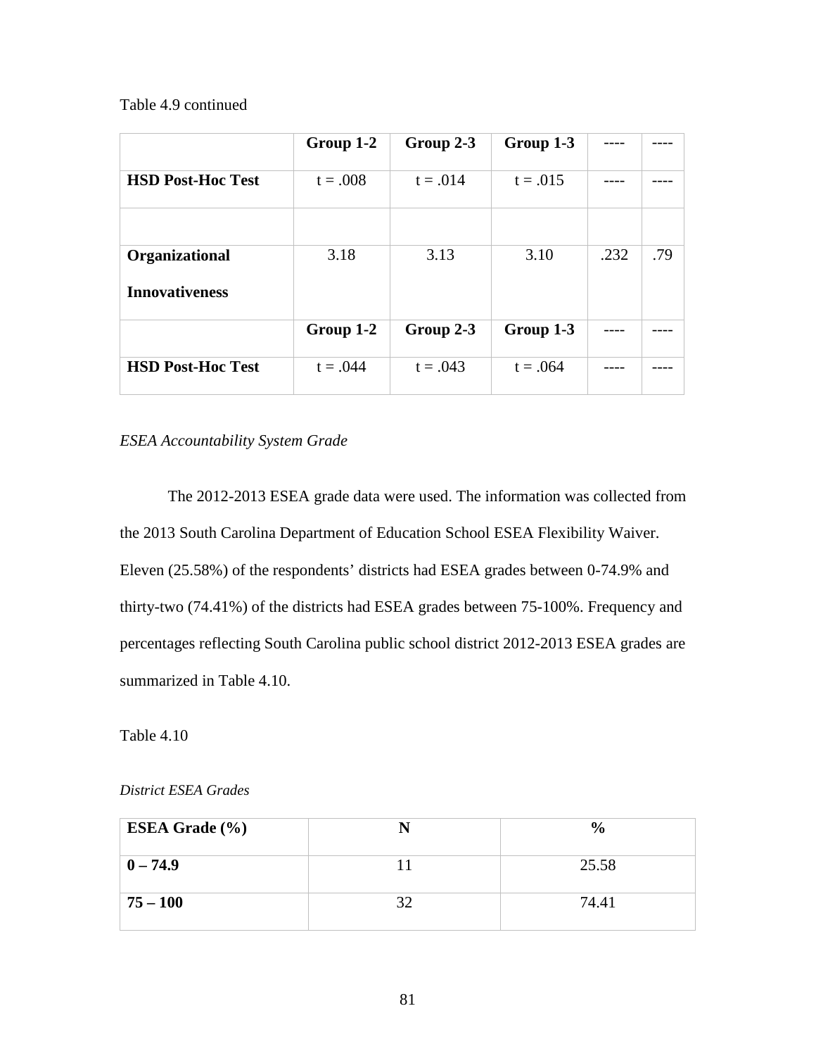Table 4.9 continued

| | Group 1-2 | Group 2-3 | Group 1-3 | ---- | ---- |
|---|---|---|---|---|---|
| **HSD Post-Hoc Test** | t = .008 | t = .014 | t = .015 | ---- | ---- |
| | | | | | |
| **Organizational Innovativeness** | 3.18 | 3.13 | 3.10 | .232 | .79 |
| | **Group 1-2** | **Group 2-3** | **Group 1-3** | ---- | ---- |
| **HSD Post-Hoc Test** | t = .044 | t = .043 | t = .064 | ---- | ---- |

*ESEA Accountability System Grade*

The 2012-2013 ESEA grade data were used. The information was collected from the 2013 South Carolina Department of Education School ESEA Flexibility Waiver. Eleven (25.58%) of the respondents' districts had ESEA grades between 0-74.9% and thirty-two (74.41%) of the districts had ESEA grades between 75-100%. Frequency and percentages reflecting South Carolina public school district 2012-2013 ESEA grades are summarized in Table 4.10.

Table 4.10

*District ESEA Grades*

| ESEA Grade (%) | N | % |
|---|---|---|
| **0 – 74.9** | 11 | 25.58 |
| **75 – 100** | 32 | 74.41 |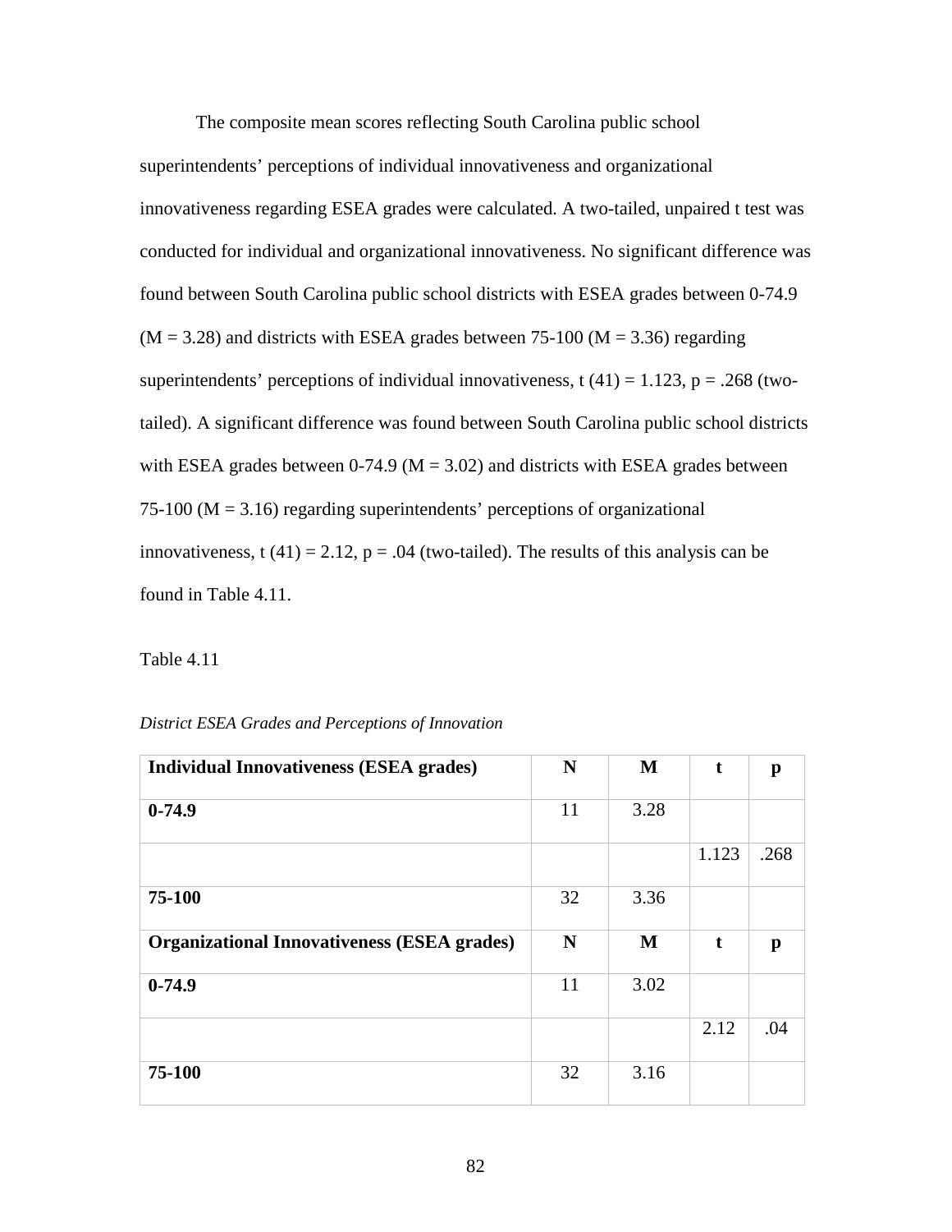The composite mean scores reflecting South Carolina public school superintendents' perceptions of individual innovativeness and organizational innovativeness regarding ESEA grades were calculated. A two-tailed, unpaired t test was conducted for individual and organizational innovativeness. No significant difference was found between South Carolina public school districts with ESEA grades between 0-74.9 ($M = 3.28$) and districts with ESEA grades between 75-100 ($M = 3.36$) regarding superintendents' perceptions of individual innovativeness, $t(41) = 1.123$, $p = .268$ (two-tailed). A significant difference was found between South Carolina public school districts with ESEA grades between 0-74.9 ($M = 3.02$) and districts with ESEA grades between 75-100 ($M = 3.16$) regarding superintendents' perceptions of organizational innovativeness, $t(41) = 2.12$, $p = .04$ (two-tailed). The results of this analysis can be found in Table 4.11.

Table 4.11

*District ESEA Grades and Perceptions of Innovation*

| **Individual Innovativeness (ESEA grades)** | **N** | **M** | **t** | **p** |
|---|---|---|---|---|
| **0-74.9** | 11 | 3.28 | | |
| | | | 1.123 | .268 |
| **75-100** | 32 | 3.36 | | |
| **Organizational Innovativeness (ESEA grades)** | **N** | **M** | **t** | **p** |
| **0-74.9** | 11 | 3.02 | | |
| | | | 2.12 | .04 |
| **75-100** | 32 | 3.16 | | |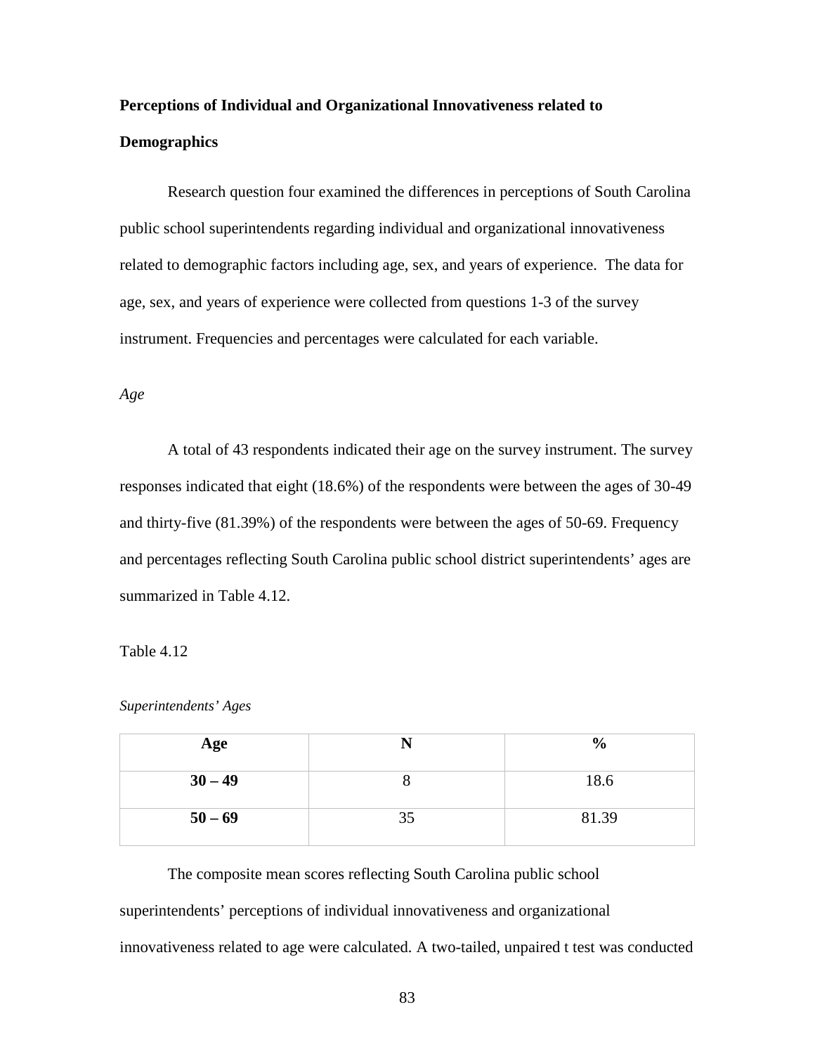**Perceptions of Individual and Organizational Innovativeness related to Demographics**

Research question four examined the differences in perceptions of South Carolina public school superintendents regarding individual and organizational innovativeness related to demographic factors including age, sex, and years of experience. The data for age, sex, and years of experience were collected from questions 1-3 of the survey instrument. Frequencies and percentages were calculated for each variable.

*Age*

A total of 43 respondents indicated their age on the survey instrument. The survey responses indicated that eight (18.6%) of the respondents were between the ages of 30-49 and thirty-five (81.39%) of the respondents were between the ages of 50-69. Frequency and percentages reflecting South Carolina public school district superintendents' ages are summarized in Table 4.12.

Table 4.12

*Superintendents' Ages*

| Age | N | % |
|---|---|---|
| **30 – 49** | 8 | 18.6 |
| **50 – 69** | 35 | 81.39 |

The composite mean scores reflecting South Carolina public school superintendents' perceptions of individual innovativeness and organizational innovativeness related to age were calculated. A two-tailed, unpaired t test was conducted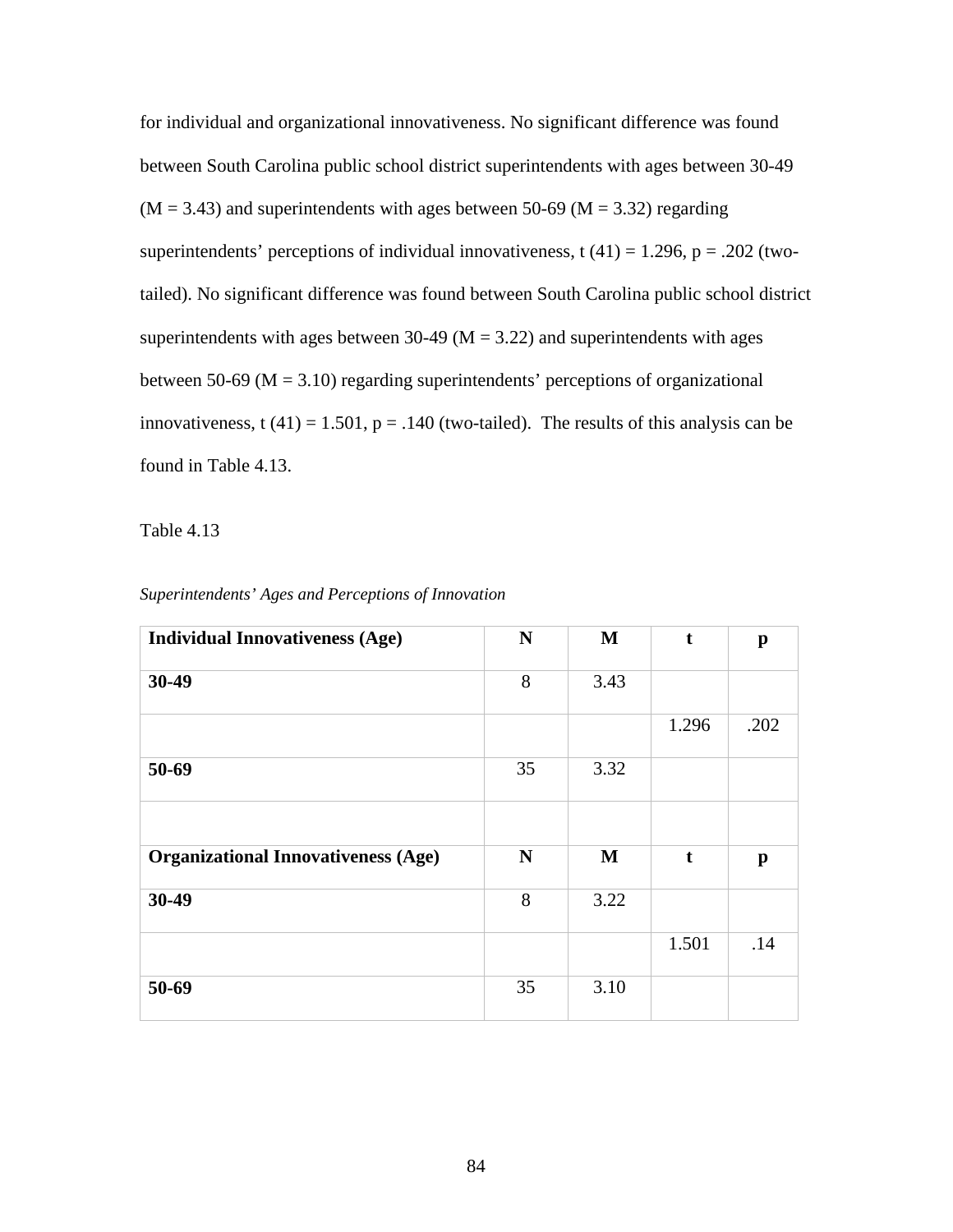for individual and organizational innovativeness. No significant difference was found between South Carolina public school district superintendents with ages between 30-49 ($M = 3.43$) and superintendents with ages between 50-69 ($M = 3.32$) regarding superintendents' perceptions of individual innovativeness, $t(41) = 1.296$, $p = .202$ (two-tailed). No significant difference was found between South Carolina public school district superintendents with ages between 30-49 ($M = 3.22$) and superintendents with ages between 50-69 ($M = 3.10$) regarding superintendents' perceptions of organizational innovativeness, $t(41) = 1.501$, $p = .140$ (two-tailed). The results of this analysis can be found in Table 4.13.

Table 4.13

*Superintendents' Ages and Perceptions of Innovation*

| **Individual Innovativeness (Age)** | **N** | **M** | **t** | **p** |
|---|---|---|---|---|
| **30-49** | 8 | 3.43 | | |
| | | | 1.296 | .202 |
| **50-69** | 35 | 3.32 | | |
| | | | | |
| **Organizational Innovativeness (Age)** | **N** | **M** | **t** | **p** |
| **30-49** | 8 | 3.22 | | |
| | | | 1.501 | .14 |
| **50-69** | 35 | 3.10 | | |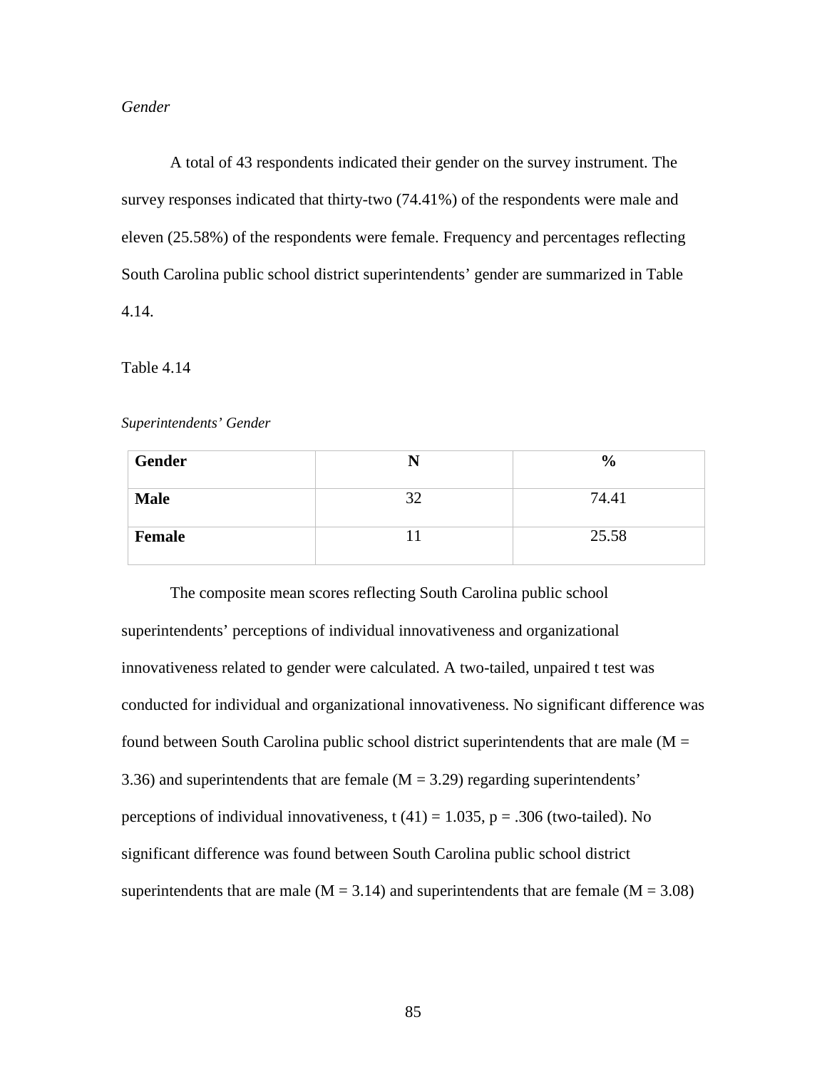*Gender*

A total of 43 respondents indicated their gender on the survey instrument. The survey responses indicated that thirty-two (74.41%) of the respondents were male and eleven (25.58%) of the respondents were female. Frequency and percentages reflecting South Carolina public school district superintendents' gender are summarized in Table 4.14.

Table 4.14

*Superintendents' Gender*

| **Gender** | **N** | **%** |
|---|---|---|
| **Male** | 32 | 74.41 |
| **Female** | 11 | 25.58 |

The composite mean scores reflecting South Carolina public school superintendents' perceptions of individual innovativeness and organizational innovativeness related to gender were calculated. A two-tailed, unpaired t test was conducted for individual and organizational innovativeness. No significant difference was found between South Carolina public school district superintendents that are male ($M = 3.36$) and superintendents that are female ($M = 3.29$) regarding superintendents' perceptions of individual innovativeness, $t(41) = 1.035$, $p = .306$ (two-tailed). No significant difference was found between South Carolina public school district superintendents that are male ($M = 3.14$) and superintendents that are female ($M = 3.08$)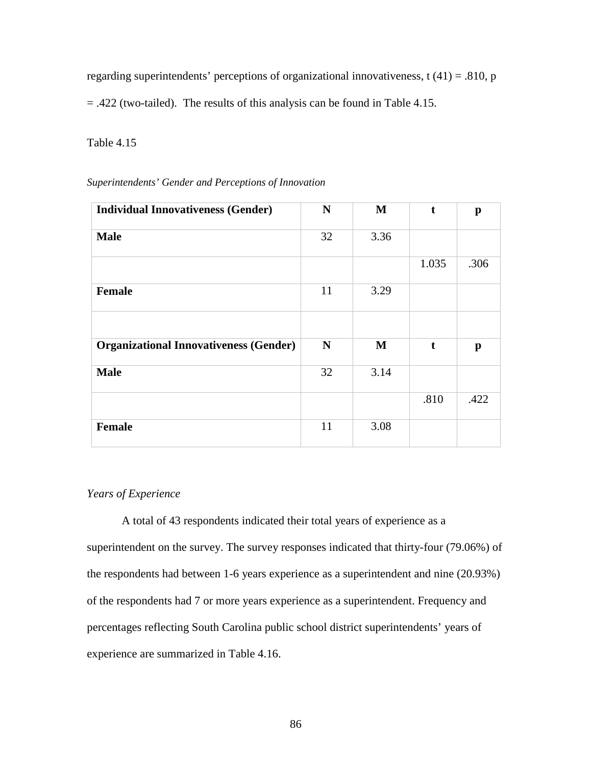regarding superintendents' perceptions of organizational innovativeness, t (41) = .810, p = .422 (two-tailed). The results of this analysis can be found in Table 4.15.

Table 4.15

*Superintendents' Gender and Perceptions of Innovation*

| **Individual Innovativeness (Gender)** | **N** | **M** | **t** | **p** |
|---|---|---|---|---|
| **Male** | 32 | 3.36 | | |
| | | | 1.035 | .306 |
| **Female** | 11 | 3.29 | | |
| | | | | |
| **Organizational Innovativeness (Gender)** | **N** | **M** | **t** | **p** |
| **Male** | 32 | 3.14 | | |
| | | | .810 | .422 |
| **Female** | 11 | 3.08 | | |

*Years of Experience*

A total of 43 respondents indicated their total years of experience as a superintendent on the survey. The survey responses indicated that thirty-four (79.06%) of the respondents had between 1-6 years experience as a superintendent and nine (20.93%) of the respondents had 7 or more years experience as a superintendent. Frequency and percentages reflecting South Carolina public school district superintendents' years of experience are summarized in Table 4.16.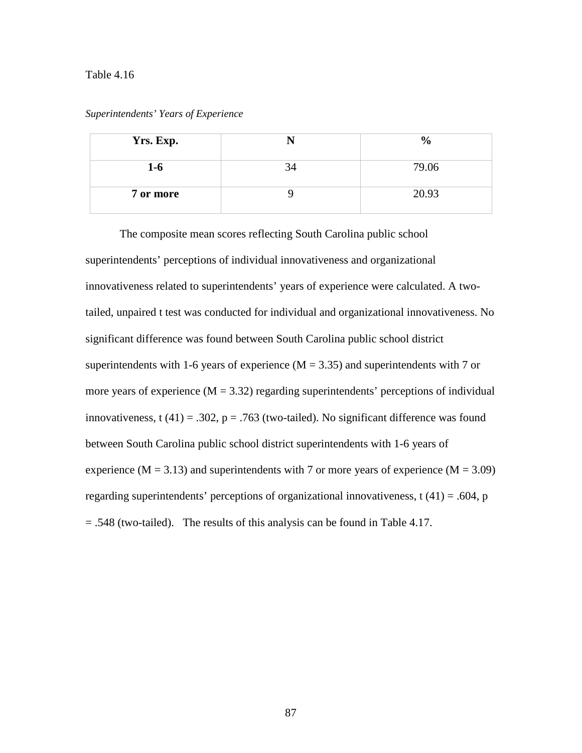Table 4.16

*Superintendents' Years of Experience*

| **Yrs. Exp.** | **N** | **%** |
|---|---|---|
| **1-6** | 34 | 79.06 |
| **7 or more** | 9 | 20.93 |

The composite mean scores reflecting South Carolina public school superintendents' perceptions of individual innovativeness and organizational innovativeness related to superintendents' years of experience were calculated. A two-tailed, unpaired t test was conducted for individual and organizational innovativeness. No significant difference was found between South Carolina public school district superintendents with 1-6 years of experience ($M = 3.35$) and superintendents with 7 or more years of experience ($M = 3.32$) regarding superintendents' perceptions of individual innovativeness, $t(41) = .302$, $p = .763$ (two-tailed). No significant difference was found between South Carolina public school district superintendents with 1-6 years of experience ($M = 3.13$) and superintendents with 7 or more years of experience ($M = 3.09$) regarding superintendents' perceptions of organizational innovativeness, $t(41) = .604$, $p = .548$ (two-tailed). The results of this analysis can be found in Table 4.17.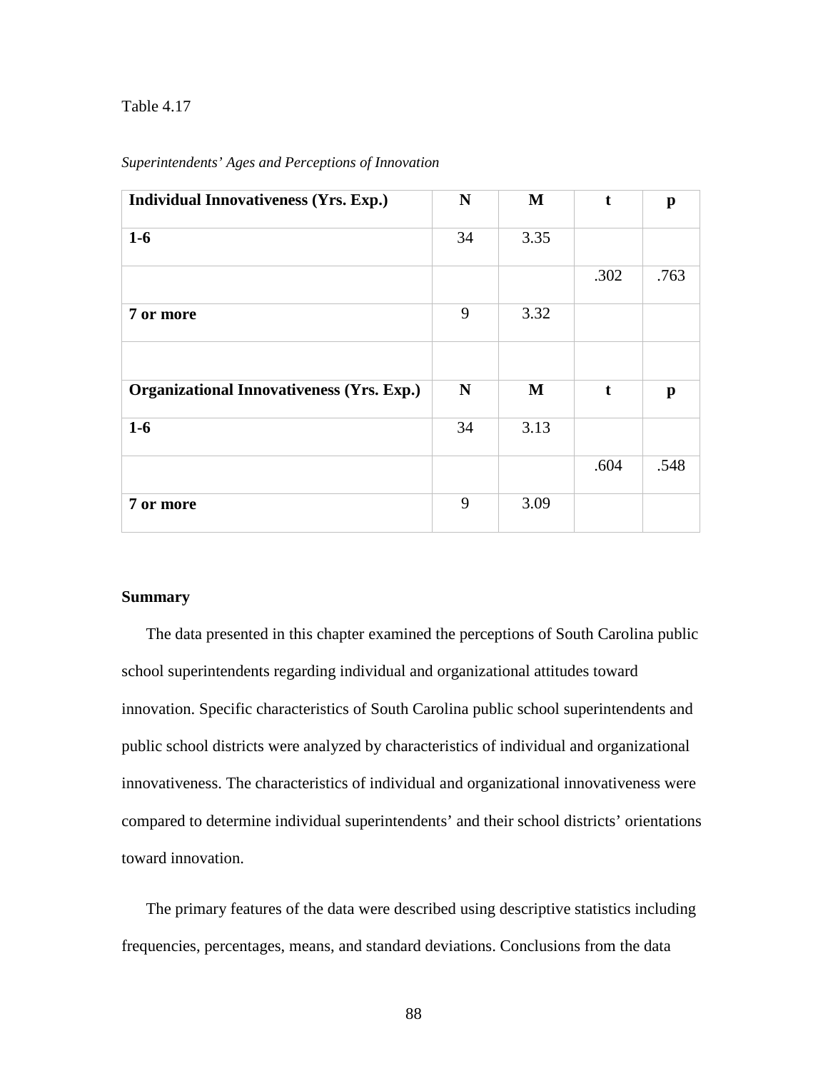Table 4.17

*Superintendents' Ages and Perceptions of Innovation*

| **Individual Innovativeness (Yrs. Exp.)** | **N** | **M** | **t** | **p** |
|---|---|---|---|---|
| **1-6** | 34 | 3.35 | | |
| | | | .302 | .763 |
| **7 or more** | 9 | 3.32 | | |
| | | | | |
| **Organizational Innovativeness (Yrs. Exp.)** | **N** | **M** | **t** | **p** |
| **1-6** | 34 | 3.13 | | |
| | | | .604 | .548 |
| **7 or more** | 9 | 3.09 | | |

**Summary**

The data presented in this chapter examined the perceptions of South Carolina public school superintendents regarding individual and organizational attitudes toward innovation. Specific characteristics of South Carolina public school superintendents and public school districts were analyzed by characteristics of individual and organizational innovativeness. The characteristics of individual and organizational innovativeness were compared to determine individual superintendents' and their school districts' orientations toward innovation.

The primary features of the data were described using descriptive statistics including frequencies, percentages, means, and standard deviations. Conclusions from the data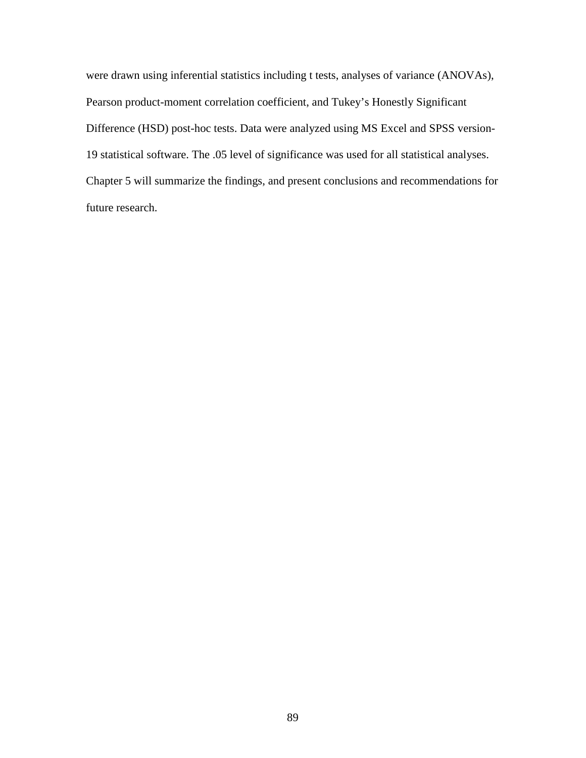were drawn using inferential statistics including t tests, analyses of variance (ANOVAs), Pearson product-moment correlation coefficient, and Tukey's Honestly Significant Difference (HSD) post-hoc tests. Data were analyzed using MS Excel and SPSS version-19 statistical software. The .05 level of significance was used for all statistical analyses. Chapter 5 will summarize the findings, and present conclusions and recommendations for future research.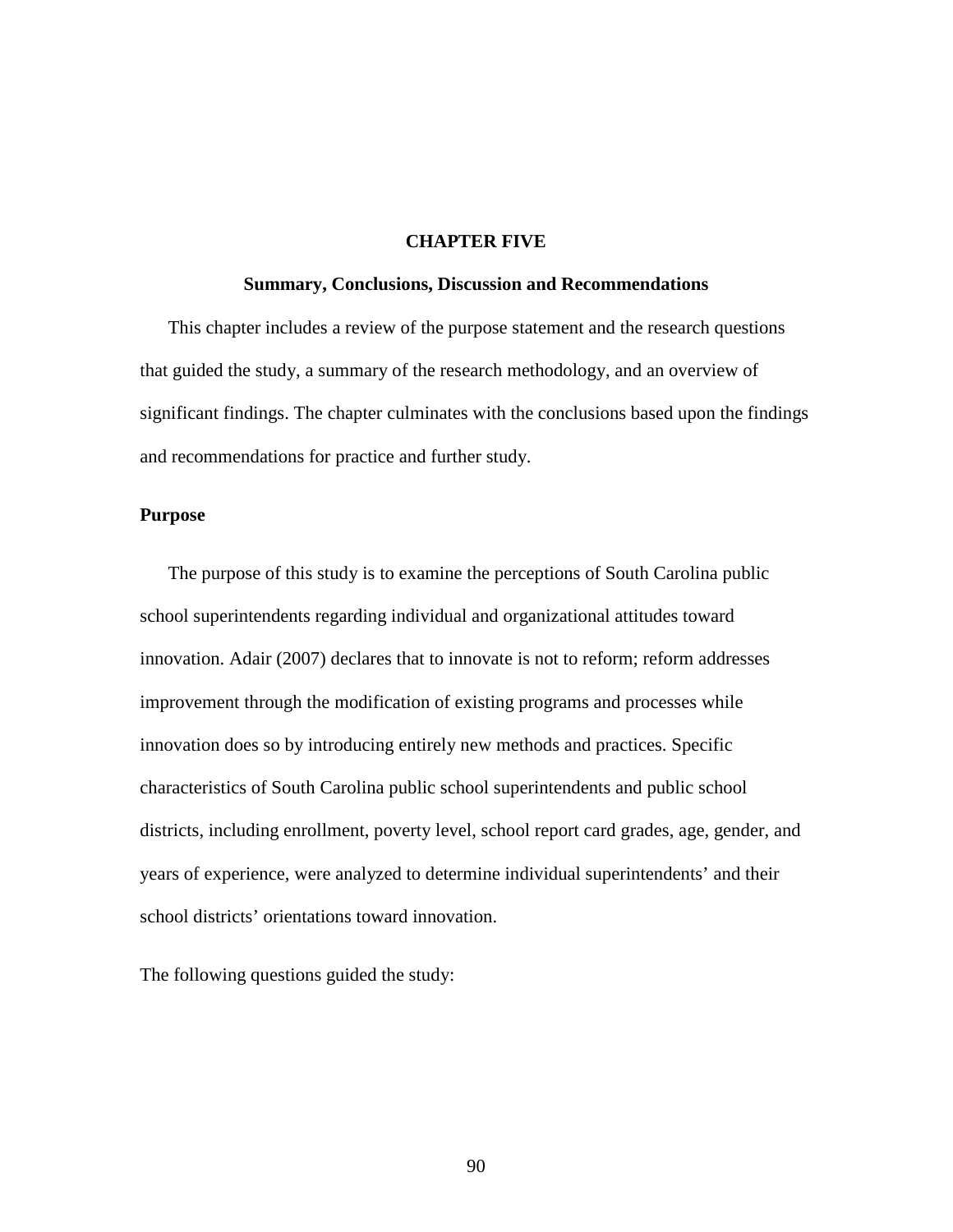# CHAPTER FIVE

## Summary, Conclusions, Discussion and Recommendations

This chapter includes a review of the purpose statement and the research questions that guided the study, a summary of the research methodology, and an overview of significant findings. The chapter culminates with the conclusions based upon the findings and recommendations for practice and further study.

### Purpose

The purpose of this study is to examine the perceptions of South Carolina public school superintendents regarding individual and organizational attitudes toward innovation. Adair (2007) declares that to innovate is not to reform; reform addresses improvement through the modification of existing programs and processes while innovation does so by introducing entirely new methods and practices. Specific characteristics of South Carolina public school superintendents and public school districts, including enrollment, poverty level, school report card grades, age, gender, and years of experience, were analyzed to determine individual superintendents' and their school districts' orientations toward innovation.

The following questions guided the study: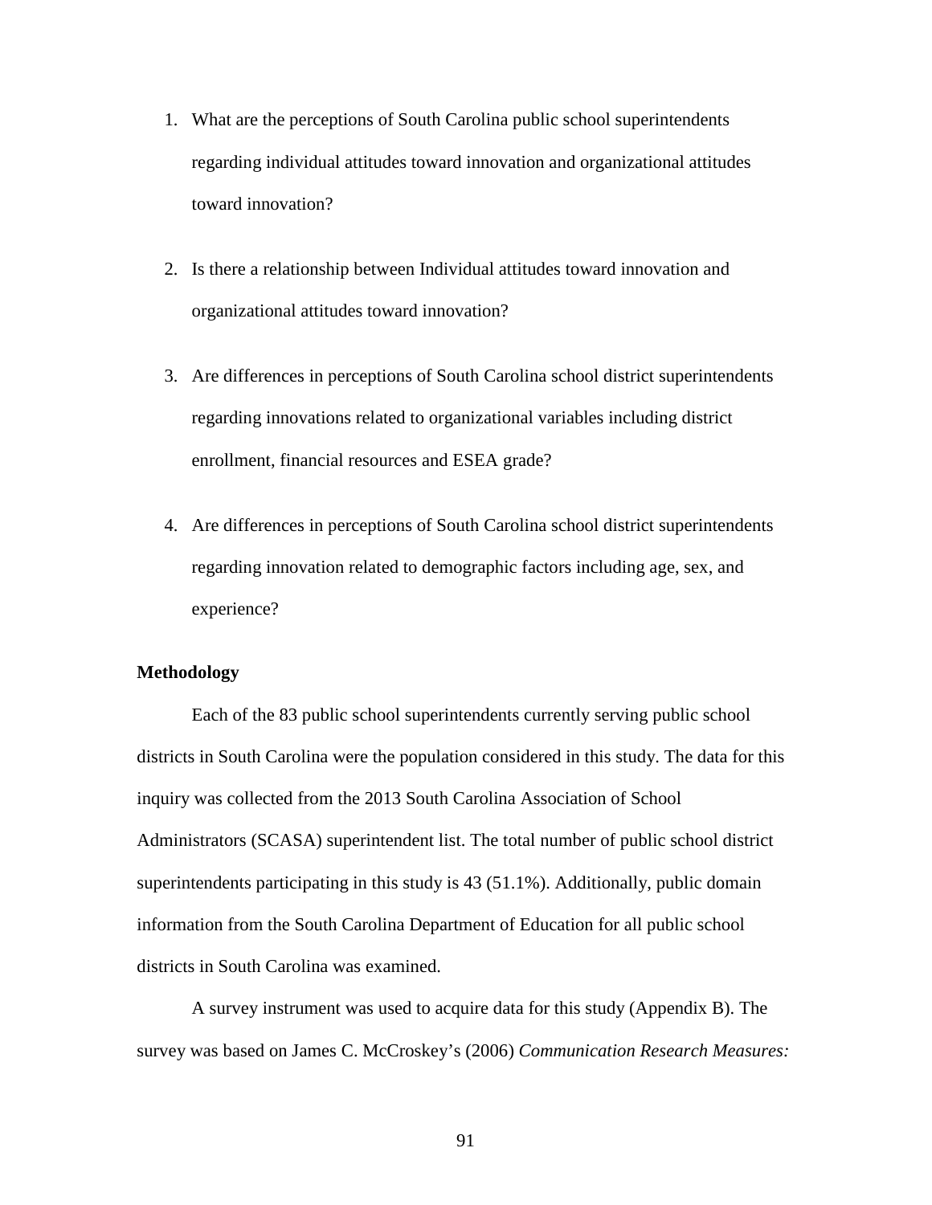1. What are the perceptions of South Carolina public school superintendents regarding individual attitudes toward innovation and organizational attitudes toward innovation?

2. Is there a relationship between Individual attitudes toward innovation and organizational attitudes toward innovation?

3. Are differences in perceptions of South Carolina school district superintendents regarding innovations related to organizational variables including district enrollment, financial resources and ESEA grade?

4. Are differences in perceptions of South Carolina school district superintendents regarding innovation related to demographic factors including age, sex, and experience?

**Methodology**

Each of the 83 public school superintendents currently serving public school districts in South Carolina were the population considered in this study. The data for this inquiry was collected from the 2013 South Carolina Association of School Administrators (SCASA) superintendent list. The total number of public school district superintendents participating in this study is 43 (51.1%). Additionally, public domain information from the South Carolina Department of Education for all public school districts in South Carolina was examined.

A survey instrument was used to acquire data for this study (Appendix B). The survey was based on James C. McCroskey's (2006) *Communication Research Measures:*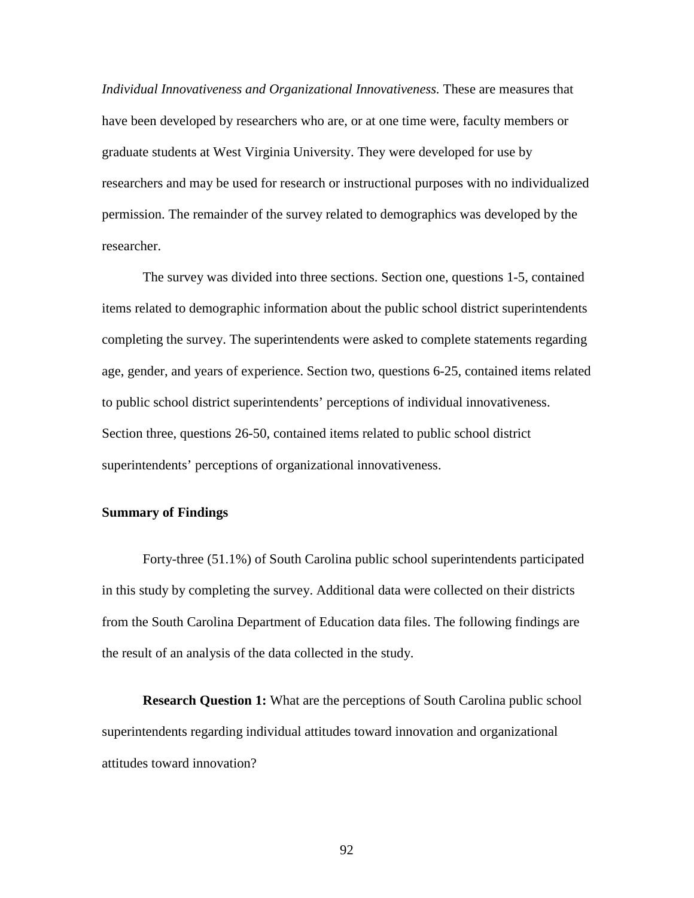*Individual Innovativeness and Organizational Innovativeness.* These are measures that have been developed by researchers who are, or at one time were, faculty members or graduate students at West Virginia University. They were developed for use by researchers and may be used for research or instructional purposes with no individualized permission. The remainder of the survey related to demographics was developed by the researcher.

The survey was divided into three sections. Section one, questions 1-5, contained items related to demographic information about the public school district superintendents completing the survey. The superintendents were asked to complete statements regarding age, gender, and years of experience. Section two, questions 6-25, contained items related to public school district superintendents' perceptions of individual innovativeness. Section three, questions 26-50, contained items related to public school district superintendents' perceptions of organizational innovativeness.

## Summary of Findings

Forty-three (51.1%) of South Carolina public school superintendents participated in this study by completing the survey. Additional data were collected on their districts from the South Carolina Department of Education data files. The following findings are the result of an analysis of the data collected in the study.

**Research Question 1:** What are the perceptions of South Carolina public school superintendents regarding individual attitudes toward innovation and organizational attitudes toward innovation?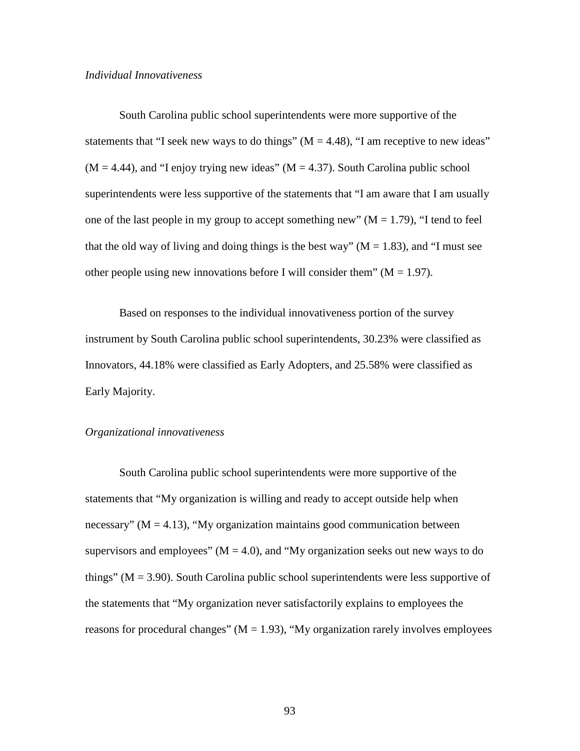*Individual Innovativeness*

South Carolina public school superintendents were more supportive of the statements that “I seek new ways to do things” ($M = 4.48$), “I am receptive to new ideas” ($M = 4.44$), and “I enjoy trying new ideas” ($M = 4.37$). South Carolina public school superintendents were less supportive of the statements that “I am aware that I am usually one of the last people in my group to accept something new” ($M = 1.79$), “I tend to feel that the old way of living and doing things is the best way” ($M = 1.83$), and “I must see other people using new innovations before I will consider them” ($M = 1.97$).

Based on responses to the individual innovativeness portion of the survey instrument by South Carolina public school superintendents, 30.23% were classified as Innovators, 44.18% were classified as Early Adopters, and 25.58% were classified as Early Majority.

*Organizational innovativeness*

South Carolina public school superintendents were more supportive of the statements that “My organization is willing and ready to accept outside help when necessary” ($M = 4.13$), “My organization maintains good communication between supervisors and employees” ($M = 4.0$), and “My organization seeks out new ways to do things” ($M = 3.90$). South Carolina public school superintendents were less supportive of the statements that “My organization never satisfactorily explains to employees the reasons for procedural changes” ($M = 1.93$), “My organization rarely involves employees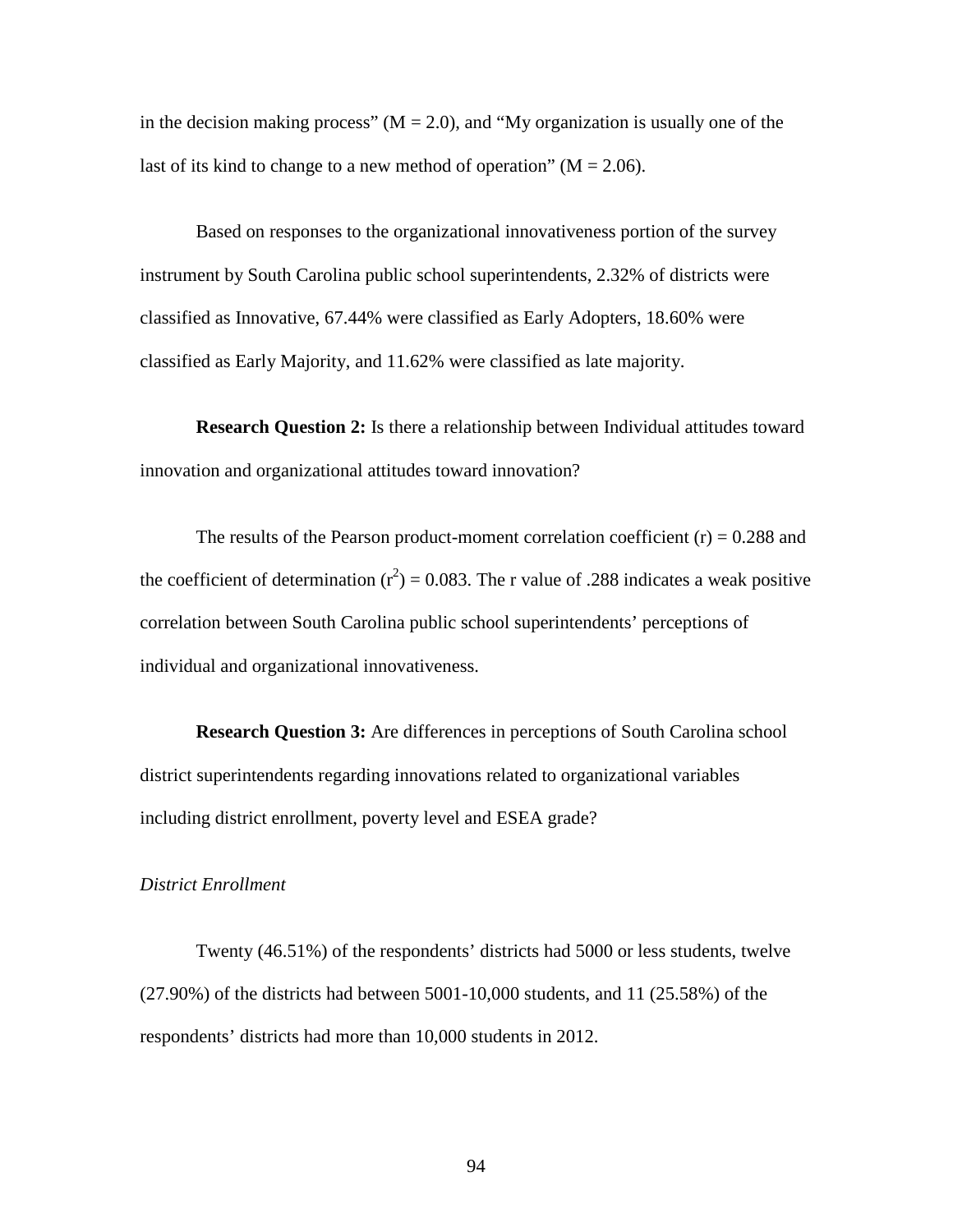in the decision making process" ($M = 2.0$), and "My organization is usually one of the last of its kind to change to a new method of operation" ($M = 2.06$).

Based on responses to the organizational innovativeness portion of the survey instrument by South Carolina public school superintendents, 2.32% of districts were classified as Innovative, 67.44% were classified as Early Adopters, 18.60% were classified as Early Majority, and 11.62% were classified as late majority.

**Research Question 2:** Is there a relationship between Individual attitudes toward innovation and organizational attitudes toward innovation?

The results of the Pearson product-moment correlation coefficient ($r$) = 0.288 and the coefficient of determination ($r^2$) = 0.083. The r value of .288 indicates a weak positive correlation between South Carolina public school superintendents' perceptions of individual and organizational innovativeness.

**Research Question 3:** Are differences in perceptions of South Carolina school district superintendents regarding innovations related to organizational variables including district enrollment, poverty level and ESEA grade?

*District Enrollment*

Twenty (46.51%) of the respondents' districts had 5000 or less students, twelve (27.90%) of the districts had between 5001-10,000 students, and 11 (25.58%) of the respondents' districts had more than 10,000 students in 2012.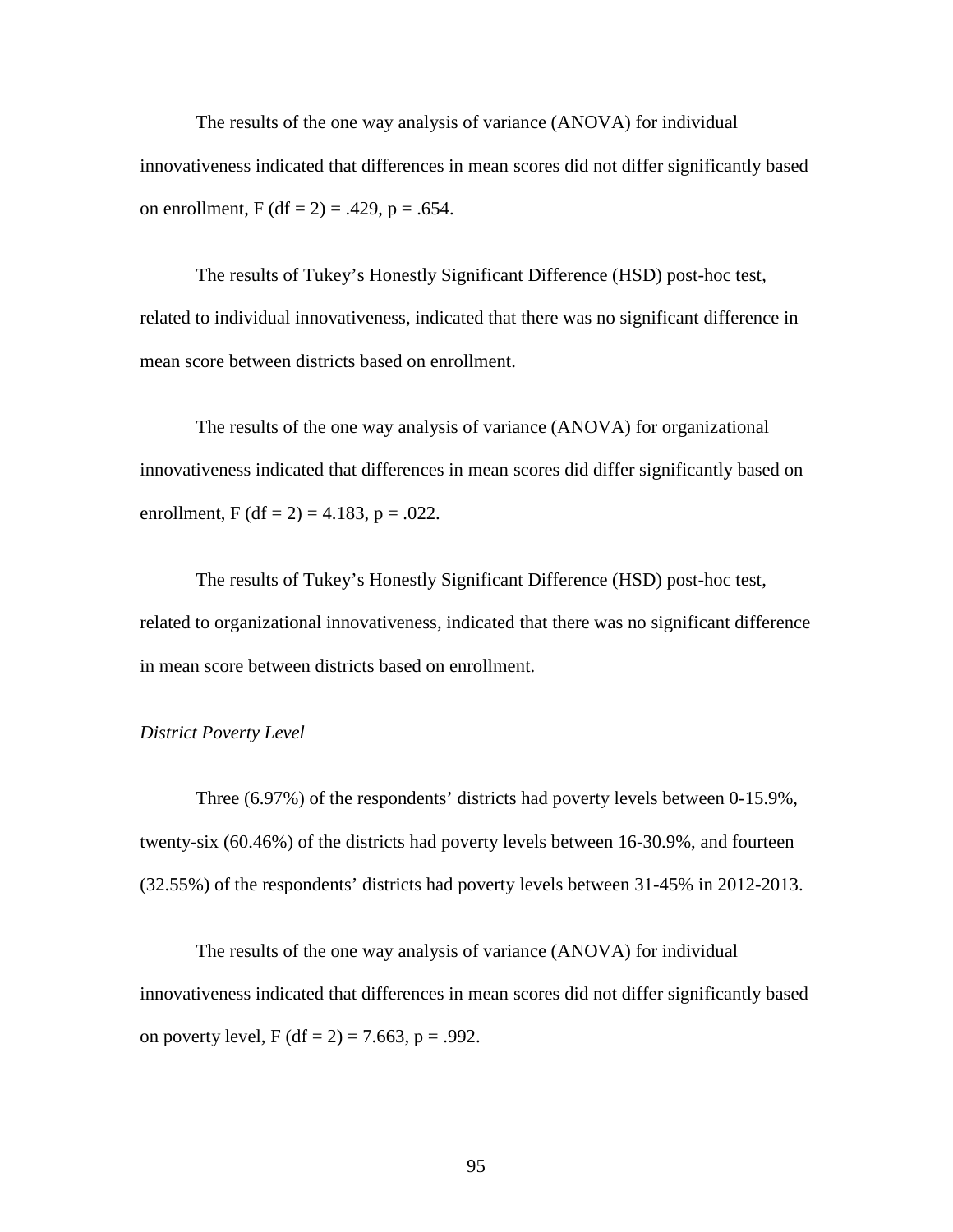The results of the one way analysis of variance (ANOVA) for individual innovativeness indicated that differences in mean scores did not differ significantly based on enrollment, $F (df = 2) = .429$, $p = .654$.

The results of Tukey's Honestly Significant Difference (HSD) post-hoc test, related to individual innovativeness, indicated that there was no significant difference in mean score between districts based on enrollment.

The results of the one way analysis of variance (ANOVA) for organizational innovativeness indicated that differences in mean scores did differ significantly based on enrollment, $F (df = 2) = 4.183$, $p = .022$.

The results of Tukey's Honestly Significant Difference (HSD) post-hoc test, related to organizational innovativeness, indicated that there was no significant difference in mean score between districts based on enrollment.

*District Poverty Level*

Three (6.97%) of the respondents' districts had poverty levels between 0-15.9%, twenty-six (60.46%) of the districts had poverty levels between 16-30.9%, and fourteen (32.55%) of the respondents' districts had poverty levels between 31-45% in 2012-2013.

The results of the one way analysis of variance (ANOVA) for individual innovativeness indicated that differences in mean scores did not differ significantly based on poverty level, $F (df = 2) = 7.663$, $p = .992$.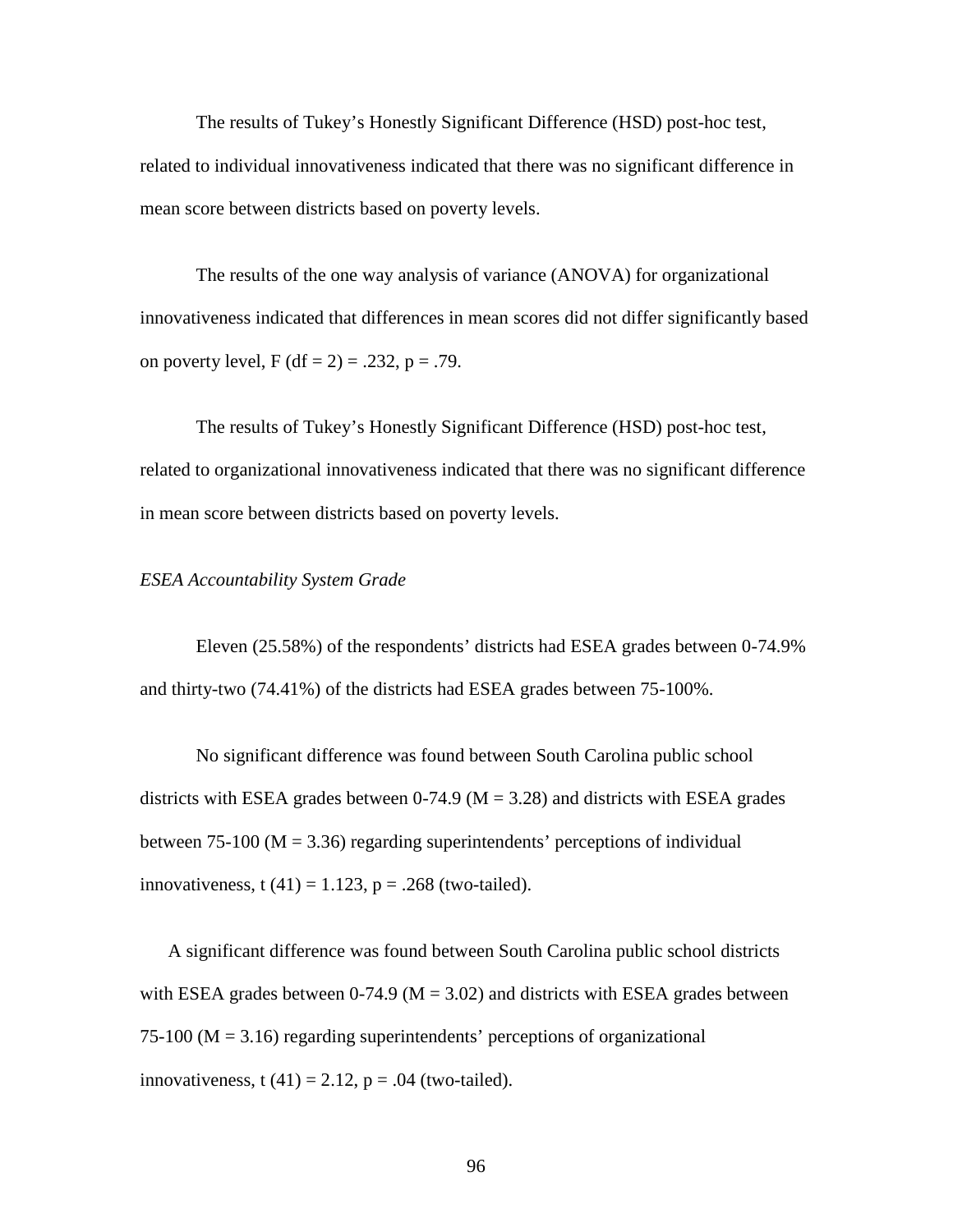The results of Tukey's Honestly Significant Difference (HSD) post-hoc test, related to individual innovativeness indicated that there was no significant difference in mean score between districts based on poverty levels.

The results of the one way analysis of variance (ANOVA) for organizational innovativeness indicated that differences in mean scores did not differ significantly based on poverty level, $F (df = 2) = .232$, $p = .79$.

The results of Tukey's Honestly Significant Difference (HSD) post-hoc test, related to organizational innovativeness indicated that there was no significant difference in mean score between districts based on poverty levels.

*ESEA Accountability System Grade*

Eleven (25.58%) of the respondents' districts had ESEA grades between 0-74.9% and thirty-two (74.41%) of the districts had ESEA grades between 75-100%.

No significant difference was found between South Carolina public school districts with ESEA grades between 0-74.9 ($M = 3.28$) and districts with ESEA grades between 75-100 ($M = 3.36$) regarding superintendents' perceptions of individual innovativeness, $t (41) = 1.123$, $p = .268$ (two-tailed).

A significant difference was found between South Carolina public school districts with ESEA grades between 0-74.9 ($M = 3.02$) and districts with ESEA grades between 75-100 ($M = 3.16$) regarding superintendents' perceptions of organizational innovativeness, $t (41) = 2.12$, $p = .04$ (two-tailed).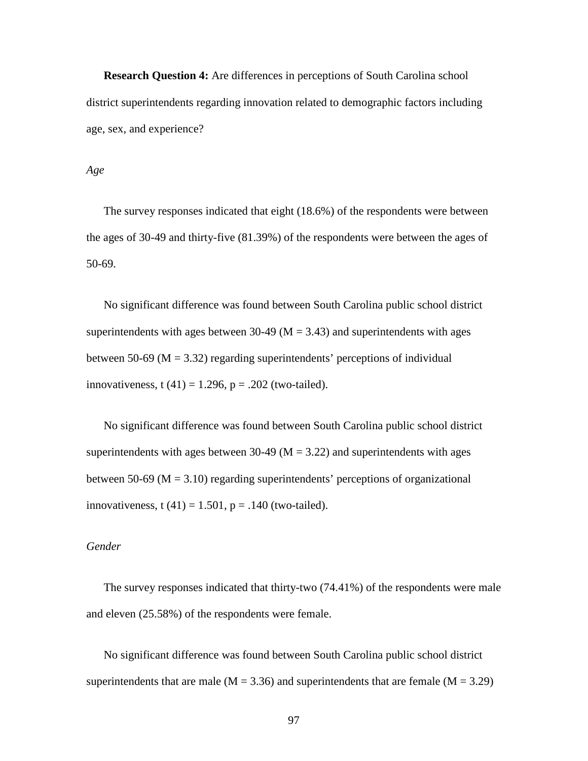**Research Question 4:** Are differences in perceptions of South Carolina school district superintendents regarding innovation related to demographic factors including age, sex, and experience?

*Age*

The survey responses indicated that eight (18.6%) of the respondents were between the ages of 30-49 and thirty-five (81.39%) of the respondents were between the ages of 50-69.

No significant difference was found between South Carolina public school district superintendents with ages between 30-49 ($M = 3.43$) and superintendents with ages between 50-69 ($M = 3.32$) regarding superintendents' perceptions of individual innovativeness, $t(41) = 1.296$, $p = .202$ (two-tailed).

No significant difference was found between South Carolina public school district superintendents with ages between 30-49 ($M = 3.22$) and superintendents with ages between 50-69 ($M = 3.10$) regarding superintendents' perceptions of organizational innovativeness, $t(41) = 1.501$, $p = .140$ (two-tailed).

*Gender*

The survey responses indicated that thirty-two (74.41%) of the respondents were male and eleven (25.58%) of the respondents were female.

No significant difference was found between South Carolina public school district superintendents that are male ($M = 3.36$) and superintendents that are female ($M = 3.29$)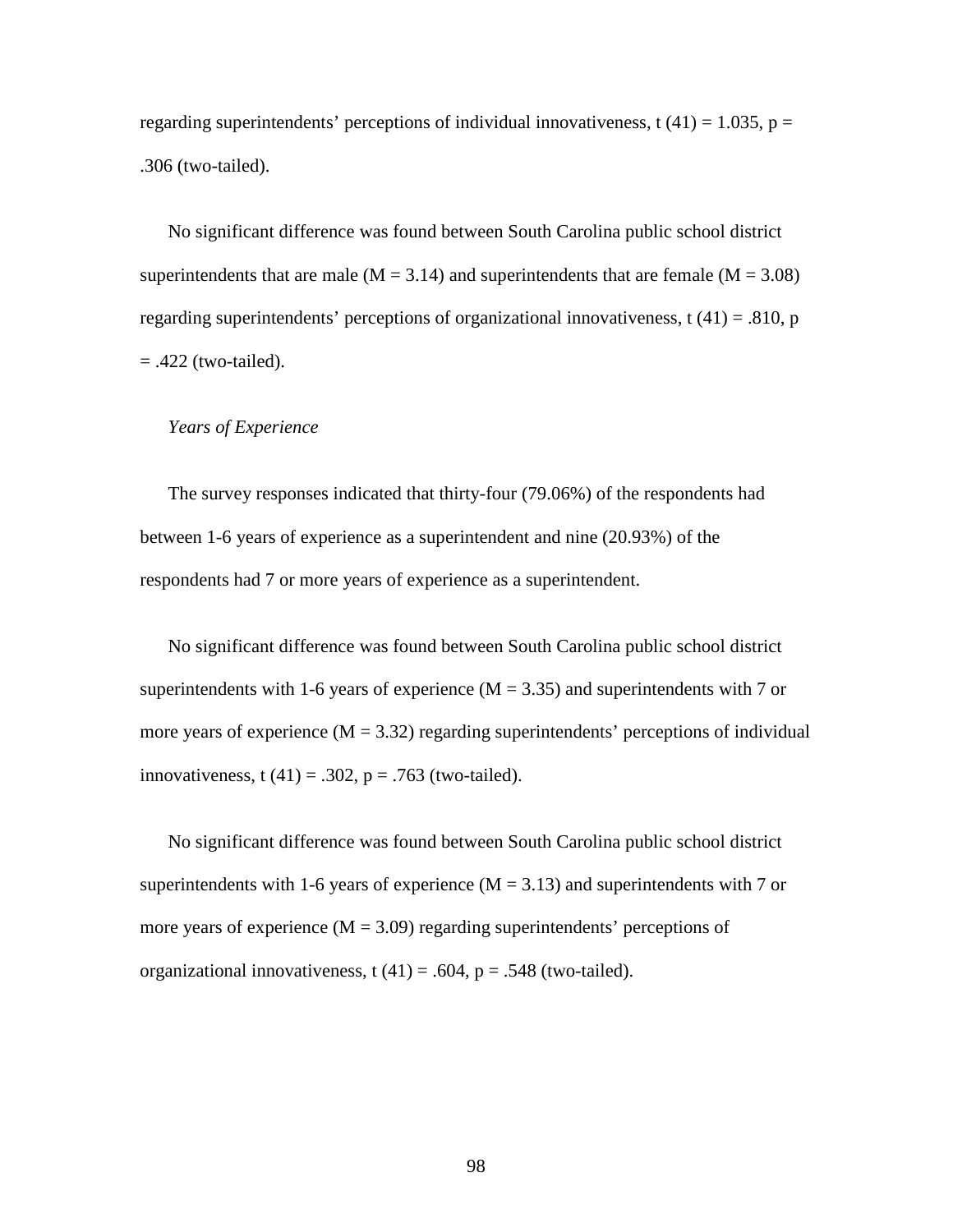regarding superintendents' perceptions of individual innovativeness, $t(41) = 1.035$, $p = .306$ (two-tailed).

No significant difference was found between South Carolina public school district superintendents that are male ($M = 3.14$) and superintendents that are female ($M = 3.08$) regarding superintendents' perceptions of organizational innovativeness, $t(41) = .810$, $p = .422$ (two-tailed).

*Years of Experience*

The survey responses indicated that thirty-four (79.06%) of the respondents had between 1-6 years of experience as a superintendent and nine (20.93%) of the respondents had 7 or more years of experience as a superintendent.

No significant difference was found between South Carolina public school district superintendents with 1-6 years of experience ($M = 3.35$) and superintendents with 7 or more years of experience ($M = 3.32$) regarding superintendents' perceptions of individual innovativeness, $t(41) = .302$, $p = .763$ (two-tailed).

No significant difference was found between South Carolina public school district superintendents with 1-6 years of experience ($M = 3.13$) and superintendents with 7 or more years of experience ($M = 3.09$) regarding superintendents' perceptions of organizational innovativeness, $t(41) = .604$, $p = .548$ (two-tailed).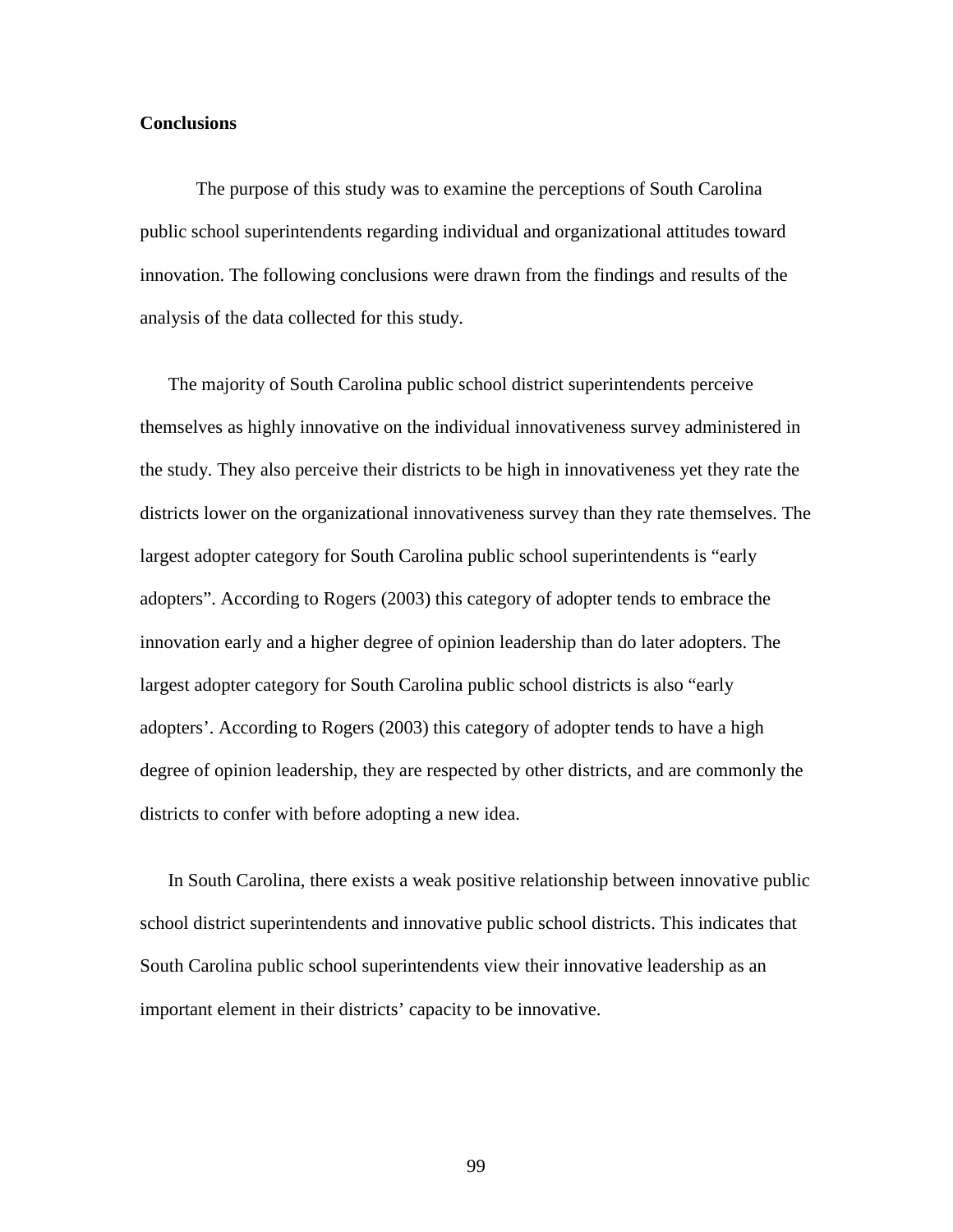**Conclusions**

The purpose of this study was to examine the perceptions of South Carolina public school superintendents regarding individual and organizational attitudes toward innovation. The following conclusions were drawn from the findings and results of the analysis of the data collected for this study.

The majority of South Carolina public school district superintendents perceive themselves as highly innovative on the individual innovativeness survey administered in the study. They also perceive their districts to be high in innovativeness yet they rate the districts lower on the organizational innovativeness survey than they rate themselves. The largest adopter category for South Carolina public school superintendents is "early adopters". According to Rogers (2003) this category of adopter tends to embrace the innovation early and a higher degree of opinion leadership than do later adopters. The largest adopter category for South Carolina public school districts is also "early adopters'. According to Rogers (2003) this category of adopter tends to have a high degree of opinion leadership, they are respected by other districts, and are commonly the districts to confer with before adopting a new idea.

In South Carolina, there exists a weak positive relationship between innovative public school district superintendents and innovative public school districts. This indicates that South Carolina public school superintendents view their innovative leadership as an important element in their districts' capacity to be innovative.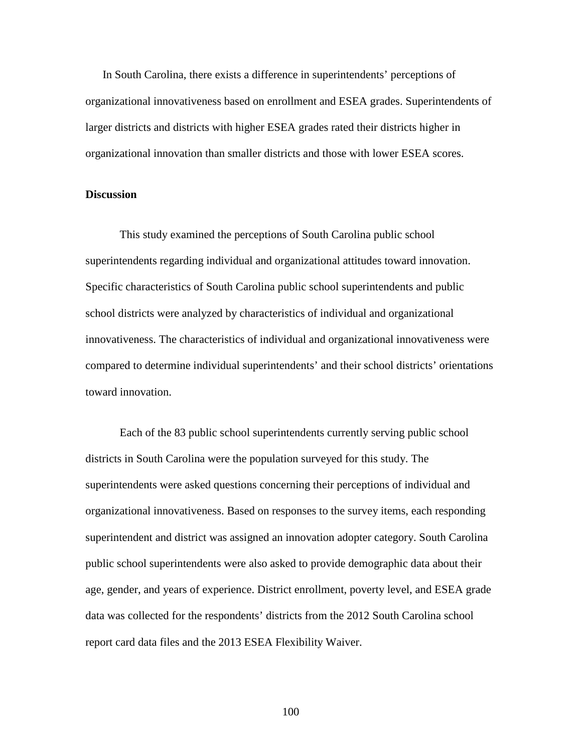In South Carolina, there exists a difference in superintendents' perceptions of organizational innovativeness based on enrollment and ESEA grades. Superintendents of larger districts and districts with higher ESEA grades rated their districts higher in organizational innovation than smaller districts and those with lower ESEA scores.

**Discussion**

This study examined the perceptions of South Carolina public school superintendents regarding individual and organizational attitudes toward innovation. Specific characteristics of South Carolina public school superintendents and public school districts were analyzed by characteristics of individual and organizational innovativeness. The characteristics of individual and organizational innovativeness were compared to determine individual superintendents' and their school districts' orientations toward innovation.

Each of the 83 public school superintendents currently serving public school districts in South Carolina were the population surveyed for this study. The superintendents were asked questions concerning their perceptions of individual and organizational innovativeness. Based on responses to the survey items, each responding superintendent and district was assigned an innovation adopter category. South Carolina public school superintendents were also asked to provide demographic data about their age, gender, and years of experience. District enrollment, poverty level, and ESEA grade data was collected for the respondents' districts from the 2012 South Carolina school report card data files and the 2013 ESEA Flexibility Waiver.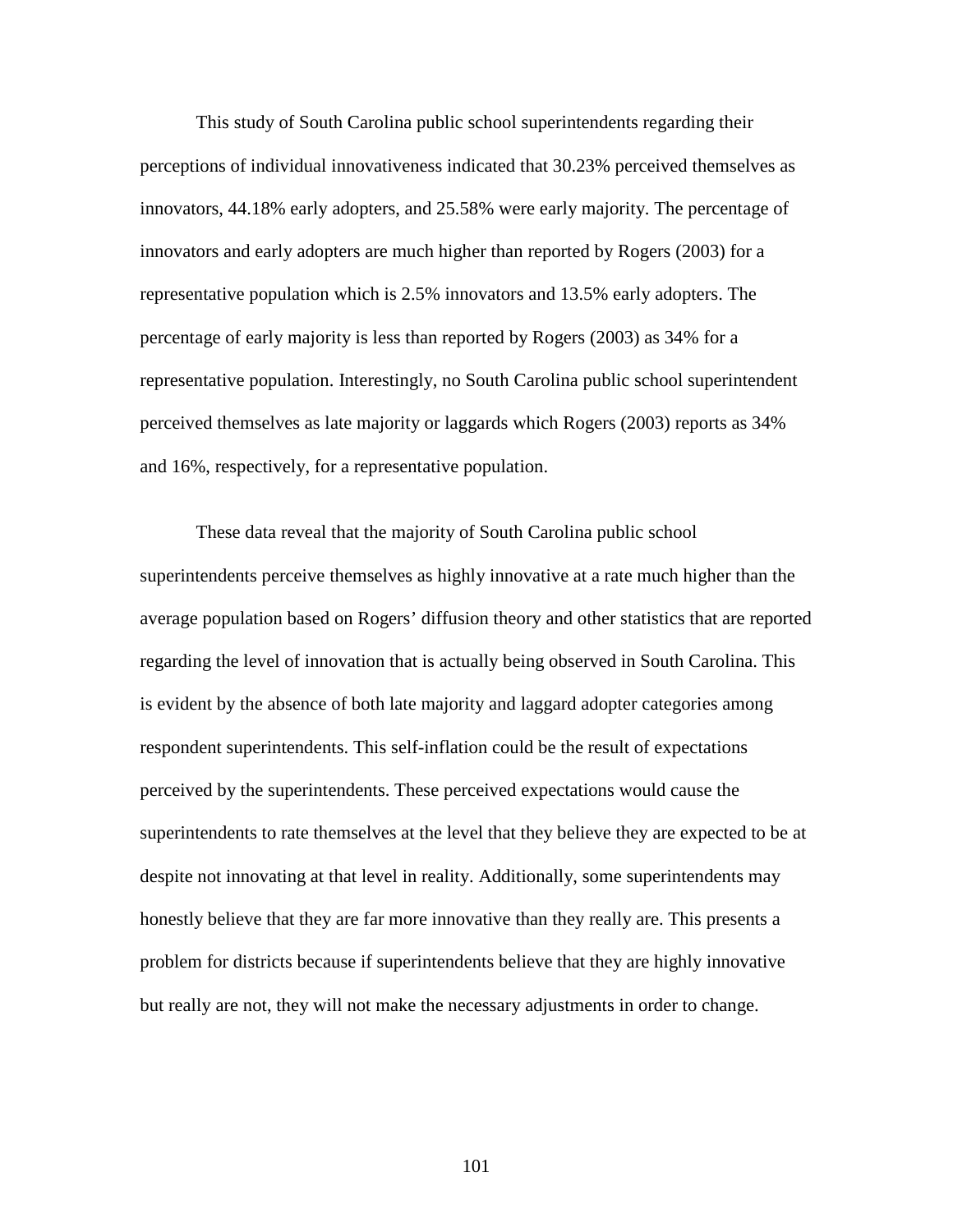This study of South Carolina public school superintendents regarding their perceptions of individual innovativeness indicated that 30.23% perceived themselves as innovators, 44.18% early adopters, and 25.58% were early majority. The percentage of innovators and early adopters are much higher than reported by Rogers (2003) for a representative population which is 2.5% innovators and 13.5% early adopters. The percentage of early majority is less than reported by Rogers (2003) as 34% for a representative population. Interestingly, no South Carolina public school superintendent perceived themselves as late majority or laggards which Rogers (2003) reports as 34% and 16%, respectively, for a representative population.

These data reveal that the majority of South Carolina public school superintendents perceive themselves as highly innovative at a rate much higher than the average population based on Rogers' diffusion theory and other statistics that are reported regarding the level of innovation that is actually being observed in South Carolina. This is evident by the absence of both late majority and laggard adopter categories among respondent superintendents. This self-inflation could be the result of expectations perceived by the superintendents. These perceived expectations would cause the superintendents to rate themselves at the level that they believe they are expected to be at despite not innovating at that level in reality. Additionally, some superintendents may honestly believe that they are far more innovative than they really are. This presents a problem for districts because if superintendents believe that they are highly innovative but really are not, they will not make the necessary adjustments in order to change.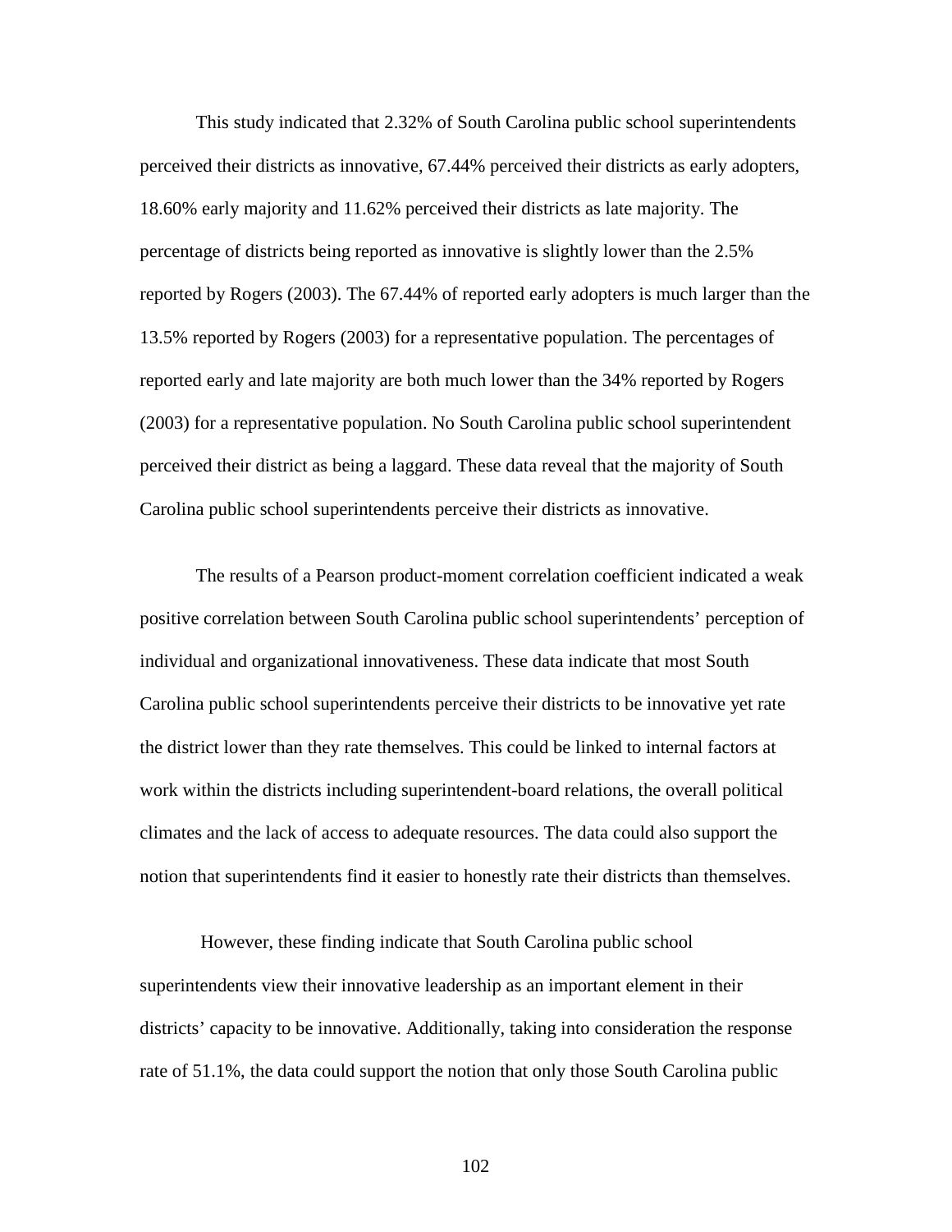This study indicated that 2.32% of South Carolina public school superintendents perceived their districts as innovative, 67.44% perceived their districts as early adopters, 18.60% early majority and 11.62% perceived their districts as late majority. The percentage of districts being reported as innovative is slightly lower than the 2.5% reported by Rogers (2003). The 67.44% of reported early adopters is much larger than the 13.5% reported by Rogers (2003) for a representative population. The percentages of reported early and late majority are both much lower than the 34% reported by Rogers (2003) for a representative population. No South Carolina public school superintendent perceived their district as being a laggard. These data reveal that the majority of South Carolina public school superintendents perceive their districts as innovative.

The results of a Pearson product-moment correlation coefficient indicated a weak positive correlation between South Carolina public school superintendents' perception of individual and organizational innovativeness. These data indicate that most South Carolina public school superintendents perceive their districts to be innovative yet rate the district lower than they rate themselves. This could be linked to internal factors at work within the districts including superintendent-board relations, the overall political climates and the lack of access to adequate resources. The data could also support the notion that superintendents find it easier to honestly rate their districts than themselves.

However, these finding indicate that South Carolina public school superintendents view their innovative leadership as an important element in their districts' capacity to be innovative. Additionally, taking into consideration the response rate of 51.1%, the data could support the notion that only those South Carolina public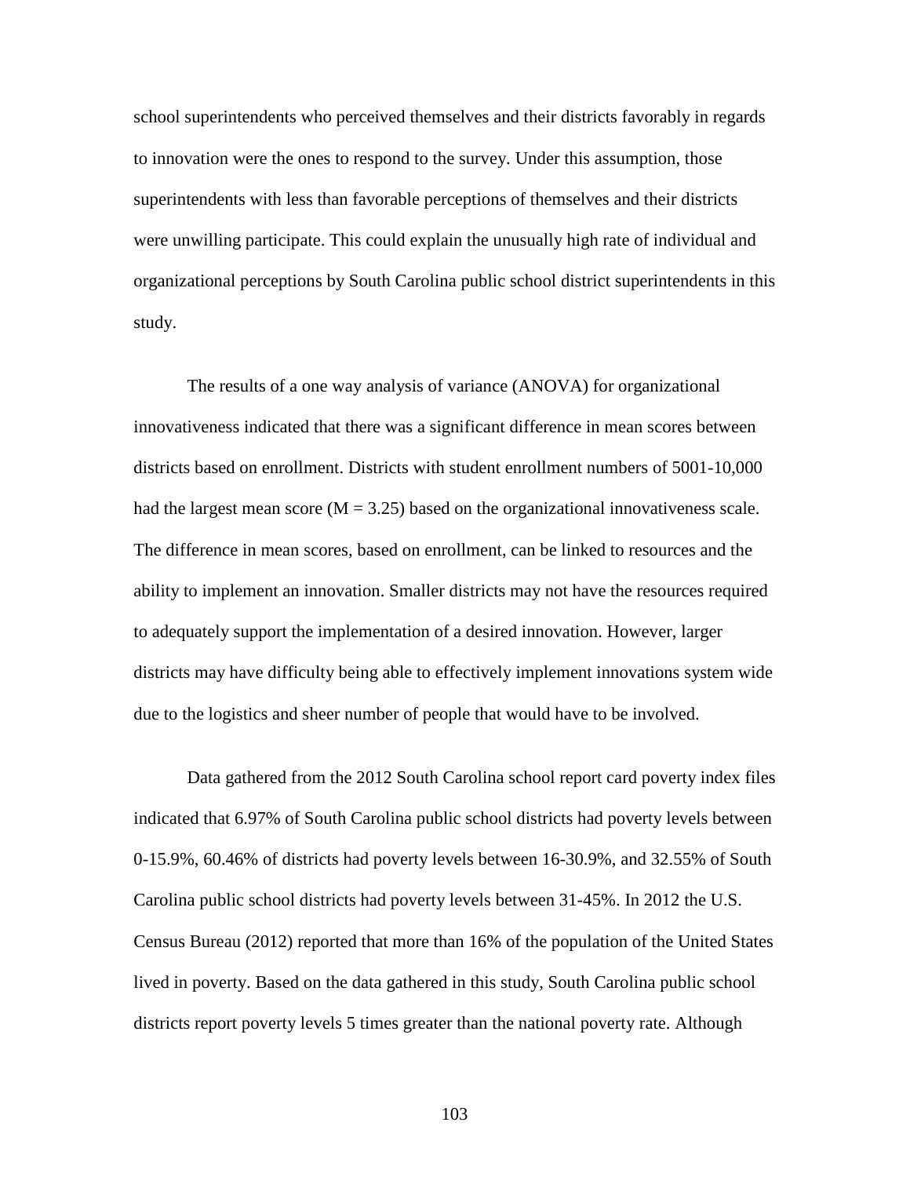school superintendents who perceived themselves and their districts favorably in regards to innovation were the ones to respond to the survey. Under this assumption, those superintendents with less than favorable perceptions of themselves and their districts were unwilling participate. This could explain the unusually high rate of individual and organizational perceptions by South Carolina public school district superintendents in this study.

The results of a one way analysis of variance (ANOVA) for organizational innovativeness indicated that there was a significant difference in mean scores between districts based on enrollment. Districts with student enrollment numbers of 5001-10,000 had the largest mean score ($M = 3.25$) based on the organizational innovativeness scale. The difference in mean scores, based on enrollment, can be linked to resources and the ability to implement an innovation. Smaller districts may not have the resources required to adequately support the implementation of a desired innovation. However, larger districts may have difficulty being able to effectively implement innovations system wide due to the logistics and sheer number of people that would have to be involved.

Data gathered from the 2012 South Carolina school report card poverty index files indicated that 6.97% of South Carolina public school districts had poverty levels between 0-15.9%, 60.46% of districts had poverty levels between 16-30.9%, and 32.55% of South Carolina public school districts had poverty levels between 31-45%. In 2012 the U.S. Census Bureau (2012) reported that more than 16% of the population of the United States lived in poverty. Based on the data gathered in this study, South Carolina public school districts report poverty levels 5 times greater than the national poverty rate. Although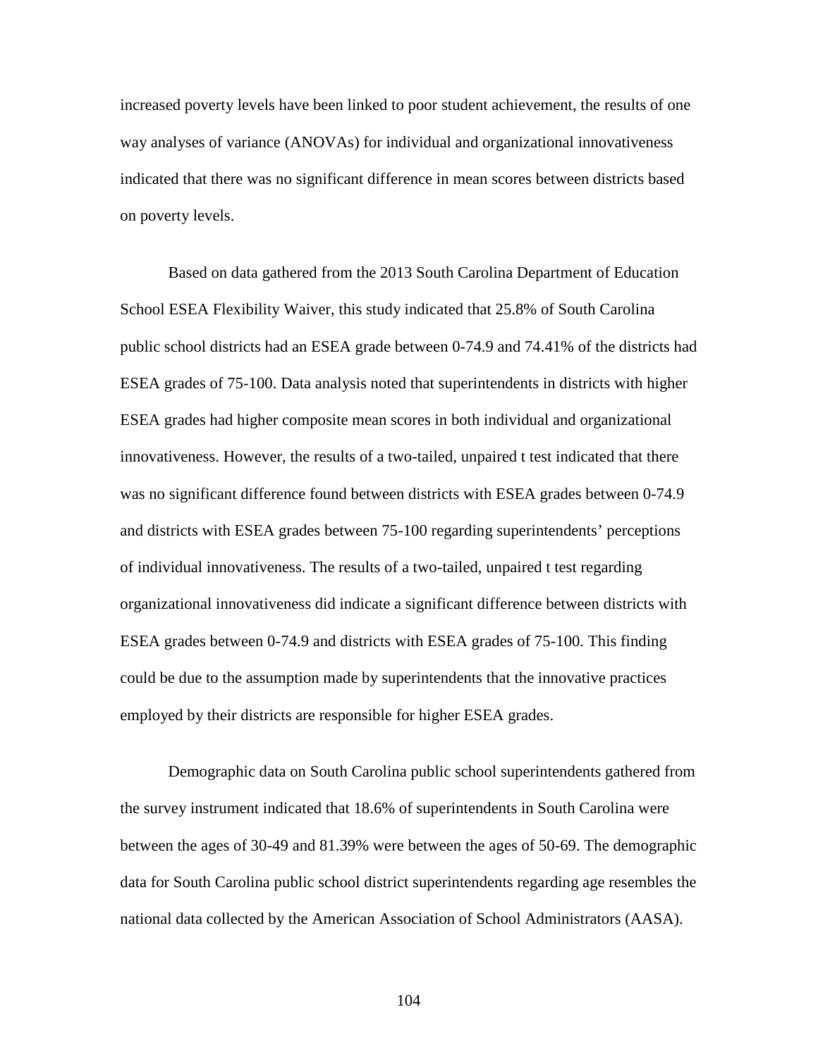increased poverty levels have been linked to poor student achievement, the results of one way analyses of variance (ANOVAs) for individual and organizational innovativeness indicated that there was no significant difference in mean scores between districts based on poverty levels.

Based on data gathered from the 2013 South Carolina Department of Education School ESEA Flexibility Waiver, this study indicated that 25.8% of South Carolina public school districts had an ESEA grade between 0-74.9 and 74.41% of the districts had ESEA grades of 75-100. Data analysis noted that superintendents in districts with higher ESEA grades had higher composite mean scores in both individual and organizational innovativeness. However, the results of a two-tailed, unpaired t test indicated that there was no significant difference found between districts with ESEA grades between 0-74.9 and districts with ESEA grades between 75-100 regarding superintendents' perceptions of individual innovativeness. The results of a two-tailed, unpaired t test regarding organizational innovativeness did indicate a significant difference between districts with ESEA grades between 0-74.9 and districts with ESEA grades of 75-100. This finding could be due to the assumption made by superintendents that the innovative practices employed by their districts are responsible for higher ESEA grades.

Demographic data on South Carolina public school superintendents gathered from the survey instrument indicated that 18.6% of superintendents in South Carolina were between the ages of 30-49 and 81.39% were between the ages of 50-69. The demographic data for South Carolina public school district superintendents regarding age resembles the national data collected by the American Association of School Administrators (AASA).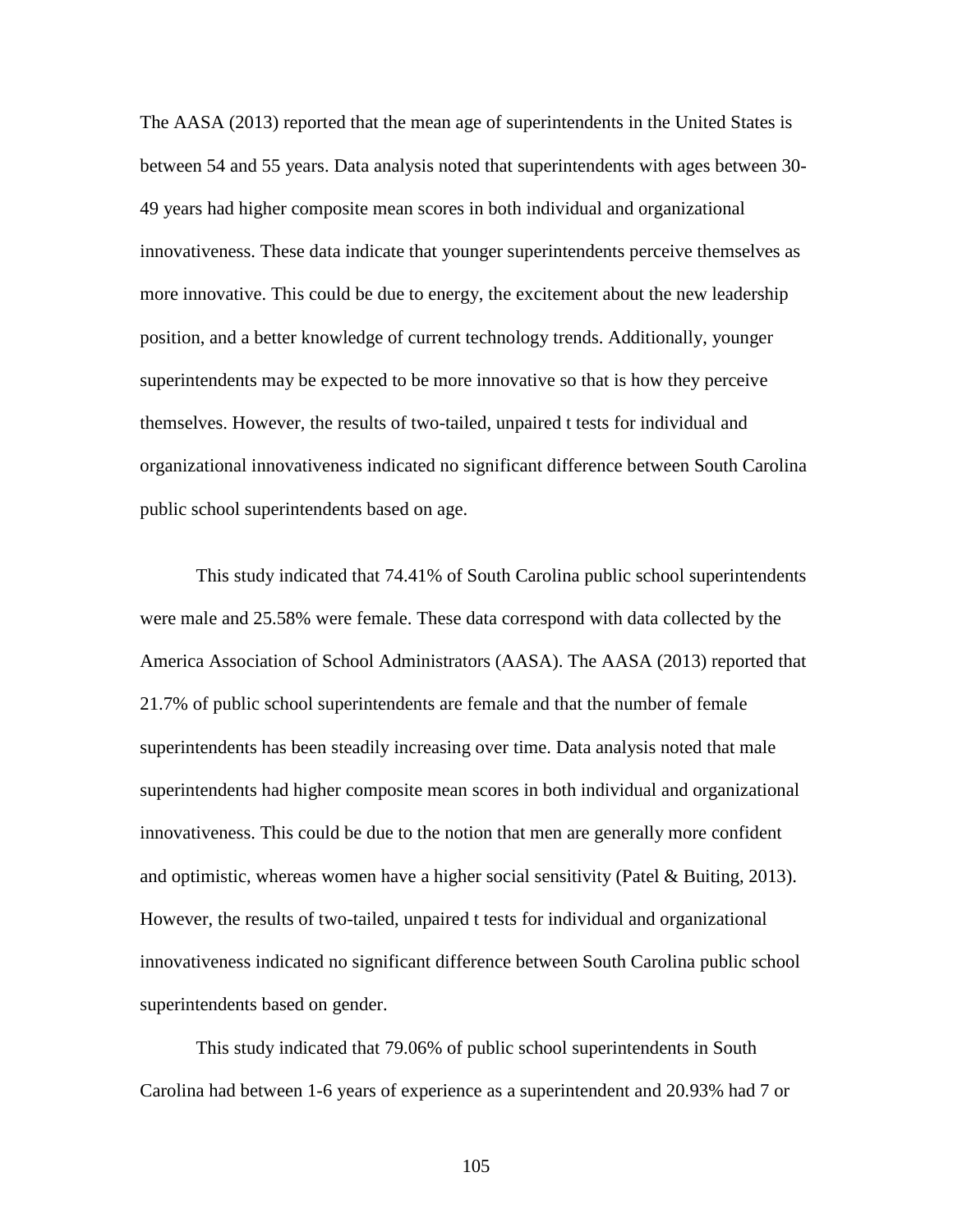The AASA (2013) reported that the mean age of superintendents in the United States is between 54 and 55 years. Data analysis noted that superintendents with ages between 30-49 years had higher composite mean scores in both individual and organizational innovativeness. These data indicate that younger superintendents perceive themselves as more innovative. This could be due to energy, the excitement about the new leadership position, and a better knowledge of current technology trends. Additionally, younger superintendents may be expected to be more innovative so that is how they perceive themselves. However, the results of two-tailed, unpaired t tests for individual and organizational innovativeness indicated no significant difference between South Carolina public school superintendents based on age.

This study indicated that 74.41% of South Carolina public school superintendents were male and 25.58% were female. These data correspond with data collected by the America Association of School Administrators (AASA). The AASA (2013) reported that 21.7% of public school superintendents are female and that the number of female superintendents has been steadily increasing over time. Data analysis noted that male superintendents had higher composite mean scores in both individual and organizational innovativeness. This could be due to the notion that men are generally more confident and optimistic, whereas women have a higher social sensitivity (Patel & Buiting, 2013). However, the results of two-tailed, unpaired t tests for individual and organizational innovativeness indicated no significant difference between South Carolina public school superintendents based on gender.

This study indicated that 79.06% of public school superintendents in South Carolina had between 1-6 years of experience as a superintendent and 20.93% had 7 or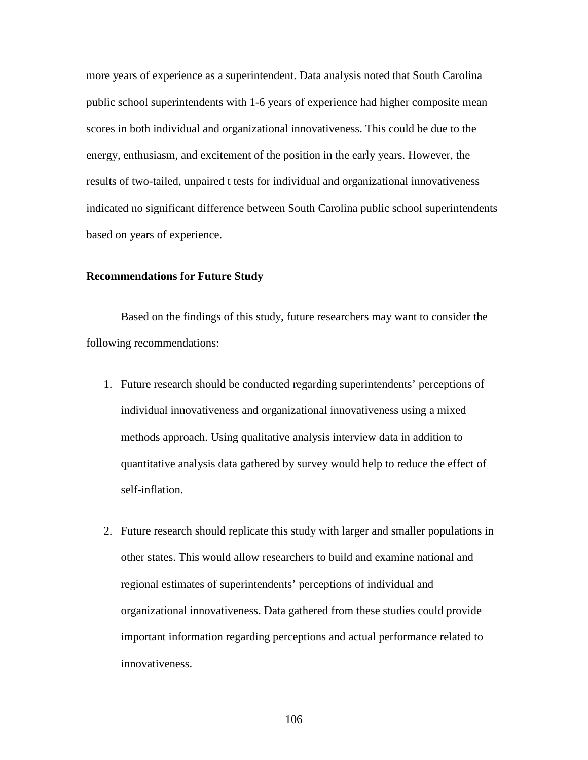more years of experience as a superintendent. Data analysis noted that South Carolina public school superintendents with 1-6 years of experience had higher composite mean scores in both individual and organizational innovativeness. This could be due to the energy, enthusiasm, and excitement of the position in the early years. However, the results of two-tailed, unpaired t tests for individual and organizational innovativeness indicated no significant difference between South Carolina public school superintendents based on years of experience.

### Recommendations for Future Study

Based on the findings of this study, future researchers may want to consider the following recommendations:

1. Future research should be conducted regarding superintendents' perceptions of individual innovativeness and organizational innovativeness using a mixed methods approach. Using qualitative analysis interview data in addition to quantitative analysis data gathered by survey would help to reduce the effect of self-inflation.

2. Future research should replicate this study with larger and smaller populations in other states. This would allow researchers to build and examine national and regional estimates of superintendents' perceptions of individual and organizational innovativeness. Data gathered from these studies could provide important information regarding perceptions and actual performance related to innovativeness.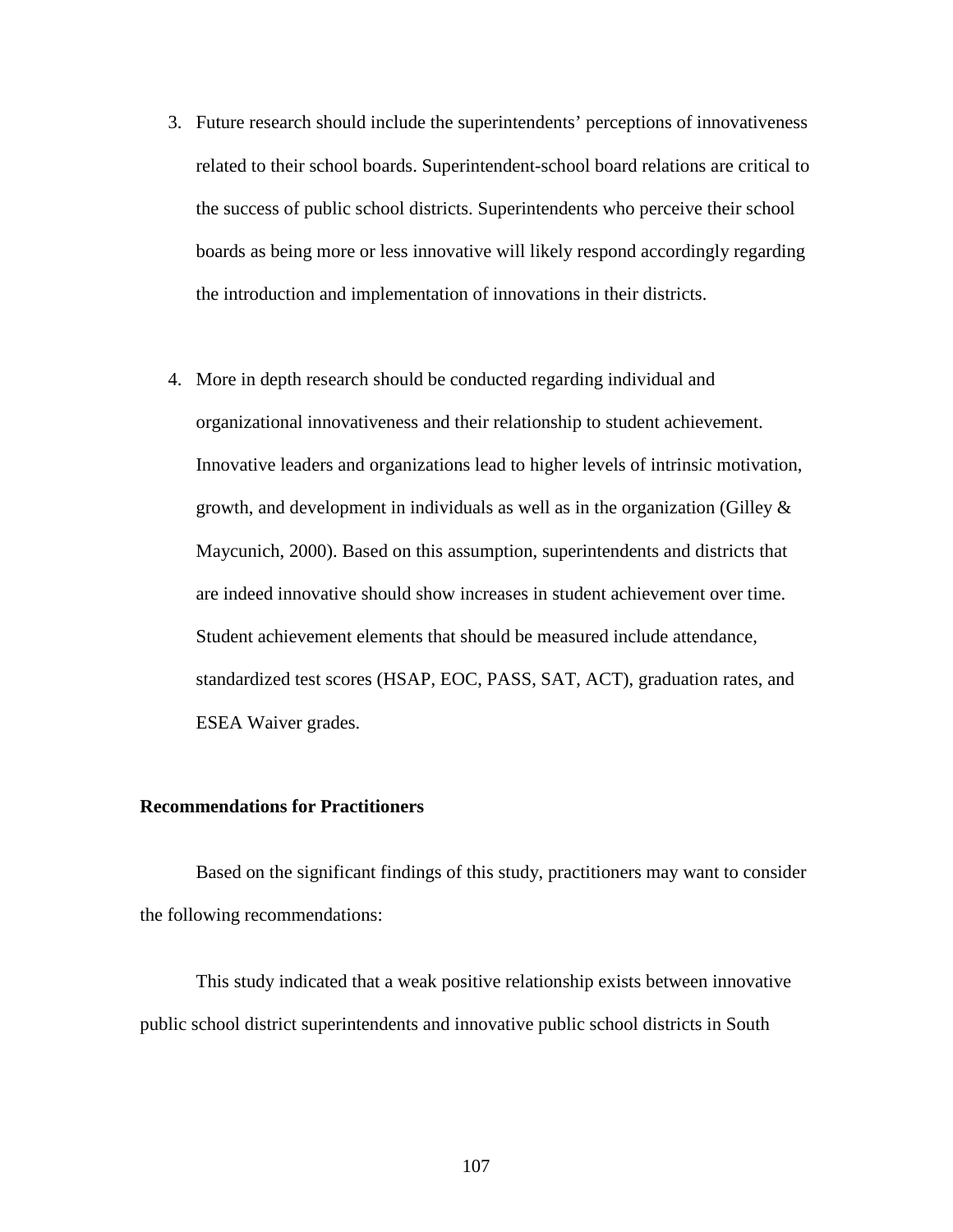3. Future research should include the superintendents' perceptions of innovativeness related to their school boards. Superintendent-school board relations are critical to the success of public school districts. Superintendents who perceive their school boards as being more or less innovative will likely respond accordingly regarding the introduction and implementation of innovations in their districts.

4. More in depth research should be conducted regarding individual and organizational innovativeness and their relationship to student achievement. Innovative leaders and organizations lead to higher levels of intrinsic motivation, growth, and development in individuals as well as in the organization (Gilley & Maycunich, 2000). Based on this assumption, superintendents and districts that are indeed innovative should show increases in student achievement over time. Student achievement elements that should be measured include attendance, standardized test scores (HSAP, EOC, PASS, SAT, ACT), graduation rates, and ESEA Waiver grades.

**Recommendations for Practitioners**

Based on the significant findings of this study, practitioners may want to consider the following recommendations:

This study indicated that a weak positive relationship exists between innovative public school district superintendents and innovative public school districts in South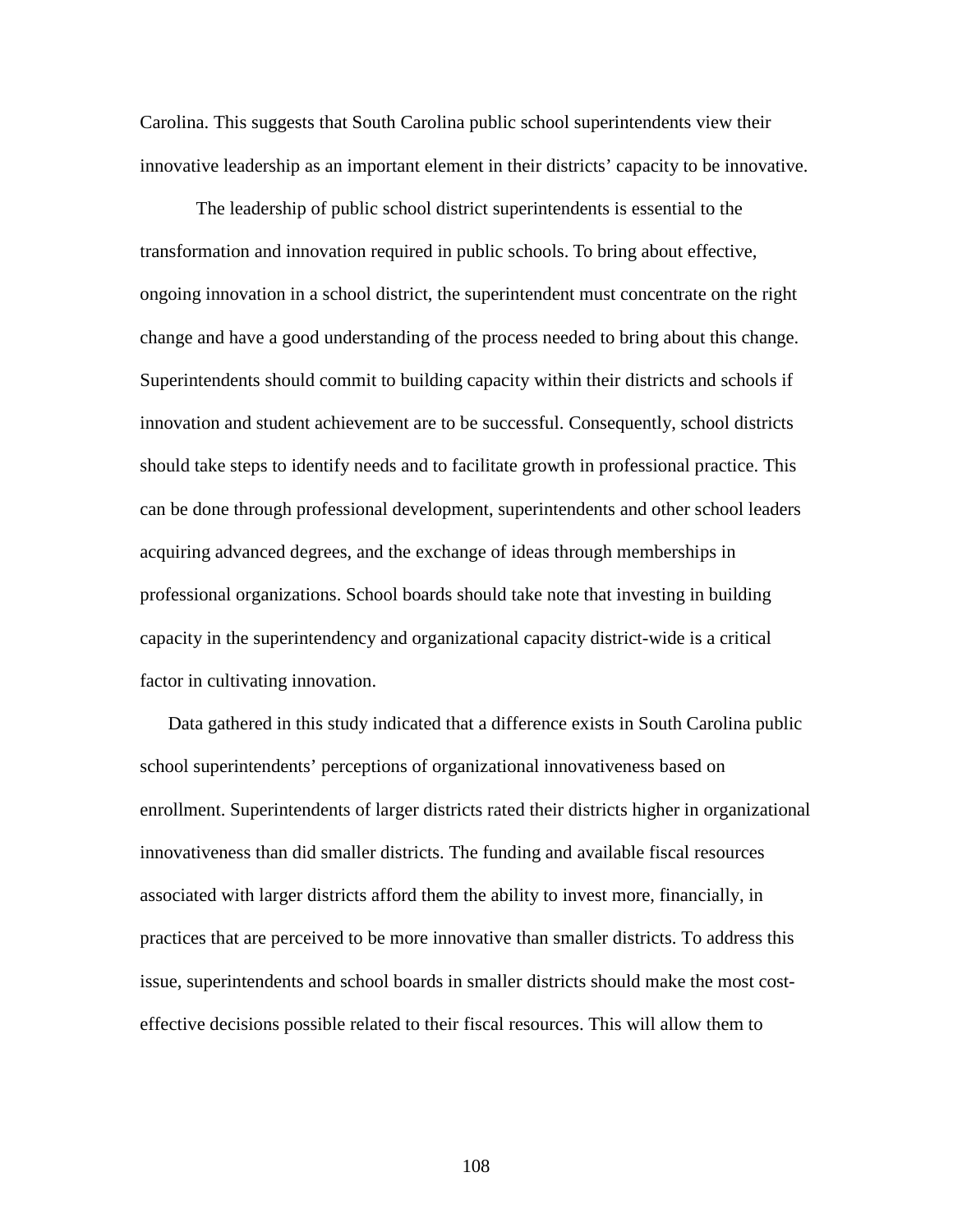Carolina. This suggests that South Carolina public school superintendents view their innovative leadership as an important element in their districts' capacity to be innovative.

The leadership of public school district superintendents is essential to the transformation and innovation required in public schools. To bring about effective, ongoing innovation in a school district, the superintendent must concentrate on the right change and have a good understanding of the process needed to bring about this change. Superintendents should commit to building capacity within their districts and schools if innovation and student achievement are to be successful. Consequently, school districts should take steps to identify needs and to facilitate growth in professional practice. This can be done through professional development, superintendents and other school leaders acquiring advanced degrees, and the exchange of ideas through memberships in professional organizations. School boards should take note that investing in building capacity in the superintendency and organizational capacity district-wide is a critical factor in cultivating innovation.

Data gathered in this study indicated that a difference exists in South Carolina public school superintendents' perceptions of organizational innovativeness based on enrollment. Superintendents of larger districts rated their districts higher in organizational innovativeness than did smaller districts. The funding and available fiscal resources associated with larger districts afford them the ability to invest more, financially, in practices that are perceived to be more innovative than smaller districts. To address this issue, superintendents and school boards in smaller districts should make the most cost-effective decisions possible related to their fiscal resources. This will allow them to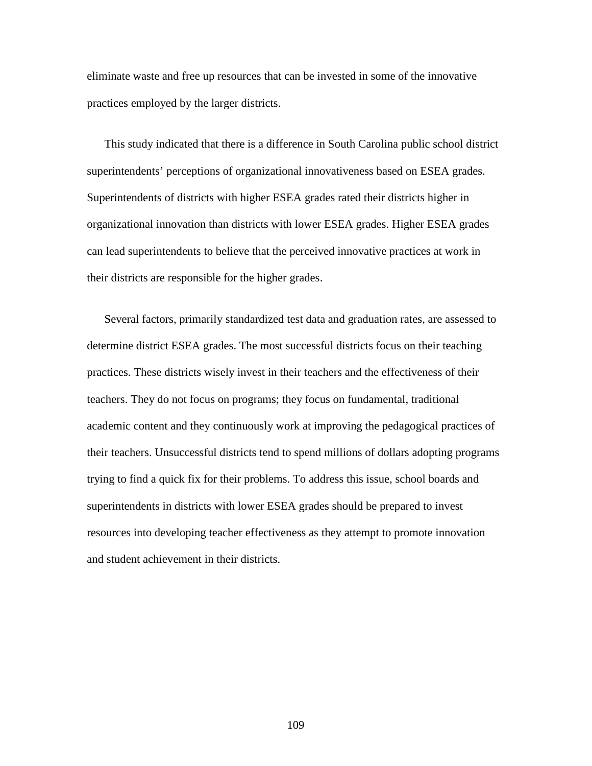eliminate waste and free up resources that can be invested in some of the innovative practices employed by the larger districts.

This study indicated that there is a difference in South Carolina public school district superintendents' perceptions of organizational innovativeness based on ESEA grades. Superintendents of districts with higher ESEA grades rated their districts higher in organizational innovation than districts with lower ESEA grades. Higher ESEA grades can lead superintendents to believe that the perceived innovative practices at work in their districts are responsible for the higher grades.

Several factors, primarily standardized test data and graduation rates, are assessed to determine district ESEA grades. The most successful districts focus on their teaching practices. These districts wisely invest in their teachers and the effectiveness of their teachers. They do not focus on programs; they focus on fundamental, traditional academic content and they continuously work at improving the pedagogical practices of their teachers. Unsuccessful districts tend to spend millions of dollars adopting programs trying to find a quick fix for their problems. To address this issue, school boards and superintendents in districts with lower ESEA grades should be prepared to invest resources into developing teacher effectiveness as they attempt to promote innovation and student achievement in their districts.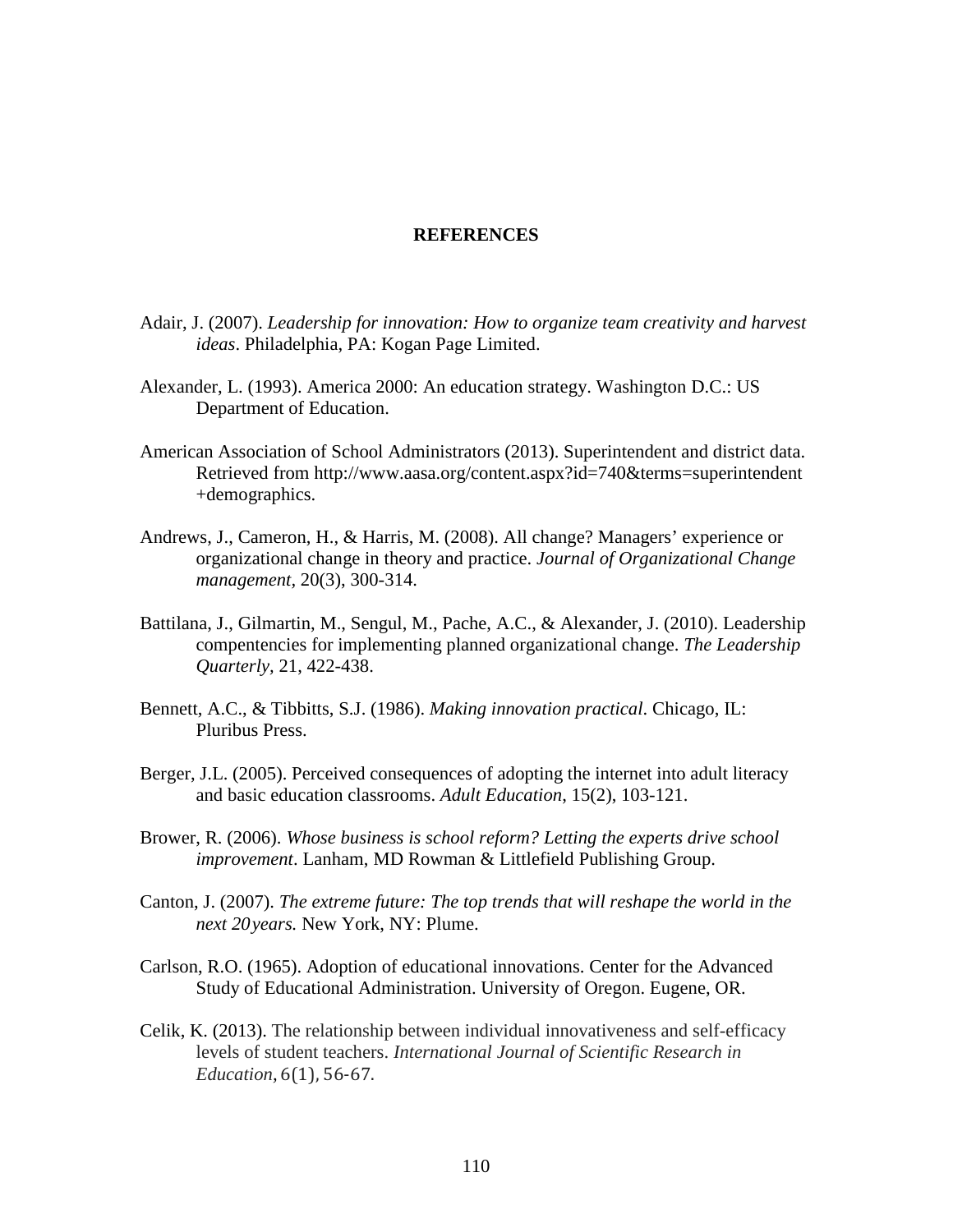# REFERENCES

Adair, J. (2007). *Leadership for innovation: How to organize team creativity and harvest ideas*. Philadelphia, PA: Kogan Page Limited.

Alexander, L. (1993). America 2000: An education strategy. Washington D.C.: US Department of Education.

American Association of School Administrators (2013). Superintendent and district data. Retrieved from http://www.aasa.org/content.aspx?id=740&terms=superintendent+demographics.

Andrews, J., Cameron, H., & Harris, M. (2008). All change? Managers' experience or organizational change in theory and practice. *Journal of Organizational Change management*, 20(3), 300-314.

Battilana, J., Gilmartin, M., Sengul, M., Pache, A.C., & Alexander, J. (2010). Leadership compentencies for implementing planned organizational change. *The Leadership Quarterly*, 21, 422-438.

Bennett, A.C., & Tibbitts, S.J. (1986). *Making innovation practical*. Chicago, IL: Pluribus Press.

Berger, J.L. (2005). Perceived consequences of adopting the internet into adult literacy and basic education classrooms. *Adult Education*, 15(2), 103-121.

Brower, R. (2006). *Whose business is school reform? Letting the experts drive school improvement*. Lanham, MD Rowman & Littlefield Publishing Group.

Canton, J. (2007). *The extreme future: The top trends that will reshape the world in the next 20 years.* New York, NY: Plume.

Carlson, R.O. (1965). Adoption of educational innovations. Center for the Advanced Study of Educational Administration. University of Oregon. Eugene, OR.

Celik, K. (2013). The relationship between individual innovativeness and self-efficacy levels of student teachers. *International Journal of Scientific Research in Education*, 6(1), 56-67.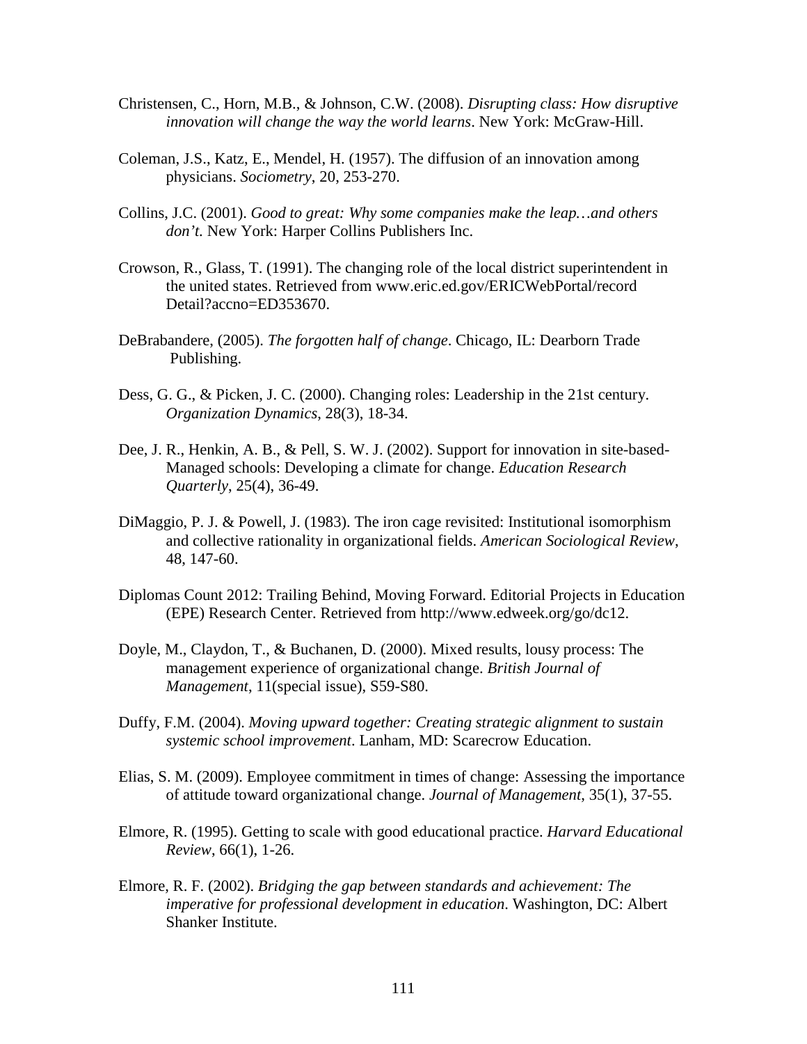Christensen, C., Horn, M.B., & Johnson, C.W. (2008). *Disrupting class: How disruptive innovation will change the way the world learns*. New York: McGraw-Hill.

Coleman, J.S., Katz, E., Mendel, H. (1957). The diffusion of an innovation among physicians. *Sociometry*, 20, 253-270.

Collins, J.C. (2001). *Good to great: Why some companies make the leap…and others don't.* New York: Harper Collins Publishers Inc.

Crowson, R., Glass, T. (1991). The changing role of the local district superintendent in the united states. Retrieved from www.eric.ed.gov/ERICWebPortal/record Detail?accno=ED353670.

DeBrabandere, (2005). *The forgotten half of change*. Chicago, IL: Dearborn Trade Publishing.

Dess, G. G., & Picken, J. C. (2000). Changing roles: Leadership in the 21st century. *Organization Dynamics*, 28(3), 18-34.

Dee, J. R., Henkin, A. B., & Pell, S. W. J. (2002). Support for innovation in site-based-Managed schools: Developing a climate for change. *Education Research Quarterly*, 25(4), 36-49.

DiMaggio, P. J. & Powell, J. (1983). The iron cage revisited: Institutional isomorphism and collective rationality in organizational fields. *American Sociological Review*, 48, 147-60.

Diplomas Count 2012: Trailing Behind, Moving Forward. Editorial Projects in Education (EPE) Research Center. Retrieved from http://www.edweek.org/go/dc12.

Doyle, M., Claydon, T., & Buchanen, D. (2000). Mixed results, lousy process: The management experience of organizational change. *British Journal of Management*, 11(special issue), S59-S80.

Duffy, F.M. (2004). *Moving upward together: Creating strategic alignment to sustain systemic school improvement*. Lanham, MD: Scarecrow Education.

Elias, S. M. (2009). Employee commitment in times of change: Assessing the importance of attitude toward organizational change. *Journal of Management*, 35(1), 37-55.

Elmore, R. (1995). Getting to scale with good educational practice. *Harvard Educational Review*, 66(1), 1-26.

Elmore, R. F. (2002). *Bridging the gap between standards and achievement: The imperative for professional development in education*. Washington, DC: Albert Shanker Institute.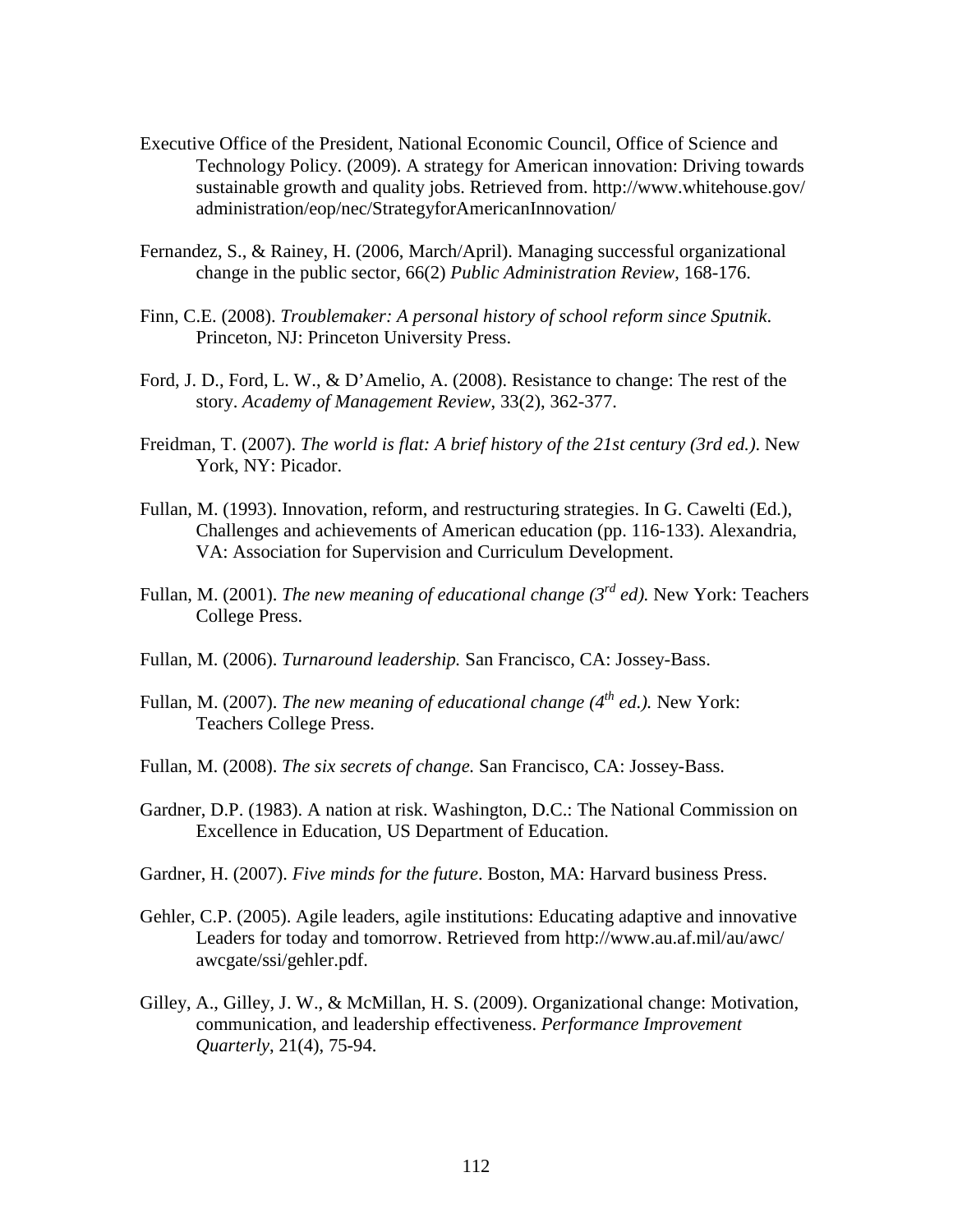Executive Office of the President, National Economic Council, Office of Science and Technology Policy. (2009). A strategy for American innovation: Driving towards sustainable growth and quality jobs. Retrieved from. http://www.whitehouse.gov/administration/eop/nec/StrategyforAmericanInnovation/

Fernandez, S., & Rainey, H. (2006, March/April). Managing successful organizational change in the public sector, 66(2) *Public Administration Review*, 168-176.

Finn, C.E. (2008). *Troublemaker: A personal history of school reform since Sputnik*. Princeton, NJ: Princeton University Press.

Ford, J. D., Ford, L. W., & D'Amelio, A. (2008). Resistance to change: The rest of the story. *Academy of Management Review*, 33(2), 362-377.

Freidman, T. (2007). *The world is flat: A brief history of the 21st century (3rd ed.)*. New York, NY: Picador.

Fullan, M. (1993). Innovation, reform, and restructuring strategies. In G. Cawelti (Ed.), Challenges and achievements of American education (pp. 116-133). Alexandria, VA: Association for Supervision and Curriculum Development.

Fullan, M. (2001). *The new meaning of educational change (3rd ed).* New York: Teachers College Press.

Fullan, M. (2006). *Turnaround leadership.* San Francisco, CA: Jossey-Bass.

Fullan, M. (2007). *The new meaning of educational change (4th ed.).* New York: Teachers College Press.

Fullan, M. (2008). *The six secrets of change.* San Francisco, CA: Jossey-Bass.

Gardner, D.P. (1983). A nation at risk. Washington, D.C.: The National Commission on Excellence in Education, US Department of Education.

Gardner, H. (2007). *Five minds for the future*. Boston, MA: Harvard business Press.

Gehler, C.P. (2005). Agile leaders, agile institutions: Educating adaptive and innovative Leaders for today and tomorrow. Retrieved from http://www.au.af.mil/au/awc/awcgate/ssi/gehler.pdf.

Gilley, A., Gilley, J. W., & McMillan, H. S. (2009). Organizational change: Motivation, communication, and leadership effectiveness. *Performance Improvement Quarterly*, 21(4), 75-94.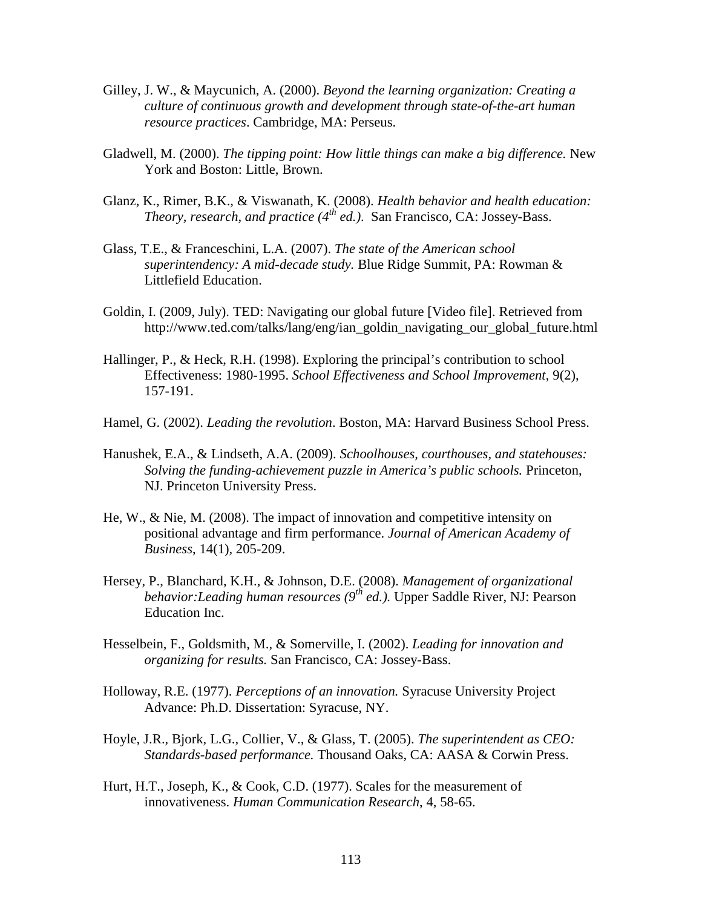Gilley, J. W., & Maycunich, A. (2000). *Beyond the learning organization: Creating a culture of continuous growth and development through state-of-the-art human resource practices*. Cambridge, MA: Perseus.

Gladwell, M. (2000). *The tipping point: How little things can make a big difference.* New York and Boston: Little, Brown.

Glanz, K., Rimer, B.K., & Viswanath, K. (2008). *Health behavior and health education: Theory, research, and practice (4th ed.).* San Francisco, CA: Jossey-Bass.

Glass, T.E., & Franceschini, L.A. (2007). *The state of the American school superintendency: A mid-decade study.* Blue Ridge Summit, PA: Rowman & Littlefield Education.

Goldin, I. (2009, July). TED: Navigating our global future [Video file]. Retrieved from http://www.ted.com/talks/lang/eng/ian_goldin_navigating_our_global_future.html

Hallinger, P., & Heck, R.H. (1998). Exploring the principal's contribution to school Effectiveness: 1980-1995. *School Effectiveness and School Improvement*, 9(2), 157-191.

Hamel, G. (2002). *Leading the revolution*. Boston, MA: Harvard Business School Press.

Hanushek, E.A., & Lindseth, A.A. (2009). *Schoolhouses, courthouses, and statehouses: Solving the funding-achievement puzzle in America's public schools.* Princeton, NJ. Princeton University Press.

He, W., & Nie, M. (2008). The impact of innovation and competitive intensity on positional advantage and firm performance. *Journal of American Academy of Business*, 14(1), 205-209.

Hersey, P., Blanchard, K.H., & Johnson, D.E. (2008). *Management of organizational behavior:Leading human resources (9th ed.).* Upper Saddle River, NJ: Pearson Education Inc.

Hesselbein, F., Goldsmith, M., & Somerville, I. (2002). *Leading for innovation and organizing for results.* San Francisco, CA: Jossey-Bass.

Holloway, R.E. (1977). *Perceptions of an innovation.* Syracuse University Project Advance: Ph.D. Dissertation: Syracuse, NY.

Hoyle, J.R., Bjork, L.G., Collier, V., & Glass, T. (2005). *The superintendent as CEO: Standards-based performance.* Thousand Oaks, CA: AASA & Corwin Press.

Hurt, H.T., Joseph, K., & Cook, C.D. (1977). Scales for the measurement of innovativeness. *Human Communication Research*, 4, 58-65.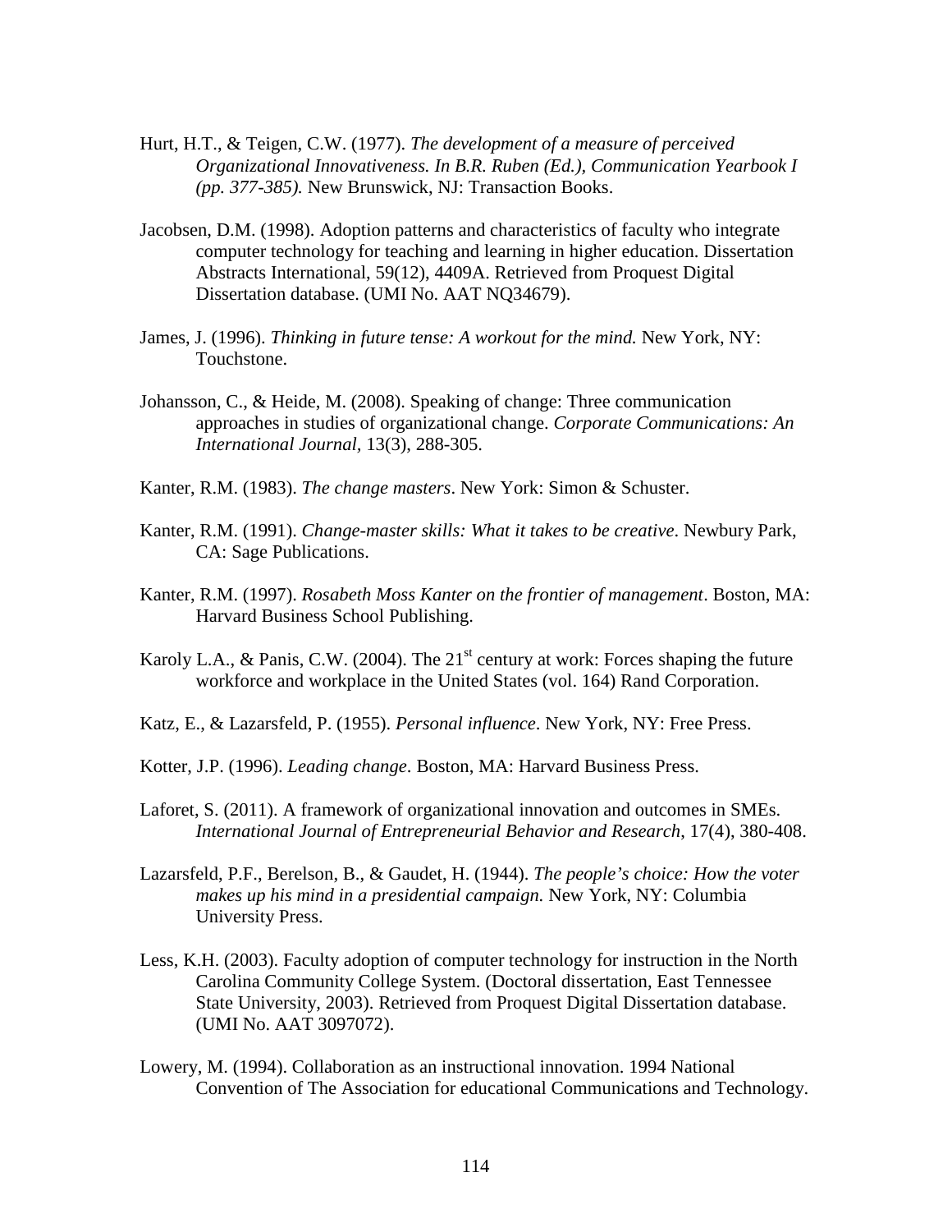Hurt, H.T., & Teigen, C.W. (1977). *The development of a measure of perceived Organizational Innovativeness. In B.R. Ruben (Ed.), Communication Yearbook I (pp. 377-385).* New Brunswick, NJ: Transaction Books.

Jacobsen, D.M. (1998). Adoption patterns and characteristics of faculty who integrate computer technology for teaching and learning in higher education. Dissertation Abstracts International, 59(12), 4409A. Retrieved from Proquest Digital Dissertation database. (UMI No. AAT NQ34679).

James, J. (1996). *Thinking in future tense: A workout for the mind.* New York, NY: Touchstone.

Johansson, C., & Heide, M. (2008). Speaking of change: Three communication approaches in studies of organizational change. *Corporate Communications: An International Journal,* 13(3), 288-305.

Kanter, R.M. (1983). *The change masters*. New York: Simon & Schuster.

Kanter, R.M. (1991). *Change-master skills: What it takes to be creative*. Newbury Park, CA: Sage Publications.

Kanter, R.M. (1997). *Rosabeth Moss Kanter on the frontier of management*. Boston, MA: Harvard Business School Publishing.

Karoly L.A., & Panis, C.W. (2004). The 21st century at work: Forces shaping the future workforce and workplace in the United States (vol. 164) Rand Corporation.

Katz, E., & Lazarsfeld, P. (1955). *Personal influence*. New York, NY: Free Press.

Kotter, J.P. (1996). *Leading change*. Boston, MA: Harvard Business Press.

Laforet, S. (2011). A framework of organizational innovation and outcomes in SMEs. *International Journal of Entrepreneurial Behavior and Research*, 17(4), 380-408.

Lazarsfeld, P.F., Berelson, B., & Gaudet, H. (1944). *The people's choice: How the voter makes up his mind in a presidential campaign.* New York, NY: Columbia University Press.

Less, K.H. (2003). Faculty adoption of computer technology for instruction in the North Carolina Community College System. (Doctoral dissertation, East Tennessee State University, 2003). Retrieved from Proquest Digital Dissertation database. (UMI No. AAT 3097072).

Lowery, M. (1994). Collaboration as an instructional innovation. 1994 National Convention of The Association for educational Communications and Technology.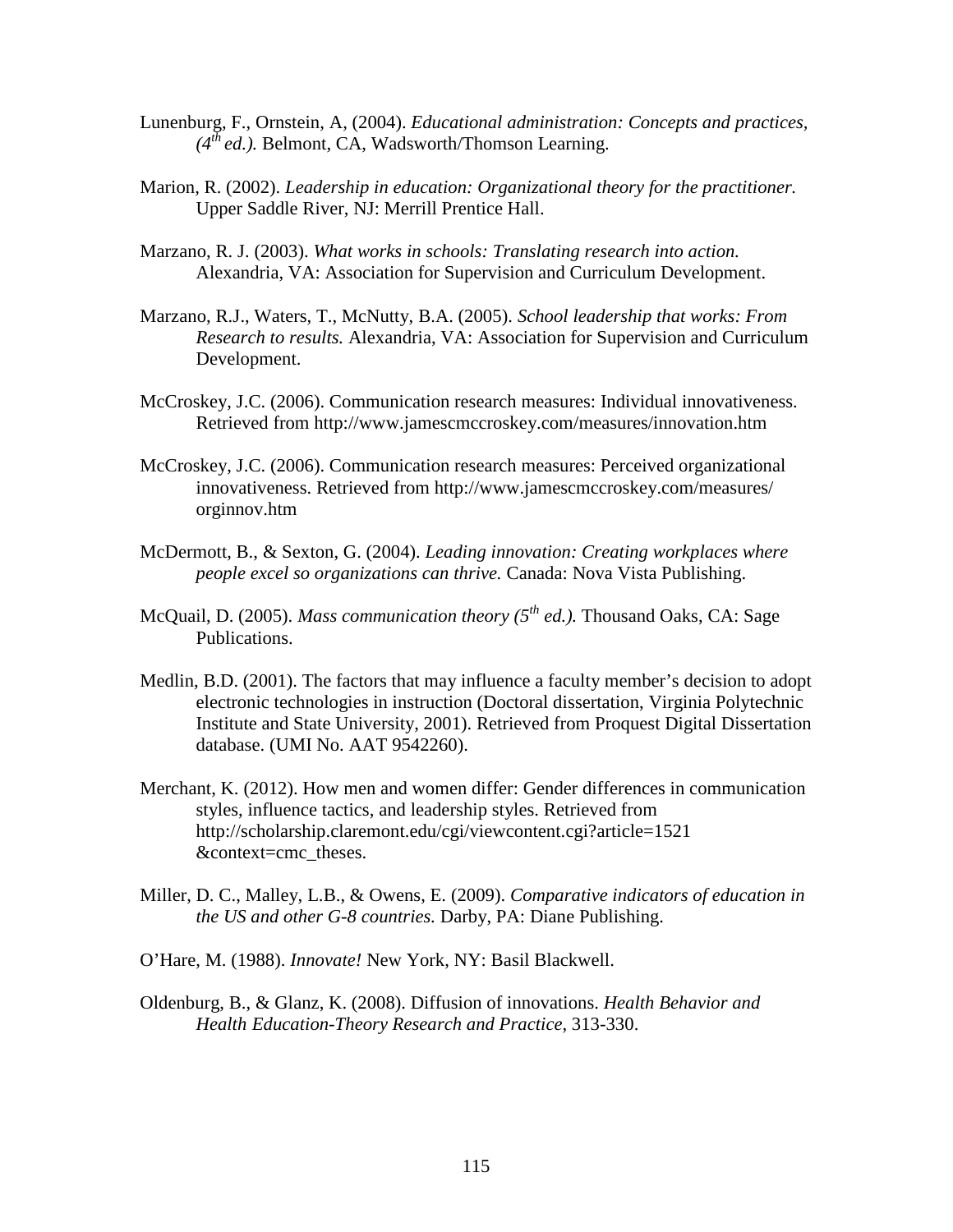Lunenburg, F., Ornstein, A, (2004). *Educational administration: Concepts and practices, (4th ed.).* Belmont, CA, Wadsworth/Thomson Learning.

Marion, R. (2002). *Leadership in education: Organizational theory for the practitioner.* Upper Saddle River, NJ: Merrill Prentice Hall.

Marzano, R. J. (2003). *What works in schools: Translating research into action.* Alexandria, VA: Association for Supervision and Curriculum Development.

Marzano, R.J., Waters, T., McNutty, B.A. (2005). *School leadership that works: From Research to results.* Alexandria, VA: Association for Supervision and Curriculum Development.

McCroskey, J.C. (2006). Communication research measures: Individual innovativeness. Retrieved from http://www.jamescmccroskey.com/measures/innovation.htm

McCroskey, J.C. (2006). Communication research measures: Perceived organizational innovativeness. Retrieved from http://www.jamescmccroskey.com/measures/ orginnov.htm

McDermott, B., & Sexton, G. (2004). *Leading innovation: Creating workplaces where people excel so organizations can thrive.* Canada: Nova Vista Publishing.

McQuail, D. (2005). *Mass communication theory (5th ed.).* Thousand Oaks, CA: Sage Publications.

Medlin, B.D. (2001). The factors that may influence a faculty member's decision to adopt electronic technologies in instruction (Doctoral dissertation, Virginia Polytechnic Institute and State University, 2001). Retrieved from Proquest Digital Dissertation database. (UMI No. AAT 9542260).

Merchant, K. (2012). How men and women differ: Gender differences in communication styles, influence tactics, and leadership styles. Retrieved from http://scholarship.claremont.edu/cgi/viewcontent.cgi?article=1521 &context=cmc_theses.

Miller, D. C., Malley, L.B., & Owens, E. (2009). *Comparative indicators of education in the US and other G-8 countries.* Darby, PA: Diane Publishing.

O'Hare, M. (1988). *Innovate!* New York, NY: Basil Blackwell.

Oldenburg, B., & Glanz, K. (2008). Diffusion of innovations. *Health Behavior and Health Education-Theory Research and Practice*, 313-330.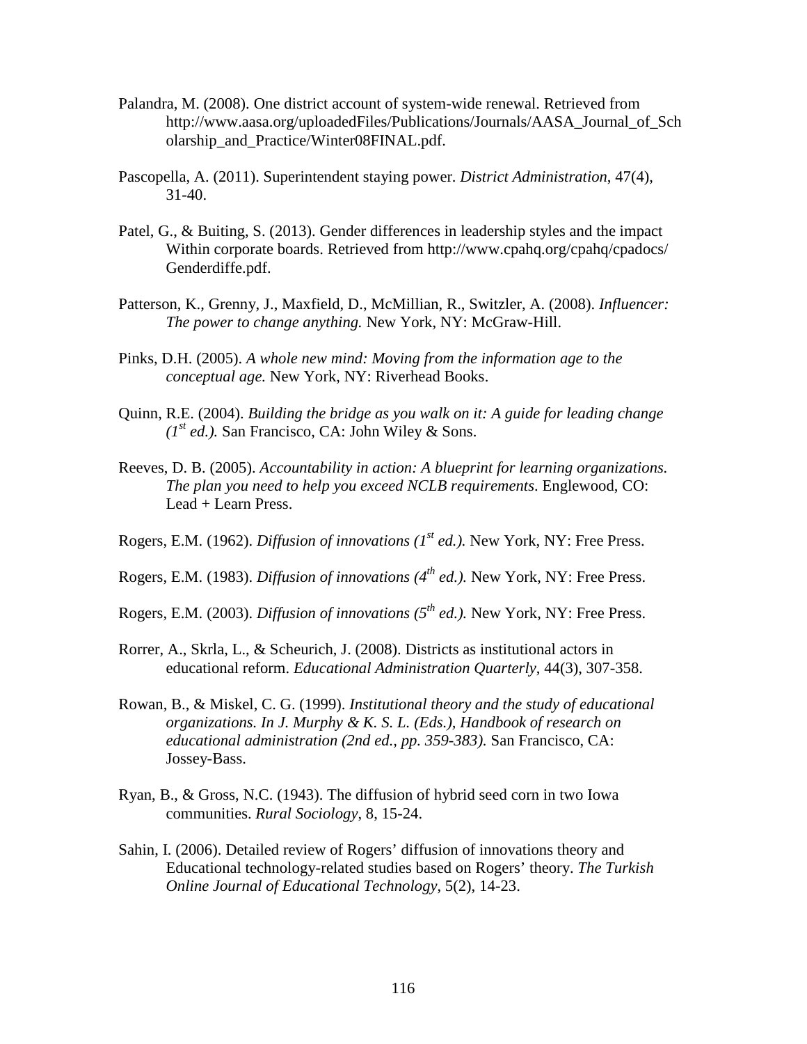Palandra, M. (2008). One district account of system-wide renewal. Retrieved from http://www.aasa.org/uploadedFiles/Publications/Journals/AASA_Journal_of_Scholarship_and_Practice/Winter08FINAL.pdf.

Pascopella, A. (2011). Superintendent staying power. *District Administration*, 47(4), 31-40.

Patel, G., & Buiting, S. (2013). Gender differences in leadership styles and the impact Within corporate boards. Retrieved from http://www.cpahq.org/cpahq/cpadocs/Genderdiffe.pdf.

Patterson, K., Grenny, J., Maxfield, D., McMillian, R., Switzler, A. (2008). *Influencer: The power to change anything.* New York, NY: McGraw-Hill.

Pinks, D.H. (2005). *A whole new mind: Moving from the information age to the conceptual age.* New York, NY: Riverhead Books.

Quinn, R.E. (2004). *Building the bridge as you walk on it: A guide for leading change (1st ed.).* San Francisco, CA: John Wiley & Sons.

Reeves, D. B. (2005). *Accountability in action: A blueprint for learning organizations. The plan you need to help you exceed NCLB requirements*. Englewood, CO: Lead + Learn Press.

Rogers, E.M. (1962). *Diffusion of innovations (1st ed.).* New York, NY: Free Press.

Rogers, E.M. (1983). *Diffusion of innovations (4th ed.).* New York, NY: Free Press.

Rogers, E.M. (2003). *Diffusion of innovations (5th ed.).* New York, NY: Free Press.

Rorrer, A., Skrla, L., & Scheurich, J. (2008). Districts as institutional actors in educational reform. *Educational Administration Quarterly*, 44(3), 307-358.

Rowan, B., & Miskel, C. G. (1999). *Institutional theory and the study of educational organizations. In J. Murphy & K. S. L. (Eds.), Handbook of research on educational administration (2nd ed., pp. 359-383).* San Francisco, CA: Jossey-Bass.

Ryan, B., & Gross, N.C. (1943). The diffusion of hybrid seed corn in two Iowa communities. *Rural Sociology*, 8, 15-24.

Sahin, I. (2006). Detailed review of Rogers' diffusion of innovations theory and Educational technology-related studies based on Rogers' theory. *The Turkish Online Journal of Educational Technology*, 5(2), 14-23.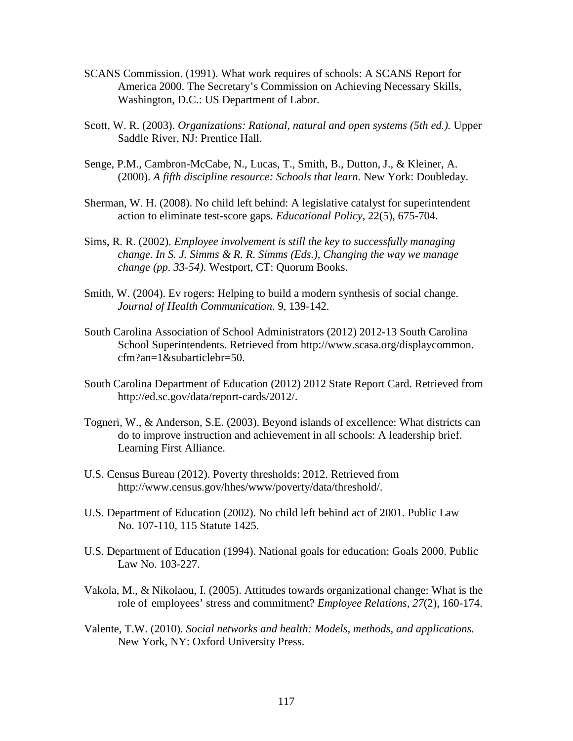SCANS Commission. (1991). What work requires of schools: A SCANS Report for America 2000. The Secretary's Commission on Achieving Necessary Skills, Washington, D.C.: US Department of Labor.

Scott, W. R. (2003). *Organizations: Rational, natural and open systems (5th ed.).* Upper Saddle River, NJ: Prentice Hall.

Senge, P.M., Cambron-McCabe, N., Lucas, T., Smith, B., Dutton, J., & Kleiner, A. (2000). *A fifth discipline resource: Schools that learn.* New York: Doubleday.

Sherman, W. H. (2008). No child left behind: A legislative catalyst for superintendent action to eliminate test-score gaps. *Educational Policy*, 22(5), 675-704.

Sims, R. R. (2002). *Employee involvement is still the key to successfully managing change. In S. J. Simms & R. R. Simms (Eds.), Changing the way we manage change (pp. 33-54).* Westport, CT: Quorum Books.

Smith, W. (2004). Ev rogers: Helping to build a modern synthesis of social change. *Journal of Health Communication.* 9, 139-142.

South Carolina Association of School Administrators (2012) 2012-13 South Carolina School Superintendents. Retrieved from http://www.scasa.org/displaycommon.cfm?an=1&subarticlebr=50.

South Carolina Department of Education (2012) 2012 State Report Card. Retrieved from http://ed.sc.gov/data/report-cards/2012/.

Togneri, W., & Anderson, S.E. (2003). Beyond islands of excellence: What districts can do to improve instruction and achievement in all schools: A leadership brief. Learning First Alliance.

U.S. Census Bureau (2012). Poverty thresholds: 2012. Retrieved from http://www.census.gov/hhes/www/poverty/data/threshold/.

U.S. Department of Education (2002). No child left behind act of 2001. Public Law No. 107-110, 115 Statute 1425.

U.S. Department of Education (1994). National goals for education: Goals 2000. Public Law No. 103-227.

Vakola, M., & Nikolaou, I. (2005). Attitudes towards organizational change: What is the role of employees' stress and commitment? *Employee Relations, 27*(2), 160-174.

Valente, T.W. (2010). *Social networks and health: Models, methods, and applications.* New York, NY: Oxford University Press.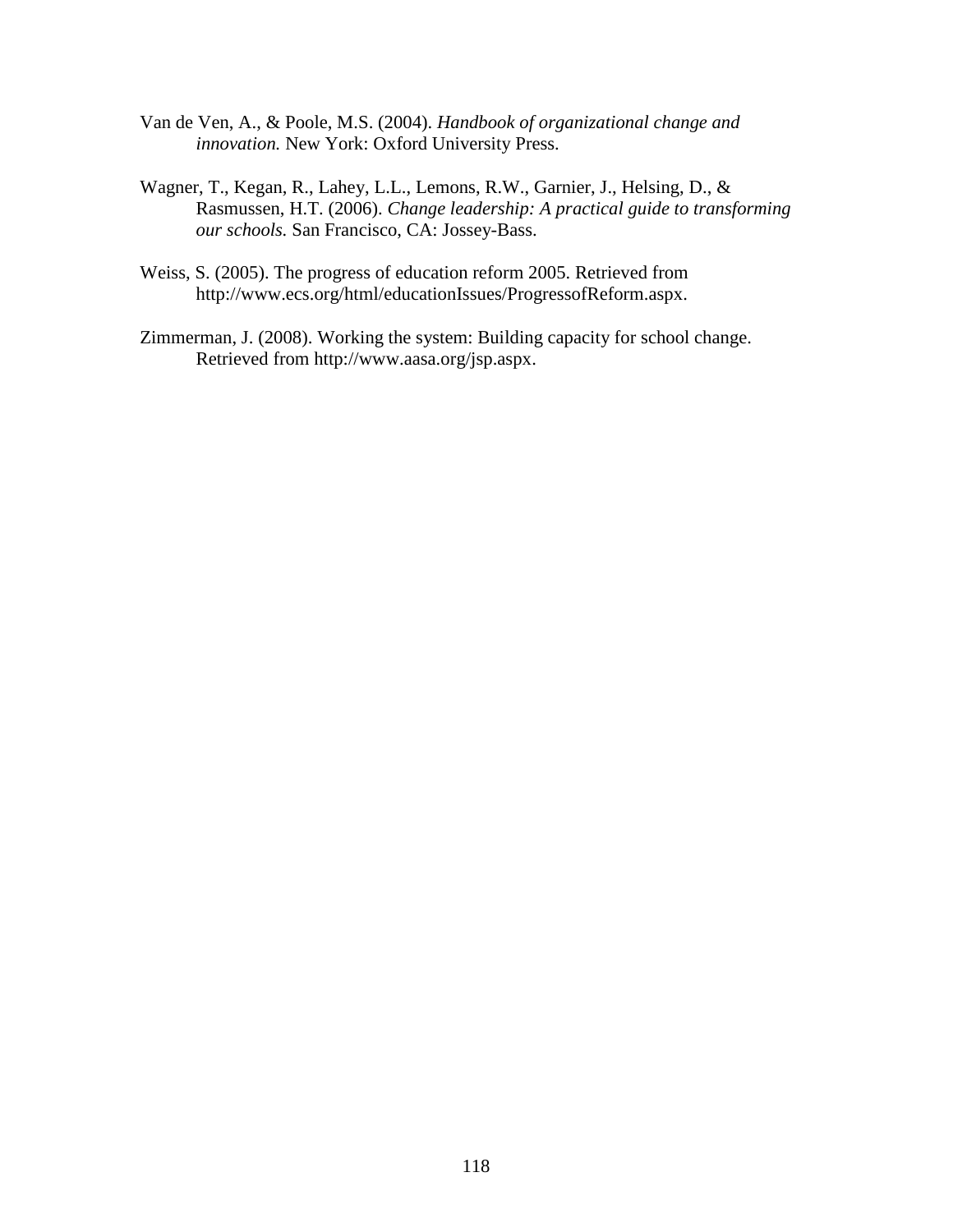Van de Ven, A., & Poole, M.S. (2004). *Handbook of organizational change and innovation.* New York: Oxford University Press.

Wagner, T., Kegan, R., Lahey, L.L., Lemons, R.W., Garnier, J., Helsing, D., & Rasmussen, H.T. (2006). *Change leadership: A practical guide to transforming our schools.* San Francisco, CA: Jossey-Bass.

Weiss, S. (2005). The progress of education reform 2005. Retrieved from http://www.ecs.org/html/educationIssues/ProgressofReform.aspx.

Zimmerman, J. (2008). Working the system: Building capacity for school change. Retrieved from http://www.aasa.org/jsp.aspx.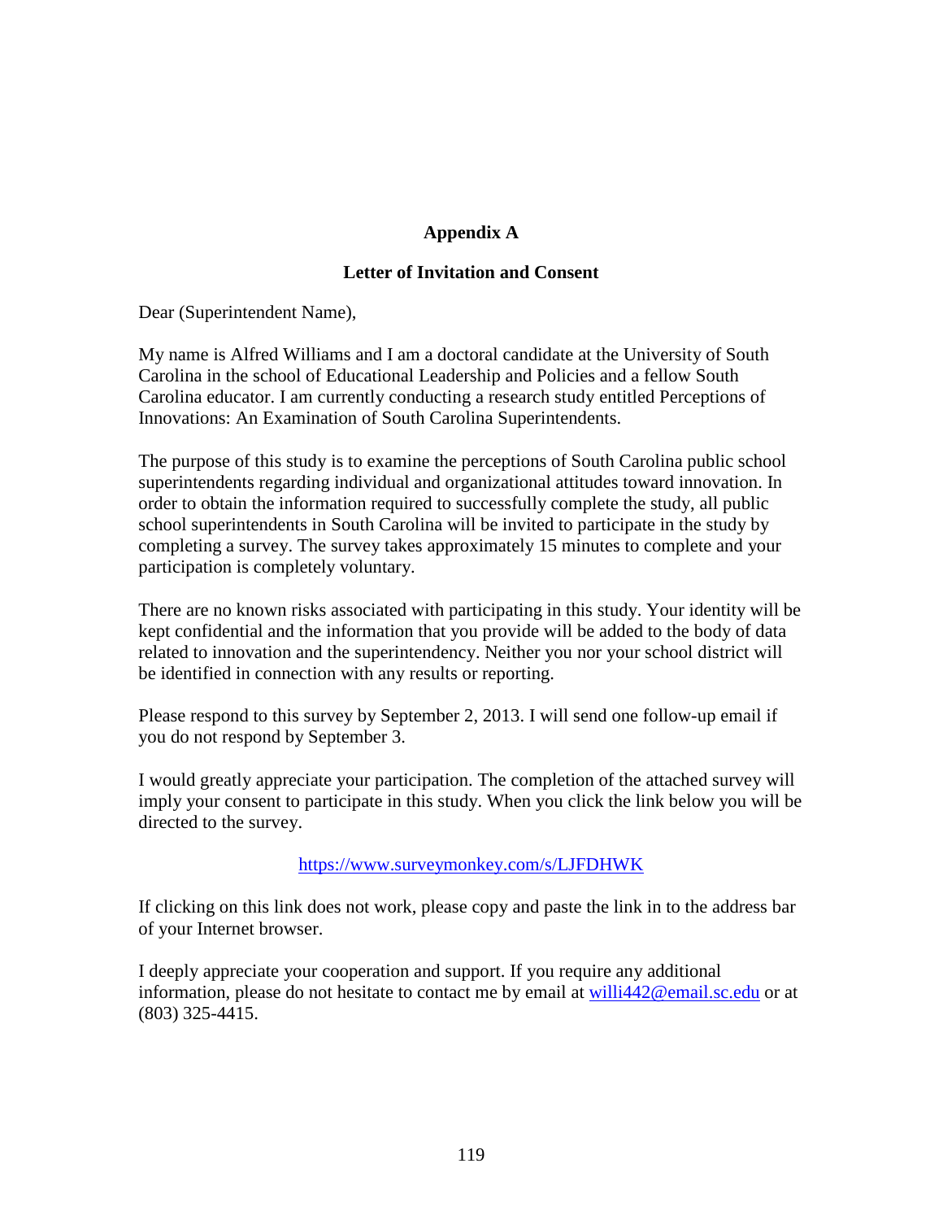# Appendix A

## Letter of Invitation and Consent

Dear (Superintendent Name),

My name is Alfred Williams and I am a doctoral candidate at the University of South Carolina in the school of Educational Leadership and Policies and a fellow South Carolina educator. I am currently conducting a research study entitled Perceptions of Innovations: An Examination of South Carolina Superintendents.

The purpose of this study is to examine the perceptions of South Carolina public school superintendents regarding individual and organizational attitudes toward innovation. In order to obtain the information required to successfully complete the study, all public school superintendents in South Carolina will be invited to participate in the study by completing a survey. The survey takes approximately 15 minutes to complete and your participation is completely voluntary.

There are no known risks associated with participating in this study. Your identity will be kept confidential and the information that you provide will be added to the body of data related to innovation and the superintendency. Neither you nor your school district will be identified in connection with any results or reporting.

Please respond to this survey by September 2, 2013. I will send one follow-up email if you do not respond by September 3.

I would greatly appreciate your participation. The completion of the attached survey will imply your consent to participate in this study. When you click the link below you will be directed to the survey.

https://www.surveymonkey.com/s/LJFDHWK

If clicking on this link does not work, please copy and paste the link in to the address bar of your Internet browser.

I deeply appreciate your cooperation and support. If you require any additional information, please do not hesitate to contact me by email at willi442@email.sc.edu or at (803) 325-4415.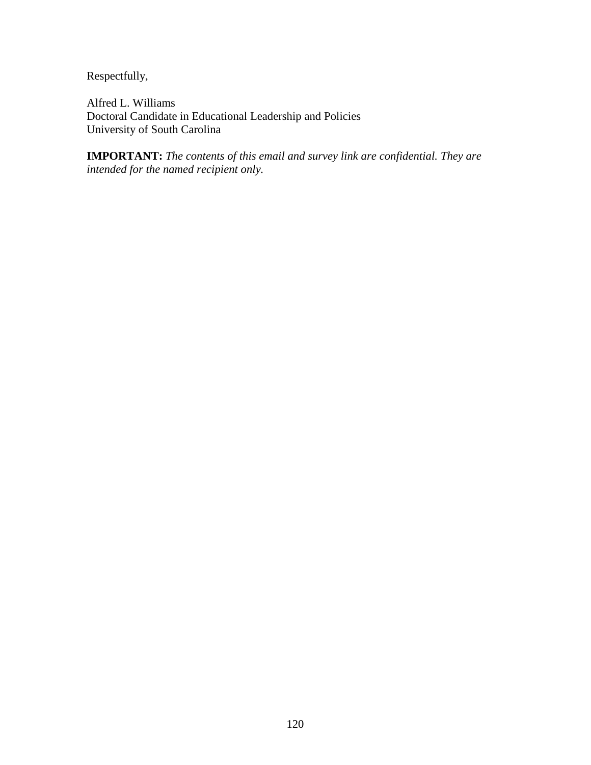Respectfully,

Alfred L. Williams
Doctoral Candidate in Educational Leadership and Policies
University of South Carolina

**IMPORTANT:** *The contents of this email and survey link are confidential. They are intended for the named recipient only.*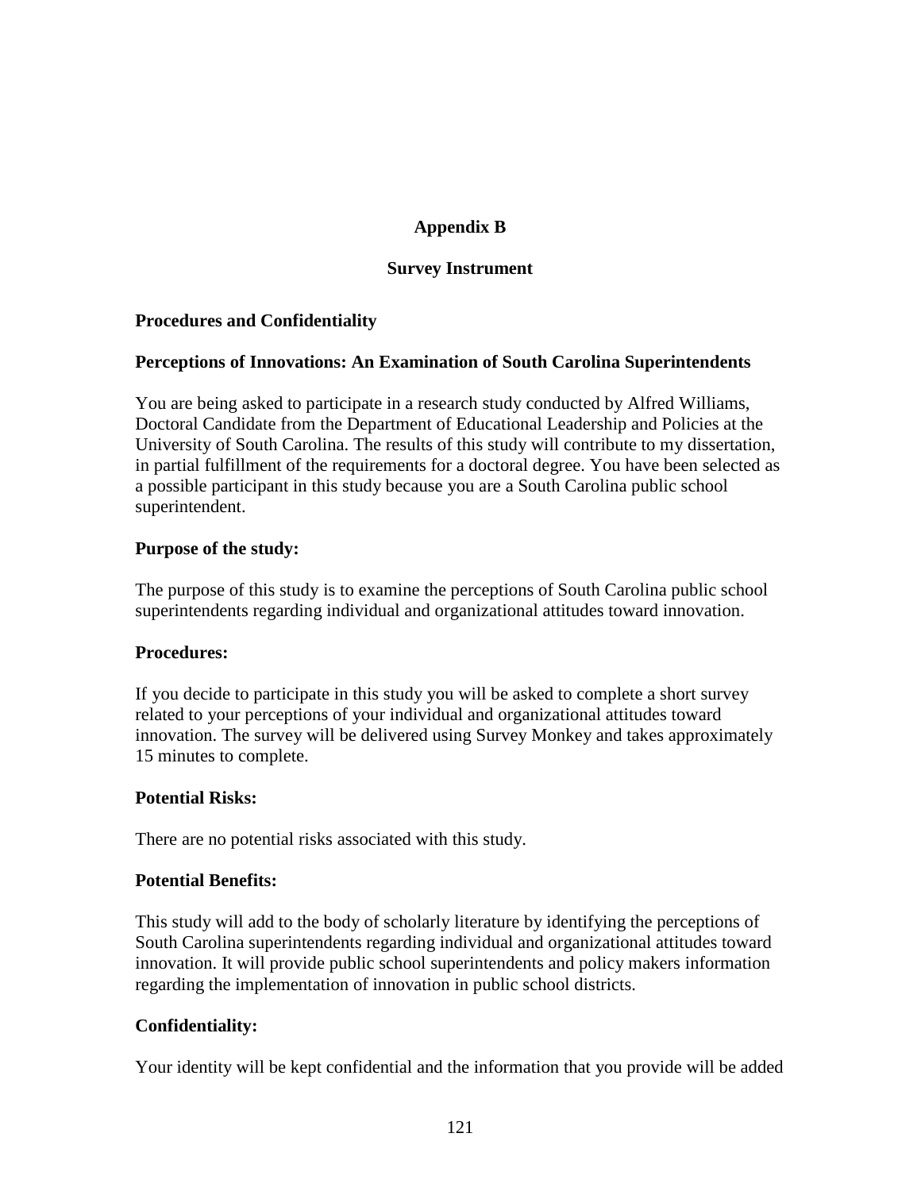# Appendix B

## Survey Instrument

**Procedures and Confidentiality**

**Perceptions of Innovations: An Examination of South Carolina Superintendents**

You are being asked to participate in a research study conducted by Alfred Williams, Doctoral Candidate from the Department of Educational Leadership and Policies at the University of South Carolina. The results of this study will contribute to my dissertation, in partial fulfillment of the requirements for a doctoral degree. You have been selected as a possible participant in this study because you are a South Carolina public school superintendent.

**Purpose of the study:**

The purpose of this study is to examine the perceptions of South Carolina public school superintendents regarding individual and organizational attitudes toward innovation.

**Procedures:**

If you decide to participate in this study you will be asked to complete a short survey related to your perceptions of your individual and organizational attitudes toward innovation. The survey will be delivered using Survey Monkey and takes approximately 15 minutes to complete.

**Potential Risks:**

There are no potential risks associated with this study.

**Potential Benefits:**

This study will add to the body of scholarly literature by identifying the perceptions of South Carolina superintendents regarding individual and organizational attitudes toward innovation. It will provide public school superintendents and policy makers information regarding the implementation of innovation in public school districts.

**Confidentiality:**

Your identity will be kept confidential and the information that you provide will be added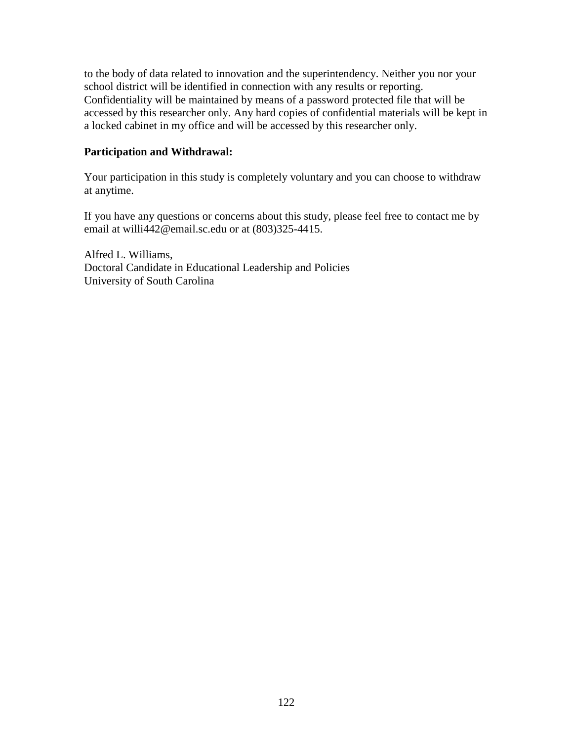to the body of data related to innovation and the superintendency. Neither you nor your school district will be identified in connection with any results or reporting. Confidentiality will be maintained by means of a password protected file that will be accessed by this researcher only. Any hard copies of confidential materials will be kept in a locked cabinet in my office and will be accessed by this researcher only.

**Participation and Withdrawal:**

Your participation in this study is completely voluntary and you can choose to withdraw at anytime.

If you have any questions or concerns about this study, please feel free to contact me by email at willi442@email.sc.edu or at (803)325-4415.

Alfred L. Williams,
Doctoral Candidate in Educational Leadership and Policies
University of South Carolina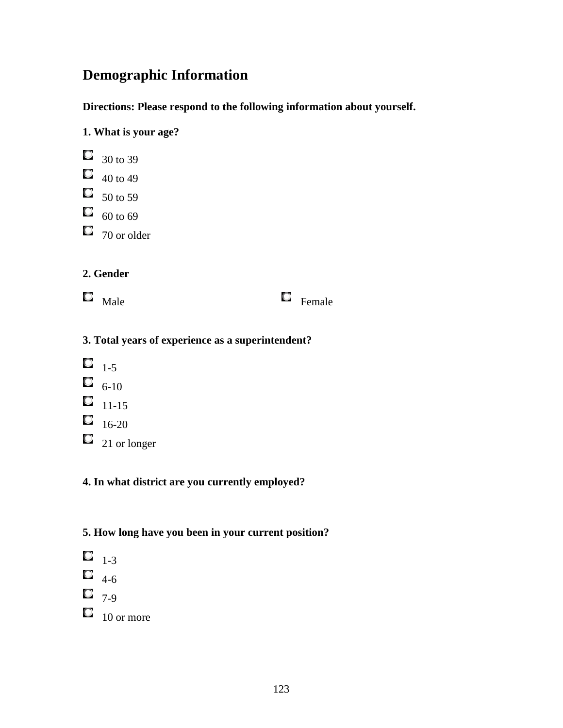## Demographic Information

**Directions: Please respond to the following information about yourself.**

**1. What is your age?**

- 30 to 39
- 40 to 49
- 50 to 59
- 60 to 69
- 70 or older

**2. Gender**

- Male
- Female

**3. Total years of experience as a superintendent?**

- 1-5
- 6-10
- 11-15
- 16-20
- 21 or longer

**4. In what district are you currently employed?**

**5. How long have you been in your current position?**

- 1-3
- 4-6
- 7-9
- 10 or more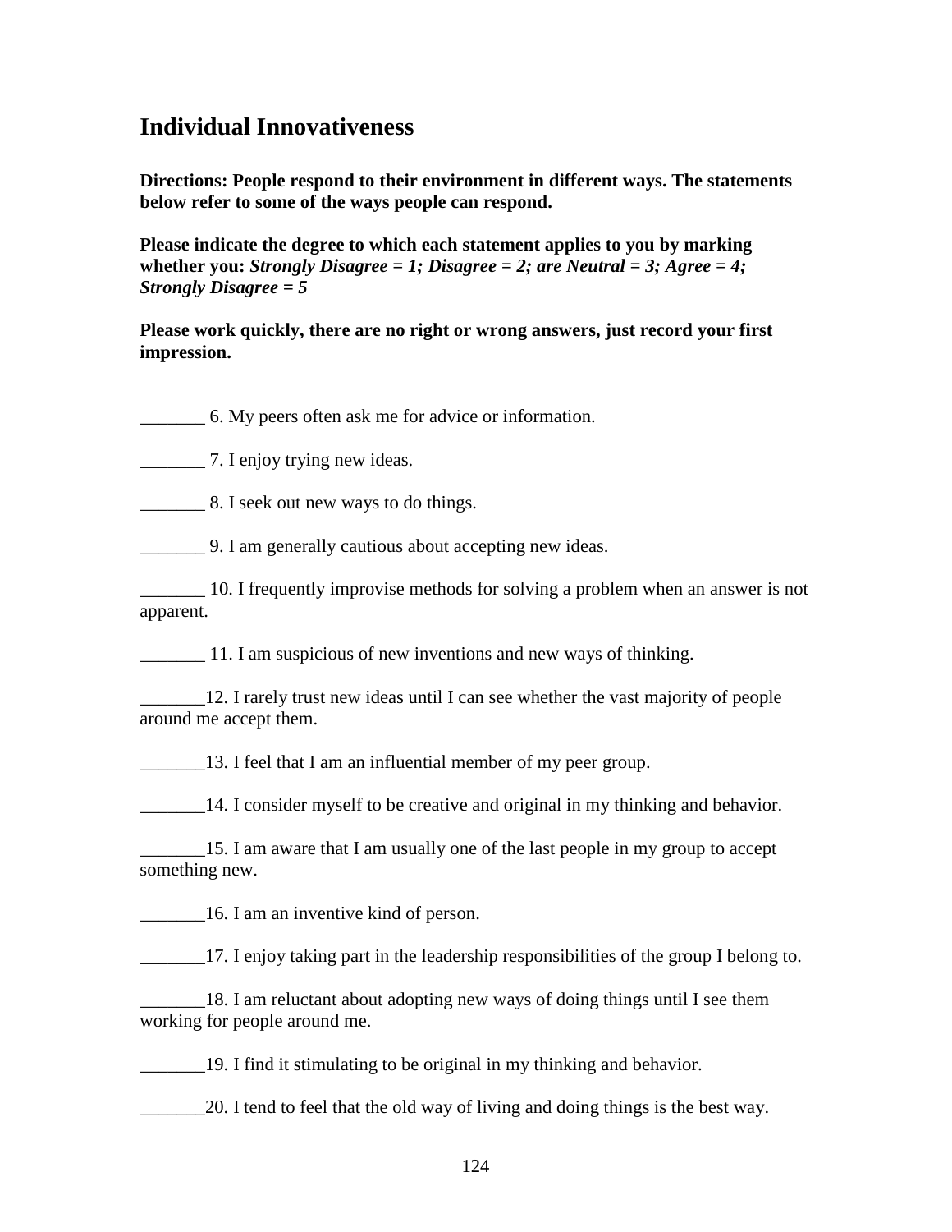## Individual Innovativeness

**Directions: People respond to their environment in different ways. The statements below refer to some of the ways people can respond.**

**Please indicate the degree to which each statement applies to you by marking whether you:** ***Strongly Disagree = 1; Disagree = 2; are Neutral = 3; Agree = 4; Strongly Disagree = 5***

**Please work quickly, there are no right or wrong answers, just record your first impression.**

_______ 6. My peers often ask me for advice or information.

_______ 7. I enjoy trying new ideas.

_______ 8. I seek out new ways to do things.

_______ 9. I am generally cautious about accepting new ideas.

_______ 10. I frequently improvise methods for solving a problem when an answer is not apparent.

_______ 11. I am suspicious of new inventions and new ways of thinking.

_______12. I rarely trust new ideas until I can see whether the vast majority of people around me accept them.

_______13. I feel that I am an influential member of my peer group.

_______14. I consider myself to be creative and original in my thinking and behavior.

_______15. I am aware that I am usually one of the last people in my group to accept something new.

_______16. I am an inventive kind of person.

_______17. I enjoy taking part in the leadership responsibilities of the group I belong to.

_______18. I am reluctant about adopting new ways of doing things until I see them working for people around me.

_______19. I find it stimulating to be original in my thinking and behavior.

_______20. I tend to feel that the old way of living and doing things is the best way.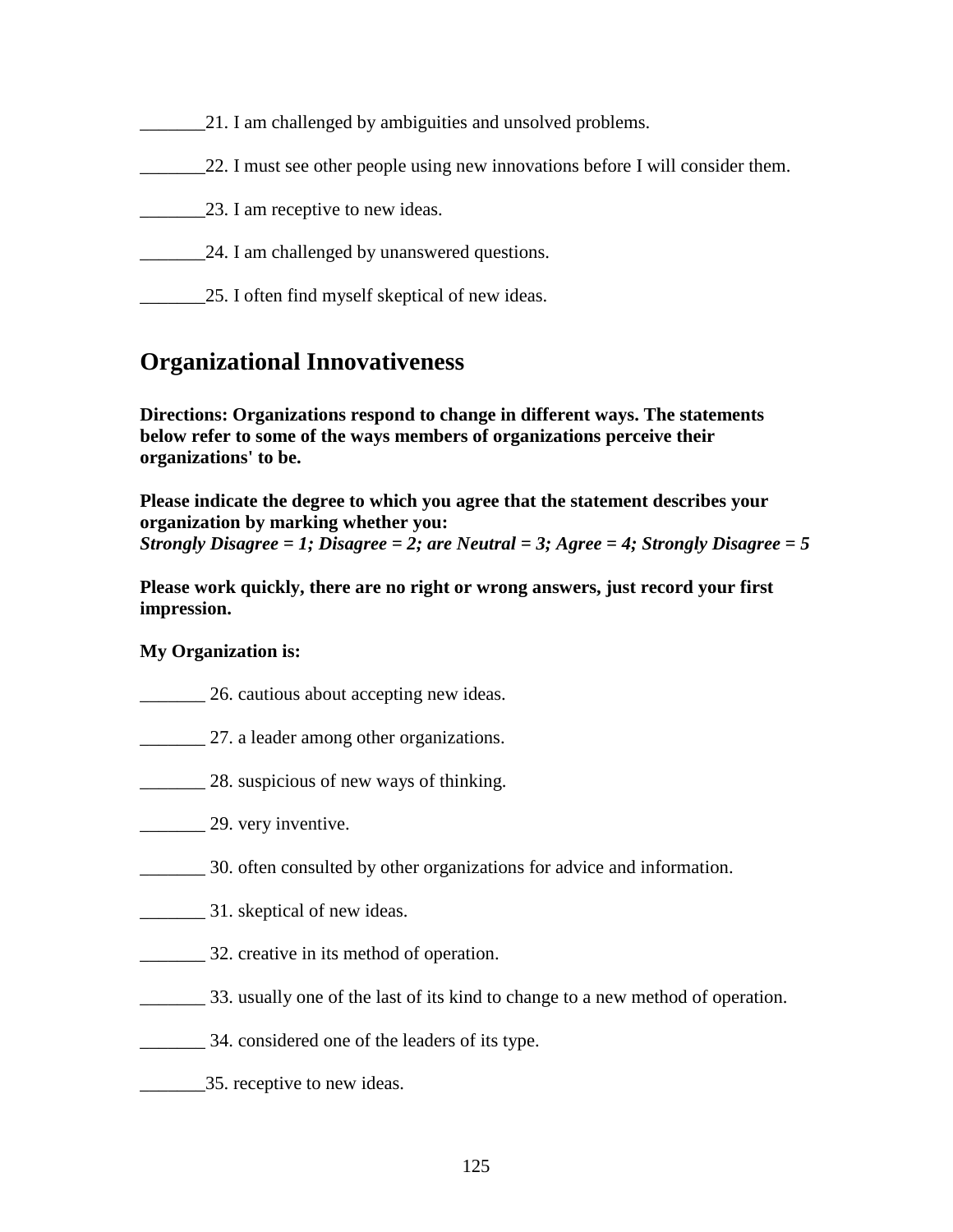_______21. I am challenged by ambiguities and unsolved problems.

_______22. I must see other people using new innovations before I will consider them.

_______23. I am receptive to new ideas.

_______24. I am challenged by unanswered questions.

_______25. I often find myself skeptical of new ideas.

## Organizational Innovativeness

**Directions: Organizations respond to change in different ways. The statements below refer to some of the ways members of organizations perceive their organizations' to be.**

**Please indicate the degree to which you agree that the statement describes your organization by marking whether you:**
***Strongly Disagree = 1; Disagree = 2; are Neutral = 3; Agree = 4; Strongly Disagree = 5***

**Please work quickly, there are no right or wrong answers, just record your first impression.**

**My Organization is:**

_______ 26. cautious about accepting new ideas.

_______ 27. a leader among other organizations.

_______ 28. suspicious of new ways of thinking.

_______ 29. very inventive.

_______ 30. often consulted by other organizations for advice and information.

_______ 31. skeptical of new ideas.

_______ 32. creative in its method of operation.

_______ 33. usually one of the last of its kind to change to a new method of operation.

_______ 34. considered one of the leaders of its type.

_______35. receptive to new ideas.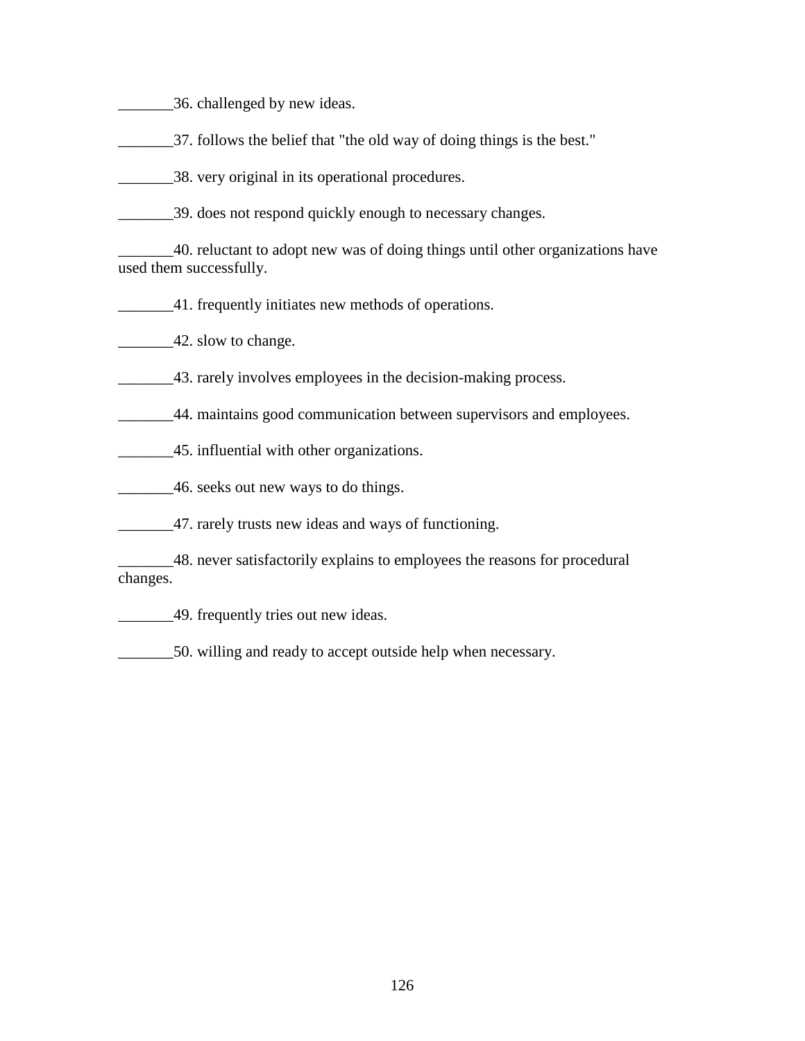_______36. challenged by new ideas.

_______37. follows the belief that "the old way of doing things is the best."

_______38. very original in its operational procedures.

_______39. does not respond quickly enough to necessary changes.

_______40. reluctant to adopt new was of doing things until other organizations have used them successfully.

_______41. frequently initiates new methods of operations.

_______42. slow to change.

_______43. rarely involves employees in the decision-making process.

_______44. maintains good communication between supervisors and employees.

_______45. influential with other organizations.

_______46. seeks out new ways to do things.

_______47. rarely trusts new ideas and ways of functioning.

_______48. never satisfactorily explains to employees the reasons for procedural changes.

_______49. frequently tries out new ideas.

_______50. willing and ready to accept outside help when necessary.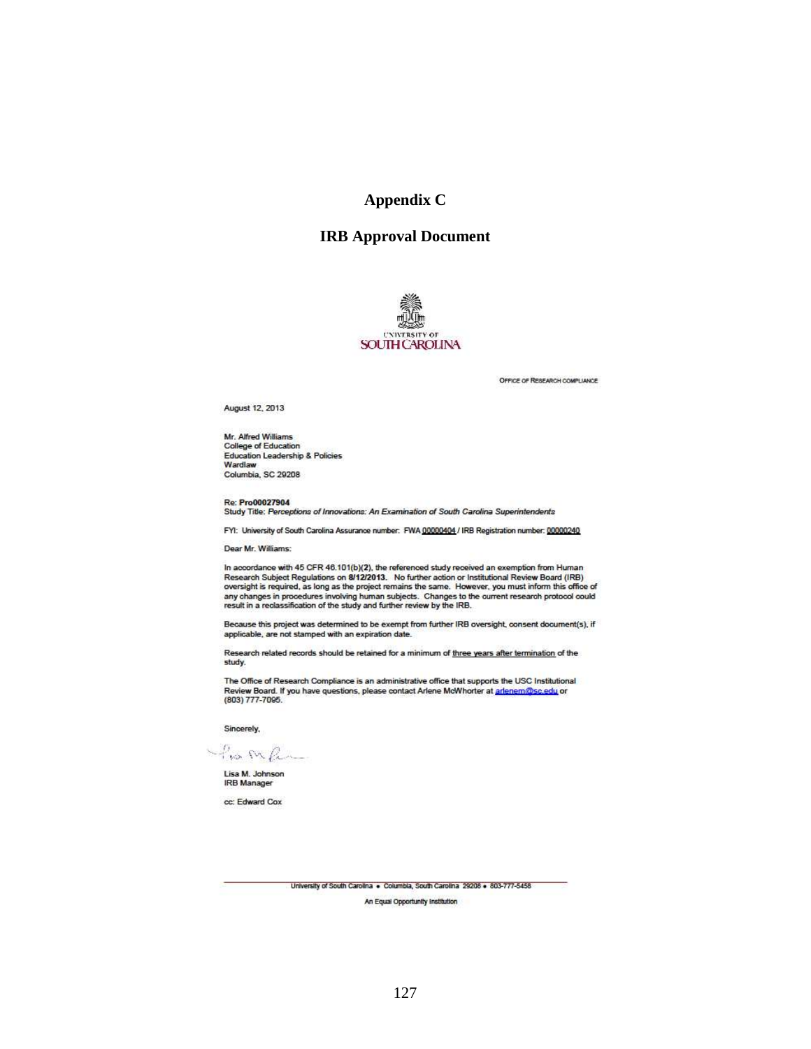# Appendix C

## IRB Approval Document

UNIVERSITY OF
SOUTH CAROLINA

OFFICE OF RESEARCH COMPLIANCE

August 12, 2013

Mr. Alfred Williams
College of Education
Education Leadership & Policies
Wardlaw
Columbia, SC 29208

Re: **Pro00027904**
Study Title: *Perceptions of Innovations: An Examination of South Carolina Superintendents*

FYI: University of South Carolina Assurance number: FWA 00000404 / IRB Registration number: 00000240

Dear Mr. Williams:

In accordance with 45 CFR 46.101(b)(**2**), the referenced study received an exemption from Human Research Subject Regulations on **8/12/2013.** No further action or Institutional Review Board (IRB) oversight is required, as long as the project remains the same. However, you must inform this office of any changes in procedures involving human subjects. Changes to the current research protocol could result in a reclassification of the study and further review by the IRB.

Because this project was determined to be exempt from further IRB oversight, consent document(s), if applicable, are not stamped with an expiration date.

Research related records should be retained for a minimum of three years after termination of the study.

The Office of Research Compliance is an administrative office that supports the USC Institutional Review Board. If you have questions, please contact Arlene McWhorter at arlenem@sc.edu or (803) 777-7095.

Sincerely,

Lisa M. Johnson
IRB Manager

cc: Edward Cox

University of South Carolina • Columbia, South Carolina 29208 • 803-777-5458

An Equal Opportunity Institution